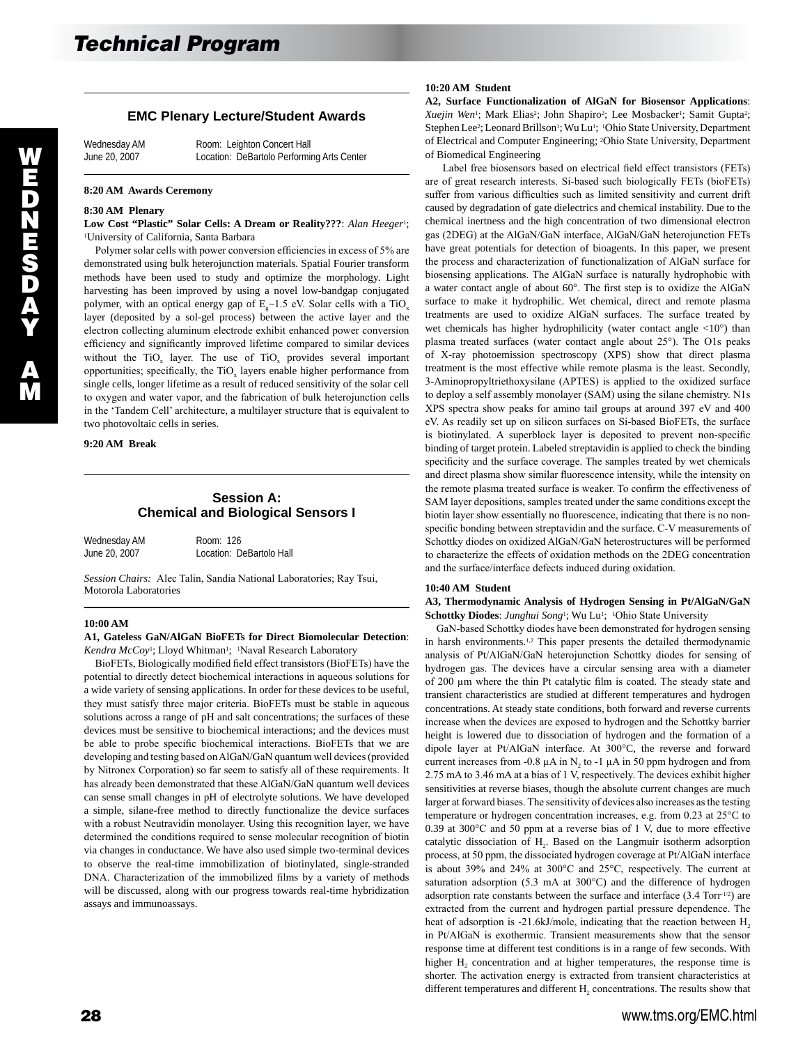## EMC Plenary Lecture/Student Awards

Wednesday AM Room: Leighton Concert Hall
June 20, 2007 Location: DeBartolo Performing Arts Center

**8:20 AM Awards Ceremony**

**8:30 AM Plenary**

**Low Cost "Plastic" Solar Cells: A Dream or Reality???**: *Alan Heeger*[1]; [1]University of California, Santa Barbara

Polymer solar cells with power conversion efficiencies in excess of 5% are demonstrated using bulk heterojunction materials. Spatial Fourier transform methods have been used to study and optimize the morphology. Light harvesting has been improved by using a novel low-bandgap conjugated polymer, with an optical energy gap of $E_g$~1.5 eV. Solar cells with a $TiO_x$ layer (deposited by a sol-gel process) between the active layer and the electron collecting aluminum electrode exhibit enhanced power conversion efficiency and significantly improved lifetime compared to similar devices without the $TiO_x$ layer. The use of $TiO_x$ provides several important opportunities; specifically, the $TiO_x$ layers enable higher performance from single cells, longer lifetime as a result of reduced sensitivity of the solar cell to oxygen and water vapor, and the fabrication of bulk heterojunction cells in the 'Tandem Cell' architecture, a multilayer structure that is equivalent to two photovoltaic cells in series.

**9:20 AM Break**

## Session A: Chemical and Biological Sensors I

Wednesday AM Room: 126
June 20, 2007 Location: DeBartolo Hall

*Session Chairs:* Alec Talin, Sandia National Laboratories; Ray Tsui, Motorola Laboratories

**10:00 AM**

**A1, Gateless GaN/AlGaN BioFETs for Direct Biomolecular Detection**: *Kendra McCoy*[1]; Lloyd Whitman[1]; [1]Naval Research Laboratory

BioFETs, Biologically modified field effect transistors (BioFETs) have the potential to directly detect biochemical interactions in aqueous solutions for a wide variety of sensing applications. In order for these devices to be useful, they must satisfy three major criteria. BioFETs must be stable in aqueous solutions across a range of pH and salt concentrations; the surfaces of these devices must be sensitive to biochemical interactions; and the devices must be able to probe specific biochemical interactions. BioFETs that we are developing and testing based on AlGaN/GaN quantum well devices (provided by Nitronex Corporation) so far seem to satisfy all of these requirements. It has already been demonstrated that these AlGaN/GaN quantum well devices can sense small changes in pH of electrolyte solutions. We have developed a simple, silane-free method to directly functionalize the device surfaces with a robust Neutravidin monolayer. Using this recognition layer, we have determined the conditions required to sense molecular recognition of biotin via changes in conductance. We have also used simple two-terminal devices to observe the real-time immobilization of biotinylated, single-stranded DNA. Characterization of the immobilized films by a variety of methods will be discussed, along with our progress towards real-time hybridization assays and immunoassays.

**10:20 AM Student**

**A2, Surface Functionalization of AlGaN for Biosensor Applications**: *Xuejin Wen*[1]; Mark Elias[2]; John Shapiro[2]; Lee Mosbacker[1]; Samit Gupta[2]; Stephen Lee[2]; Leonard Brillson[1]; Wu Lu[1]; [1]Ohio State University, Department of Electrical and Computer Engineering; [2]Ohio State University, Department of Biomedical Engineering

Label free biosensors based on electrical field effect transistors (FETs) are of great research interests. Si-based such biologically FETs (bioFETs) suffer from various difficulties such as limited sensitivity and current drift caused by degradation of gate dielectrics and chemical instability. Due to the chemical inertness and the high concentration of two dimensional electron gas (2DEG) at the AlGaN/GaN interface, AlGaN/GaN heterojunction FETs have great potentials for detection of bioagents. In this paper, we present the process and characterization of functionalization of AlGaN surface for biosensing applications. The AlGaN surface is naturally hydrophobic with a water contact angle of about 60°. The first step is to oxidize the AlGaN surface to make it hydrophilic. Wet chemical, direct and remote plasma treatments are used to oxidize AlGaN surfaces. The surface treated by wet chemicals has higher hydrophilicity (water contact angle <10°) than plasma treated surfaces (water contact angle about 25°). The O1s peaks of X-ray photoemission spectroscopy (XPS) show that direct plasma treatment is the most effective while remote plasma is the least. Secondly, 3-Aminopropyltriethoxysilane (APTES) is applied to the oxidized surface to deploy a self assembly monolayer (SAM) using the silane chemistry. N1s XPS spectra show peaks for amino tail groups at around 397 eV and 400 eV. As readily set up on silicon surfaces on Si-based BioFETs, the surface is biotinylated. A superblock layer is deposited to prevent non-specific binding of target protein. Labeled streptavidin is applied to check the binding specificity and the surface coverage. The samples treated by wet chemicals and direct plasma show similar fluorescence intensity, while the intensity on the remote plasma treated surface is weaker. To confirm the effectiveness of SAM layer depositions, samples treated under the same conditions except the biotin layer show essentially no fluorescence, indicating that there is no non-specific bonding between streptavidin and the surface. C-V measurements of Schottky diodes on oxidized AlGaN/GaN heterostructures will be performed to characterize the effects of oxidation methods on the 2DEG concentration and the surface/interface defects induced during oxidation.

**10:40 AM Student**

**A3, Thermodynamic Analysis of Hydrogen Sensing in Pt/AlGaN/GaN Schottky Diodes**: *Junghui Song*[1]; Wu Lu[1]; [1]Ohio State University

GaN-based Schottky diodes have been demonstrated for hydrogen sensing in harsh environments.[1,2] This paper presents the detailed thermodynamic analysis of Pt/AlGaN/GaN heterojunction Schottky diodes for sensing of hydrogen gas. The devices have a circular sensing area with a diameter of 200 µm where the thin Pt catalytic film is coated. The steady state and transient characteristics are studied at different temperatures and hydrogen concentrations. At steady state conditions, both forward and reverse currents increase when the devices are exposed to hydrogen and the Schottky barrier height is lowered due to dissociation of hydrogen and the formation of a dipole layer at Pt/AlGaN interface. At 300°C, the reverse and forward current increases from -0.8 µA in $N_2$ to -1 µA in 50 ppm hydrogen and from 2.75 mA to 3.46 mA at a bias of 1 V, respectively. The devices exhibit higher sensitivities at reverse biases, though the absolute current changes are much larger at forward biases. The sensitivity of devices also increases as the testing temperature or hydrogen concentration increases, e.g. from 0.23 at 25°C to 0.39 at 300°C and 50 ppm at a reverse bias of 1 V, due to more effective catalytic dissociation of $H_2$. Based on the Langmuir isotherm adsorption process, at 50 ppm, the dissociated hydrogen coverage at Pt/AlGaN interface is about 39% and 24% at 300°C and 25°C, respectively. The current at saturation adsorption (5.3 mA at 300°C) and the difference of hydrogen adsorption rate constants between the surface and interface (3.4 $Torr^{-1/2}$) are extracted from the current and hydrogen partial pressure dependence. The heat of adsorption is -21.6kJ/mole, indicating that the reaction between $H_2$ in Pt/AlGaN is exothermic. Transient measurements show that the sensor response time at different test conditions is in a range of few seconds. With higher $H_2$ concentration and at higher temperatures, the response time is shorter. The activation energy is extracted from transient characteristics at different temperatures and different $H_2$ concentrations. The results show that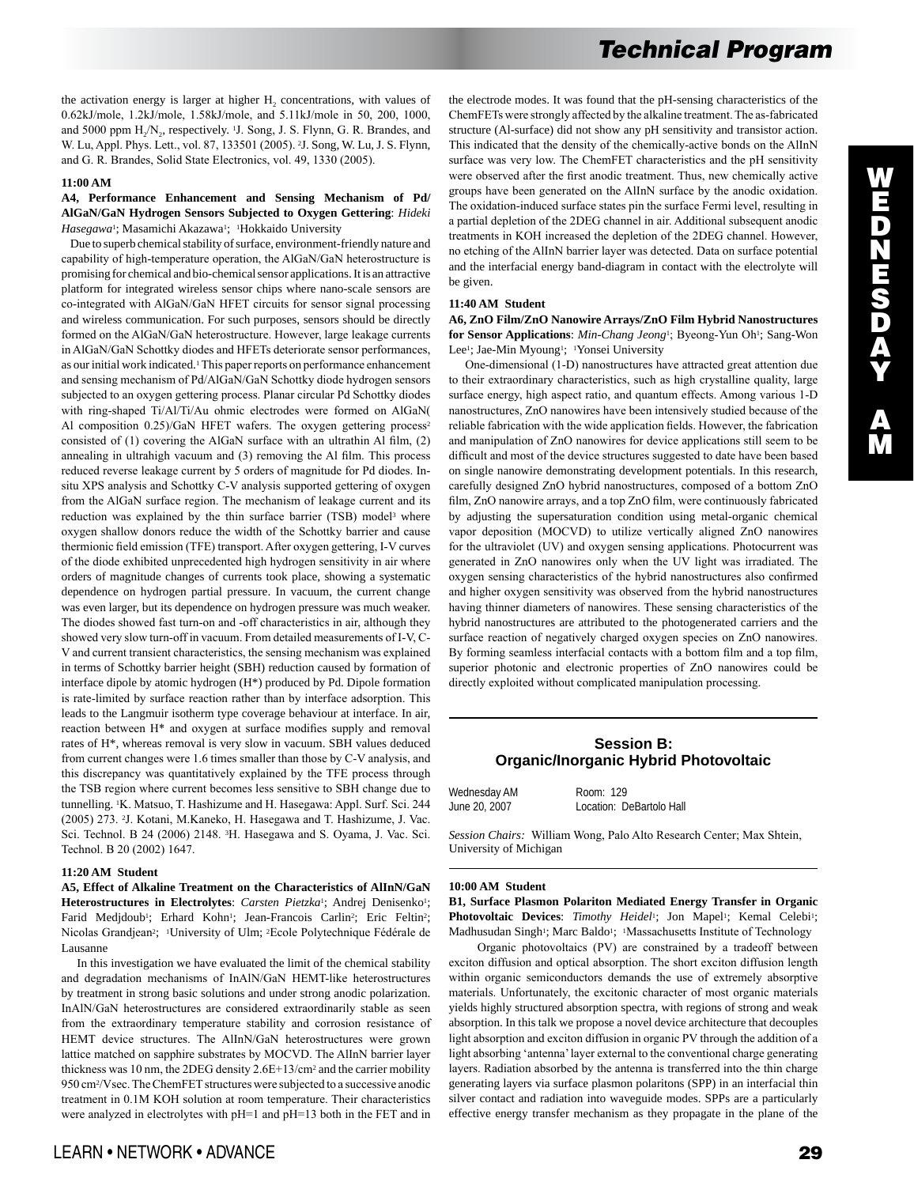the activation energy is larger at higher $H_2$ concentrations, with values of 0.62kJ/mole, 1.2kJ/mole, 1.58kJ/mole, and 5.11kJ/mole in 50, 200, 1000, and 5000 ppm $H_2/N_2$, respectively. [1]J. Song, J. S. Flynn, G. R. Brandes, and W. Lu, Appl. Phys. Lett., vol. 87, 133501 (2005). [2]J. Song, W. Lu, J. S. Flynn, and G. R. Brandes, Solid State Electronics, vol. 49, 1330 (2005).

**11:00 AM**

**A4, Performance Enhancement and Sensing Mechanism of Pd/AlGaN/GaN Hydrogen Sensors Subjected to Oxygen Gettering**: *Hideki Hasegawa*[1]; Masamichi Akazawa[1]; [1]Hokkaido University

Due to superb chemical stability of surface, environment-friendly nature and capability of high-temperature operation, the AlGaN/GaN heterostructure is promising for chemical and bio-chemical sensor applications. It is an attractive platform for integrated wireless sensor chips where nano-scale sensors are co-integrated with AlGaN/GaN HFET circuits for sensor signal processing and wireless communication. For such purposes, sensors should be directly formed on the AlGaN/GaN heterostructure. However, large leakage currents in AlGaN/GaN Schottky diodes and HFETs deteriorate sensor performances, as our initial work indicated.[1] This paper reports on performance enhancement and sensing mechanism of Pd/AlGaN/GaN Schottky diode hydrogen sensors subjected to an oxygen gettering process. Planar circular Pd Schottky diodes with ring-shaped Ti/Al/Ti/Au ohmic electrodes were formed on AlGaN( Al composition 0.25)/GaN HFET wafers. The oxygen gettering process[2] consisted of (1) covering the AlGaN surface with an ultrathin Al film, (2) annealing in ultrahigh vacuum and (3) removing the Al film. This process reduced reverse leakage current by 5 orders of magnitude for Pd diodes. In-situ XPS analysis and Schottky C-V analysis supported gettering of oxygen from the AlGaN surface region. The mechanism of leakage current and its reduction was explained by the thin surface barrier (TSB) model[3] where oxygen shallow donors reduce the width of the Schottky barrier and cause thermionic field emission (TFE) transport. After oxygen gettering, I-V curves of the diode exhibited unprecedented high hydrogen sensitivity in air where orders of magnitude changes of currents took place, showing a systematic dependence on hydrogen partial pressure. In vacuum, the current change was even larger, but its dependence on hydrogen pressure was much weaker. The diodes showed fast turn-on and -off characteristics in air, although they showed very slow turn-off in vacuum. From detailed measurements of I-V, C-V and current transient characteristics, the sensing mechanism was explained in terms of Schottky barrier height (SBH) reduction caused by formation of interface dipole by atomic hydrogen (H*) produced by Pd. Dipole formation is rate-limited by surface reaction rather than by interface adsorption. This leads to the Langmuir isotherm type coverage behaviour at interface. In air, reaction between H* and oxygen at surface modifies supply and removal rates of H*, whereas removal is very slow in vacuum. SBH values deduced from current changes were 1.6 times smaller than those by C-V analysis, and this discrepancy was quantitatively explained by the TFE process through the TSB region where current becomes less sensitive to SBH change due to tunnelling. [1]K. Matsuo, T. Hashizume and H. Hasegawa: Appl. Surf. Sci. 244 (2005) 273. [2]J. Kotani, M.Kaneko, H. Hasegawa and T. Hashizume, J. Vac. Sci. Technol. B 24 (2006) 2148. [3]H. Hasegawa and S. Oyama, J. Vac. Sci. Technol. B 20 (2002) 1647.

**11:20 AM Student**

**A5, Effect of Alkaline Treatment on the Characteristics of AlInN/GaN Heterostructures in Electrolytes**: *Carsten Pietzka*[1]; Andrej Denisenko[1]; Farid Medjdoub[1]; Erhard Kohn[1]; Jean-Francois Carlin[2]; Eric Feltin[2]; Nicolas Grandjean[2]; [1]University of Ulm; [2]Ecole Polytechnique Fédérale de Lausanne

In this investigation we have evaluated the limit of the chemical stability and degradation mechanisms of InAlN/GaN HEMT-like heterostructures by treatment in strong basic solutions and under strong anodic polarization. InAlN/GaN heterostructures are considered extraordinarily stable as seen from the extraordinary temperature stability and corrosion resistance of HEMT device structures. The AlInN/GaN heterostructures were grown lattice matched on sapphire substrates by MOCVD. The AlInN barrier layer thickness was 10 nm, the 2DEG density 2.6E+13/cm$^2$ and the carrier mobility 950 cm$^2$/Vsec. The ChemFET structures were subjected to a successive anodic treatment in 0.1M KOH solution at room temperature. Their characteristics were analyzed in electrolytes with pH=1 and pH=13 both in the FET and in the electrode modes. It was found that the pH-sensing characteristics of the ChemFETs were strongly affected by the alkaline treatment. The as-fabricated structure (Al-surface) did not show any pH sensitivity and transistor action. This indicated that the density of the chemically-active bonds on the AlInN surface was very low. The ChemFET characteristics and the pH sensitivity were observed after the first anodic treatment. Thus, new chemically active groups have been generated on the AlInN surface by the anodic oxidation. The oxidation-induced surface states pin the surface Fermi level, resulting in a partial depletion of the 2DEG channel in air. Additional subsequent anodic treatments in KOH increased the depletion of the 2DEG channel. However, no etching of the AlInN barrier layer was detected. Data on surface potential and the interfacial energy band-diagram in contact with the electrolyte will be given.

**11:40 AM Student**

**A6, ZnO Film/ZnO Nanowire Arrays/ZnO Film Hybrid Nanostructures for Sensor Applications**: *Min-Chang Jeong*[1]; Byeong-Yun Oh[1]; Sang-Won Lee[1]; Jae-Min Myoung[1]; [1]Yonsei University

One-dimensional (1-D) nanostructures have attracted great attention due to their extraordinary characteristics, such as high crystalline quality, large surface energy, high aspect ratio, and quantum effects. Among various 1-D nanostructures, ZnO nanowires have been intensively studied because of the reliable fabrication with the wide application fields. However, the fabrication and manipulation of ZnO nanowires for device applications still seem to be difficult and most of the device structures suggested to date have been based on single nanowire demonstrating development potentials. In this research, carefully designed ZnO hybrid nanostructures, composed of a bottom ZnO film, ZnO nanowire arrays, and a top ZnO film, were continuously fabricated by adjusting the supersaturation condition using metal-organic chemical vapor deposition (MOCVD) to utilize vertically aligned ZnO nanowires for the ultraviolet (UV) and oxygen sensing applications. Photocurrent was generated in ZnO nanowires only when the UV light was irradiated. The oxygen sensing characteristics of the hybrid nanostructures also confirmed and higher oxygen sensitivity was observed from the hybrid nanostructures having thinner diameters of nanowires. These sensing characteristics of the hybrid nanostructures are attributed to the photogenerated carriers and the surface reaction of negatively charged oxygen species on ZnO nanowires. By forming seamless interfacial contacts with a bottom film and a top film, superior photonic and electronic properties of ZnO nanowires could be directly exploited without complicated manipulation processing.

## Session B: Organic/Inorganic Hybrid Photovoltaic

Wednesday AM June 20, 2007 — Room: 129, Location: DeBartolo Hall

*Session Chairs:* William Wong, Palo Alto Research Center; Max Shtein, University of Michigan

**10:00 AM Student**

**B1, Surface Plasmon Polariton Mediated Energy Transfer in Organic Photovoltaic Devices**: *Timothy Heidel*[1]; Jon Mapel[1]; Kemal Celebi[1]; Madhusudan Singh[1]; Marc Baldo[1]; [1]Massachusetts Institute of Technology

Organic photovoltaics (PV) are constrained by a tradeoff between exciton diffusion and optical absorption. The short exciton diffusion length within organic semiconductors demands the use of extremely absorptive materials. Unfortunately, the excitonic character of most organic materials yields highly structured absorption spectra, with regions of strong and weak absorption. In this talk we propose a novel device architecture that decouples light absorption and exciton diffusion in organic PV through the addition of a light absorbing 'antenna' layer external to the conventional charge generating layers. Radiation absorbed by the antenna is transferred into the thin charge generating layers via surface plasmon polaritons (SPP) in an interfacial thin silver contact and radiation into waveguide modes. SPPs are a particularly effective energy transfer mechanism as they propagate in the plane of the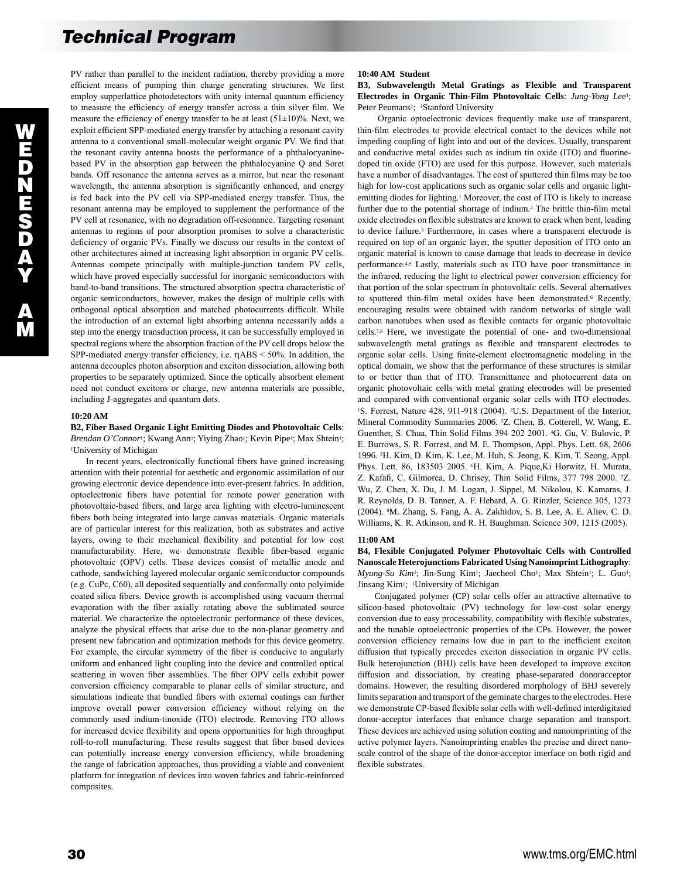PV rather than parallel to the incident radiation, thereby providing a more efficient means of pumping thin charge generating structures. We first employ supperlattice photodetectors with unity internal quantum efficiency to measure the efficiency of energy transfer across a thin silver film. We measure the efficiency of energy transfer to be at least (51±10)%. Next, we exploit efficient SPP-mediated energy transfer by attaching a resonant cavity antenna to a conventional small-molecular weight organic PV. We find that the resonant cavity antenna boosts the performance of a phthalocyanine-based PV in the absorption gap between the phthalocyanine Q and Soret bands. Off resonance the antenna serves as a mirror, but near the resonant wavelength, the antenna absorption is significantly enhanced, and energy is fed back into the PV cell via SPP-mediated energy transfer. Thus, the resonant antenna may be employed to supplement the performance of the PV cell at resonance, with no degradation off-resonance. Targeting resonant antennas to regions of poor absorption promises to solve a characteristic deficiency of organic PVs. Finally we discuss our results in the context of other architectures aimed at increasing light absorption in organic PV cells. Antennas compete principally with multiple-junction tandem PV cells, which have proved especially successful for inorganic semiconductors with band-to-band transitions. The structured absorption spectra characteristic of organic semiconductors, however, makes the design of multiple cells with orthogonal optical absorption and matched photocurrents difficult. While the introduction of an external light absorbing antenna necessarily adds a step into the energy transduction process, it can be successfully employed in spectral regions where the absorption fraction of the PV cell drops below the SPP-mediated energy transfer efficiency, i.e. $\eta ABS < 50\%$. In addition, the antenna decouples photon absorption and exciton dissociation, allowing both properties to be separately optimized. Since the optically absorbent element need not conduct excitons or charge, new antenna materials are possible, including J-aggregates and quantum dots.

**10:20 AM**

**B2, Fiber Based Organic Light Emitting Diodes and Photovoltaic Cells**: *Brendan O'Connor*[1]; Kwang Ann[1]; Yiying Zhao[1]; Kevin Pipe[1]; Max Shtein[1]; [1]University of Michigan

In recent years, electronically functional fibers have gained increasing attention with their potential for aesthetic and ergonomic assimilation of our growing electronic device dependence into ever-present fabrics. In addition, optoelectronic fibers have potential for remote power generation with photovoltaic-based fibers, and large area lighting with electro-luminescent fibers both being integrated into large canvas materials. Organic materials are of particular interest for this realization, both as substrates and active layers, owing to their mechanical flexibility and potential for low cost manufacturability. Here, we demonstrate flexible fiber-based organic photovoltaic (OPV) cells. These devices consist of metallic anode and cathode, sandwiching layered molecular organic semiconductor compounds (e.g. CuPc, C60), all deposited sequentially and conformally onto polyimide coated silica fibers. Device growth is accomplished using vacuum thermal evaporation with the fiber axially rotating above the sublimated source material. We characterize the optoelectronic performance of these devices, analyze the physical effects that arise due to the non-planar geometry and present new fabrication and optimization methods for this device geometry. For example, the circular symmetry of the fiber is conducive to angularly uniform and enhanced light coupling into the device and controlled optical scattering in woven fiber assemblies. The fiber OPV cells exhibit power conversion efficiency comparable to planar cells of similar structure, and simulations indicate that bundled fibers with external coatings can further improve overall power conversion efficiency without relying on the commonly used indium-tinoxide (ITO) electrode. Removing ITO allows for increased device flexibility and opens opportunities for high throughput roll-to-roll manufacturing. These results suggest that fiber based devices can potentially increase energy conversion efficiency, while broadening the range of fabrication approaches, thus providing a viable and convenient platform for integration of devices into woven fabrics and fabric-reinforced composites.

**10:40 AM Student**

**B3, Subwavelength Metal Gratings as Flexible and Transparent Electrodes in Organic Thin-Film Photovoltaic Cells**: *Jung-Yong Lee*[1]; Peter Peumans[1]; [1]Stanford University

Organic optoelectronic devices frequently make use of transparent, thin-film electrodes to provide electrical contact to the devices while not impeding coupling of light into and out of the devices. Usually, transparent and conductive metal oxides such as indium tin oxide (ITO) and fluorine-doped tin oxide (FTO) are used for this purpose. However, such materials have a number of disadvantages. The cost of sputtered thin films may be too high for low-cost applications such as organic solar cells and organic light-emitting diodes for lighting.[1] Moreover, the cost of ITO is likely to increase further due to the potential shortage of indium.[2] The brittle thin-film metal oxide electrodes on flexible substrates are known to crack when bent, leading to device failure.[3] Furthermore, in cases where a transparent electrode is required on top of an organic layer, the sputter deposition of ITO onto an organic material is known to cause damage that leads to decrease in device performance.[4,5] Lastly, materials such as ITO have poor transmittance in the infrared, reducing the light to electrical power conversion efficiency for that portion of the solar spectrum in photovoltaic cells. Several alternatives to sputtered thin-film metal oxides have been demonstrated.[6] Recently, encouraging results were obtained with random networks of single wall carbon nanotubes when used as flexible contacts for organic photovoltaic cells.[7,8] Here, we investigate the potential of one- and two-dimensional subwavelength metal gratings as flexible and transparent electrodes to organic solar cells. Using finite-element electromagnetic modeling in the optical domain, we show that the performance of these structures is similar to or better than that of ITO. Transmittance and photocurrent data on organic photovoltaic cells with metal grating electrodes will be presented and compared with conventional organic solar cells with ITO electrodes. [1]S. Forrest, Nature 428, 911-918 (2004). [2]U.S. Department of the Interior, Mineral Commodity Summaries 2006. [3]Z. Chen, B. Cotterell, W. Wang, E. Guenther, S. Chua, Thin Solid Films 394 202 2001. [4]G. Gu, V. Bulovic, P. E. Burrows, S. R. Forrest, and M. E. Thompson, Appl. Phys. Lett. 68, 2606 1996. [5]H. Kim, D. Kim, K. Lee, M. Huh, S. Jeong, K. Kim, T. Seong, Appl. Phys. Lett. 86, 183503 2005. [6]H. Kim, A. Pique,Ki Horwitz, H. Murata, Z. Kafafi, C. Gilmorea, D. Chrisey, Thin Solid Films, 377 798 2000. [7]Z. Wu, Z. Chen, X. Du, J. M. Logan, J. Sippel, M. Nikolou, K. Kamaras, J. R. Reynolds, D. B. Tanner, A. F. Hebard, A. G. Rinzler, Science 305, 1273 (2004). [8]M. Zhang, S. Fang, A. A. Zakhidov, S. B. Lee, A. E. Aliev, C. D. Williams, K. R. Atkinson, and R. H. Baughman. Science 309, 1215 (2005).

**11:00 AM**

**B4, Flexible Conjugated Polymer Photovoltaic Cells with Controlled Nanoscale Heterojunctions Fabricated Using Nanoimprint Lithography**: *Myung-Su Kim*[1]; Jin-Sung Kim[1]; Jaecheol Cho[1]; Max Shtein[1]; L. Guo[1]; Jinsang Kim[1]; [1]University of Michigan

Conjugated polymer (CP) solar cells offer an attractive alternative to silicon-based photovoltaic (PV) technology for low-cost solar energy conversion due to easy processability, compatibility with flexible substrates, and the tunable optoelectronic properties of the CPs. However, the power conversion efficiency remains low due in part to the inefficient exciton diffusion that typically precedes exciton dissociation in organic PV cells. Bulk heterojunction (BHJ) cells have been developed to improve exciton diffusion and dissociation, by creating phase-separated donoracceptor domains. However, the resulting disordered morphology of BHJ severely limits separation and transport of the geminate charges to the electrodes. Here we demonstrate CP-based flexible solar cells with well-defined interdigitated donor-acceptor interfaces that enhance charge separation and transport. These devices are achieved using solution coating and nanoimprinting of the active polymer layers. Nanoimprinting enables the precise and direct nano-scale control of the shape of the donor-acceptor interface on both rigid and flexible substrates.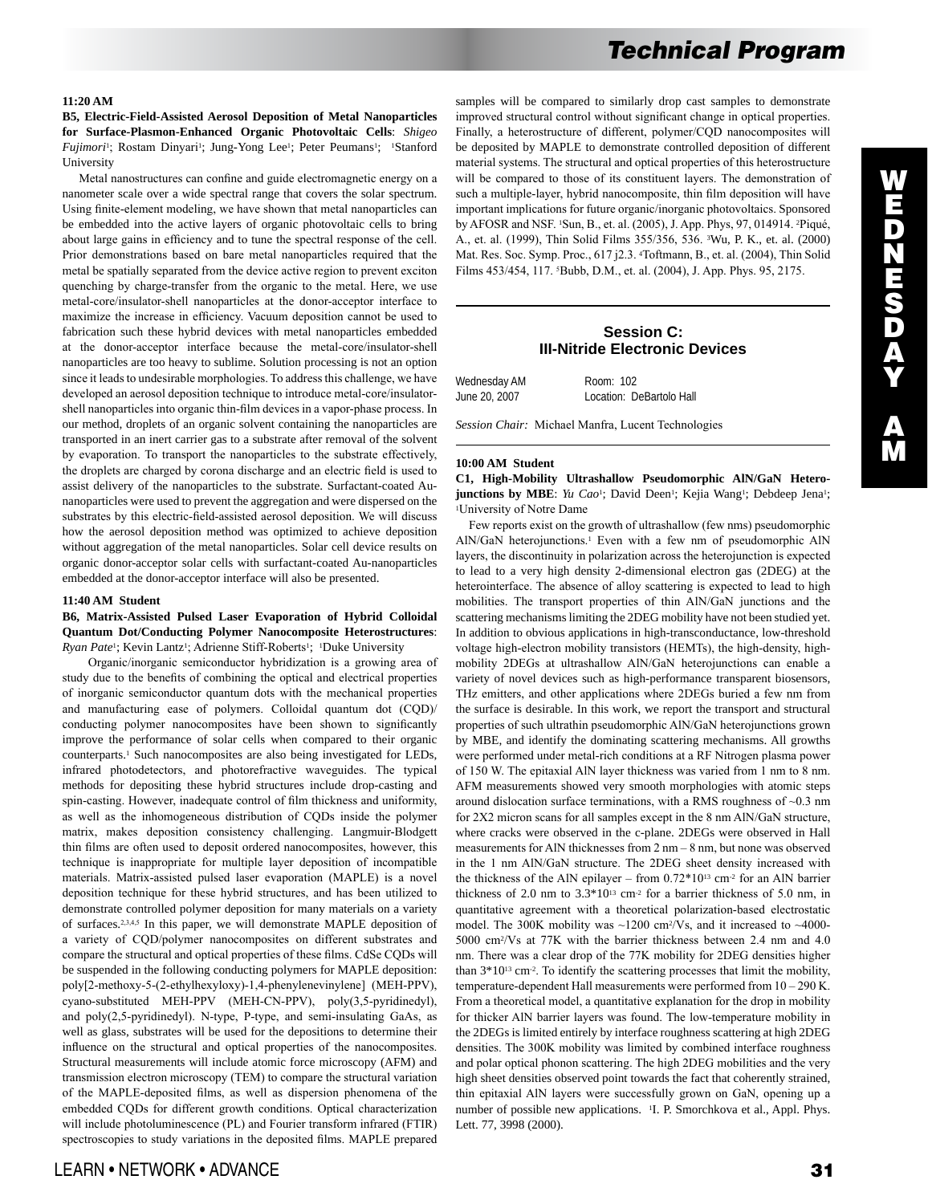**11:20 AM**

**B5, Electric-Field-Assisted Aerosol Deposition of Metal Nanoparticles for Surface-Plasmon-Enhanced Organic Photovoltaic Cells**: *Shigeo Fujimori*[1]; Rostam Dinyari[1]; Jung-Yong Lee[1]; Peter Peumans[1]; [1]Stanford University

Metal nanostructures can confine and guide electromagnetic energy on a nanometer scale over a wide spectral range that covers the solar spectrum. Using finite-element modeling, we have shown that metal nanoparticles can be embedded into the active layers of organic photovoltaic cells to bring about large gains in efficiency and to tune the spectral response of the cell. Prior demonstrations based on bare metal nanoparticles required that the metal be spatially separated from the device active region to prevent exciton quenching by charge-transfer from the organic to the metal. Here, we use metal-core/insulator-shell nanoparticles at the donor-acceptor interface to maximize the increase in efficiency. Vacuum deposition cannot be used to fabrication such these hybrid devices with metal nanoparticles embedded at the donor-acceptor interface because the metal-core/insulator-shell nanoparticles are too heavy to sublime. Solution processing is not an option since it leads to undesirable morphologies. To address this challenge, we have developed an aerosol deposition technique to introduce metal-core/insulator-shell nanoparticles into organic thin-film devices in a vapor-phase process. In our method, droplets of an organic solvent containing the nanoparticles are transported in an inert carrier gas to a substrate after removal of the solvent by evaporation. To transport the nanoparticles to the substrate effectively, the droplets are charged by corona discharge and an electric field is used to assist delivery of the nanoparticles to the substrate. Surfactant-coated Au-nanoparticles were used to prevent the aggregation and were dispersed on the substrates by this electric-field-assisted aerosol deposition. We will discuss how the aerosol deposition method was optimized to achieve deposition without aggregation of the metal nanoparticles. Solar cell device results on organic donor-acceptor solar cells with surfactant-coated Au-nanoparticles embedded at the donor-acceptor interface will also be presented.

**11:40 AM Student**

**B6, Matrix-Assisted Pulsed Laser Evaporation of Hybrid Colloidal Quantum Dot/Conducting Polymer Nanocomposite Heterostructures**: *Ryan Pate*[1]; Kevin Lantz[1]; Adrienne Stiff-Roberts[1]; [1]Duke University

Organic/inorganic semiconductor hybridization is a growing area of study due to the benefits of combining the optical and electrical properties of inorganic semiconductor quantum dots with the mechanical properties and manufacturing ease of polymers. Colloidal quantum dot (CQD)/conducting polymer nanocomposites have been shown to significantly improve the performance of solar cells when compared to their organic counterparts.[1] Such nanocomposites are also being investigated for LEDs, infrared photodetectors, and photorefractive waveguides. The typical methods for depositing these hybrid structures include drop-casting and spin-casting. However, inadequate control of film thickness and uniformity, as well as the inhomogeneous distribution of CQDs inside the polymer matrix, makes deposition consistency challenging. Langmuir-Blodgett thin films are often used to deposit ordered nanocomposites, however, this technique is inappropriate for multiple layer deposition of incompatible materials. Matrix-assisted pulsed laser evaporation (MAPLE) is a novel deposition technique for these hybrid structures, and has been utilized to demonstrate controlled polymer deposition for many materials on a variety of surfaces.[2,3,4,5] In this paper, we will demonstrate MAPLE deposition of a variety of CQD/polymer nanocomposites on different substrates and compare the structural and optical properties of these films. CdSe CQDs will be suspended in the following conducting polymers for MAPLE deposition: poly[2-methoxy-5-(2-ethylhexyloxy)-1,4-phenylenevinylene] (MEH-PPV), cyano-substituted MEH-PPV (MEH-CN-PPV), poly(3,5-pyridinedyl), and poly(2,5-pyridinedyl). N-type, P-type, and semi-insulating GaAs, as well as glass, substrates will be used for the depositions to determine their influence on the structural and optical properties of the nanocomposites. Structural measurements will include atomic force microscopy (AFM) and transmission electron microscopy (TEM) to compare the structural variation of the MAPLE-deposited films, as well as dispersion phenomena of the embedded CQDs for different growth conditions. Optical characterization will include photoluminescence (PL) and Fourier transform infrared (FTIR) spectroscopies to study variations in the deposited films. MAPLE prepared samples will be compared to similarly drop cast samples to demonstrate improved structural control without significant change in optical properties. Finally, a heterostructure of different, polymer/CQD nanocomposites will be deposited by MAPLE to demonstrate controlled deposition of different material systems. The structural and optical properties of this heterostructure will be compared to those of its constituent layers. The demonstration of such a multiple-layer, hybrid nanocomposite, thin film deposition will have important implications for future organic/inorganic photovoltaics. Sponsored by AFOSR and NSF. [1]Sun, B., et. al. (2005), J. App. Phys, 97, 014914. [2]Piqué, A., et. al. (1999), Thin Solid Films 355/356, 536. [3]Wu, P. K., et. al. (2000) Mat. Res. Soc. Symp. Proc., 617 j2.3. [4]Toftmann, B., et. al. (2004), Thin Solid Films 453/454, 117. [5]Bubb, D.M., et. al. (2004), J. App. Phys. 95, 2175.

## Session C: III-Nitride Electronic Devices

Wednesday AM — Room: 102
June 20, 2007 — Location: DeBartolo Hall

*Session Chair:* Michael Manfra, Lucent Technologies

**10:00 AM Student**

**C1, High-Mobility Ultrashallow Pseudomorphic AlN/GaN Heterojunctions by MBE**: *Yu Cao*[1]; David Deen[1]; Kejia Wang[1]; Debdeep Jena[1]; [1]University of Notre Dame

Few reports exist on the growth of ultrashallow (few nms) pseudomorphic AlN/GaN heterojunctions.[1] Even with a few nm of pseudomorphic AlN layers, the discontinuity in polarization across the heterojunction is expected to lead to a very high density 2-dimensional electron gas (2DEG) at the heterointerface. The absence of alloy scattering is expected to lead to high mobilities. The transport properties of thin AlN/GaN junctions and the scattering mechanisms limiting the 2DEG mobility have not been studied yet. In addition to obvious applications in high-transconductance, low-threshold voltage high-electron mobility transistors (HEMTs), the high-density, high-mobility 2DEGs at ultrashallow AlN/GaN heterojunctions can enable a variety of novel devices such as high-performance transparent biosensors, THz emitters, and other applications where 2DEGs buried a few nm from the surface is desirable. In this work, we report the transport and structural properties of such ultrathin pseudomorphic AlN/GaN heterojunctions grown by MBE, and identify the dominating scattering mechanisms. All growths were performed under metal-rich conditions at a RF Nitrogen plasma power of 150 W. The epitaxial AlN layer thickness was varied from 1 nm to 8 nm. AFM measurements showed very smooth morphologies with atomic steps around dislocation surface terminations, with a RMS roughness of ~0.3 nm for 2X2 micron scans for all samples except in the 8 nm AlN/GaN structure, where cracks were observed in the c-plane. 2DEGs were observed in Hall measurements for AlN thicknesses from 2 nm – 8 nm, but none was observed in the 1 nm AlN/GaN structure. The 2DEG sheet density increased with the thickness of the AlN epilayer – from $0.72 \times 10^{13}$ $cm^{-2}$ for an AlN barrier thickness of 2.0 nm to $3.3 \times 10^{13}$ $cm^{-2}$ for a barrier thickness of 5.0 nm, in quantitative agreement with a theoretical polarization-based electrostatic model. The 300K mobility was ~1200 $cm^2/Vs$, and it increased to ~4000-5000 $cm^2/Vs$ at 77K with the barrier thickness between 2.4 nm and 4.0 nm. There was a clear drop of the 77K mobility for 2DEG densities higher than $3 \times 10^{13}$ $cm^{-2}$. To identify the scattering processes that limit the mobility, temperature-dependent Hall measurements were performed from 10 – 290 K. From a theoretical model, a quantitative explanation for the drop in mobility for thicker AlN barrier layers was found. The low-temperature mobility in the 2DEGs is limited entirely by interface roughness scattering at high 2DEG densities. The 300K mobility was limited by combined interface roughness and polar optical phonon scattering. The high 2DEG mobilities and the very high sheet densities observed point towards the fact that coherently strained, thin epitaxial AlN layers were successfully grown on GaN, opening up a number of possible new applications. [1]I. P. Smorchkova et al., Appl. Phys. Lett. 77, 3998 (2000).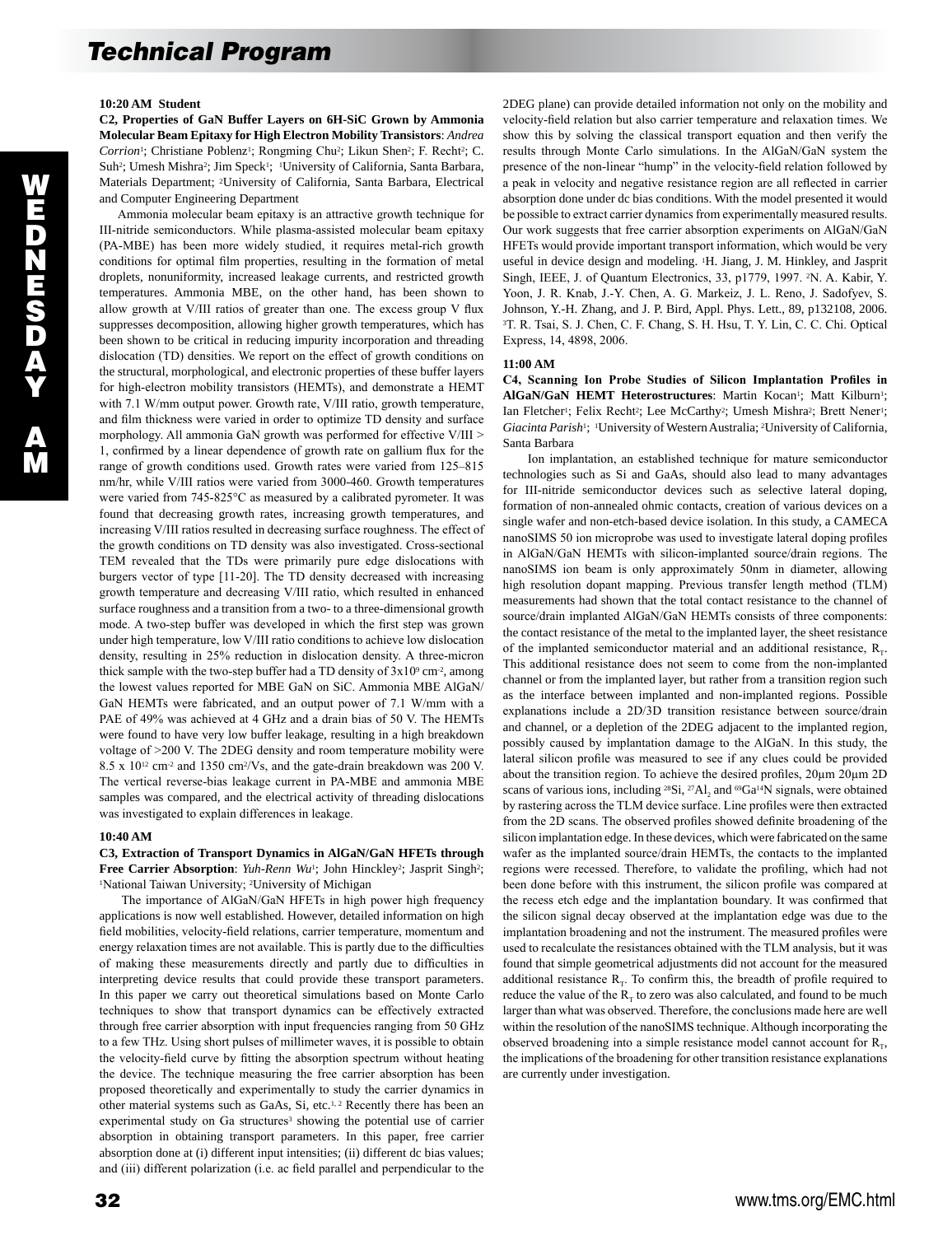**10:20 AM Student**

**C2, Properties of GaN Buffer Layers on 6H-SiC Grown by Ammonia Molecular Beam Epitaxy for High Electron Mobility Transistors**: *Andrea Corrion*[1]; Christiane Poblenz[1]; Rongming Chu[2]; Likun Shen[2]; F. Recht[2]; C. Suh[2]; Umesh Mishra[2]; Jim Speck[1]; [1]University of California, Santa Barbara, Materials Department; [2]University of California, Santa Barbara, Electrical and Computer Engineering Department

Ammonia molecular beam epitaxy is an attractive growth technique for III-nitride semiconductors. While plasma-assisted molecular beam epitaxy (PA-MBE) has been more widely studied, it requires metal-rich growth conditions for optimal film properties, resulting in the formation of metal droplets, nonuniformity, increased leakage currents, and restricted growth temperatures. Ammonia MBE, on the other hand, has been shown to allow growth at V/III ratios of greater than one. The excess group V flux suppresses decomposition, allowing higher growth temperatures, which has been shown to be critical in reducing impurity incorporation and threading dislocation (TD) densities. We report on the effect of growth conditions on the structural, morphological, and electronic properties of these buffer layers for high-electron mobility transistors (HEMTs), and demonstrate a HEMT with 7.1 W/mm output power. Growth rate, V/III ratio, growth temperature, and film thickness were varied in order to optimize TD density and surface morphology. All ammonia GaN growth was performed for effective V/III > 1, confirmed by a linear dependence of growth rate on gallium flux for the range of growth conditions used. Growth rates were varied from 125–815 nm/hr, while V/III ratios were varied from 3000-460. Growth temperatures were varied from 745-825°C as measured by a calibrated pyrometer. It was found that decreasing growth rates, increasing growth temperatures, and increasing V/III ratios resulted in decreasing surface roughness. The effect of the growth conditions on TD density was also investigated. Cross-sectional TEM revealed that the TDs were primarily pure edge dislocations with burgers vector of type [11-20]. The TD density decreased with increasing growth temperature and decreasing V/III ratio, which resulted in enhanced surface roughness and a transition from a two- to a three-dimensional growth mode. A two-step buffer was developed in which the first step was grown under high temperature, low V/III ratio conditions to achieve low dislocation density, resulting in 25% reduction in dislocation density. A three-micron thick sample with the two-step buffer had a TD density of $3 \times 10^9$ cm$^{-2}$, among the lowest values reported for MBE GaN on SiC. Ammonia MBE AlGaN/GaN HEMTs were fabricated, and an output power of 7.1 W/mm with a PAE of 49% was achieved at 4 GHz and a drain bias of 50 V. The HEMTs were found to have very low buffer leakage, resulting in a high breakdown voltage of >200 V. The 2DEG density and room temperature mobility were $8.5 \times 10^{12}$ cm$^{-2}$ and 1350 cm$^2$/Vs, and the gate-drain breakdown was 200 V. The vertical reverse-bias leakage current in PA-MBE and ammonia MBE samples was compared, and the electrical activity of threading dislocations was investigated to explain differences in leakage.

**10:40 AM**

**C3, Extraction of Transport Dynamics in AlGaN/GaN HFETs through Free Carrier Absorption**: *Yuh-Renn Wu*[1]; John Hinckley[2]; Jasprit Singh[2]; [1]National Taiwan University; [2]University of Michigan

The importance of AlGaN/GaN HFETs in high power high frequency applications is now well established. However, detailed information on high field mobilities, velocity-field relations, carrier temperature, momentum and energy relaxation times are not available. This is partly due to the difficulties of making these measurements directly and partly due to difficulties in interpreting device results that could provide these transport parameters. In this paper we carry out theoretical simulations based on Monte Carlo techniques to show that transport dynamics can be effectively extracted through free carrier absorption with input frequencies ranging from 50 GHz to a few THz. Using short pulses of millimeter waves, it is possible to obtain the velocity-field curve by fitting the absorption spectrum without heating the device. The technique measuring the free carrier absorption has been proposed theoretically and experimentally to study the carrier dynamics in other material systems such as GaAs, Si, etc.[1,2] Recently there has been an experimental study on Ga structures[3] showing the potential use of carrier absorption in obtaining transport parameters. In this paper, free carrier absorption done at (i) different input intensities; (ii) different dc bias values; and (iii) different polarization (i.e. ac field parallel and perpendicular to the 2DEG plane) can provide detailed information not only on the mobility and velocity-field relation but also carrier temperature and relaxation times. We show this by solving the classical transport equation and then verify the results through Monte Carlo simulations. In the AlGaN/GaN system the presence of the non-linear "hump" in the velocity-field relation followed by a peak in velocity and negative resistance region are all reflected in carrier absorption done under dc bias conditions. With the model presented it would be possible to extract carrier dynamics from experimentally measured results. Our work suggests that free carrier absorption experiments on AlGaN/GaN HFETs would provide important transport information, which would be very useful in device design and modeling. [1]H. Jiang, J. M. Hinkley, and Jasprit Singh, IEEE, J. of Quantum Electronics, 33, p1779, 1997. [2]N. A. Kabir, Y. Yoon, J. R. Knab, J.-Y. Chen, A. G. Markeiz, J. L. Reno, J. Sadofyev, S. Johnson, Y.-H. Zhang, and J. P. Bird, Appl. Phys. Lett., 89, p132108, 2006. [3]T. R. Tsai, S. J. Chen, C. F. Chang, S. H. Hsu, T. Y. Lin, C. C. Chi. Optical Express, 14, 4898, 2006.

**11:00 AM**

**C4, Scanning Ion Probe Studies of Silicon Implantation Profiles in AlGaN/GaN HEMT Heterostructures**: Martin Kocan[1]; Matt Kilburn[1]; Ian Fletcher[1]; Felix Recht[2]; Lee McCarthy[2]; Umesh Mishra[2]; Brett Nener[1]; *Giacinta Parish*[1]; [1]University of Western Australia; [2]University of California, Santa Barbara

Ion implantation, an established technique for mature semiconductor technologies such as Si and GaAs, should also lead to many advantages for III-nitride semiconductor devices such as selective lateral doping, formation of non-annealed ohmic contacts, creation of various devices on a single wafer and non-etch-based device isolation. In this study, a CAMECA nanoSIMS 50 ion microprobe was used to investigate lateral doping profiles in AlGaN/GaN HEMTs with silicon-implanted source/drain regions. The nanoSIMS ion beam is only approximately 50nm in diameter, allowing high resolution dopant mapping. Previous transfer length method (TLM) measurements had shown that the total contact resistance to the channel of source/drain implanted AlGaN/GaN HEMTs consists of three components: the contact resistance of the metal to the implanted layer, the sheet resistance of the implanted semiconductor material and an additional resistance, $R_T$. This additional resistance does not seem to come from the non-implanted channel or from the implanted layer, but rather from a transition region such as the interface between implanted and non-implanted regions. Possible explanations include a 2D/3D transition resistance between source/drain and channel, or a depletion of the 2DEG adjacent to the implanted region, possibly caused by implantation damage to the AlGaN. In this study, the lateral silicon profile was measured to see if any clues could be provided about the transition region. To achieve the desired profiles, 20µm 20µm 2D scans of various ions, including $^{28}$Si, $^{27}$Al$_2$ and $^{69}$Ga$^{14}$N signals, were obtained by rastering across the TLM device surface. Line profiles were then extracted from the 2D scans. The observed profiles showed definite broadening of the silicon implantation edge. In these devices, which were fabricated on the same wafer as the implanted source/drain HEMTs, the contacts to the implanted regions were recessed. Therefore, to validate the profiling, which had not been done before with this instrument, the silicon profile was compared at the recess etch edge and the implantation boundary. It was confirmed that the silicon signal decay observed at the implantation edge was due to the implantation broadening and not the instrument. The measured profiles were used to recalculate the resistances obtained with the TLM analysis, but it was found that simple geometrical adjustments did not account for the measured additional resistance $R_T$. To confirm this, the breadth of profile required to reduce the value of the $R_T$ to zero was also calculated, and found to be much larger than what was observed. Therefore, the conclusions made here are well within the resolution of the nanoSIMS technique. Although incorporating the observed broadening into a simple resistance model cannot account for $R_T$, the implications of the broadening for other transition resistance explanations are currently under investigation.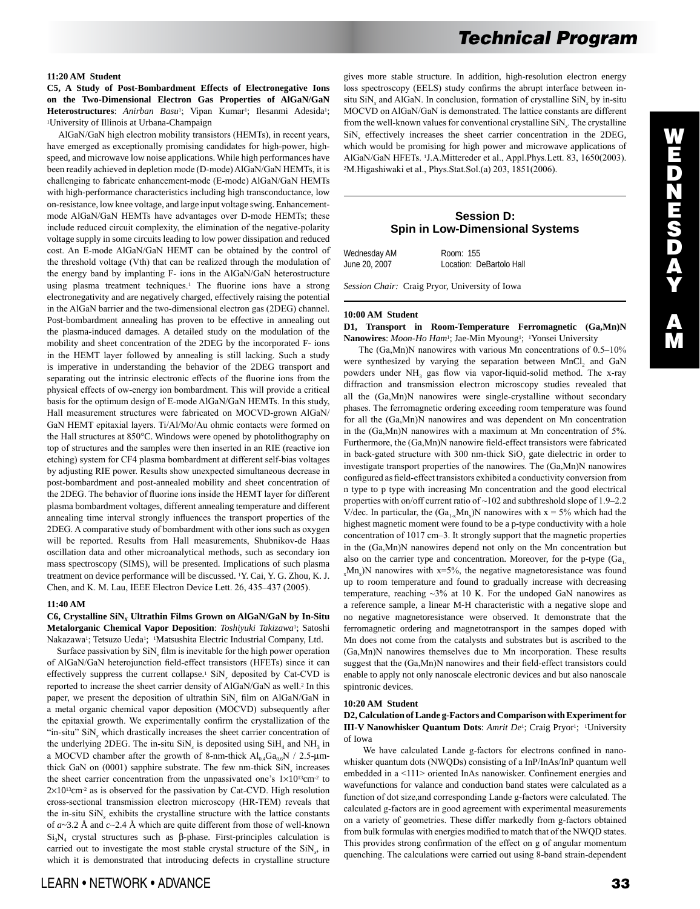**11:20 AM Student**

**C5, A Study of Post-Bombardment Effects of Electronegative Ions on the Two-Dimensional Electron Gas Properties of AlGaN/GaN Heterostructures**: *Anirban Basu*[1]; Vipan Kumar[1]; Ilesanmi Adesida[1]; [1]University of Illinois at Urbana-Champaign

AlGaN/GaN high electron mobility transistors (HEMTs), in recent years, have emerged as exceptionally promising candidates for high-power, high-speed, and microwave low noise applications. While high performances have been readily achieved in depletion mode (D-mode) AlGaN/GaN HEMTs, it is challenging to fabricate enhancement-mode (E-mode) AlGaN/GaN HEMTs with high-performance characteristics including high transconductance, low on-resistance, low knee voltage, and large input voltage swing. Enhancement-mode AlGaN/GaN HEMTs have advantages over D-mode HEMTs; these include reduced circuit complexity, the elimination of the negative-polarity voltage supply in some circuits leading to low power dissipation and reduced cost. An E-mode AlGaN/GaN HEMT can be obtained by the control of the threshold voltage (Vth) that can be realized through the modulation of the energy band by implanting F- ions in the AlGaN/GaN heterostructure using plasma treatment techniques.[1] The fluorine ions have a strong electronegativity and are negatively charged, effectively raising the potential in the AlGaN barrier and the two-dimensional electron gas (2DEG) channel. Post-bombardment annealing has proven to be effective in annealing out the plasma-induced damages. A detailed study on the modulation of the mobility and sheet concentration of the 2DEG by the incorporated F- ions in the HEMT layer followed by annealing is still lacking. Such a study is imperative in understanding the behavior of the 2DEG transport and separating out the intrinsic electronic effects of the fluorine ions from the physical effects of ow-energy ion bombardment. This will provide a critical basis for the optimum design of E-mode AlGaN/GaN HEMTs. In this study, Hall measurement structures were fabricated on MOCVD-grown AlGaN/GaN HEMT epitaxial layers. Ti/Al/Mo/Au ohmic contacts were formed on the Hall structures at 850°C. Windows were opened by photolithography on top of structures and the samples were then inserted in an RIE (reactive ion etching) system for CF4 plasma bombardment at different self-bias voltages by adjusting RIE power. Results show unexpected simultaneous decrease in post-bombardment and post-annealed mobility and sheet concentration of the 2DEG. The behavior of fluorine ions inside the HEMT layer for different plasma bombardment voltages, different annealing temperature and different annealing time interval strongly influences the transport properties of the 2DEG. A comparative study of bombardment with other ions such as oxygen will be reported. Results from Hall measurements, Shubnikov-de Haas oscillation data and other microanalytical methods, such as secondary ion mass spectroscopy (SIMS), will be presented. Implications of such plasma treatment on device performance will be discussed. [1]Y. Cai, Y. G. Zhou, K. J. Chen, and K. M. Lau, IEEE Electron Device Lett. 26, 435–437 (2005).

**11:40 AM**

**C6, Crystalline $SiN_x$ Ultrathin Films Grown on AlGaN/GaN by In-Situ Metalorganic Chemical Vapor Deposition**: *Toshiyuki Takizawa*[1]; Satoshi Nakazawa[1]; Tetsuzo Ueda[1]; [1]Matsushita Electric Industrial Company, Ltd.

Surface passivation by $SiN_x$ film is inevitable for the high power operation of AlGaN/GaN heterojunction field-effect transistors (HFETs) since it can effectively suppress the current collapse.[1] $SiN_x$ deposited by Cat-CVD is reported to increase the sheet carrier density of AlGaN/GaN as well.[2] In this paper, we present the deposition of ultrathin $SiN_x$ film on AlGaN/GaN in a metal organic chemical vapor deposition (MOCVD) subsequently after the epitaxial growth. We experimentally confirm the crystallization of the "in-situ" $SiN_x$ which drastically increases the sheet carrier concentration of the underlying 2DEG. The in-situ $SiN_x$ is deposited using $SiH_4$ and $NH_3$ in a MOCVD chamber after the growth of 8-nm-thick $Al_{0.4}Ga_{0.6}N$ / 2.5-µm-thick GaN on (0001) sapphire substrate. The few nm-thick $SiN_x$ increases the sheet carrier concentration from the unpassivated one's $1\times10^{13}$cm$^{-2}$ to $2\times10^{13}$cm$^{-2}$ as is observed for the passivation by Cat-CVD. High resolution cross-sectional transmission electron microscopy (HR-TEM) reveals that the in-situ $SiN_x$ exhibits the crystalline structure with the lattice constants of $a$~3.2 Å and $c$~2.4 Å which are quite different from those of well-known $Si_3N_4$ crystal structures such as β-phase. First-principles calculation is carried out to investigate the most stable crystal structure of the $SiN_x$, in which it is demonstrated that introducing defects in crystalline structure gives more stable structure. In addition, high-resolution electron energy loss spectroscopy (EELS) study confirms the abrupt interface between in-situ $SiN_x$ and AlGaN. In conclusion, formation of crystalline $SiN_x$ by in-situ MOCVD on AlGaN/GaN is demonstrated. The lattice constants are different from the well-known values for conventional crystalline $SiN_x$. The crystalline $SiN_x$ effectively increases the sheet carrier concentration in the 2DEG, which would be promising for high power and microwave applications of AlGaN/GaN HFETs. [1]J.A.Mittereder et al., Appl.Phys.Lett. 83, 1650(2003). [2]M.Higashiwaki et al., Phys.Stat.Sol.(a) 203, 1851(2006).

## Session D: Spin in Low-Dimensional Systems

Wednesday AM — Room: 155
June 20, 2007 — Location: DeBartolo Hall

*Session Chair:* Craig Pryor, University of Iowa

**10:00 AM Student**

**D1, Transport in Room-Temperature Ferromagnetic (Ga,Mn)N Nanowires**: *Moon-Ho Ham*[1]; Jae-Min Myoung[1]; [1]Yonsei University

The (Ga,Mn)N nanowires with various Mn concentrations of 0.5–10% were synthesized by varying the separation between $MnCl_2$ and GaN powders under $NH_3$ gas flow via vapor-liquid-solid method. The x-ray diffraction and transmission electron microscopy studies revealed that all the (Ga,Mn)N nanowires were single-crystalline without secondary phases. The ferromagnetic ordering exceeding room temperature was found for all the (Ga,Mn)N nanowires and was dependent on Mn concentration in the (Ga,Mn)N nanowires with a maximum at Mn concentration of 5%. Furthermore, the (Ga,Mn)N nanowire field-effect transistors were fabricated in back-gated structure with 300 nm-thick $SiO_2$ gate dielectric in order to investigate transport properties of the nanowires. The (Ga,Mn)N nanowires configured as field-effect transistors exhibited a conductivity conversion from n type to p type with increasing Mn concentration and the good electrical properties with on/off current ratio of ~102 and subthreshold slope of 1.9–2.2 V/dec. In particular, the $(Ga_{1-x}Mn_x)N$ nanowires with x = 5% which had the highest magnetic moment were found to be a p-type conductivity with a hole concentration of 1017 cm–3. It strongly support that the magnetic properties in the (Ga,Mn)N nanowires depend not only on the Mn concentration but also on the carrier type and concentration. Moreover, for the p-type $(Ga_{1-x}Mn_x)N$ nanowires with x=5%, the negative magnetoresistance was found up to room temperature and found to gradually increase with decreasing temperature, reaching ~3% at 10 K. For the undoped GaN nanowires as a reference sample, a linear M-H characteristic with a negative slope and no negative magnetoresistance were observed. It demonstrate that the ferromagnetic ordering and magnetotransport in the sampes doped with Mn does not come from the catalysts and substrates but is ascribed to the (Ga,Mn)N nanowires themselves due to Mn incorporation. These results suggest that the (Ga,Mn)N nanowires and their field-effect transistors could enable to apply not only nanoscale electronic devices and but also nanoscale spintronic devices.

**10:20 AM Student**

**D2, Calculation of Lande g-Factors and Comparison with Experiment for III-V Nanowhisker Quantum Dots**: *Amrit De*[1]; Craig Pryor[1]; [1]University of Iowa

We have calculated Lande g-factors for electrons confined in nano-whisker quantum dots (NWQDs) consisting of a InP/InAs/InP quantum well embedded in a <111> oriented InAs nanowisker. Confinement energies and wavefunctions for valance and conduction band states were calculated as a function of dot size,and corresponding Lande g-factors were calculated. The calculated g-factors are in good agreement with experimental measurements on a variety of geometries. These differ markedly from g-factors obtained from bulk formulas with energies modified to match that of the NWQD states. This provides strong confirmation of the effect on g of angular momentum quenching. The calculations were carried out using 8-band strain-dependent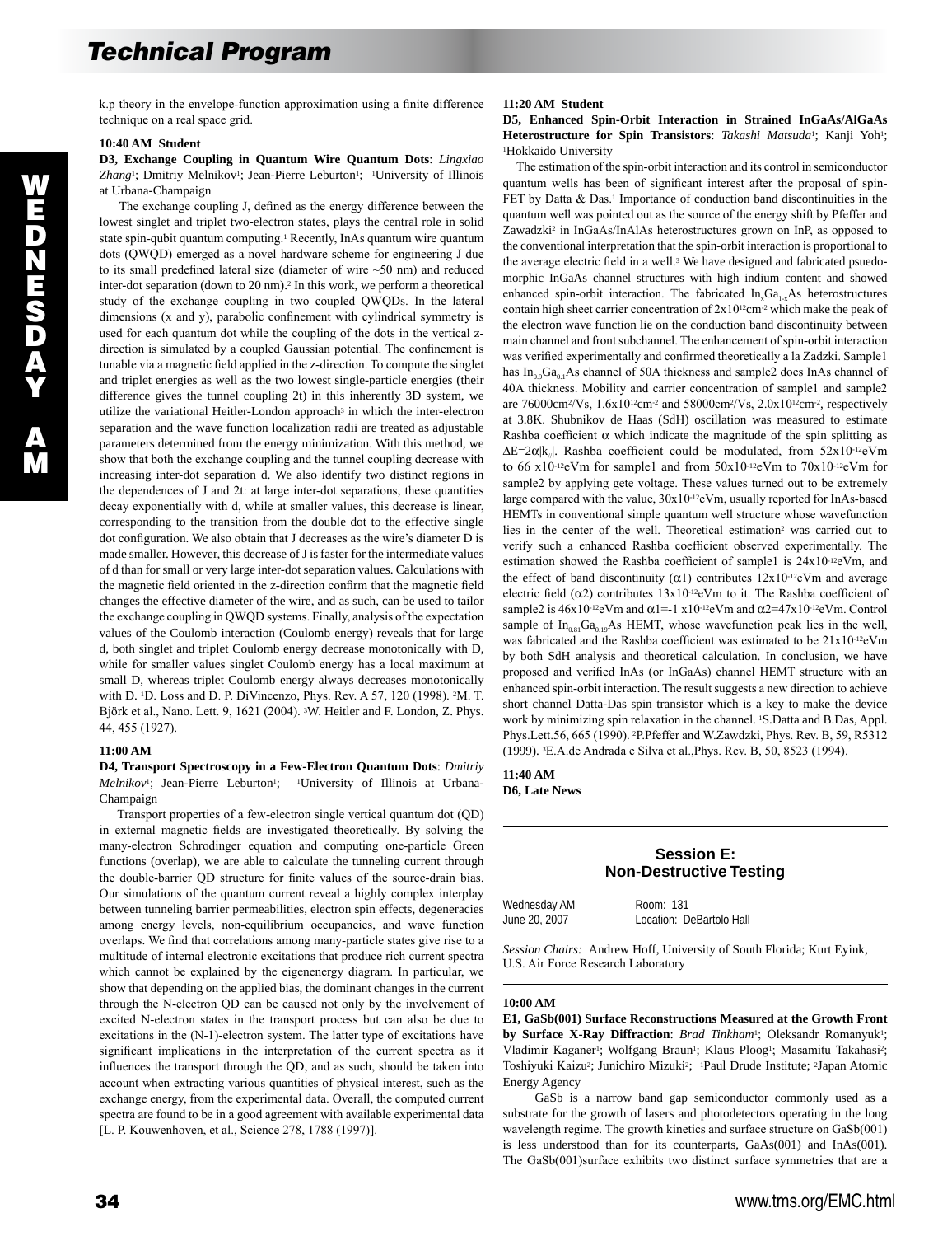k.p theory in the envelope-function approximation using a finite difference technique on a real space grid.

**10:40 AM Student**

**D3, Exchange Coupling in Quantum Wire Quantum Dots**: *Lingxiao Zhang*[1]; Dmitriy Melnikov[1]; Jean-Pierre Leburton[1]; [1]University of Illinois at Urbana-Champaign

The exchange coupling J, defined as the energy difference between the lowest singlet and triplet two-electron states, plays the central role in solid state spin-qubit quantum computing.[1] Recently, InAs quantum wire quantum dots (QWQD) emerged as a novel hardware scheme for engineering J due to its small predefined lateral size (diameter of wire ~50 nm) and reduced inter-dot separation (down to 20 nm).[2] In this work, we perform a theoretical study of the exchange coupling in two coupled QWQDs. In the lateral dimensions (x and y), parabolic confinement with cylindrical symmetry is used for each quantum dot while the coupling of the dots in the vertical z-direction is simulated by a coupled Gaussian potential. The confinement is tunable via a magnetic field applied in the z-direction. To compute the singlet and triplet energies as well as the two lowest single-particle energies (their difference gives the tunnel coupling 2t) in this inherently 3D system, we utilize the variational Heitler-London approach[3] in which the inter-electron separation and the wave function localization radii are treated as adjustable parameters determined from the energy minimization. With this method, we show that both the exchange coupling and the tunnel coupling decrease with increasing inter-dot separation d. We also identify two distinct regions in the dependences of J and 2t: at large inter-dot separations, these quantities decay exponentially with d, while at smaller values, this decrease is linear, corresponding to the transition from the double dot to the effective single dot configuration. We also obtain that J decreases as the wire's diameter D is made smaller. However, this decrease of J is faster for the intermediate values of d than for small or very large inter-dot separation values. Calculations with the magnetic field oriented in the z-direction confirm that the magnetic field changes the effective diameter of the wire, and as such, can be used to tailor the exchange coupling in QWQD systems. Finally, analysis of the expectation values of the Coulomb interaction (Coulomb energy) reveals that for large d, both singlet and triplet Coulomb energy decrease monotonically with D, while for smaller values singlet Coulomb energy has a local maximum at small D, whereas triplet Coulomb energy always decreases monotonically with D. [1]D. Loss and D. P. DiVincenzo, Phys. Rev. A 57, 120 (1998). [2]M. T. Björk et al., Nano. Lett. 9, 1621 (2004). [3]W. Heitler and F. London, Z. Phys. 44, 455 (1927).

**11:00 AM**

**D4, Transport Spectroscopy in a Few-Electron Quantum Dots**: *Dmitriy Melnikov*[1]; Jean-Pierre Leburton[1]; [1]University of Illinois at Urbana-Champaign

Transport properties of a few-electron single vertical quantum dot (QD) in external magnetic fields are investigated theoretically. By solving the many-electron Schrodinger equation and computing one-particle Green functions (overlap), we are able to calculate the tunneling current through the double-barrier QD structure for finite values of the source-drain bias. Our simulations of the quantum current reveal a highly complex interplay between tunneling barrier permeabilities, electron spin effects, degeneracies among energy levels, non-equilibrium occupancies, and wave function overlaps. We find that correlations among many-particle states give rise to a multitude of internal electronic excitations that produce rich current spectra which cannot be explained by the eigenenergy diagram. In particular, we show that depending on the applied bias, the dominant changes in the current through the N-electron QD can be caused not only by the involvement of excited N-electron states in the transport process but can also be due to excitations in the (N-1)-electron system. The latter type of excitations have significant implications in the interpretation of the current spectra as it influences the transport through the QD, and as such, should be taken into account when extracting various quantities of physical interest, such as the exchange energy, from the experimental data. Overall, the computed current spectra are found to be in a good agreement with available experimental data [L. P. Kouwenhoven, et al., Science 278, 1788 (1997)].

**11:20 AM Student**

**D5, Enhanced Spin-Orbit Interaction in Strained InGaAs/AlGaAs Heterostructure for Spin Transistors**: *Takashi Matsuda*[1]; Kanji Yoh[1]; [1]Hokkaido University

The estimation of the spin-orbit interaction and its control in semiconductor quantum wells has been of significant interest after the proposal of spin-FET by Datta & Das.[1] Importance of conduction band discontinuities in the quantum well was pointed out as the source of the energy shift by Pfeffer and Zawadzki[2] in InGaAs/InAlAs heterostructures grown on InP, as opposed to the conventional interpretation that the spin-orbit interaction is proportional to the average electric field in a well.[3] We have designed and fabricated psuedomorphic InGaAs channel structures with high indium content and showed enhanced spin-orbit interaction. The fabricated $In_xGa_{1-x}As$ heterostructures contain high sheet carrier concentration of $2x10^{12}cm^{-2}$ which make the peak of the electron wave function lie on the conduction band discontinuity between main channel and front subchannel. The enhancement of spin-orbit interaction was verified experimentally and confirmed theoretically a la Zadzki. Sample1 has $In_{0.9}Ga_{0.1}As$ channel of 50A thickness and sample2 does InAs channel of 40A thickness. Mobility and carrier concentration of sample1 and sample2 are $76000cm^2/Vs$, $1.6x10^{12}cm^{-2}$ and $58000cm^2/Vs$, $2.0x10^{12}cm^{-2}$, respectively at 3.8K. Shubnikov de Haas (SdH) oscillation was measured to estimate Rashba coefficient $\alpha$ which indicate the magnitude of the spin splitting as $\Delta E=2\alpha|k_{//}|$. Rashba coefficient could be modulated, from $52x10^{-12}eVm$ to $66\ x10^{-12}eVm$ for sample1 and from $50x10^{-12}eVm$ to $70x10^{-12}eVm$ for sample2 by applying gete voltage. These values turned out to be extremely large compared with the value, $30x10^{-12}eVm$, usually reported for InAs-based HEMTs in conventional simple quantum well structure whose wavefunction lies in the center of the well. Theoretical estimation[2] was carried out to verify such a enhanced Rashba coefficient observed experimentally. The estimation showed the Rashba coefficient of sample1 is $24x10^{-12}eVm$, and the effect of band discontinuity ($\alpha 1$) contributes $12x10^{-12}eVm$ and average electric field ($\alpha 2$) contributes $13x10^{-12}eVm$ to it. The Rashba coefficient of sample2 is $46x10^{-12}eVm$ and $\alpha 1=-1\ x10^{-12}eVm$ and $\alpha 2=47x10^{-12}eVm$. Control sample of $In_{0.81}Ga_{0.19}As$ HEMT, whose wavefunction peak lies in the well, was fabricated and the Rashba coefficient was estimated to be $21x10^{-12}eVm$ by both SdH analysis and theoretical calculation. In conclusion, we have proposed and verified InAs (or InGaAs) channel HEMT structure with an enhanced spin-orbit interaction. The result suggests a new direction to achieve short channel Datta-Das spin transistor which is a key to make the device work by minimizing spin relaxation in the channel. [1]S.Datta and B.Das, Appl. Phys.Lett.56, 665 (1990). [2]P.Pfeffer and W.Zawadzki, Phys. Rev. B, 59, R5312 (1999). [3]E.A.de Andrada e Silva et al.,Phys. Rev. B, 50, 8523 (1994).

**11:40 AM**

**D6, Late News**

---

## Session E: Non-Destructive Testing

Wednesday AM — Room: 131
June 20, 2007 — Location: DeBartolo Hall

*Session Chairs:* Andrew Hoff, University of South Florida; Kurt Eyink, U.S. Air Force Research Laboratory

---

**10:00 AM**

**E1, GaSb(001) Surface Reconstructions Measured at the Growth Front by Surface X-Ray Diffraction**: *Brad Tinkham*[1]; Oleksandr Romanyuk[1]; Vladimir Kaganer[1]; Wolfgang Braun[1]; Klaus Ploog[1]; Masamitu Takahasi[2]; Toshiyuki Kaizu[2]; Junichiro Mizuki[2]; [1]Paul Drude Institute; [2]Japan Atomic Energy Agency

GaSb is a narrow band gap semiconductor commonly used as a substrate for the growth of lasers and photodetectors operating in the long wavelength regime. The growth kinetics and surface structure on GaSb(001) is less understood than for its counterparts, GaAs(001) and InAs(001). The GaSb(001)surface exhibits two distinct surface symmetries that are a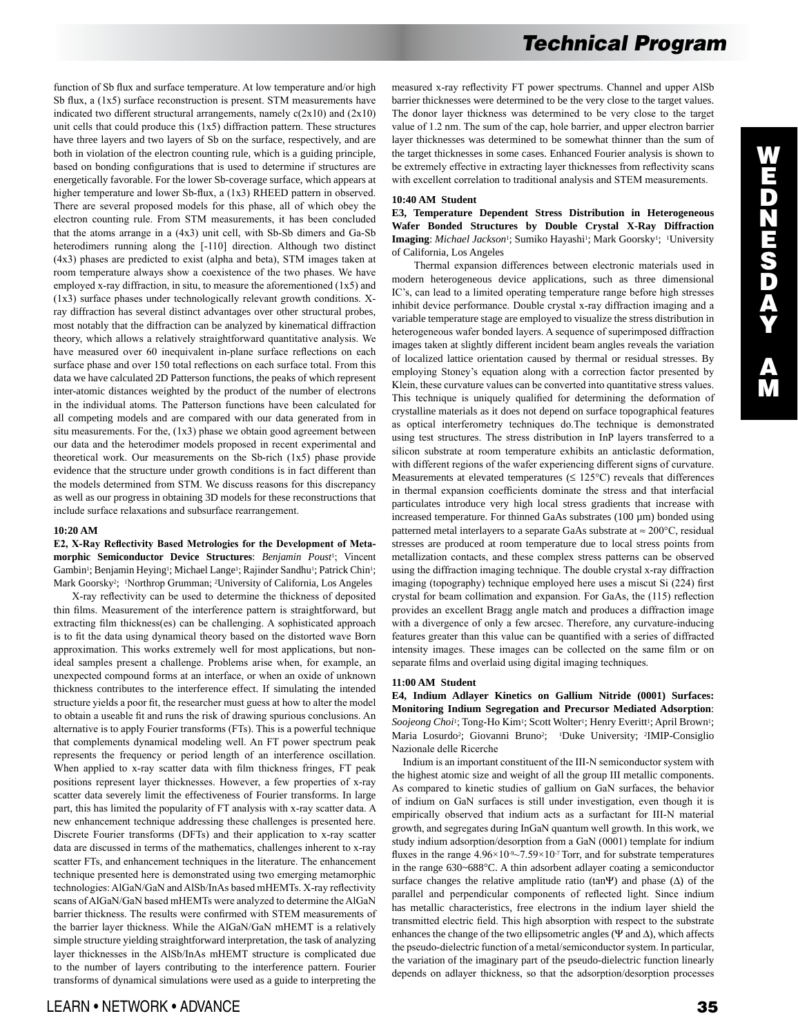function of Sb flux and surface temperature. At low temperature and/or high Sb flux, a (1x5) surface reconstruction is present. STM measurements have indicated two different structural arrangements, namely c(2x10) and (2x10) unit cells that could produce this (1x5) diffraction pattern. These structures have three layers and two layers of Sb on the surface, respectively, and are both in violation of the electron counting rule, which is a guiding principle, based on bonding configurations that is used to determine if structures are energetically favorable. For the lower Sb-coverage surface, which appears at higher temperature and lower Sb-flux, a (1x3) RHEED pattern in observed. There are several proposed models for this phase, all of which obey the electron counting rule. From STM measurements, it has been concluded that the atoms arrange in a (4x3) unit cell, with Sb-Sb dimers and Ga-Sb heterodimers running along the [-110] direction. Although two distinct (4x3) phases are predicted to exist (alpha and beta), STM images taken at room temperature always show a coexistence of the two phases. We have employed x-ray diffraction, in situ, to measure the aforementioned (1x5) and (1x3) surface phases under technologically relevant growth conditions. X-ray diffraction has several distinct advantages over other structural probes, most notably that the diffraction can be analyzed by kinematical diffraction theory, which allows a relatively straightforward quantitative analysis. We have measured over 60 inequivalent in-plane surface reflections on each surface phase and over 150 total reflections on each surface total. From this data we have calculated 2D Patterson functions, the peaks of which represent inter-atomic distances weighted by the product of the number of electrons in the individual atoms. The Patterson functions have been calculated for all competing models and are compared with our data generated from in situ measurements. For the, (1x3) phase we obtain good agreement between our data and the heterodimer models proposed in recent experimental and theoretical work. Our measurements on the Sb-rich (1x5) phase provide evidence that the structure under growth conditions is in fact different than the models determined from STM. We discuss reasons for this discrepancy as well as our progress in obtaining 3D models for these reconstructions that include surface relaxations and subsurface rearrangement.

**10:20 AM**

**E2, X-Ray Reflectivity Based Metrologies for the Development of Metamorphic Semiconductor Device Structures**: *Benjamin Poust*[1]; Vincent Gambin[1]; Benjamin Heying[1]; Michael Lange[1]; Rajinder Sandhu[1]; Patrick Chin[1]; Mark Goorsky[2]; [1]Northrop Grumman; [2]University of California, Los Angeles

X-ray reflectivity can be used to determine the thickness of deposited thin films. Measurement of the interference pattern is straightforward, but extracting film thickness(es) can be challenging. A sophisticated approach is to fit the data using dynamical theory based on the distorted wave Born approximation. This works extremely well for most applications, but non-ideal samples present a challenge. Problems arise when, for example, an unexpected compound forms at an interface, or when an oxide of unknown thickness contributes to the interference effect. If simulating the intended structure yields a poor fit, the researcher must guess at how to alter the model to obtain a useable fit and runs the risk of drawing spurious conclusions. An alternative is to apply Fourier transforms (FTs). This is a powerful technique that complements dynamical modeling well. An FT power spectrum peak represents the frequency or period length of an interference oscillation. When applied to x-ray scatter data with film thickness fringes, FT peak positions represent layer thicknesses. However, a few properties of x-ray scatter data severely limit the effectiveness of Fourier transforms. In large part, this has limited the popularity of FT analysis with x-ray scatter data. A new enhancement technique addressing these challenges is presented here. Discrete Fourier transforms (DFTs) and their application to x-ray scatter data are discussed in terms of the mathematics, challenges inherent to x-ray scatter FTs, and enhancement techniques in the literature. The enhancement technique presented here is demonstrated using two emerging metamorphic technologies: AlGaN/GaN and AlSb/InAs based mHEMTs. X-ray reflectivity scans of AlGaN/GaN based mHEMTs were analyzed to determine the AlGaN barrier thickness. The results were confirmed with STEM measurements of the barrier layer thickness. While the AlGaN/GaN mHEMT is a relatively simple structure yielding straightforward interpretation, the task of analyzing layer thicknesses in the AlSb/InAs mHEMT structure is complicated due to the number of layers contributing to the interference pattern. Fourier transforms of dynamical simulations were used as a guide to interpreting the measured x-ray reflectivity FT power spectrums. Channel and upper AlSb barrier thicknesses were determined to be the very close to the target values. The donor layer thickness was determined to be very close to the target value of 1.2 nm. The sum of the cap, hole barrier, and upper electron barrier layer thicknesses was determined to be somewhat thinner than the sum of the target thicknesses in some cases. Enhanced Fourier analysis is shown to be extremely effective in extracting layer thicknesses from reflectivity scans with excellent correlation to traditional analysis and STEM measurements.

**10:40 AM Student**

**E3, Temperature Dependent Stress Distribution in Heterogeneous Wafer Bonded Structures by Double Crystal X-Ray Diffraction Imaging**: *Michael Jackson*[1]; Sumiko Hayashi[1]; Mark Goorsky[1]; [1]University of California, Los Angeles

Thermal expansion differences between electronic materials used in modern heterogeneous device applications, such as three dimensional IC's, can lead to a limited operating temperature range before high stresses inhibit device performance. Double crystal x-ray diffraction imaging and a variable temperature stage are employed to visualize the stress distribution in heterogeneous wafer bonded layers. A sequence of superimposed diffraction images taken at slightly different incident beam angles reveals the variation of localized lattice orientation caused by thermal or residual stresses. By employing Stoney's equation along with a correction factor presented by Klein, these curvature values can be converted into quantitative stress values. This technique is uniquely qualified for determining the deformation of crystalline materials as it does not depend on surface topographical features as optical interferometry techniques do.The technique is demonstrated using test structures. The stress distribution in InP layers transferred to a silicon substrate at room temperature exhibits an anticlastic deformation, with different regions of the wafer experiencing different signs of curvature. Measurements at elevated temperatures (≤ 125°C) reveals that differences in thermal expansion coefficients dominate the stress and that interfacial particulates introduce very high local stress gradients that increase with increased temperature. For thinned GaAs substrates (100 µm) bonded using patterned metal interlayers to a separate GaAs substrate at ≈ 200°C, residual stresses are produced at room temperature due to local stress points from metallization contacts, and these complex stress patterns can be observed using the diffraction imaging technique. The double crystal x-ray diffraction imaging (topography) technique employed here uses a miscut Si (224) first crystal for beam collimation and expansion. For GaAs, the (115) reflection provides an excellent Bragg angle match and produces a diffraction image with a divergence of only a few arcsec. Therefore, any curvature-inducing features greater than this value can be quantified with a series of diffracted intensity images. These images can be collected on the same film or on separate films and overlaid using digital imaging techniques.

**11:00 AM Student**

**E4, Indium Adlayer Kinetics on Gallium Nitride (0001) Surfaces: Monitoring Indium Segregation and Precursor Mediated Adsorption**: *Soojeong Choi*[1]; Tong-Ho Kim[1]; Scott Wolter[1]; Henry Everitt[1]; April Brown[1]; Maria Losurdo[2]; Giovanni Bruno[2]; [1]Duke University; [2]IMIP-Consiglio Nazionale delle Ricerche

Indium is an important constituent of the III-N semiconductor system with the highest atomic size and weight of all the group III metallic components. As compared to kinetic studies of gallium on GaN surfaces, the behavior of indium on GaN surfaces is still under investigation, even though it is empirically observed that indium acts as a surfactant for III-N material growth, and segregates during InGaN quantum well growth. In this work, we study indium adsorption/desorption from a GaN (0001) template for indium fluxes in the range $4.96\times10^{-8}$~$7.59\times10^{-7}$ Torr, and for substrate temperatures in the range 630~688°C. A thin adsorbent adlayer coating a semiconductor surface changes the relative amplitude ratio (tanΨ) and phase (Δ) of the parallel and perpendicular components of reflected light. Since indium has metallic characteristics, free electrons in the indium layer shield the transmitted electric field. This high absorption with respect to the substrate enhances the change of the two ellipsometric angles (Ψ and Δ), which affects the pseudo-dielectric function of a metal/semiconductor system. In particular, the variation of the imaginary part of the pseudo-dielectric function linearly depends on adlayer thickness, so that the adsorption/desorption processes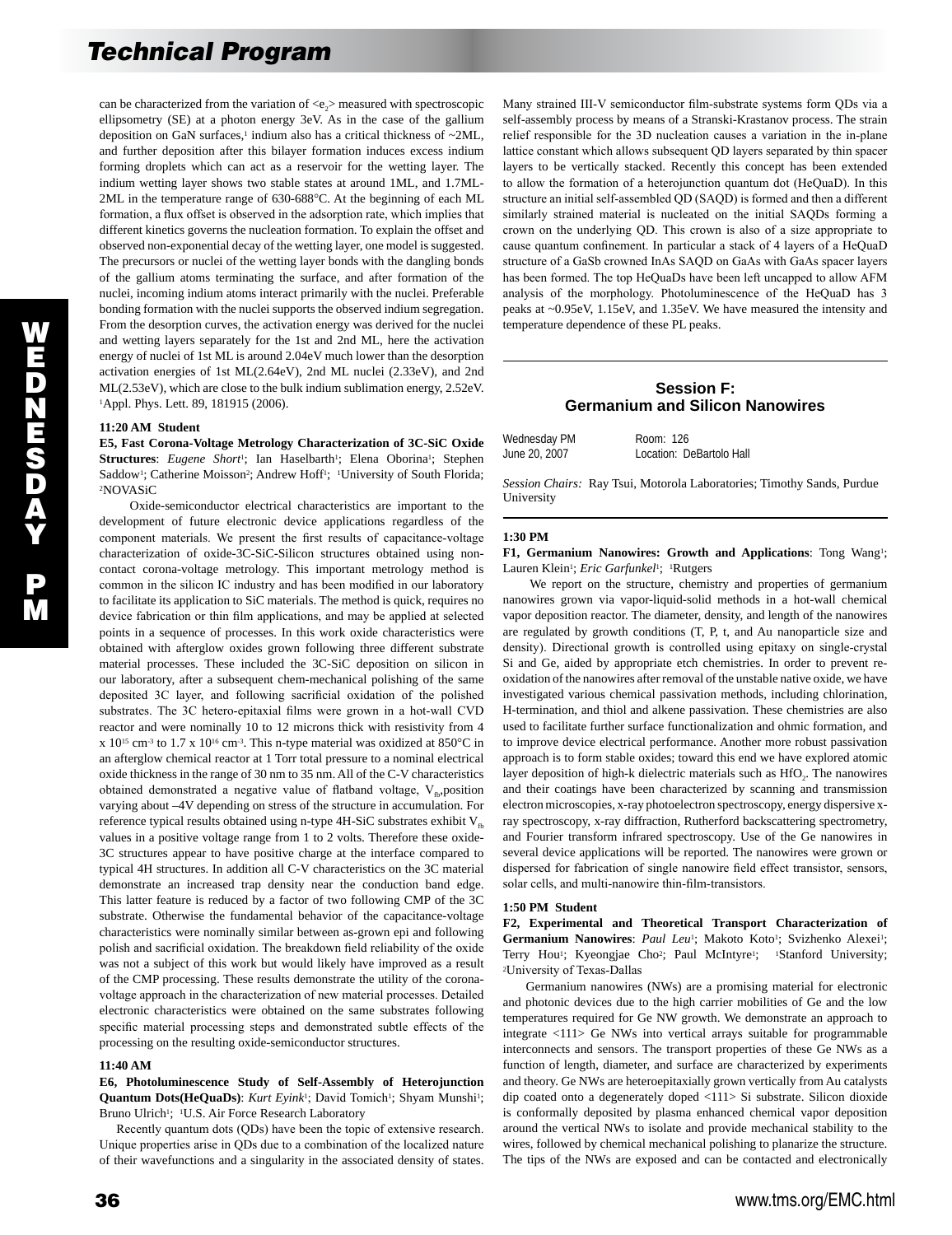can be characterized from the variation of $<e_2>$ measured with spectroscopic ellipsometry (SE) at a photon energy 3eV. As in the case of the gallium deposition on GaN surfaces,[1] indium also has a critical thickness of ~2ML, and further deposition after this bilayer formation induces excess indium forming droplets which can act as a reservoir for the wetting layer. The indium wetting layer shows two stable states at around 1ML, and 1.7ML-2ML in the temperature range of 630-688°C. At the beginning of each ML formation, a flux offset is observed in the adsorption rate, which implies that different kinetics governs the nucleation formation. To explain the offset and observed non-exponential decay of the wetting layer, one model is suggested. The precursors or nuclei of the wetting layer bonds with the dangling bonds of the gallium atoms terminating the surface, and after formation of the nuclei, incoming indium atoms interact primarily with the nuclei. Preferable bonding formation with the nuclei supports the observed indium segregation. From the desorption curves, the activation energy was derived for the nuclei and wetting layers separately for the 1st and 2nd ML, here the activation energy of nuclei of 1st ML is around 2.04eV much lower than the desorption activation energies of 1st ML(2.64eV), 2nd ML nuclei (2.33eV), and 2nd ML(2.53eV), which are close to the bulk indium sublimation energy, 2.52eV. [1]Appl. Phys. Lett. 89, 181915 (2006).

**11:20 AM Student**

**E5, Fast Corona-Voltage Metrology Characterization of 3C-SiC Oxide Structures**: *Eugene Short*[1]; Ian Haselbarth[1]; Elena Oborina[1]; Stephen Saddow[1]; Catherine Moisson[2]; Andrew Hoff[1]; [1]University of South Florida; [2]NOVASiC

Oxide-semiconductor electrical characteristics are important to the development of future electronic device applications regardless of the component materials. We present the first results of capacitance-voltage characterization of oxide-3C-SiC-Silicon structures obtained using non-contact corona-voltage metrology. This important metrology method is common in the silicon IC industry and has been modified in our laboratory to facilitate its application to SiC materials. The method is quick, requires no device fabrication or thin film applications, and may be applied at selected points in a sequence of processes. In this work oxide characteristics were obtained with afterglow oxides grown following three different substrate material processes. These included the 3C-SiC deposition on silicon in our laboratory, after a subsequent chem-mechanical polishing of the same deposited 3C layer, and following sacrificial oxidation of the polished substrates. The 3C hetero-epitaxial films were grown in a hot-wall CVD reactor and were nominally 10 to 12 microns thick with resistivity from 4 x $10^{15}$ cm$^{-3}$ to 1.7 x $10^{16}$ cm$^{-3}$. This n-type material was oxidized at 850°C in an afterglow chemical reactor at 1 Torr total pressure to a nominal electrical oxide thickness in the range of 30 nm to 35 nm. All of the C-V characteristics obtained demonstrated a negative value of flatband voltage, $V_{fb}$,position varying about –4V depending on stress of the structure in accumulation. For reference typical results obtained using n-type 4H-SiC substrates exhibit $V_{fb}$ values in a positive voltage range from 1 to 2 volts. Therefore these oxide-3C structures appear to have positive charge at the interface compared to typical 4H structures. In addition all C-V characteristics on the 3C material demonstrate an increased trap density near the conduction band edge. This latter feature is reduced by a factor of two following CMP of the 3C substrate. Otherwise the fundamental behavior of the capacitance-voltage characteristics were nominally similar between as-grown epi and following polish and sacrificial oxidation. The breakdown field reliability of the oxide was not a subject of this work but would likely have improved as a result of the CMP processing. These results demonstrate the utility of the corona-voltage approach in the characterization of new material processes. Detailed electronic characteristics were obtained on the same substrates following specific material processing steps and demonstrated subtle effects of the processing on the resulting oxide-semiconductor structures.

**11:40 AM**

**E6, Photoluminescence Study of Self-Assembly of Heterojunction Quantum Dots(HeQuaDs)**: *Kurt Eyink*[1]; David Tomich[1]; Shyam Munshi[1]; Bruno Ulrich[1]; [1]U.S. Air Force Research Laboratory

Recently quantum dots (QDs) have been the topic of extensive research. Unique properties arise in QDs due to a combination of the localized nature of their wavefunctions and a singularity in the associated density of states. Many strained III-V semiconductor film-substrate systems form QDs via a self-assembly process by means of a Stranski-Krastanov process. The strain relief responsible for the 3D nucleation causes a variation in the in-plane lattice constant which allows subsequent QD layers separated by thin spacer layers to be vertically stacked. Recently this concept has been extended to allow the formation of a heterojunction quantum dot (HeQuaD). In this structure an initial self-assembled QD (SAQD) is formed and then a different similarly strained material is nucleated on the initial SAQDs forming a crown on the underlying QD. This crown is also of a size appropriate to cause quantum confinement. In particular a stack of 4 layers of a HeQuaD structure of a GaSb crowned InAs SAQD on GaAs with GaAs spacer layers has been formed. The top HeQuaDs have been left uncapped to allow AFM analysis of the morphology. Photoluminescence of the HeQuaD has 3 peaks at ~0.95eV, 1.15eV, and 1.35eV. We have measured the intensity and temperature dependence of these PL peaks.

## Session F: Germanium and Silicon Nanowires

Wednesday PM June 20, 2007 — Room: 126, Location: DeBartolo Hall

*Session Chairs:* Ray Tsui, Motorola Laboratories; Timothy Sands, Purdue University

**1:30 PM**

**F1, Germanium Nanowires: Growth and Applications**: Tong Wang[1]; Lauren Klein[1]; *Eric Garfunkel*[1]; [1]Rutgers

We report on the structure, chemistry and properties of germanium nanowires grown via vapor-liquid-solid methods in a hot-wall chemical vapor deposition reactor. The diameter, density, and length of the nanowires are regulated by growth conditions (T, P, t, and Au nanoparticle size and density). Directional growth is controlled using epitaxy on single-crystal Si and Ge, aided by appropriate etch chemistries. In order to prevent re-oxidation of the nanowires after removal of the unstable native oxide, we have investigated various chemical passivation methods, including chlorination, H-termination, and thiol and alkene passivation. These chemistries are also used to facilitate further surface functionalization and ohmic formation, and to improve device electrical performance. Another more robust passivation approach is to form stable oxides; toward this end we have explored atomic layer deposition of high-k dielectric materials such as $HfO_2$. The nanowires and their coatings have been characterized by scanning and transmission electron microscopies, x-ray photoelectron spectroscopy, energy dispersive x-ray spectroscopy, x-ray diffraction, Rutherford backscattering spectrometry, and Fourier transform infrared spectroscopy. Use of the Ge nanowires in several device applications will be reported. The nanowires were grown or dispersed for fabrication of single nanowire field effect transistor, sensors, solar cells, and multi-nanowire thin-film-transistors.

**1:50 PM Student**

**F2, Experimental and Theoretical Transport Characterization of Germanium Nanowires**: *Paul Leu*[1]; Makoto Koto[1]; Svizhenko Alexei[1]; Terry Hou[1]; Kyeongjae Cho[2]; Paul McIntyre[1]; [1]Stanford University; [2]University of Texas-Dallas

Germanium nanowires (NWs) are a promising material for electronic and photonic devices due to the high carrier mobilities of Ge and the low temperatures required for Ge NW growth. We demonstrate an approach to integrate <111> Ge NWs into vertical arrays suitable for programmable interconnects and sensors. The transport properties of these Ge NWs as a function of length, diameter, and surface are characterized by experiments and theory. Ge NWs are heteroepitaxially grown vertically from Au catalysts dip coated onto a degenerately doped <111> Si substrate. Silicon dioxide is conformally deposited by plasma enhanced chemical vapor deposition around the vertical NWs to isolate and provide mechanical stability to the wires, followed by chemical mechanical polishing to planarize the structure. The tips of the NWs are exposed and can be contacted and electronically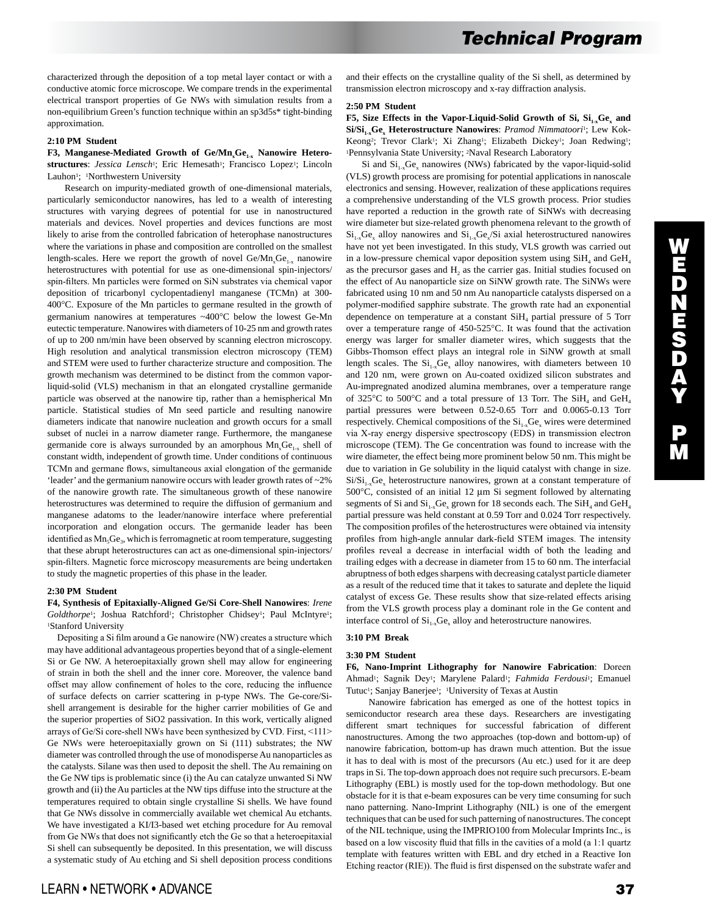characterized through the deposition of a top metal layer contact or with a conductive atomic force microscope. We compare trends in the experimental electrical transport properties of Ge NWs with simulation results from a non-equilibrium Green's function technique within an sp3d5s* tight-binding approximation.

**2:10 PM Student**

**F3, Manganese-Mediated Growth of Ge/$Mn_xGe_{1-x}$ Nanowire Heterostructures**: *Jessica Lensch*[1]; Eric Hemesath[1]; Francisco Lopez[1]; Lincoln Lauhon[1]; [1]Northwestern University

Research on impurity-mediated growth of one-dimensional materials, particularly semiconductor nanowires, has led to a wealth of interesting structures with varying degrees of potential for use in nanostructured materials and devices. Novel properties and devices functions are most likely to arise from the controlled fabrication of heterophase nanostructures where the variations in phase and composition are controlled on the smallest length-scales. Here we report the growth of novel Ge/$Mn_xGe_{1-x}$ nanowire heterostructures with potential for use as one-dimensional spin-injectors/spin-filters. Mn particles were formed on SiN substrates via chemical vapor deposition of tricarbonyl cyclopentadienyl manganese (TCMn) at 300-400°C. Exposure of the Mn particles to germane resulted in the growth of germanium nanowires at temperatures ~400°C below the lowest Ge-Mn eutectic temperature. Nanowires with diameters of 10-25 nm and growth rates of up to 200 nm/min have been observed by scanning electron microscopy. High resolution and analytical transmission electron microscopy (TEM) and STEM were used to further characterize structure and composition. The growth mechanism was determined to be distinct from the common vapor-liquid-solid (VLS) mechanism in that an elongated crystalline germanide particle was observed at the nanowire tip, rather than a hemispherical Mn particle. Statistical studies of Mn seed particle and resulting nanowire diameters indicate that nanowire nucleation and growth occurs for a small subset of nuclei in a narrow diameter range. Furthermore, the manganese germanide core is always surrounded by an amorphous $Mn_xGe_{1-x}$ shell of constant width, independent of growth time. Under conditions of continuous TCMn and germane flows, simultaneous axial elongation of the germanide 'leader' and the germanium nanowire occurs with leader growth rates of ~2% of the nanowire growth rate. The simultaneous growth of these nanowire heterostructures was determined to require the diffusion of germanium and manganese adatoms to the leader/nanowire interface where preferential incorporation and elongation occurs. The germanide leader has been identified as $Mn_5Ge_3$, which is ferromagnetic at room temperature, suggesting that these abrupt heterostructures can act as one-dimensional spin-injectors/spin-filters. Magnetic force microscopy measurements are being undertaken to study the magnetic properties of this phase in the leader.

**2:30 PM Student**

**F4, Synthesis of Epitaxially-Aligned Ge/Si Core-Shell Nanowires**: *Irene Goldthorpe*[1]; Joshua Ratchford[1]; Christopher Chidsey[1]; Paul McIntyre[1]; [1]Stanford University

Depositing a Si film around a Ge nanowire (NW) creates a structure which may have additional advantageous properties beyond that of a single-element Si or Ge NW. A heteroepitaxially grown shell may allow for engineering of strain in both the shell and the inner core. Moreover, the valence band offset may allow confinement of holes to the core, reducing the influence of surface defects on carrier scattering in p-type NWs. The Ge-core/Si-shell arrangement is desirable for the higher carrier mobilities of Ge and the superior properties of SiO2 passivation. In this work, vertically aligned arrays of Ge/Si core-shell NWs have been synthesized by CVD. First, <111> Ge NWs were heteroepitaxially grown on Si (111) substrates; the NW diameter was controlled through the use of monodisperse Au nanoparticles as the catalysts. Silane was then used to deposit the shell. The Au remaining on the Ge NW tips is problematic since (i) the Au can catalyze unwanted Si NW growth and (ii) the Au particles at the NW tips diffuse into the structure at the temperatures required to obtain single crystalline Si shells. We have found that Ge NWs dissolve in commercially available wet chemical Au etchants. We have investigated a KI/I3-based wet etching procedure for Au removal from Ge NWs that does not significantly etch the Ge so that a heteroepitaxial Si shell can subsequently be deposited. In this presentation, we will discuss a systematic study of Au etching and Si shell deposition process conditions and their effects on the crystalline quality of the Si shell, as determined by transmission electron microscopy and x-ray diffraction analysis.

**2:50 PM Student**

**F5, Size Effects in the Vapor-Liquid-Solid Growth of Si, $Si_{1-x}Ge_x$ and Si/$Si_{1-x}Ge_x$ Heterostructure Nanowires**: *Pramod Nimmatoori*[1]; Lew Kok-Keong[2]; Trevor Clark[1]; Xi Zhang[1]; Elizabeth Dickey[1]; Joan Redwing[1]; [1]Pennsylvania State University; [2]Naval Research Laboratory

Si and $Si_{1-x}Ge_x$ nanowires (NWs) fabricated by the vapor-liquid-solid (VLS) growth process are promising for potential applications in nanoscale electronics and sensing. However, realization of these applications requires a comprehensive understanding of the VLS growth process. Prior studies have reported a reduction in the growth rate of SiNWs with decreasing wire diameter but size-related growth phenomena relevant to the growth of $Si_{1-x}Ge_x$ alloy nanowires and $Si_{1-x}Ge_x$/Si axial heterostructured nanowires have not yet been investigated. In this study, VLS growth was carried out in a low-pressure chemical vapor deposition system using $SiH_4$ and $GeH_4$ as the precursor gases and $H_2$ as the carrier gas. Initial studies focused on the effect of Au nanoparticle size on SiNW growth rate. The SiNWs were fabricated using 10 nm and 50 nm Au nanoparticle catalysts dispersed on a polymer-modified sapphire substrate. The growth rate had an exponential dependence on temperature at a constant $SiH_4$ partial pressure of 5 Torr over a temperature range of 450-525°C. It was found that the activation energy was larger for smaller diameter wires, which suggests that the Gibbs-Thomson effect plays an integral role in SiNW growth at small length scales. The $Si_{1-x}Ge_x$ alloy nanowires, with diameters between 10 and 120 nm, were grown on Au-coated oxidized silicon substrates and Au-impregnated anodized alumina membranes, over a temperature range of 325°C to 500°C and a total pressure of 13 Torr. The $SiH_4$ and $GeH_4$ partial pressures were between 0.52-0.65 Torr and 0.0065-0.13 Torr respectively. Chemical compositions of the $Si_{1-x}Ge_x$ wires were determined via X-ray energy dispersive spectroscopy (EDS) in transmission electron microscope (TEM). The Ge concentration was found to increase with the wire diameter, the effect being more prominent below 50 nm. This might be due to variation in Ge solubility in the liquid catalyst with change in size. Si/$Si_{1-x}Ge_x$ heterostructure nanowires, grown at a constant temperature of 500°C, consisted of an initial 12 µm Si segment followed by alternating segments of Si and $Si_{1-x}Ge_x$ grown for 18 seconds each. The $SiH_4$ and $GeH_4$ partial pressure was held constant at 0.59 Torr and 0.024 Torr respectively. The composition profiles of the heterostructures were obtained via intensity profiles from high-angle annular dark-field STEM images. The intensity profiles reveal a decrease in interfacial width of both the leading and trailing edges with a decrease in diameter from 15 to 60 nm. The interfacial abruptness of both edges sharpens with decreasing catalyst particle diameter as a result of the reduced time that it takes to saturate and deplete the liquid catalyst of excess Ge. These results show that size-related effects arising from the VLS growth process play a dominant role in the Ge content and interface control of $Si_{1-x}Ge_x$ alloy and heterostructure nanowires.

**3:10 PM Break**

**3:30 PM Student**

**F6, Nano-Imprint Lithography for Nanowire Fabrication**: Doreen Ahmad[1]; Sagnik Dey[1]; Marylene Palard[1]; *Fahmida Ferdousi*[1]; Emanuel Tutuc[1]; Sanjay Banerjee[1]; [1]University of Texas at Austin

Nanowire fabrication has emerged as one of the hottest topics in semiconductor research area these days. Researchers are investigating different smart techniques for successful fabrication of different nanostructures. Among the two approaches (top-down and bottom-up) of nanowire fabrication, bottom-up has drawn much attention. But the issue it has to deal with is most of the precursors (Au etc.) used for it are deep traps in Si. The top-down approach does not require such precursors. E-beam Lithography (EBL) is mostly used for the top-down methodology. But one obstacle for it is that e-beam exposures can be very time consuming for such nano patterning. Nano-Imprint Lithography (NIL) is one of the emergent techniques that can be used for such patterning of nanostructures. The concept of the NIL technique, using the IMPRIO100 from Molecular Imprints Inc., is based on a low viscosity fluid that fills in the cavities of a mold (a 1:1 quartz template with features written with EBL and dry etched in a Reactive Ion Etching reactor (RIE)). The fluid is first dispensed on the substrate wafer and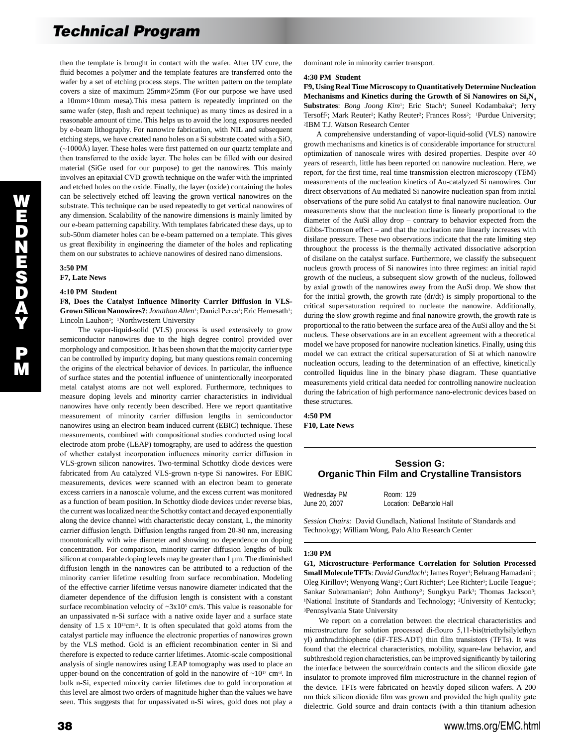then the template is brought in contact with the wafer. After UV cure, the fluid becomes a polymer and the template features are transferred onto the wafer by a set of etching process steps. The written pattern on the template covers a size of maximum 25mm×25mm (For our purpose we have used a 10mm×10mm mesa).This mesa pattern is repeatedly imprinted on the same wafer (step, flash and repeat technique) as many times as desired in a reasonable amount of time. This helps us to avoid the long exposures needed by e-beam lithography. For nanowire fabrication, with NIL and subsequent etching steps, we have created nano holes on a Si substrate coated with a $SiO_2$ (~1000Å) layer. These holes were first patterned on our quartz template and then transferred to the oxide layer. The holes can be filled with our desired material (SiGe used for our purpose) to get the nanowires. This mainly involves an epitaxial CVD growth technique on the wafer with the imprinted and etched holes on the oxide. Finally, the layer (oxide) containing the holes can be selectively etched off leaving the grown vertical nanowires on the substrate. This technique can be used repeatedly to get vertical nanowires of any dimension. Scalability of the nanowire dimensions is mainly limited by our e-beam patterning capability. With templates fabricated these days, up to sub-50nm diameter holes can be e-beam patterned on a template. This gives us great flexibility in engineering the diameter of the holes and replicating them on our substrates to achieve nanowires of desired nano dimensions.

**3:50 PM**
**F7, Late News**

**4:10 PM Student**
**F8, Does the Catalyst Influence Minority Carrier Diffusion in VLS-Grown Silicon Nanowires?**: *Jonathan Allen*[1]; Daniel Perea[1]; Eric Hemesath[1]; Lincoln Lauhon[1]; [1]Northwestern University

The vapor-liquid-solid (VLS) process is used extensively to grow semiconductor nanowires due to the high degree control provided over morphology and composition. It has been shown that the majority carrier type can be controlled by impurity doping, but many questions remain concerning the origins of the electrical behavior of devices. In particular, the influence of surface states and the potential influence of unintentionally incorporated metal catalyst atoms are not well explored. Furthermore, techniques to measure doping levels and minority carrier characteristics in individual nanowires have only recently been described. Here we report quantitative measurement of minority carrier diffusion lengths in semiconductor nanowires using an electron beam induced current (EBIC) technique. These measurements, combined with compositional studies conducted using local electrode atom probe (LEAP) tomography, are used to address the question of whether catalyst incorporation influences minority carrier diffusion in VLS-grown silicon nanowires. Two-terminal Schottky diode devices were fabricated from Au catalyzed VLS-grown n-type Si nanowires. For EBIC measurements, devices were scanned with an electron beam to generate excess carriers in a nanoscale volume, and the excess current was monitored as a function of beam position. In Schottky diode devices under reverse bias, the current was localized near the Schottky contact and decayed exponentially along the device channel with characteristic decay constant, L, the minority carrier diffusion length. Diffusion lengths ranged from 20-80 nm, increasing monotonically with wire diameter and showing no dependence on doping concentration. For comparison, minority carrier diffusion lengths of bulk silicon at comparable doping levels may be greater than 1 µm. The diminished diffusion length in the nanowires can be attributed to a reduction of the minority carrier lifetime resulting from surface recombination. Modeling of the effective carrier lifetime versus nanowire diameter indicated that the diameter dependence of the diffusion length is consistent with a constant surface recombination velocity of ~$3x10^5$ cm/s. This value is reasonable for an unpassivated n-Si surface with a native oxide layer and a surface state density of 1.5 x $10^{13}$cm$^{-2}$. It is often speculated that gold atoms from the catalyst particle may influence the electronic properties of nanowires grown by the VLS method. Gold is an efficient recombination center in Si and therefore is expected to reduce carrier lifetimes. Atomic-scale compositional analysis of single nanowires using LEAP tomography was used to place an upper-bound on the concentration of gold in the nanowire of ~$10^{17}$ cm$^{-3}$. In bulk n-Si, expected minority carrier lifetimes due to gold incorporation at this level are almost two orders of magnitude higher than the values we have seen. This suggests that for unpassivated n-Si wires, gold does not play a dominant role in minority carrier transport.

**4:30 PM Student**
**F9, Using Real Time Microscopy to Quantitatively Determine Nucleation Mechanisms and Kinetics during the Growth of Si Nanowires on $Si_3N_4$ Substrates**: *Bong Joong Kim*[1]; Eric Stach[1]; Suneel Kodambaka[2]; Jerry Tersoff[2]; Mark Reuter[2]; Kathy Reuter[2]; Frances Ross[2]; [1]Purdue University; [2]IBM T.J. Watson Research Center

A comprehensive understanding of vapor-liquid-solid (VLS) nanowire growth mechanisms and kinetics is of considerable importance for structural optimization of nanoscale wires with desired properties. Despite over 40 years of research, little has been reported on nanowire nucleation. Here, we report, for the first time, real time transmission electron microscopy (TEM) measurements of the nucleation kinetics of Au-catalyzed Si nanowires. Our direct observations of Au mediated Si nanowire nucleation span from initial observations of the pure solid Au catalyst to final nanowire nucleation. Our measurements show that the nucleation time is linearly proportional to the diameter of the AuSi alloy drop – contrary to behavior expected from the Gibbs-Thomson effect – and that the nucleation rate linearly increases with disilane pressure. These two observations indicate that the rate limiting step throughout the processs is the thermally activated dissociative adsorption of disilane on the catalyst surface. Furthermore, we classify the subsequent nucleus growth process of Si nanowires into three regimes: an initial rapid growth of the nucleus, a subsequent slow growth of the nucleus, followed by axial growth of the nanowires away from the AuSi drop. We show that for the initial growth, the growth rate (dr/dt) is simply proportional to the critical supersaturation required to nucleate the nanowire. Additionally, during the slow growth regime and final nanowire growth, the growth rate is proportional to the ratio between the surface area of the AuSi alloy and the Si nucleus. These observations are in an excellent agreement with a theoretical model we have proposed for nanowire nucleation kinetics. Finally, using this model we can extract the critical supersaturation of Si at which nanowire nucleation occurs, leading to the determination of an effective, kinetically controlled liquidus line in the binary phase diagram. These quantiative measurements yield critical data needed for controlling nanowire nucleation during the fabrication of high performance nano-electronic devices based on these structures.

**4:50 PM**
**F10, Late News**

## Session G: Organic Thin Film and Crystalline Transistors

Wednesday PM Room: 129
June 20, 2007 Location: DeBartolo Hall

*Session Chairs:* David Gundlach, National Institute of Standards and Technology; William Wong, Palo Alto Research Center

**1:30 PM**
**G1, Microstructure–Performance Correlation for Solution Processed Small Molecule TFTs**: *David Gundlach*[1]; James Royer[1]; Behrang Hamadani[1]; Oleg Kirillov[1]; Wenyong Wang[1]; Curt Richter[1]; Lee Richter[1]; Lucile Teague[1]; Sankar Subramanian[2]; John Anthony[2]; Sungkyu Park[3]; Thomas Jackson[3]; [1]National Institute of Standards and Technology; [2]University of Kentucky; [3]Pennsylvania State University

We report on a correlation between the electrical characteristics and microstructure for solution processed di-flouro 5,11-bis(triethylsilylethyn yl) anthradithiophene (diF-TES-ADT) thin film transistors (TFTs). It was found that the electrical characteristics, mobility, square-law behavior, and subthreshold region characteristics, can be improved significantly by tailoring the interface between the source/drain contacts and the silicon dioxide gate insulator to promote improved film microstructure in the channel region of the device. TFTs were fabricated on heavily doped silicon wafers. A 200 nm thick silicon dioxide film was grown and provided the high quality gate dielectric. Gold source and drain contacts (with a thin titanium adhesion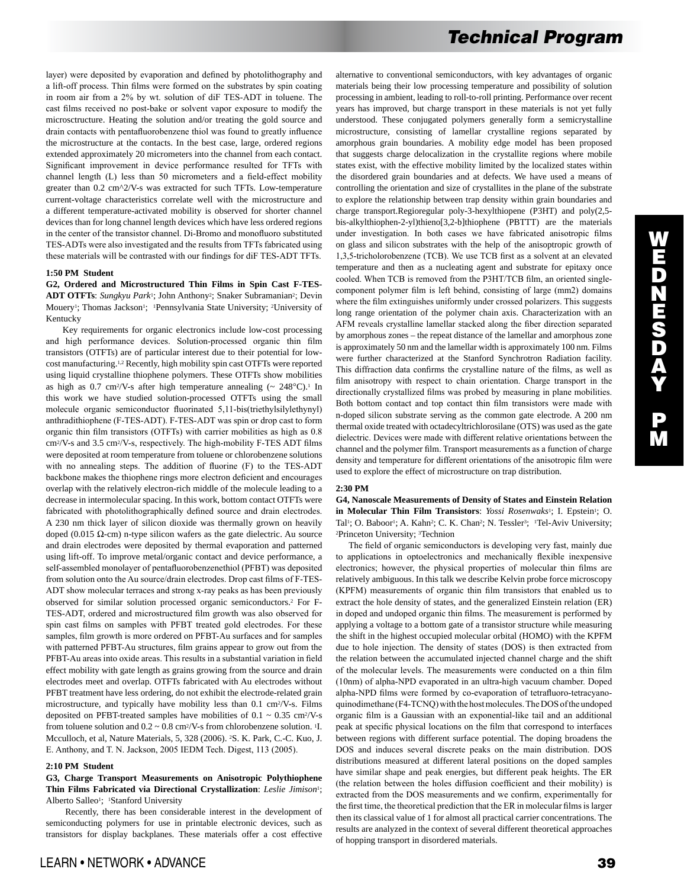layer) were deposited by evaporation and defined by photolithography and a lift-off process. Thin films were formed on the substrates by spin coating in room air from a 2% by wt. solution of diF TES-ADT in toluene. The cast films received no post-bake or solvent vapor exposure to modify the microstructure. Heating the solution and/or treating the gold source and drain contacts with pentafluorobenzene thiol was found to greatly influence the microstructure at the contacts. In the best case, large, ordered regions extended approximately 20 micrometers into the channel from each contact. Significant improvement in device performance resulted for TFTs with channel length (L) less than 50 micrometers and a field-effect mobility greater than 0.2 cm^2/V-s was extracted for such TFTs. Low-temperature current-voltage characteristics correlate well with the microstructure and a different temperature-activated mobility is observed for shorter channel devices than for long channel length devices which have less ordered regions in the center of the transistor channel. Di-Bromo and monofluoro substituted TES-ADTs were also investigated and the results from TFTs fabricated using these materials will be contrasted with our findings for diF TES-ADT TFTs.

**1:50 PM Student**

**G2, Ordered and Microstructured Thin Films in Spin Cast F-TES-ADT OTFTs**: *Sungkyu Park*[1]; John Anthony[2]; Snaker Subramanian[2]; Devin Mouery[1]; Thomas Jackson[1]; [1]Pennsylvania State University; [2]University of Kentucky

Key requirements for organic electronics include low-cost processing and high performance devices. Solution-processed organic thin film transistors (OTFTs) are of particular interest due to their potential for low-cost manufacturing.[1,2] Recently, high mobility spin cast OTFTs were reported using liquid crystalline thiophene polymers. These OTFTs show mobilities as high as 0.7 $cm^2/V$-s after high temperature annealing (~ 248°C).[1] In this work we have studied solution-processed OTFTs using the small molecule organic semiconductor fluorinated 5,11-bis(triethylsilylethynyl) anthradithiophene (F-TES-ADT). F-TES-ADT was spin or drop cast to form organic thin film transistors (OTFTs) with carrier mobilities as high as 0.8 $cm^2/V$-s and 3.5 $cm^2/V$-s, respectively. The high-mobility F-TES ADT films were deposited at room temperature from toluene or chlorobenzene solutions with no annealing steps. The addition of fluorine (F) to the TES-ADT backbone makes the thiophene rings more electron deficient and encourages overlap with the relatively electron-rich middle of the molecule leading to a decrease in intermolecular spacing. In this work, bottom contact OTFTs were fabricated with photolithographically defined source and drain electrodes. A 230 nm thick layer of silicon dioxide was thermally grown on heavily doped (0.015 Ω-cm) n-type silicon wafers as the gate dielectric. Au source and drain electrodes were deposited by thermal evaporation and patterned using lift-off. To improve metal/organic contact and device performance, a self-assembled monolayer of pentafluorobenzenethiol (PFBT) was deposited from solution onto the Au source/drain electrodes. Drop cast films of F-TES-ADT show molecular terraces and strong x-ray peaks as has been previously observed for similar solution processed organic semiconductors.[2] For F-TES-ADT, ordered and microstructured film growth was also observed for spin cast films on samples with PFBT treated gold electrodes. For these samples, film growth is more ordered on PFBT-Au surfaces and for samples with patterned PFBT-Au structures, film grains appear to grow out from the PFBT-Au areas into oxide areas. This results in a substantial variation in field effect mobility with gate length as grains growing from the source and drain electrodes meet and overlap. OTFTs fabricated with Au electrodes without PFBT treatment have less ordering, do not exhibit the electrode-related grain microstructure, and typically have mobility less than 0.1 $cm^2/V$-s. Films deposited on PFBT-treated samples have mobilities of 0.1 ~ 0.35 $cm^2/V$-s from toluene solution and 0.2 ~ 0.8 $cm^2/V$-s from chlorobenzene solution. [1]I. Mcculloch, et al, Nature Materials, 5, 328 (2006). [2]S. K. Park, C.-C. Kuo, J. E. Anthony, and T. N. Jackson, 2005 IEDM Tech. Digest, 113 (2005).

**2:10 PM Student**

**G3, Charge Transport Measurements on Anisotropic Polythiophene Thin Films Fabricated via Directional Crystallization**: *Leslie Jimison*[1]; Alberto Salleo[1]; [1]Stanford University

Recently, there has been considerable interest in the development of semiconducting polymers for use in printable electronic devices, such as transistors for display backplanes. These materials offer a cost effective alternative to conventional semiconductors, with key advantages of organic materials being their low processing temperature and possibility of solution processing in ambient, leading to roll-to-roll printing. Performance over recent years has improved, but charge transport in these materials is not yet fully understood. These conjugated polymers generally form a semicrystalline microstructure, consisting of lamellar crystalline regions separated by amorphous grain boundaries. A mobility edge model has been proposed that suggests charge delocalization in the crystallite regions where mobile states exist, with the effective mobility limited by the localized states within the disordered grain boundaries and at defects. We have used a means of controlling the orientation and size of crystallites in the plane of the substrate to explore the relationship between trap density within grain boundaries and charge transport.Regioregular poly-3-hexylthiopene (P3HT) and poly(2,5-bis-alkylthiophen-2-yl)thieno[3,2-b]thiophene (PBTTT) are the materials under investigation. In both cases we have fabricated anisotropic films on glass and silicon substrates with the help of the anisoptropic growth of 1,3,5-tricholorobenzene (TCB). We use TCB first as a solvent at an elevated temperature and then as a nucleating agent and substrate for epitaxy once cooled. When TCB is removed from the P3HT/TCB film, an oriented single-component polymer film is left behind, consisting of large (mm2) domains where the film extinguishes uniformly under crossed polarizers. This suggests long range orientation of the polymer chain axis. Characterization with an AFM reveals crystalline lamellar stacked along the fiber direction separated by amorphous zones – the repeat distance of the lamellar and amorphous zone is approximately 50 nm and the lamellar width is approximately 100 nm. Films were further characterized at the Stanford Synchrotron Radiation facility. This diffraction data confirms the crystalline nature of the films, as well as film anisotropy with respect to chain orientation. Charge transport in the directionally crystallized films was probed by measuring in plane mobilities. Both bottom contact and top contact thin film transistors were made with n-doped silicon substrate serving as the common gate electrode. A 200 nm thermal oxide treated with octadecyltrichlorosilane (OTS) was used as the gate dielectric. Devices were made with different relative orientations between the channel and the polymer film. Transport measurements as a function of charge density and temperature for different orientations of the anisotropic film were used to explore the effect of microstructure on trap distribution.

**2:30 PM**

**G4, Nanoscale Measurements of Density of States and Einstein Relation in Molecular Thin Film Transistors**: *Yossi Rosenwaks*[1]; I. Epstein[1]; O. Tal[1]; O. Baboor[1]; A. Kahn[2]; C. K. Chan[2]; N. Tessler[3]; [1]Tel-Aviv University; [2]Princeton University; [3]Technion

The field of organic semiconductors is developing very fast, mainly due to applications in optoelectronics and mechanically flexible inexpensive electronics; however, the physical properties of molecular thin films are relatively ambiguous. In this talk we describe Kelvin probe force microscopy (KPFM) measurements of organic thin film transistors that enabled us to extract the hole density of states, and the generalized Einstein relation (ER) in doped and undoped organic thin films. The measurement is performed by applying a voltage to a bottom gate of a transistor structure while measuring the shift in the highest occupied molecular orbital (HOMO) with the KPFM due to hole injection. The density of states (DOS) is then extracted from the relation between the accumulated injected channel charge and the shift of the molecular levels. The measurements were conducted on a thin film (10nm) of alpha-NPD evaporated in an ultra-high vacuum chamber. Doped alpha-NPD films were formed by co-evaporation of tetrafluoro-tetracyano-quinodimethane (F4-TCNQ) with the host molecules. The DOS of the undoped organic film is a Gaussian with an exponential-like tail and an additional peak at specific physical locations on the film that correspond to interfaces between regions with different surface potential. The doping broadens the DOS and induces several discrete peaks on the main distribution. DOS distributions measured at different lateral positions on the doped samples have similar shape and peak energies, but different peak heights. The ER (the relation between the holes diffusion coefficient and their mobility) is extracted from the DOS measurements and we confirm, experimentally for the first time, the theoretical prediction that the ER in molecular films is larger then its classical value of 1 for almost all practical carrier concentrations. The results are analyzed in the context of several different theoretical approaches of hopping transport in disordered materials.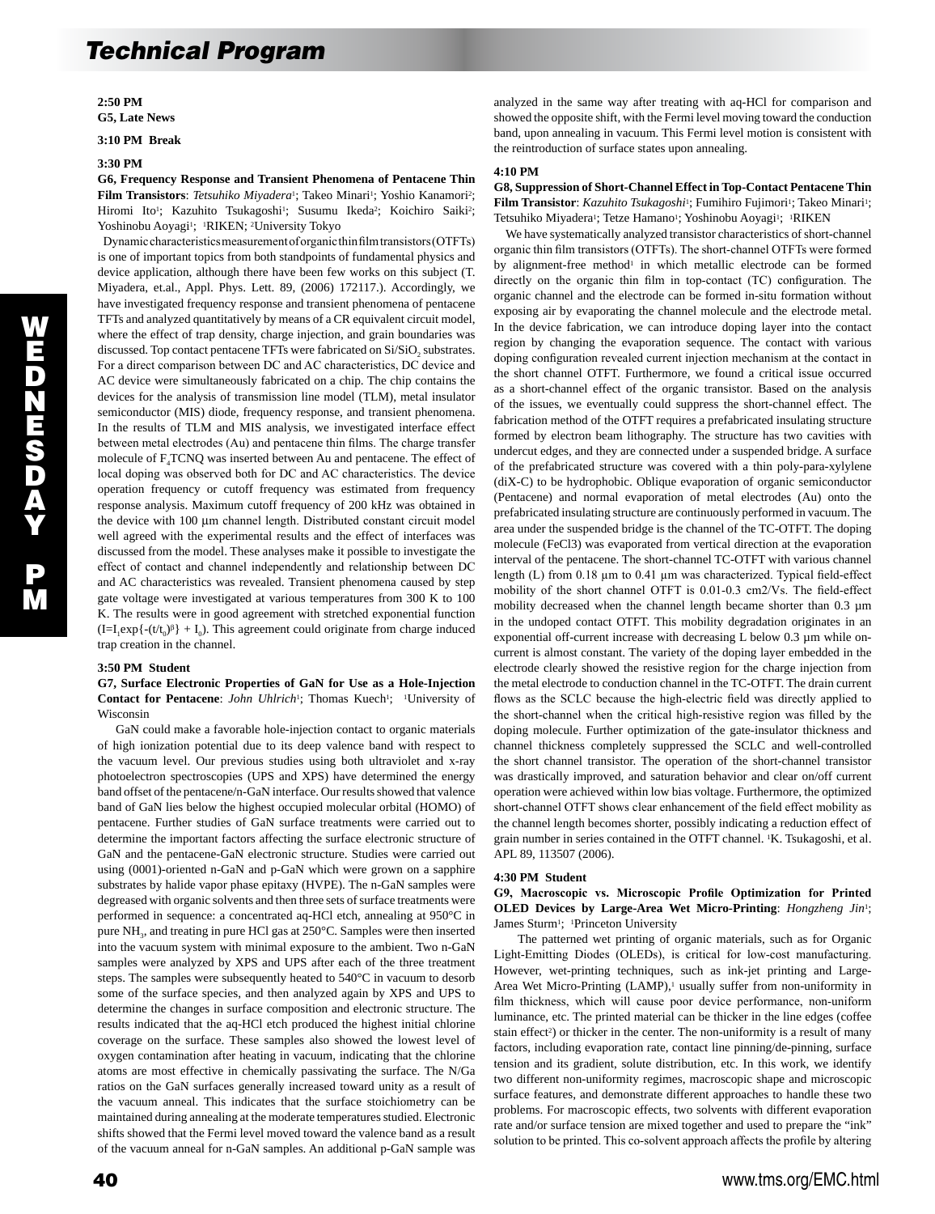**2:50 PM**
**G5, Late News**

**3:10 PM Break**

**3:30 PM**
**G6, Frequency Response and Transient Phenomena of Pentacene Thin Film Transistors**: *Tetsuhiko Miyadera*[1]; Takeo Minari[1]; Yoshio Kanamori[2]; Hiromi Ito[1]; Kazuhito Tsukagoshi[1]; Susumu Ikeda[2]; Koichiro Saiki[2]; Yoshinobu Aoyagi[1]; [1]RIKEN; [2]University Tokyo

Dynamic characteristics measurement of organic thin film transistors (OTFTs) is one of important topics from both standpoints of fundamental physics and device application, although there have been few works on this subject (T. Miyadera, et.al., Appl. Phys. Lett. 89, (2006) 172117.). Accordingly, we have investigated frequency response and transient phenomena of pentacene TFTs and analyzed quantitatively by means of a CR equivalent circuit model, where the effect of trap density, charge injection, and grain boundaries was discussed. Top contact pentacene TFTs were fabricated on Si/$SiO_2$ substrates. For a direct comparison between DC and AC characteristics, DC device and AC device were simultaneously fabricated on a chip. The chip contains the devices for the analysis of transmission line model (TLM), metal insulator semiconductor (MIS) diode, frequency response, and transient phenomena. In the results of TLM and MIS analysis, we investigated interface effect between metal electrodes (Au) and pentacene thin films. The charge transfer molecule of $F_4TCNQ$ was inserted between Au and pentacene. The effect of local doping was observed both for DC and AC characteristics. The device operation frequency or cutoff frequency was estimated from frequency response analysis. Maximum cutoff frequency of 200 kHz was obtained in the device with 100 µm channel length. Distributed constant circuit model well agreed with the experimental results and the effect of interfaces was discussed from the model. These analyses make it possible to investigate the effect of contact and channel independently and relationship between DC and AC characteristics was revealed. Transient phenomena caused by step gate voltage were investigated at various temperatures from 300 K to 100 K. The results were in good agreement with stretched exponential function ($I=I_1\exp\{-(t/t_0)^\beta\} + I_0$). This agreement could originate from charge induced trap creation in the channel.

**3:50 PM Student**
**G7, Surface Electronic Properties of GaN for Use as a Hole-Injection Contact for Pentacene**: *John Uhlrich*[1]; Thomas Kuech[1]; [1]University of Wisconsin

GaN could make a favorable hole-injection contact to organic materials of high ionization potential due to its deep valence band with respect to the vacuum level. Our previous studies using both ultraviolet and x-ray photoelectron spectroscopies (UPS and XPS) have determined the energy band offset of the pentacene/n-GaN interface. Our results showed that valence band of GaN lies below the highest occupied molecular orbital (HOMO) of pentacene. Further studies of GaN surface treatments were carried out to determine the important factors affecting the surface electronic structure of GaN and the pentacene-GaN electronic structure. Studies were carried out using (0001)-oriented n-GaN and p-GaN which were grown on a sapphire substrates by halide vapor phase epitaxy (HVPE). The n-GaN samples were degreased with organic solvents and then three sets of surface treatments were performed in sequence: a concentrated aq-HCl etch, annealing at 950°C in pure $NH_3$, and treating in pure HCl gas at 250°C. Samples were then inserted into the vacuum system with minimal exposure to the ambient. Two n-GaN samples were analyzed by XPS and UPS after each of the three treatment steps. The samples were subsequently heated to 540°C in vacuum to desorb some of the surface species, and then analyzed again by XPS and UPS to determine the changes in surface composition and electronic structure. The results indicated that the aq-HCl etch produced the highest initial chlorine coverage on the surface. These samples also showed the lowest level of oxygen contamination after heating in vacuum, indicating that the chlorine atoms are most effective in chemically passivating the surface. The N/Ga ratios on the GaN surfaces generally increased toward unity as a result of the vacuum anneal. This indicates that the surface stoichiometry can be maintained during annealing at the moderate temperatures studied. Electronic shifts showed that the Fermi level moved toward the valence band as a result of the vacuum anneal for n-GaN samples. An additional p-GaN sample was analyzed in the same way after treating with aq-HCl for comparison and showed the opposite shift, with the Fermi level moving toward the conduction band, upon annealing in vacuum. This Fermi level motion is consistent with the reintroduction of surface states upon annealing.

**4:10 PM**
**G8, Suppression of Short-Channel Effect in Top-Contact Pentacene Thin Film Transistor**: *Kazuhito Tsukagoshi*[1]; Fumihiro Fujimori[1]; Takeo Minari[1]; Tetsuhiko Miyadera[1]; Tetze Hamano[1]; Yoshinobu Aoyagi[1]; [1]RIKEN

We have systematically analyzed transistor characteristics of short-channel organic thin film transistors (OTFTs). The short-channel OTFTs were formed by alignment-free method[1] in which metallic electrode can be formed directly on the organic thin film in top-contact (TC) configuration. The organic channel and the electrode can be formed in-situ formation without exposing air by evaporating the channel molecule and the electrode metal. In the device fabrication, we can introduce doping layer into the contact region by changing the evaporation sequence. The contact with various doping configuration revealed current injection mechanism at the contact in the short channel OTFT. Furthermore, we found a critical issue occurred as a short-channel effect of the organic transistor. Based on the analysis of the issues, we eventually could suppress the short-channel effect. The fabrication method of the OTFT requires a prefabricated insulating structure formed by electron beam lithography. The structure has two cavities with undercut edges, and they are connected under a suspended bridge. A surface of the prefabricated structure was covered with a thin poly-para-xylylene (diX-C) to be hydrophobic. Oblique evaporation of organic semiconductor (Pentacene) and normal evaporation of metal electrodes (Au) onto the prefabricated insulating structure are continuously performed in vacuum. The area under the suspended bridge is the channel of the TC-OTFT. The doping molecule (FeCl3) was evaporated from vertical direction at the evaporation interval of the pentacene. The short-channel TC-OTFT with various channel length (L) from 0.18 µm to 0.41 µm was characterized. Typical field-effect mobility of the short channel OTFT is 0.01-0.3 cm2/Vs. The field-effect mobility decreased when the channel length became shorter than 0.3 µm in the undoped contact OTFT. This mobility degradation originates in an exponential off-current increase with decreasing L below 0.3 µm while on-current is almost constant. The variety of the doping layer embedded in the electrode clearly showed the resistive region for the charge injection from the metal electrode to conduction channel in the TC-OTFT. The drain current flows as the SCLC because the high-electric field was directly applied to the short-channel when the critical high-resistive region was filled by the doping molecule. Further optimization of the gate-insulator thickness and channel thickness completely suppressed the SCLC and well-controlled the short channel transistor. The operation of the short-channel transistor was drastically improved, and saturation behavior and clear on/off current operation were achieved within low bias voltage. Furthermore, the optimized short-channel OTFT shows clear enhancement of the field effect mobility as the channel length becomes shorter, possibly indicating a reduction effect of grain number in series contained in the OTFT channel. [1]K. Tsukagoshi, et al. APL 89, 113507 (2006).

**4:30 PM Student**
**G9, Macroscopic vs. Microscopic Profile Optimization for Printed OLED Devices by Large-Area Wet Micro-Printing**: *Hongzheng Jin*[1]; James Sturm[1]; [1]Princeton University

The patterned wet printing of organic materials, such as for Organic Light-Emitting Diodes (OLEDs), is critical for low-cost manufacturing. However, wet-printing techniques, such as ink-jet printing and Large-Area Wet Micro-Printing (LAMP),[1] usually suffer from non-uniformity in film thickness, which will cause poor device performance, non-uniform luminance, etc. The printed material can be thicker in the line edges (coffee stain effect[2]) or thicker in the center. The non-uniformity is a result of many factors, including evaporation rate, contact line pinning/de-pinning, surface tension and its gradient, solute distribution, etc. In this work, we identify two different non-uniformity regimes, macroscopic shape and microscopic surface features, and demonstrate different approaches to handle these two problems. For macroscopic effects, two solvents with different evaporation rate and/or surface tension are mixed together and used to prepare the "ink" solution to be printed. This co-solvent approach affects the profile by altering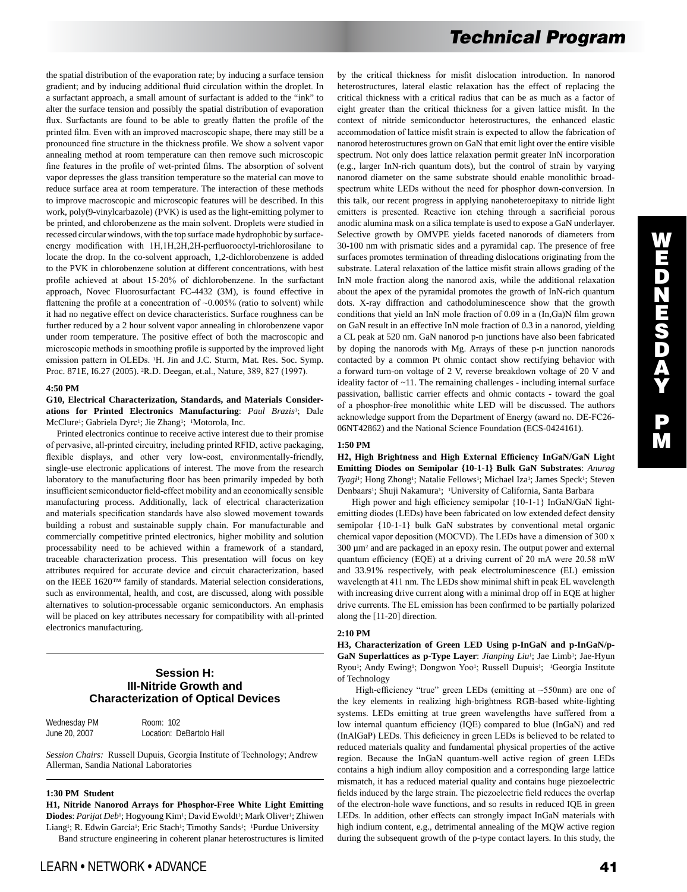the spatial distribution of the evaporation rate; by inducing a surface tension gradient; and by inducing additional fluid circulation within the droplet. In a surfactant approach, a small amount of surfactant is added to the "ink" to alter the surface tension and possibly the spatial distribution of evaporation flux. Surfactants are found to be able to greatly flatten the profile of the printed film. Even with an improved macroscopic shape, there may still be a pronounced fine structure in the thickness profile. We show a solvent vapor annealing method at room temperature can then remove such microscopic fine features in the profile of wet-printed films. The absorption of solvent vapor depresses the glass transition temperature so the material can move to reduce surface area at room temperature. The interaction of these methods to improve macroscopic and microscopic features will be described. In this work, poly(9-vinylcarbazole) (PVK) is used as the light-emitting polymer to be printed, and chlorobenzene as the main solvent. Droplets were studied in recessed circular windows, with the top surface made hydrophobic by surface-energy modification with 1H,1H,2H,2H-perfluorooctyl-trichlorosilane to locate the drop. In the co-solvent approach, 1,2-dichlorobenzene is added to the PVK in chlorobenzene solution at different concentrations, with best profile achieved at about 15-20% of dichlorobenzene. In the surfactant approach, Novec Fluorosurfactant FC-4432 (3M), is found effective in flattening the profile at a concentration of ~0.005% (ratio to solvent) while it had no negative effect on device characteristics. Surface roughness can be further reduced by a 2 hour solvent vapor annealing in chlorobenzene vapor under room temperature. The positive effect of both the macroscopic and microscopic methods in smoothing profile is supported by the improved light emission pattern in OLEDs. [1]H. Jin and J.C. Sturm, Mat. Res. Soc. Symp. Proc. 871E, I6.27 (2005). [2]R.D. Deegan, et.al., Nature, 389, 827 (1997).

**4:50 PM**

**G10, Electrical Characterization, Standards, and Materials Considerations for Printed Electronics Manufacturing**: *Paul Brazis*[1]; Dale McClure[1]; Gabriela Dyrc[1]; Jie Zhang[1]; [1]Motorola, Inc.

Printed electronics continue to receive active interest due to their promise of pervasive, all-printed circuitry, including printed RFID, active packaging, flexible displays, and other very low-cost, environmentally-friendly, single-use electronic applications of interest. The move from the research laboratory to the manufacturing floor has been primarily impeded by both insufficient semiconductor field-effect mobility and an economically sensible manufacturing process. Additionally, lack of electrical characterization and materials specification standards have also slowed movement towards building a robust and sustainable supply chain. For manufacturable and commercially competitive printed electronics, higher mobility and solution processability need to be achieved within a framework of a standard, traceable characterization process. This presentation will focus on key attributes required for accurate device and circuit characterization, based on the IEEE 1620™ family of standards. Material selection considerations, such as environmental, health, and cost, are discussed, along with possible alternatives to solution-processable organic semiconductors. An emphasis will be placed on key attributes necessary for compatibility with all-printed electronics manufacturing.

## Session H: III-Nitride Growth and Characterization of Optical Devices

Wednesday PM　　Room: 102
June 20, 2007　　Location: DeBartolo Hall

*Session Chairs:* Russell Dupuis, Georgia Institute of Technology; Andrew Allerman, Sandia National Laboratories

**1:30 PM Student**

**H1, Nitride Nanorod Arrays for Phosphor-Free White Light Emitting Diodes**: *Parijat Deb*[1]; Hogyoung Kim[1]; David Ewoldt[1]; Mark Oliver[1]; Zhiwen Liang[1]; R. Edwin Garcia[1]; Eric Stach[1]; Timothy Sands[1]; [1]Purdue University

Band structure engineering in coherent planar heterostructures is limited by the critical thickness for misfit dislocation introduction. In nanorod heterostructures, lateral elastic relaxation has the effect of replacing the critical thickness with a critical radius that can be as much as a factor of eight greater than the critical thickness for a given lattice misfit. In the context of nitride semiconductor heterostructures, the enhanced elastic accommodation of lattice misfit strain is expected to allow the fabrication of nanorod heterostructures grown on GaN that emit light over the entire visible spectrum. Not only does lattice relaxation permit greater InN incorporation (e.g., larger InN-rich quantum dots), but the control of strain by varying nanorod diameter on the same substrate should enable monolithic broad-spectrum white LEDs without the need for phosphor down-conversion. In this talk, our recent progress in applying nanoheteroepitaxy to nitride light emitters is presented. Reactive ion etching through a sacrificial porous anodic alumina mask on a silica template is used to expose a GaN underlayer. Selective growth by OMVPE yields faceted nanorods of diameters from 30-100 nm with prismatic sides and a pyramidal cap. The presence of free surfaces promotes termination of threading dislocations originating from the substrate. Lateral relaxation of the lattice misfit strain allows grading of the InN mole fraction along the nanorod axis, while the additional relaxation about the apex of the pyramidal promotes the growth of InN-rich quantum dots. X-ray diffraction and cathodoluminescence show that the growth conditions that yield an InN mole fraction of 0.09 in a (In,Ga)N film grown on GaN result in an effective InN mole fraction of 0.3 in a nanorod, yielding a CL peak at 520 nm. GaN nanorod p-n junctions have also been fabricated by doping the nanorods with Mg. Arrays of these p-n junction nanorods contacted by a common Pt ohmic contact show rectifying behavior with a forward turn-on voltage of 2 V, reverse breakdown voltage of 20 V and ideality factor of ~11. The remaining challenges - including internal surface passivation, ballistic carrier effects and ohmic contacts - toward the goal of a phosphor-free monolithic white LED will be discussed. The authors acknowledge support from the Department of Energy (award no. DE-FC26-06NT42862) and the National Science Foundation (ECS-0424161).

**1:50 PM**

**H2, High Brightness and High External Efficiency InGaN/GaN Light Emitting Diodes on Semipolar {10-1-1} Bulk GaN Substrates**: *Anurag Tyagi*[1]; Hong Zhong[1]; Natalie Fellows[1]; Michael Iza[1]; James Speck[1]; Steven Denbaars[1]; Shuji Nakamura[1]; [1]University of California, Santa Barbara

High power and high efficiency semipolar {10-1-1} InGaN/GaN light-emitting diodes (LEDs) have been fabricated on low extended defect density semipolar {10-1-1} bulk GaN substrates by conventional metal organic chemical vapor deposition (MOCVD). The LEDs have a dimension of 300 x 300 μm$^2$ and are packaged in an epoxy resin. The output power and external quantum efficiency (EQE) at a driving current of 20 mA were 20.58 mW and 33.91% respectively, with peak electroluminescence (EL) emission wavelength at 411 nm. The LEDs show minimal shift in peak EL wavelength with increasing drive current along with a minimal drop off in EQE at higher drive currents. The EL emission has been confirmed to be partially polarized along the [11-20] direction.

**2:10 PM**

**H3, Characterization of Green LED Using p-InGaN and p-InGaN/p-GaN Superlattices as p-Type Layer**: *Jianping Liu*[1]; Jae Limb[1]; Jae-Hyun Ryou[1]; Andy Ewing[1]; Dongwon Yoo[1]; Russell Dupuis[1]; [1]Georgia Institute of Technology

High-efficiency "true" green LEDs (emitting at ~550nm) are one of the key elements in realizing high-brightness RGB-based white-lighting systems. LEDs emitting at true green wavelengths have suffered from a low internal quantum efficiency (IQE) compared to blue (InGaN) and red (InAlGaP) LEDs. This deficiency in green LEDs is believed to be related to reduced materials quality and fundamental physical properties of the active region. Because the InGaN quantum-well active region of green LEDs contains a high indium alloy composition and a corresponding large lattice mismatch, it has a reduced material quality and contains huge piezoelectric fields induced by the large strain. The piezoelectric field reduces the overlap of the electron-hole wave functions, and so results in reduced IQE in green LEDs. In addition, other effects can strongly impact InGaN materials with high indium content, e.g., detrimental annealing of the MQW active region during the subsequent growth of the p-type contact layers. In this study, the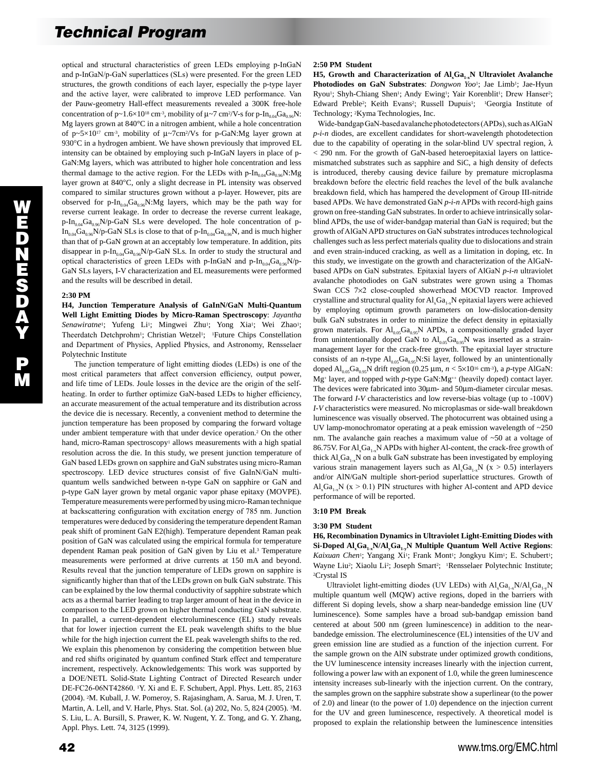optical and structural characteristics of green LEDs employing p-InGaN and p-InGaN/p-GaN superlattices (SLs) were presented. For the green LED structures, the growth conditions of each layer, especially the p-type layer and the active layer, were calibrated to improve LED performance. Van der Pauw-geometry Hall-effect measurements revealed a 300K free-hole concentration of $p\sim1.6\times10^{18}$ cm$^{-3}$, mobility of $\mu\sim7$ cm$^2$/V-s for p-$In_{0.04}Ga_{0.96}N$:Mg layers grown at 840°C in a nitrogen ambient, while a hole concentration of $p\sim5\times10^{17}$ cm$^{-3}$, mobility of $\mu\sim7$cm$^2$/Vs for p-GaN:Mg layer grown at 930°C in a hydrogen ambient. We have shown previously that improved EL intensity can be obtained by employing such p-InGaN layers in place of p-GaN:Mg layers, which was attributed to higher hole concentration and less thermal damage to the active region. For the LEDs with p-$In_{0.04}Ga_{0.96}N$:Mg layer grown at 840°C, only a slight decrease in PL intensity was observed compared to similar structures grown without a p-layer. However, pits are observed for p-$In_{0.04}Ga_{0.96}N$:Mg layers, which may be the path way for reverse current leakage. In order to decrease the reverse current leakage, p-$In_{0.04}Ga_{0.96}N$/p-GaN SLs were developed. The hole concentration of p-$In_{0.04}Ga_{0.96}N$/p-GaN SLs is close to that of p-$In_{0.04}Ga_{0.96}N$, and is much higher than that of p-GaN grown at an acceptably low temperature. In addition, pits disappear in p-$In_{0.04}Ga_{0.96}N$/p-GaN SLs. In order to study the structural and optical characteristics of green LEDs with p-InGaN and p-$In_{0.04}Ga_{0.96}N$/p-GaN SLs layers, I-V characterization and EL measurements were performed and the results will be described in detail.

**2:30 PM**

**H4, Junction Temperature Analysis of GaInN/GaN Multi-Quantum Well Light Emitting Diodes by Micro-Raman Spectroscopy**: *Jayantha Senawiratne*[1]; Yufeng Li[1]; Mingwei Zhu[1]; Yong Xia[1]; Wei Zhao[1]; Theerdatch Detchprohm[1]; Christian Wetzel[1]; [1]Future Chips Constellation and Department of Physics, Applied Physics, and Astronomy, Rensselaer Polytechnic Institute

The junction temperature of light emitting diodes (LEDs) is one of the most critical parameters that affect conversion efficiency, output power, and life time of LEDs. Joule losses in the device are the origin of the self-heating. In order to further optimize GaN-based LEDs to higher efficiency, an accurate measurement of the actual temperature and its distribution across the device die is necessary. Recently, a convenient method to determine the junction temperature has been proposed by comparing the forward voltage under ambient temperature with that under device operation.[2] On the other hand, micro-Raman spectroscopy[1] allows measurements with a high spatial resolution across the die. In this study, we present junction temperature of GaN based LEDs grown on sapphire and GaN substrates using micro-Raman spectroscopy. LED device structures consist of five GaInN/GaN multi-quantum wells sandwiched between n-type GaN on sapphire or GaN and p-type GaN layer grown by metal organic vapor phase epitaxy (MOVPE). Temperature measurements were performed by using micro-Raman technique at backscattering configuration with excitation energy of 785 nm. Junction temperatures were deduced by considering the temperature dependent Raman peak shift of prominent GaN E2(high). Temperature dependent Raman peak position of GaN was calculated using the empirical formula for temperature dependent Raman peak position of GaN given by Liu et al.[3] Temperature measurements were performed at drive currents at 150 mA and beyond. Results reveal that the junction temperature of LEDs grown on sapphire is significantly higher than that of the LEDs grown on bulk GaN substrate. This can be explained by the low thermal conductivity of sapphire substrate which acts as a thermal barrier leading to trap larger amount of heat in the device in comparison to the LED grown on higher thermal conducting GaN substrate. In parallel, a current-dependent electroluminescence (EL) study reveals that for lower injection current the EL peak wavelength shifts to the blue while for the high injection current the EL peak wavelength shifts to the red. We explain this phenomenon by considering the competition between blue and red shifts originated by quantum confined Stark effect and temperature increment, respectively. Acknowledgements: This work was supported by a DOE/NETL Solid-State Lighting Contract of Directed Research under DE-FC26-06NT42860. [1]Y. Xi and E. F. Schubert, Appl. Phys. Lett. 85, 2163 (2004). [2]M. Kuball, J. W. Pomeroy, S. Rajasingham, A. Sarua, M. J. Uren, T. Martin, A. Lell, and V. Harle, Phys. Stat. Sol. (a) 202, No. 5, 824 (2005). [3]M. S. Liu, L. A. Bursill, S. Prawer, K. W. Nugent, Y. Z. Tong, and G. Y. Zhang, Appl. Phys. Lett. 74, 3125 (1999).

**2:50 PM Student**

**H5, Growth and Characterization of $Al_xGa_{1-x}N$ Ultraviolet Avalanche Photodiodes on GaN Substrates**: *Dongwon Yoo*[1]; Jae Limb[1]; Jae-Hyun Ryou[1]; Shyh-Chiang Shen[1]; Andy Ewing[1]; Yair Korenblit[1]; Drew Hanser[2]; Edward Preble[2]; Keith Evans[2]; Russell Dupuis[1]; [1]Georgia Institute of Technology; [2]Kyma Technologies, Inc.

Wide-bandgap GaN-based avalanche photodetectors (APDs), such as AlGaN *p-i-n* diodes, are excellent candidates for short-wavelength photodetection due to the capability of operating in the solar-blind UV spectral region, $\lambda$ < 290 nm. For the growth of GaN-based heteroepitaxial layers on lattice-mismatched substrates such as sapphire and SiC, a high density of defects is introduced, thereby causing device failure by premature microplasma breakdown before the electric field reaches the level of the bulk avalanche breakdown field, which has hampered the development of Group III-nitride based APDs. We have demonstrated GaN *p-i-n* APDs with record-high gains grown on free-standing GaN substrates. In order to achieve intrinsically solar-blind APDs, the use of wider-bandgap material than GaN is required; but the growth of AlGaN APD structures on GaN substrates introduces technological challenges such as less perfect materials quality due to dislocations and strain and even strain-induced cracking, as well as a limitation in doping, etc. In this study, we investigate on the growth and characterization of the AlGaN-based APDs on GaN substrates. Epitaxial layers of AlGaN *p-i-n* ultraviolet avalanche photodiodes on GaN substrates were grown using a Thomas Swan CCS 7×2 close-coupled showerhead MOCVD reactor. Improved crystalline and structural quality for $Al_xGa_{1-x}N$ epitaxial layers were achieved by employing optimum growth parameters on low-dislocation-density bulk GaN substrates in order to minimize the defect density in epitaxially grown materials. For $Al_{0.05}Ga_{0.95}N$ APDs, a compositionally graded layer from unintentionally doped GaN to $Al_{0.05}Ga_{0.95}N$ was inserted as a strain-management layer for the crack-free growth. The epitaxial layer structure consists of an *n*-type $Al_{0.05}Ga_{0.95}N$:Si layer, followed by an unintentionally doped $Al_{0.05}Ga_{0.95}N$ drift region (0.25 µm, $n < 5\times10^{16}$ cm$^{-3}$), a *p*-type AlGaN:$Mg^+$ layer, and topped with *p*-type GaN:$Mg^{++}$ (heavily doped) contact layer. The devices were fabricated into 30µm- and 50µm-diameter circular mesas. The forward *I-V* characteristics and low reverse-bias voltage (up to -100V) *I-V* characteristics were measured. No microplasmas or side-wall breakdown luminescence was visually observed. The photocurrent was obtained using a UV lamp-monochromator operating at a peak emission wavelength of ~250 nm. The avalanche gain reaches a maximum value of ~50 at a voltage of 86.75V. For $Al_xGa_{1-x}N$ APDs with higher Al-content, the crack-free growth of thick $Al_xGa_{1-x}N$ on a bulk GaN substrate has been investigated by employing various strain management layers such as $Al_xGa_{1-x}N$ ($x > 0.5$) interlayers and/or AlN/GaN multiple short-period superlattice structures. Growth of $Al_xGa_{1-x}N$ ($x > 0.1$) PIN structures with higher Al-content and APD device performance of will be reported.

**3:10 PM Break**

**3:30 PM Student**

**H6, Recombination Dynamics in Ultraviolet Light-Emitting Diodes with Si-Doped $Al_xGa_{1-x}N/Al_yGa_{1-y}N$ Multiple Quantum Well Active Regions**: *Kaixuan Chen*[1]; Yangang Xi[1]; Frank Mont[1]; Jongkyu Kim[1]; E. Schubert[1]; Wayne Liu[2]; Xiaolu Li[2]; Joseph Smart[2]; [1]Rensselaer Polytechnic Institute; [2]Crystal IS

Ultraviolet light-emitting diodes (UV LEDs) with $Al_xGa_{1-x}N/Al_yGa_{1-y}N$ multiple quantum well (MQW) active regions, doped in the barriers with different Si doping levels, show a sharp near-bandedge emission line (UV luminescence). Some samples have a broad sub-bandgap emission band centered at about 500 nm (green luminescence) in addition to the near-bandedge emission. The electroluminescence (EL) intensities of the UV and green emission line are studied as a function of the injection current. For the sample grown on the AlN substrate under optimized growth conditions, the UV luminescence intensity increases linearly with the injection current, following a power law with an exponent of 1.0, while the green luminescence intensity increases sub-linearly with the injection current. On the contrary, the samples grown on the sapphire substrate show a superlinear (to the power of 2.0) and linear (to the power of 1.0) dependence on the injection current for the UV and green luminescence, respectively. A theoretical model is proposed to explain the relationship between the luminescence intensities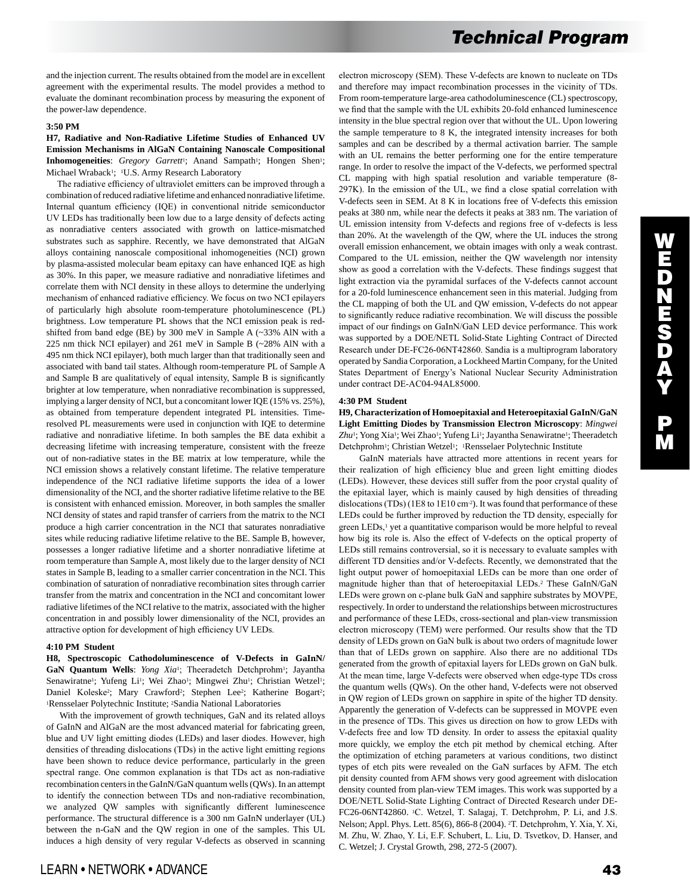and the injection current. The results obtained from the model are in excellent agreement with the experimental results. The model provides a method to evaluate the dominant recombination process by measuring the exponent of the power-law dependence.

**3:50 PM**

**H7, Radiative and Non-Radiative Lifetime Studies of Enhanced UV Emission Mechanisms in AlGaN Containing Nanoscale Compositional Inhomogeneities**: *Gregory Garrett*[1]; Anand Sampath[1]; Hongen Shen[1]; Michael Wraback[1]; [1]U.S. Army Research Laboratory

The radiative efficiency of ultraviolet emitters can be improved through a combination of reduced radiative lifetime and enhanced nonradiative lifetime. Internal quantum efficiency (IQE) in conventional nitride semiconductor UV LEDs has traditionally been low due to a large density of defects acting as nonradiative centers associated with growth on lattice-mismatched substrates such as sapphire. Recently, we have demonstrated that AlGaN alloys containing nanoscale compositional inhomogeneities (NCI) grown by plasma-assisted molecular beam epitaxy can have enhanced IQE as high as 30%. In this paper, we measure radiative and nonradiative lifetimes and correlate them with NCI density in these alloys to determine the underlying mechanism of enhanced radiative efficiency. We focus on two NCI epilayers of particularly high absolute room-temperature photoluminescence (PL) brightness. Low temperature PL shows that the NCI emission peak is red-shifted from band edge (BE) by 300 meV in Sample A (~33% AlN with a 225 nm thick NCI epilayer) and 261 meV in Sample B (~28% AlN with a 495 nm thick NCI epilayer), both much larger than that traditionally seen and associated with band tail states. Although room-temperature PL of Sample A and Sample B are qualitatively of equal intensity, Sample B is significantly brighter at low temperature, when nonradiative recombination is suppressed, implying a larger density of NCI, but a concomitant lower IQE (15% vs. 25%), as obtained from temperature dependent integrated PL intensities. Time-resolved PL measurements were used in conjunction with IQE to determine radiative and nonradiative lifetime. In both samples the BE data exhibit a decreasing lifetime with increasing temperature, consistent with the freeze out of non-radiative states in the BE matrix at low temperature, while the NCI emission shows a relatively constant lifetime. The relative temperature independence of the NCI radiative lifetime supports the idea of a lower dimensionality of the NCI, and the shorter radiative lifetime relative to the BE is consistent with enhanced emission. Moreover, in both samples the smaller NCI density of states and rapid transfer of carriers from the matrix to the NCI produce a high carrier concentration in the NCI that saturates nonradiative sites while reducing radiative lifetime relative to the BE. Sample B, however, possesses a longer radiative lifetime and a shorter nonradiative lifetime at room temperature than Sample A, most likely due to the larger density of NCI states in Sample B, leading to a smaller carrier concentration in the NCI. This combination of saturation of nonradiative recombination sites through carrier transfer from the matrix and concentration in the NCI and concomitant lower radiative lifetimes of the NCI relative to the matrix, associated with the higher concentration in and possibly lower dimensionality of the NCI, provides an attractive option for development of high efficiency UV LEDs.

**4:10 PM Student**

**H8, Spectroscopic Cathodoluminescence of V-Defects in GaInN/GaN Quantum Wells**: *Yong Xia*[1]; Theeradetch Detchprohm[1]; Jayantha Senawiratne[1]; Yufeng Li[1]; Wei Zhao[1]; Mingwei Zhu[1]; Christian Wetzel[1]; Daniel Koleske[2]; Mary Crawford[2]; Stephen Lee[2]; Katherine Bogart[2]; [1]Rensselaer Polytechnic Institute; [2]Sandia National Laboratories

With the improvement of growth techniques, GaN and its related alloys of GaInN and AlGaN are the most advanced material for fabricating green, blue and UV light emitting diodes (LEDs) and laser diodes. However, high densities of threading dislocations (TDs) in the active light emitting regions have been shown to reduce device performance, particularly in the green spectral range. One common explanation is that TDs act as non-radiative recombination centers in the GaInN/GaN quantum wells (QWs). In an attempt to identify the connection between TDs and non-radiative recombination, we analyzed QW samples with significantly different luminescence performance. The structural difference is a 300 nm GaInN underlayer (UL) between the n-GaN and the QW region in one of the samples. This UL induces a high density of very regular V-defects as observed in scanning electron microscopy (SEM). These V-defects are known to nucleate on TDs and therefore may impact recombination processes in the vicinity of TDs. From room-temperature large-area cathodoluminescence (CL) spectroscopy, we find that the sample with the UL exhibits 20-fold enhanced luminescence intensity in the blue spectral region over that without the UL. Upon lowering the sample temperature to 8 K, the integrated intensity increases for both samples and can be described by a thermal activation barrier. The sample with an UL remains the better performing one for the entire temperature range. In order to resolve the impact of the V-defects, we performed spectral CL mapping with high spatial resolution and variable temperature (8-297K). In the emission of the UL, we find a close spatial correlation with V-defects seen in SEM. At 8 K in locations free of V-defects this emission peaks at 380 nm, while near the defects it peaks at 383 nm. The variation of UL emission intensity from V-defects and regions free of v-defects is less than 20%. At the wavelength of the QW, where the UL induces the strong overall emission enhancement, we obtain images with only a weak contrast. Compared to the UL emission, neither the QW wavelength nor intensity show as good a correlation with the V-defects. These findings suggest that light extraction via the pyramidal surfaces of the V-defects cannot account for a 20-fold luminescence enhancement seen in this material. Judging from the CL mapping of both the UL and QW emission, V-defects do not appear to significantly reduce radiative recombination. We will discuss the possible impact of our findings on GaInN/GaN LED device performance. This work was supported by a DOE/NETL Solid-State Lighting Contract of Directed Research under DE-FC26-06NT42860. Sandia is a multiprogram laboratory operated by Sandia Corporation, a Lockheed Martin Company, for the United States Department of Energy's National Nuclear Security Administration under contract DE-AC04-94AL85000.

**4:30 PM Student**

**H9, Characterization of Homoepitaxial and Heteroepitaxial GaInN/GaN Light Emitting Diodes by Transmission Electron Microscopy**: *Mingwei Zhu*[1]; Yong Xia[1]; Wei Zhao[1]; Yufeng Li[1]; Jayantha Senawiratne[1]; Theeradetch Detchprohm[1]; Christian Wetzel[1]; [1]Rensselaer Polytechnic Institute

GaInN materials have attracted more attentions in recent years for their realization of high efficiency blue and green light emitting diodes (LEDs). However, these devices still suffer from the poor crystal quality of the epitaxial layer, which is mainly caused by high densities of threading dislocations (TDs) (1E8 to 1E10 cm$^{-2}$). It was found that performance of these LEDs could be further improved by reduction the TD density, especially for green LEDs,[1] yet a quantitative comparison would be more helpful to reveal how big its role is. Also the effect of V-defects on the optical property of LEDs still remains controversial, so it is necessary to evaluate samples with different TD densities and/or V-defects. Recently, we demonstrated that the light output power of homoepitaxial LEDs can be more than one order of magnitude higher than that of heteroepitaxial LEDs.[2] These GaInN/GaN LEDs were grown on c-plane bulk GaN and sapphire substrates by MOVPE, respectively. In order to understand the relationships between microstructures and performance of these LEDs, cross-sectional and plan-view transmission electron microscopy (TEM) were performed. Our results show that the TD density of LEDs grown on GaN bulk is about two orders of magnitude lower than that of LEDs grown on sapphire. Also there are no additional TDs generated from the growth of epitaxial layers for LEDs grown on GaN bulk. At the mean time, large V-defects were observed when edge-type TDs cross the quantum wells (QWs). On the other hand, V-defects were not observed in QW region of LEDs grown on sapphire in spite of the higher TD density. Apparently the generation of V-defects can be suppressed in MOVPE even in the presence of TDs. This gives us direction on how to grow LEDs with V-defects free and low TD density. In order to assess the epitaxial quality more quickly, we employ the etch pit method by chemical etching. After the optimization of etching parameters at various conditions, two distinct types of etch pits were revealed on the GaN surfaces by AFM. The etch pit density counted from AFM shows very good agreement with dislocation density counted from plan-view TEM images. This work was supported by a DOE/NETL Solid-State Lighting Contract of Directed Research under DE-FC26-06NT42860. [1]C. Wetzel, T. Salagaj, T. Detchprohm, P. Li, and J.S. Nelson; Appl. Phys. Lett. 85(6), 866-8 (2004). [2]T. Detchprohm, Y. Xia, Y. Xi, M. Zhu, W. Zhao, Y. Li, E.F. Schubert, L. Liu, D. Tsvetkov, D. Hanser, and C. Wetzel; J. Crystal Growth, 298, 272-5 (2007).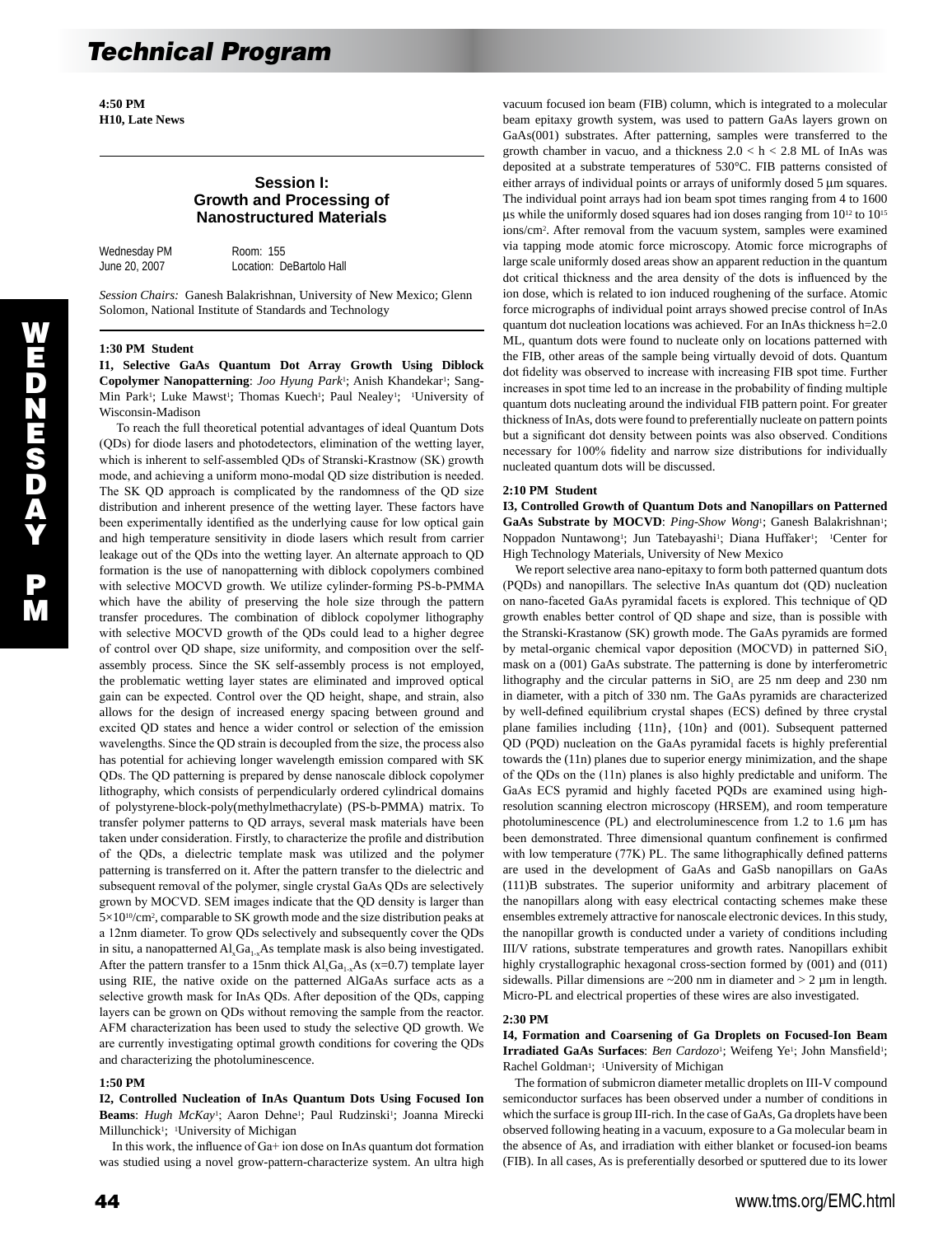**4:50 PM**
**H10, Late News**

---

## Session I: Growth and Processing of Nanostructured Materials

Wednesday PM — Room: 155
June 20, 2007 — Location: DeBartolo Hall

*Session Chairs:* Ganesh Balakrishnan, University of New Mexico; Glenn Solomon, National Institute of Standards and Technology

---

**1:30 PM Student**

**I1, Selective GaAs Quantum Dot Array Growth Using Diblock Copolymer Nanopatterning**: *Joo Hyung Park*[1]; Anish Khandekar[1]; Sang-Min Park[1]; Luke Mawst[1]; Thomas Kuech[1]; Paul Nealey[1]; [1]University of Wisconsin-Madison

To reach the full theoretical potential advantages of ideal Quantum Dots (QDs) for diode lasers and photodetectors, elimination of the wetting layer, which is inherent to self-assembled QDs of Stranski-Krastnow (SK) growth mode, and achieving a uniform mono-modal QD size distribution is needed. The SK QD approach is complicated by the randomness of the QD size distribution and inherent presence of the wetting layer. These factors have been experimentally identified as the underlying cause for low optical gain and high temperature sensitivity in diode lasers which result from carrier leakage out of the QDs into the wetting layer. An alternate approach to QD formation is the use of nanopatterning with diblock copolymers combined with selective MOCVD growth. We utilize cylinder-forming PS-b-PMMA which have the ability of preserving the hole size through the pattern transfer procedures. The combination of diblock copolymer lithography with selective MOCVD growth of the QDs could lead to a higher degree of control over QD shape, size uniformity, and composition over the self-assembly process. Since the SK self-assembly process is not employed, the problematic wetting layer states are eliminated and improved optical gain can be expected. Control over the QD height, shape, and strain, also allows for the design of increased energy spacing between ground and excited QD states and hence a wider control or selection of the emission wavelengths. Since the QD strain is decoupled from the size, the process also has potential for achieving longer wavelength emission compared with SK QDs. The QD patterning is prepared by dense nanoscale diblock copolymer lithography, which consists of perpendicularly ordered cylindrical domains of polystyrene-block-poly(methylmethacrylate) (PS-b-PMMA) matrix. To transfer polymer patterns to QD arrays, several mask materials have been taken under consideration. Firstly, to characterize the profile and distribution of the QDs, a dielectric template mask was utilized and the polymer patterning is transferred on it. After the pattern transfer to the dielectric and subsequent removal of the polymer, single crystal GaAs QDs are selectively grown by MOCVD. SEM images indicate that the QD density is larger than $5\times10^{10}/cm^2$, comparable to SK growth mode and the size distribution peaks at a 12nm diameter. To grow QDs selectively and subsequently cover the QDs in situ, a nanopatterned $Al_xGa_{1-x}As$ template mask is also being investigated. After the pattern transfer to a 15nm thick $Al_xGa_{1-x}As$ (x=0.7) template layer using RIE, the native oxide on the patterned AlGaAs surface acts as a selective growth mask for InAs QDs. After deposition of the QDs, capping layers can be grown on QDs without removing the sample from the reactor. AFM characterization has been used to study the selective QD growth. We are currently investigating optimal growth conditions for covering the QDs and characterizing the photoluminescence.

**1:50 PM**

**I2, Controlled Nucleation of InAs Quantum Dots Using Focused Ion Beams**: *Hugh McKay*[1]; Aaron Dehne[1]; Paul Rudzinski[1]; Joanna Mirecki Millunchick[1]; [1]University of Michigan

In this work, the influence of Ga+ ion dose on InAs quantum dot formation was studied using a novel grow-pattern-characterize system. An ultra high vacuum focused ion beam (FIB) column, which is integrated to a molecular beam epitaxy growth system, was used to pattern GaAs layers grown on GaAs(001) substrates. After patterning, samples were transferred to the growth chamber in vacuo, and a thickness $2.0 < h < 2.8$ ML of InAs was deposited at a substrate temperatures of 530°C. FIB patterns consisted of either arrays of individual points or arrays of uniformly dosed 5 µm squares. The individual point arrays had ion beam spot times ranging from 4 to 1600 µs while the uniformly dosed squares had ion doses ranging from $10^{12}$ to $10^{15}$ ions/cm². After removal from the vacuum system, samples were examined via tapping mode atomic force microscopy. Atomic force micrographs of large scale uniformly dosed areas show an apparent reduction in the quantum dot critical thickness and the area density of the dots is influenced by the ion dose, which is related to ion induced roughening of the surface. Atomic force micrographs of individual point arrays showed precise control of InAs quantum dot nucleation locations was achieved. For an InAs thickness h=2.0 ML, quantum dots were found to nucleate only on locations patterned with the FIB, other areas of the sample being virtually devoid of dots. Quantum dot fidelity was observed to increase with increasing FIB spot time. Further increases in spot time led to an increase in the probability of finding multiple quantum dots nucleating around the individual FIB pattern point. For greater thickness of InAs, dots were found to preferentially nucleate on pattern points but a significant dot density between points was also observed. Conditions necessary for 100% fidelity and narrow size distributions for individually nucleated quantum dots will be discussed.

**2:10 PM Student**

**I3, Controlled Growth of Quantum Dots and Nanopillars on Patterned GaAs Substrate by MOCVD**: *Ping-Show Wong*[1]; Ganesh Balakrishnan[1]; Noppadon Nuntawong[1]; Jun Tatebayashi[1]; Diana Huffaker[1]; [1]Center for High Technology Materials, University of New Mexico

We report selective area nano-epitaxy to form both patterned quantum dots (PQDs) and nanopillars. The selective InAs quantum dot (QD) nucleation on nano-faceted GaAs pyramidal facets is explored. This technique of QD growth enables better control of QD shape and size, than is possible with the Stranski-Krastanow (SK) growth mode. The GaAs pyramids are formed by metal-organic chemical vapor deposition (MOCVD) in patterned $SiO_1$ mask on a (001) GaAs substrate. The patterning is done by interferometric lithography and the circular patterns in $SiO_1$ are 25 nm deep and 230 nm in diameter, with a pitch of 330 nm. The GaAs pyramids are characterized by well-defined equilibrium crystal shapes (ECS) defined by three crystal plane families including {11n}, {10n} and (001). Subsequent patterned QD (PQD) nucleation on the GaAs pyramidal facets is highly preferential towards the (11n) planes due to superior energy minimization, and the shape of the QDs on the (11n) planes is also highly predictable and uniform. The GaAs ECS pyramid and highly faceted PQDs are examined using high-resolution scanning electron microscopy (HRSEM), and room temperature photoluminescence (PL) and electroluminescence from 1.2 to 1.6 µm has been demonstrated. Three dimensional quantum confinement is confirmed with low temperature (77K) PL. The same lithographically defined patterns are used in the development of GaAs and GaSb nanopillars on GaAs (111)B substrates. The superior uniformity and arbitrary placement of the nanopillars along with easy electrical contacting schemes make these ensembles extremely attractive for nanoscale electronic devices. In this study, the nanopillar growth is conducted under a variety of conditions including III/V rations, substrate temperatures and growth rates. Nanopillars exhibit highly crystallographic hexagonal cross-section formed by (001) and (011) sidewalls. Pillar dimensions are ~200 nm in diameter and > 2 µm in length. Micro-PL and electrical properties of these wires are also investigated.

**2:30 PM**

**I4, Formation and Coarsening of Ga Droplets on Focused-Ion Beam Irradiated GaAs Surfaces**: *Ben Cardozo*[1]; Weifeng Ye[1]; John Mansfield[1]; Rachel Goldman[1]; [1]University of Michigan

The formation of submicron diameter metallic droplets on III-V compound semiconductor surfaces has been observed under a number of conditions in which the surface is group III-rich. In the case of GaAs, Ga droplets have been observed following heating in a vacuum, exposure to a Ga molecular beam in the absence of As, and irradiation with either blanket or focused-ion beams (FIB). In all cases, As is preferentially desorbed or sputtered due to its lower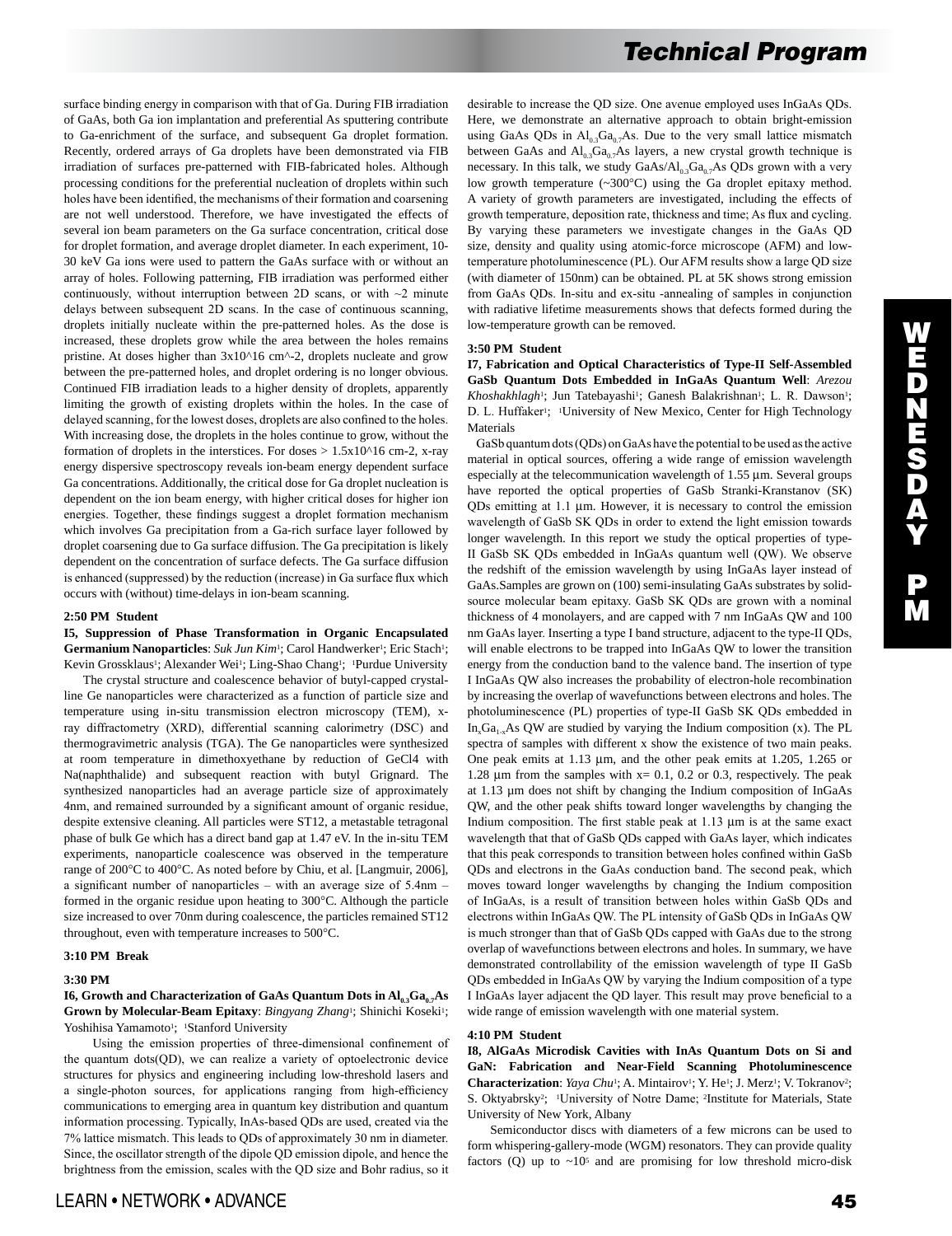surface binding energy in comparison with that of Ga. During FIB irradiation of GaAs, both Ga ion implantation and preferential As sputtering contribute to Ga-enrichment of the surface, and subsequent Ga droplet formation. Recently, ordered arrays of Ga droplets have been demonstrated via FIB irradiation of surfaces pre-patterned with FIB-fabricated holes. Although processing conditions for the preferential nucleation of droplets within such holes have been identified, the mechanisms of their formation and coarsening are not well understood. Therefore, we have investigated the effects of several ion beam parameters on the Ga surface concentration, critical dose for droplet formation, and average droplet diameter. In each experiment, 10-30 keV Ga ions were used to pattern the GaAs surface with or without an array of holes. Following patterning, FIB irradiation was performed either continuously, without interruption between 2D scans, or with ~2 minute delays between subsequent 2D scans. In the case of continuous scanning, droplets initially nucleate within the pre-patterned holes. As the dose is increased, these droplets grow while the area between the holes remains pristine. At doses higher than 3x10^16 cm^-2, droplets nucleate and grow between the pre-patterned holes, and droplet ordering is no longer obvious. Continued FIB irradiation leads to a higher density of droplets, apparently limiting the growth of existing droplets within the holes. In the case of delayed scanning, for the lowest doses, droplets are also confined to the holes. With increasing dose, the droplets in the holes continue to grow, without the formation of droplets in the interstices. For doses > 1.5x10^16 cm-2, x-ray energy dispersive spectroscopy reveals ion-beam energy dependent surface Ga concentrations. Additionally, the critical dose for Ga droplet nucleation is dependent on the ion beam energy, with higher critical doses for higher ion energies. Together, these findings suggest a droplet formation mechanism which involves Ga precipitation from a Ga-rich surface layer followed by droplet coarsening due to Ga surface diffusion. The Ga precipitation is likely dependent on the concentration of surface defects. The Ga surface diffusion is enhanced (suppressed) by the reduction (increase) in Ga surface flux which occurs with (without) time-delays in ion-beam scanning.

**2:50 PM Student**

**I5, Suppression of Phase Transformation in Organic Encapsulated Germanium Nanoparticles**: *Suk Jun Kim*[1]; Carol Handwerker[1]; Eric Stach[1]; Kevin Grossklaus[1]; Alexander Wei[1]; Ling-Shao Chang[1]; [1]Purdue University

The crystal structure and coalescence behavior of butyl-capped crystalline Ge nanoparticles were characterized as a function of particle size and temperature using in-situ transmission electron microscopy (TEM), x-ray diffractometry (XRD), differential scanning calorimetry (DSC) and thermogravimetric analysis (TGA). The Ge nanoparticles were synthesized at room temperature in dimethoxyethane by reduction of GeCl4 with Na(naphthalide) and subsequent reaction with butyl Grignard. The synthesized nanoparticles had an average particle size of approximately 4nm, and remained surrounded by a significant amount of organic residue, despite extensive cleaning. All particles were ST12, a metastable tetragonal phase of bulk Ge which has a direct band gap at 1.47 eV. In the in-situ TEM experiments, nanoparticle coalescence was observed in the temperature range of 200°C to 400°C. As noted before by Chiu, et al. [Langmuir, 2006], a significant number of nanoparticles – with an average size of 5.4nm – formed in the organic residue upon heating to 300°C. Although the particle size increased to over 70nm during coalescence, the particles remained ST12 throughout, even with temperature increases to 500°C.

**3:10 PM Break**

**3:30 PM**

**I6, Growth and Characterization of GaAs Quantum Dots in $Al_{0.3}Ga_{0.7}As$ Grown by Molecular-Beam Epitaxy**: *Bingyang Zhang*[1]; Shinichi Koseki[1]; Yoshihisa Yamamoto[1]; [1]Stanford University

Using the emission properties of three-dimensional confinement of the quantum dots(QD), we can realize a variety of optoelectronic device structures for physics and engineering including low-threshold lasers and a single-photon sources, for applications ranging from high-efficiency communications to emerging area in quantum key distribution and quantum information processing. Typically, InAs-based QDs are used, created via the 7% lattice mismatch. This leads to QDs of approximately 30 nm in diameter. Since, the oscillator strength of the dipole QD emission dipole, and hence the brightness from the emission, scales with the QD size and Bohr radius, so it desirable to increase the QD size. One avenue employed uses InGaAs QDs. Here, we demonstrate an alternative approach to obtain bright-emission using GaAs QDs in $Al_{0.3}Ga_{0.7}As$. Due to the very small lattice mismatch between GaAs and $Al_{0.3}Ga_{0.7}As$ layers, a new crystal growth technique is necessary. In this talk, we study GaAs/$Al_{0.3}Ga_{0.7}As$ QDs grown with a very low growth temperature (~300°C) using the Ga droplet epitaxy method. A variety of growth parameters are investigated, including the effects of growth temperature, deposition rate, thickness and time; As flux and cycling. By varying these parameters we investigate changes in the GaAs QD size, density and quality using atomic-force microscope (AFM) and low-temperature photoluminescence (PL). Our AFM results show a large QD size (with diameter of 150nm) can be obtained. PL at 5K shows strong emission from GaAs QDs. In-situ and ex-situ -annealing of samples in conjunction with radiative lifetime measurements shows that defects formed during the low-temperature growth can be removed.

**3:50 PM Student**

**I7, Fabrication and Optical Characteristics of Type-II Self-Assembled GaSb Quantum Dots Embedded in InGaAs Quantum Well**: *Arezou Khoshakhlagh*[1]; Jun Tatebayashi[1]; Ganesh Balakrishnan[1]; L. R. Dawson[1]; D. L. Huffaker[1]; [1]University of New Mexico, Center for High Technology Materials

GaSb quantum dots (QDs) on GaAs have the potential to be used as the active material in optical sources, offering a wide range of emission wavelength especially at the telecommunication wavelength of 1.55 µm. Several groups have reported the optical properties of GaSb Stranki-Kranstanov (SK) QDs emitting at 1.1 µm. However, it is necessary to control the emission wavelength of GaSb SK QDs in order to extend the light emission towards longer wavelength. In this report we study the optical properties of type-II GaSb SK QDs embedded in InGaAs quantum well (QW). We observe the redshift of the emission wavelength by using InGaAs layer instead of GaAs.Samples are grown on (100) semi-insulating GaAs substrates by solid-source molecular beam epitaxy. GaSb SK QDs are grown with a nominal thickness of 4 monolayers, and are capped with 7 nm InGaAs QW and 100 nm GaAs layer. Inserting a type I band structure, adjacent to the type-II QDs, will enable electrons to be trapped into InGaAs QW to lower the transition energy from the conduction band to the valence band. The insertion of type I InGaAs QW also increases the probability of electron-hole recombination by increasing the overlap of wavefunctions between electrons and holes. The photoluminescence (PL) properties of type-II GaSb SK QDs embedded in $In_xGa_{1-x}As$ QW are studied by varying the Indium composition (x). The PL spectra of samples with different x show the existence of two main peaks. One peak emits at 1.13 µm, and the other peak emits at 1.205, 1.265 or 1.28 µm from the samples with x= 0.1, 0.2 or 0.3, respectively. The peak at 1.13 µm does not shift by changing the Indium composition of InGaAs QW, and the other peak shifts toward longer wavelengths by changing the Indium composition. The first stable peak at 1.13 µm is at the same exact wavelength that that of GaSb QDs capped with GaAs layer, which indicates that this peak corresponds to transition between holes confined within GaSb QDs and electrons in the GaAs conduction band. The second peak, which moves toward longer wavelengths by changing the Indium composition of InGaAs, is a result of transition between holes within GaSb QDs and electrons within InGaAs QW. The PL intensity of GaSb QDs in InGaAs QW is much stronger than that of GaSb QDs capped with GaAs due to the strong overlap of wavefunctions between electrons and holes. In summary, we have demonstrated controllability of the emission wavelength of type II GaSb QDs embedded in InGaAs QW by varying the Indium composition of a type I InGaAs layer adjacent the QD layer. This result may prove beneficial to a wide range of emission wavelength with one material system.

**4:10 PM Student**

**I8, AlGaAs Microdisk Cavities with InAs Quantum Dots on Si and GaN: Fabrication and Near-Field Scanning Photoluminescence Characterization**: *Yaya Chu*[1]; A. Mintairov[1]; Y. He[1]; J. Merz[1]; V. Tokranov[2]; S. Oktyabrsky[2]; [1]University of Notre Dame; [2]Institute for Materials, State University of New York, Albany

Semiconductor discs with diameters of a few microns can be used to form whispering-gallery-mode (WGM) resonators. They can provide quality factors (Q) up to ~$10^5$ and are promising for low threshold micro-disk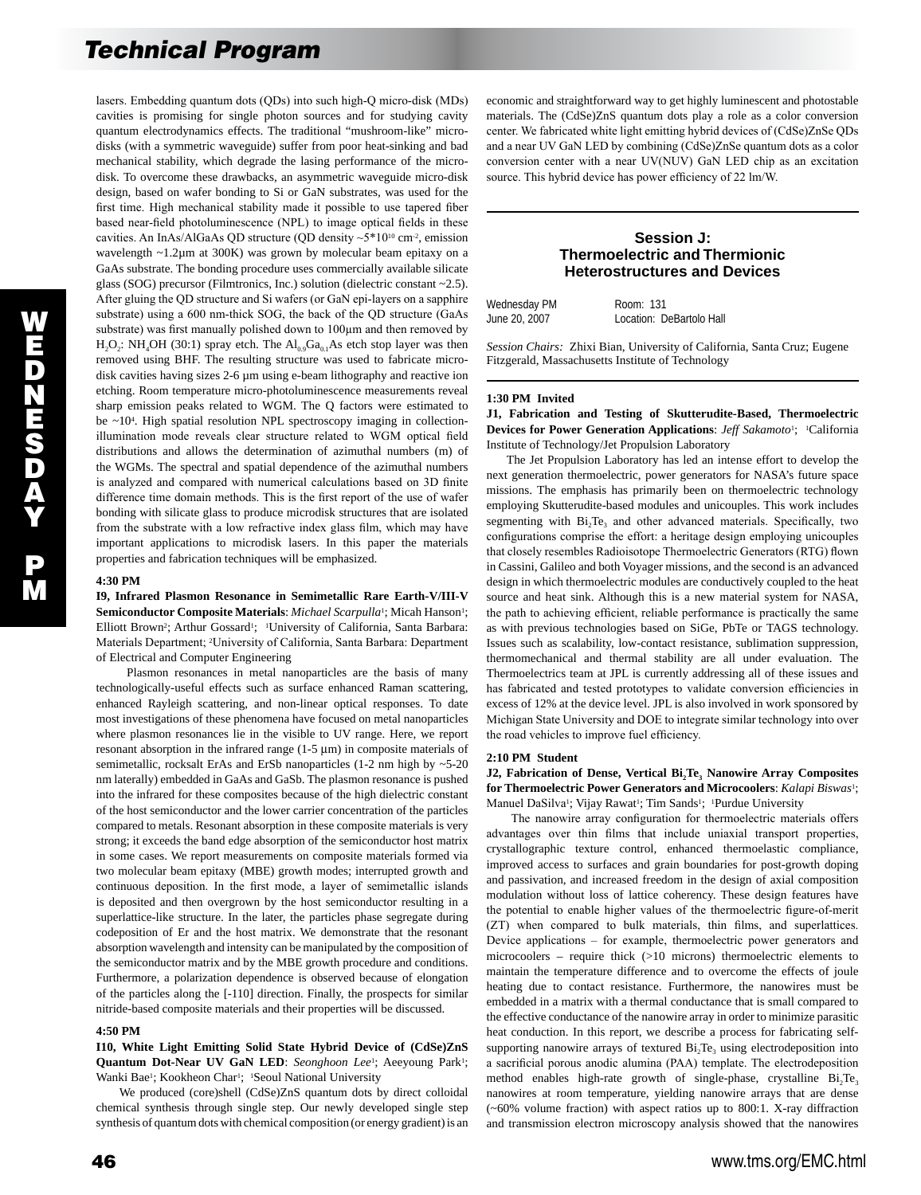lasers. Embedding quantum dots (QDs) into such high-Q micro-disk (MDs) cavities is promising for single photon sources and for studying cavity quantum electrodynamics effects. The traditional "mushroom-like" micro-disks (with a symmetric waveguide) suffer from poor heat-sinking and bad mechanical stability, which degrade the lasing performance of the micro-disk. To overcome these drawbacks, an asymmetric waveguide micro-disk design, based on wafer bonding to Si or GaN substrates, was used for the first time. High mechanical stability made it possible to use tapered fiber based near-field photoluminescence (NPL) to image optical fields in these cavities. An InAs/AlGaAs QD structure (QD density ~$5*10^{10}$ $cm^{-2}$, emission wavelength ~1.2µm at 300K) was grown by molecular beam epitaxy on a GaAs substrate. The bonding procedure uses commercially available silicate glass (SOG) precursor (Filmtronics, Inc.) solution (dielectric constant ~2.5). After gluing the QD structure and Si wafers (or GaN epi-layers on a sapphire substrate) using a 600 nm-thick SOG, the back of the QD structure (GaAs substrate) was first manually polished down to 100µm and then removed by $H_2O_2$: $NH_4OH$ (30:1) spray etch. The $Al_{0.9}Ga_{0.1}As$ etch stop layer was then removed using BHF. The resulting structure was used to fabricate micro-disk cavities having sizes 2-6 µm using e-beam lithography and reactive ion etching. Room temperature micro-photoluminescence measurements reveal sharp emission peaks related to WGM. The Q factors were estimated to be ~$10^4$. High spatial resolution NPL spectroscopy imaging in collection-illumination mode reveals clear structure related to WGM optical field distributions and allows the determination of azimuthal numbers (m) of the WGMs. The spectral and spatial dependence of the azimuthal numbers is analyzed and compared with numerical calculations based on 3D finite difference time domain methods. This is the first report of the use of wafer bonding with silicate glass to produce microdisk structures that are isolated from the substrate with a low refractive index glass film, which may have important applications to microdisk lasers. In this paper the materials properties and fabrication techniques will be emphasized.

**4:30 PM**

**I9, Infrared Plasmon Resonance in Semimetallic Rare Earth-V/III-V Semiconductor Composite Materials**: *Michael Scarpulla*[1]; Micah Hanson[1]; Elliott Brown[2]; Arthur Gossard[1]; [1]University of California, Santa Barbara: Materials Department; [2]University of California, Santa Barbara: Department of Electrical and Computer Engineering

Plasmon resonances in metal nanoparticles are the basis of many technologically-useful effects such as surface enhanced Raman scattering, enhanced Rayleigh scattering, and non-linear optical responses. To date most investigations of these phenomena have focused on metal nanoparticles where plasmon resonances lie in the visible to UV range. Here, we report resonant absorption in the infrared range (1-5 µm) in composite materials of semimetallic, rocksalt ErAs and ErSb nanoparticles (1-2 nm high by ~5-20 nm laterally) embedded in GaAs and GaSb. The plasmon resonance is pushed into the infrared for these composites because of the high dielectric constant of the host semiconductor and the lower carrier concentration of the particles compared to metals. Resonant absorption in these composite materials is very strong; it exceeds the band edge absorption of the semiconductor host matrix in some cases. We report measurements on composite materials formed via two molecular beam epitaxy (MBE) growth modes; interrupted growth and continuous deposition. In the first mode, a layer of semimetallic islands is deposited and then overgrown by the host semiconductor resulting in a superlattice-like structure. In the later, the particles phase segregate during codeposition of Er and the host matrix. We demonstrate that the resonant absorption wavelength and intensity can be manipulated by the composition of the semiconductor matrix and by the MBE growth procedure and conditions. Furthermore, a polarization dependence is observed because of elongation of the particles along the [-110] direction. Finally, the prospects for similar nitride-based composite materials and their properties will be discussed.

**4:50 PM**

**I10, White Light Emitting Solid State Hybrid Device of (CdSe)ZnS Quantum Dot-Near UV GaN LED**: *Seonghoon Lee*[1]; Aeeyoung Park[1]; Wanki Bae[1]; Kookheon Char[1]; [1]Seoul National University

We produced (core)shell (CdSe)ZnS quantum dots by direct colloidal chemical synthesis through single step. Our newly developed single step synthesis of quantum dots with chemical composition (or energy gradient) is an economic and straightforward way to get highly luminescent and photostable materials. The (CdSe)ZnS quantum dots play a role as a color conversion center. We fabricated white light emitting hybrid devices of (CdSe)ZnSe QDs and a near UV GaN LED by combining (CdSe)ZnSe quantum dots as a color conversion center with a near UV(NUV) GaN LED chip as an excitation source. This hybrid device has power efficiency of 22 lm/W.

## Session J: Thermoelectric and Thermionic Heterostructures and Devices

Wednesday PM — Room: 131
June 20, 2007 — Location: DeBartolo Hall

*Session Chairs:* Zhixi Bian, University of California, Santa Cruz; Eugene Fitzgerald, Massachusetts Institute of Technology

**1:30 PM Invited**

**J1, Fabrication and Testing of Skutterudite-Based, Thermoelectric Devices for Power Generation Applications**: *Jeff Sakamoto*[1]; [1]California Institute of Technology/Jet Propulsion Laboratory

The Jet Propulsion Laboratory has led an intense effort to develop the next generation thermoelectric, power generators for NASA's future space missions. The emphasis has primarily been on thermoelectric technology employing Skutterudite-based modules and unicouples. This work includes segmenting with $Bi_2Te_3$ and other advanced materials. Specifically, two configurations comprise the effort: a heritage design employing unicouples that closely resembles Radioisotope Thermoelectric Generators (RTG) flown in Cassini, Galileo and both Voyager missions, and the second is an advanced design in which thermoelectric modules are conductively coupled to the heat source and heat sink. Although this is a new material system for NASA, the path to achieving efficient, reliable performance is practically the same as with previous technologies based on SiGe, PbTe or TAGS technology. Issues such as scalability, low-contact resistance, sublimation suppression, thermomechanical and thermal stability are all under evaluation. The Thermoelectrics team at JPL is currently addressing all of these issues and has fabricated and tested prototypes to validate conversion efficiencies in excess of 12% at the device level. JPL is also involved in work sponsored by Michigan State University and DOE to integrate similar technology into over the road vehicles to improve fuel efficiency.

**2:10 PM Student**

**J2, Fabrication of Dense, Vertical $Bi_2Te_3$ Nanowire Array Composites for Thermoelectric Power Generators and Microcoolers**: *Kalapi Biswas*[1]; Manuel DaSilva[1]; Vijay Rawat[1]; Tim Sands[1]; [1]Purdue University

The nanowire array configuration for thermoelectric materials offers advantages over thin films that include uniaxial transport properties, crystallographic texture control, enhanced thermoelastic compliance, improved access to surfaces and grain boundaries for post-growth doping and passivation, and increased freedom in the design of axial composition modulation without loss of lattice coherency. These design features have the potential to enable higher values of the thermoelectric figure-of-merit (ZT) when compared to bulk materials, thin films, and superlattices. Device applications – for example, thermoelectric power generators and microcoolers – require thick (>10 microns) thermoelectric elements to maintain the temperature difference and to overcome the effects of joule heating due to contact resistance. Furthermore, the nanowires must be embedded in a matrix with a thermal conductance that is small compared to the effective conductance of the nanowire array in order to minimize parasitic heat conduction. In this report, we describe a process for fabricating self-supporting nanowire arrays of textured $Bi_2Te_3$ using electrodeposition into a sacrificial porous anodic alumina (PAA) template. The electrodeposition method enables high-rate growth of single-phase, crystalline $Bi_2Te_3$ nanowires at room temperature, yielding nanowire arrays that are dense (~60% volume fraction) with aspect ratios up to 800:1. X-ray diffraction and transmission electron microscopy analysis showed that the nanowires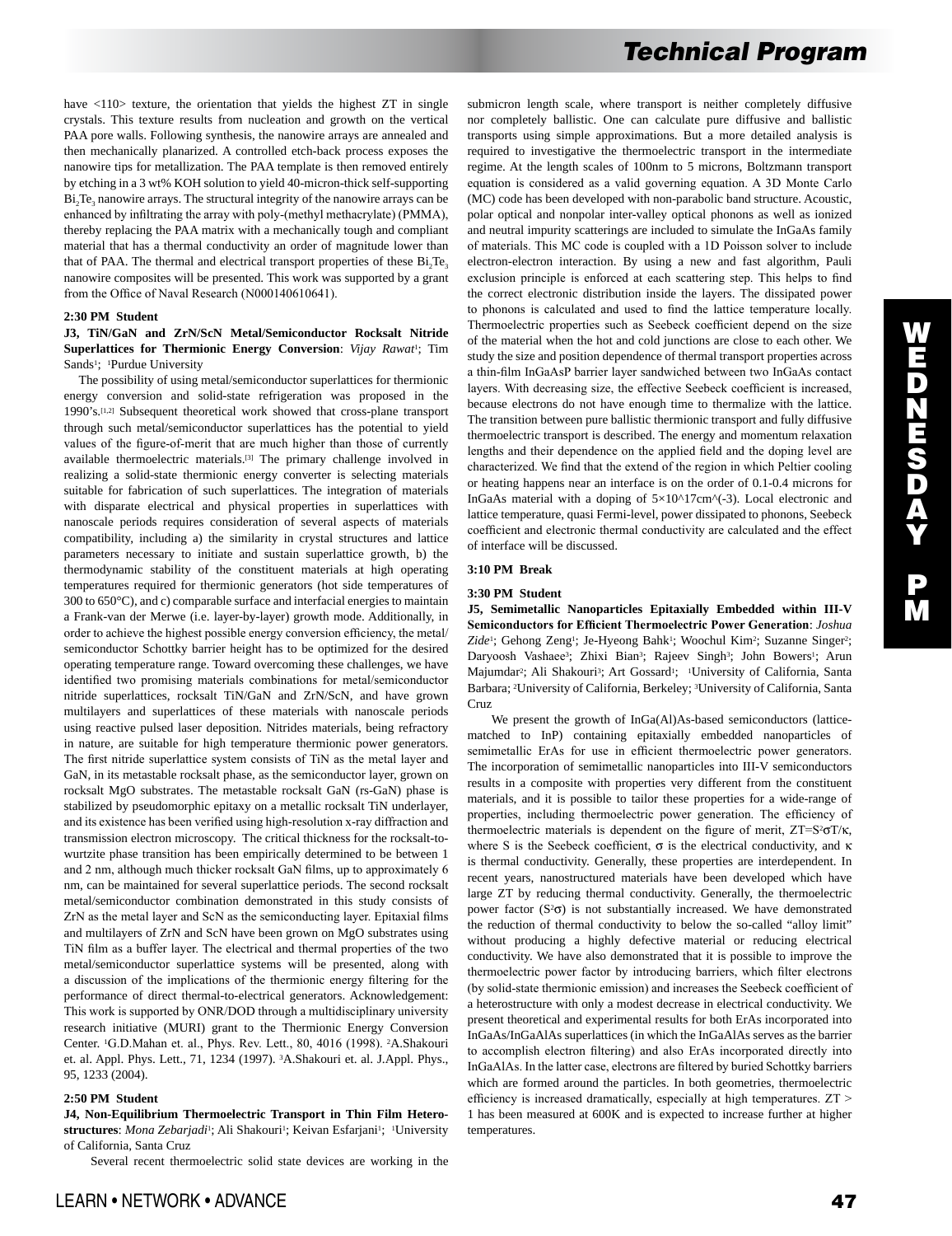have <110> texture, the orientation that yields the highest ZT in single crystals. This texture results from nucleation and growth on the vertical PAA pore walls. Following synthesis, the nanowire arrays are annealed and then mechanically planarized. A controlled etch-back process exposes the nanowire tips for metallization. The PAA template is then removed entirely by etching in a 3 wt% KOH solution to yield 40-micron-thick self-supporting $Bi_2Te_3$ nanowire arrays. The structural integrity of the nanowire arrays can be enhanced by infiltrating the array with poly-(methyl methacrylate) (PMMA), thereby replacing the PAA matrix with a mechanically tough and compliant material that has a thermal conductivity an order of magnitude lower than that of PAA. The thermal and electrical transport properties of these $Bi_2Te_3$ nanowire composites will be presented. This work was supported by a grant from the Office of Naval Research (N000140610641).

**2:30 PM Student**

**J3, TiN/GaN and ZrN/ScN Metal/Semiconductor Rocksalt Nitride Superlattices for Thermionic Energy Conversion**: *Vijay Rawat*[1]; Tim Sands[1]; [1]Purdue University

The possibility of using metal/semiconductor superlattices for thermionic energy conversion and solid-state refrigeration was proposed in the 1990's.[1,2] Subsequent theoretical work showed that cross-plane transport through such metal/semiconductor superlattices has the potential to yield values of the figure-of-merit that are much higher than those of currently available thermoelectric materials.[3] The primary challenge involved in realizing a solid-state thermionic energy converter is selecting materials suitable for fabrication of such superlattices. The integration of materials with disparate electrical and physical properties in superlattices with nanoscale periods requires consideration of several aspects of materials compatibility, including a) the similarity in crystal structures and lattice parameters necessary to initiate and sustain superlattice growth, b) the thermodynamic stability of the constituent materials at high operating temperatures required for thermionic generators (hot side temperatures of 300 to 650°C), and c) comparable surface and interfacial energies to maintain a Frank-van der Merwe (i.e. layer-by-layer) growth mode. Additionally, in order to achieve the highest possible energy conversion efficiency, the metal/semiconductor Schottky barrier height has to be optimized for the desired operating temperature range. Toward overcoming these challenges, we have identified two promising materials combinations for metal/semiconductor nitride superlattices, rocksalt TiN/GaN and ZrN/ScN, and have grown multilayers and superlattices of these materials with nanoscale periods using reactive pulsed laser deposition. Nitrides materials, being refractory in nature, are suitable for high temperature thermionic power generators. The first nitride superlattice system consists of TiN as the metal layer and GaN, in its metastable rocksalt phase, as the semiconductor layer, grown on rocksalt MgO substrates. The metastable rocksalt GaN (rs-GaN) phase is stabilized by pseudomorphic epitaxy on a metallic rocksalt TiN underlayer, and its existence has been verified using high-resolution x-ray diffraction and transmission electron microscopy. The critical thickness for the rocksalt-to-wurtzite phase transition has been empirically determined to be between 1 and 2 nm, although much thicker rocksalt GaN films, up to approximately 6 nm, can be maintained for several superlattice periods. The second rocksalt metal/semiconductor combination demonstrated in this study consists of ZrN as the metal layer and ScN as the semiconducting layer. Epitaxial films and multilayers of ZrN and ScN have been grown on MgO substrates using TiN film as a buffer layer. The electrical and thermal properties of the two metal/semiconductor superlattice systems will be presented, along with a discussion of the implications of the thermionic energy filtering for the performance of direct thermal-to-electrical generators. Acknowledgement: This work is supported by ONR/DOD through a multidisciplinary university research initiative (MURI) grant to the Thermionic Energy Conversion Center. [1]G.D.Mahan et. al., Phys. Rev. Lett., 80, 4016 (1998). [2]A.Shakouri et. al. Appl. Phys. Lett., 71, 1234 (1997). [3]A.Shakouri et. al. J.Appl. Phys., 95, 1233 (2004).

**2:50 PM Student**

**J4, Non-Equilibrium Thermoelectric Transport in Thin Film Heterostructures**: *Mona Zebarjadi*[1]; Ali Shakouri[1]; Keivan Esfarjani[1]; [1]University of California, Santa Cruz

Several recent thermoelectric solid state devices are working in the submicron length scale, where transport is neither completely diffusive nor completely ballistic. One can calculate pure diffusive and ballistic transports using simple approximations. But a more detailed analysis is required to investigative the thermoelectric transport in the intermediate regime. At the length scales of 100nm to 5 microns, Boltzmann transport equation is considered as a valid governing equation. A 3D Monte Carlo (MC) code has been developed with non-parabolic band structure. Acoustic, polar optical and nonpolar inter-valley optical phonons as well as ionized and neutral impurity scatterings are included to simulate the InGaAs family of materials. This MC code is coupled with a 1D Poisson solver to include electron-electron interaction. By using a new and fast algorithm, Pauli exclusion principle is enforced at each scattering step. This helps to find the correct electronic distribution inside the layers. The dissipated power to phonons is calculated and used to find the lattice temperature locally. Thermoelectric properties such as Seebeck coefficient depend on the size of the material when the hot and cold junctions are close to each other. We study the size and position dependence of thermal transport properties across a thin-film InGaAsP barrier layer sandwiched between two InGaAs contact layers. With decreasing size, the effective Seebeck coefficient is increased, because electrons do not have enough time to thermalize with the lattice. The transition between pure ballistic thermionic transport and fully diffusive thermoelectric transport is described. The energy and momentum relaxation lengths and their dependence on the applied field and the doping level are characterized. We find that the extend of the region in which Peltier cooling or heating happens near an interface is on the order of 0.1-0.4 microns for InGaAs material with a doping of 5×10^17cm^(-3). Local electronic and lattice temperature, quasi Fermi-level, power dissipated to phonons, Seebeck coefficient and electronic thermal conductivity are calculated and the effect of interface will be discussed.

**3:10 PM Break**

**3:30 PM Student**

**J5, Semimetallic Nanoparticles Epitaxially Embedded within III-V Semiconductors for Efficient Thermoelectric Power Generation**: *Joshua Zide*[1]; Gehong Zeng[1]; Je-Hyeong Bahk[1]; Woochul Kim[2]; Suzanne Singer[2]; Daryoosh Vashaee[3]; Zhixi Bian[3]; Rajeev Singh[3]; John Bowers[1]; Arun Majumdar[2]; Ali Shakouri[3]; Art Gossard[1]; [1]University of California, Santa Barbara; [2]University of California, Berkeley; [3]University of California, Santa Cruz

We present the growth of InGa(Al)As-based semiconductors (lattice-matched to InP) containing epitaxially embedded nanoparticles of semimetallic ErAs for use in efficient thermoelectric power generators. The incorporation of semimetallic nanoparticles into III-V semiconductors results in a composite with properties very different from the constituent materials, and it is possible to tailor these properties for a wide-range of properties, including thermoelectric power generation. The efficiency of thermoelectric materials is dependent on the figure of merit, $ZT=S^2\sigma T/\kappa$, where S is the Seebeck coefficient, $\sigma$ is the electrical conductivity, and $\kappa$ is thermal conductivity. Generally, these properties are interdependent. In recent years, nanostructured materials have been developed which have large ZT by reducing thermal conductivity. Generally, the thermoelectric power factor ($S^2\sigma$) is not substantially increased. We have demonstrated the reduction of thermal conductivity to below the so-called "alloy limit" without producing a highly defective material or reducing electrical conductivity. We have also demonstrated that it is possible to improve the thermoelectric power factor by introducing barriers, which filter electrons (by solid-state thermionic emission) and increases the Seebeck coefficient of a heterostructure with only a modest decrease in electrical conductivity. We present theoretical and experimental results for both ErAs incorporated into InGaAs/InGaAlAs superlattices (in which the InGaAlAs serves as the barrier to accomplish electron filtering) and also ErAs incorporated directly into InGaAlAs. In the latter case, electrons are filtered by buried Schottky barriers which are formed around the particles. In both geometries, thermoelectric efficiency is increased dramatically, especially at high temperatures. $ZT > 1$ has been measured at 600K and is expected to increase further at higher temperatures.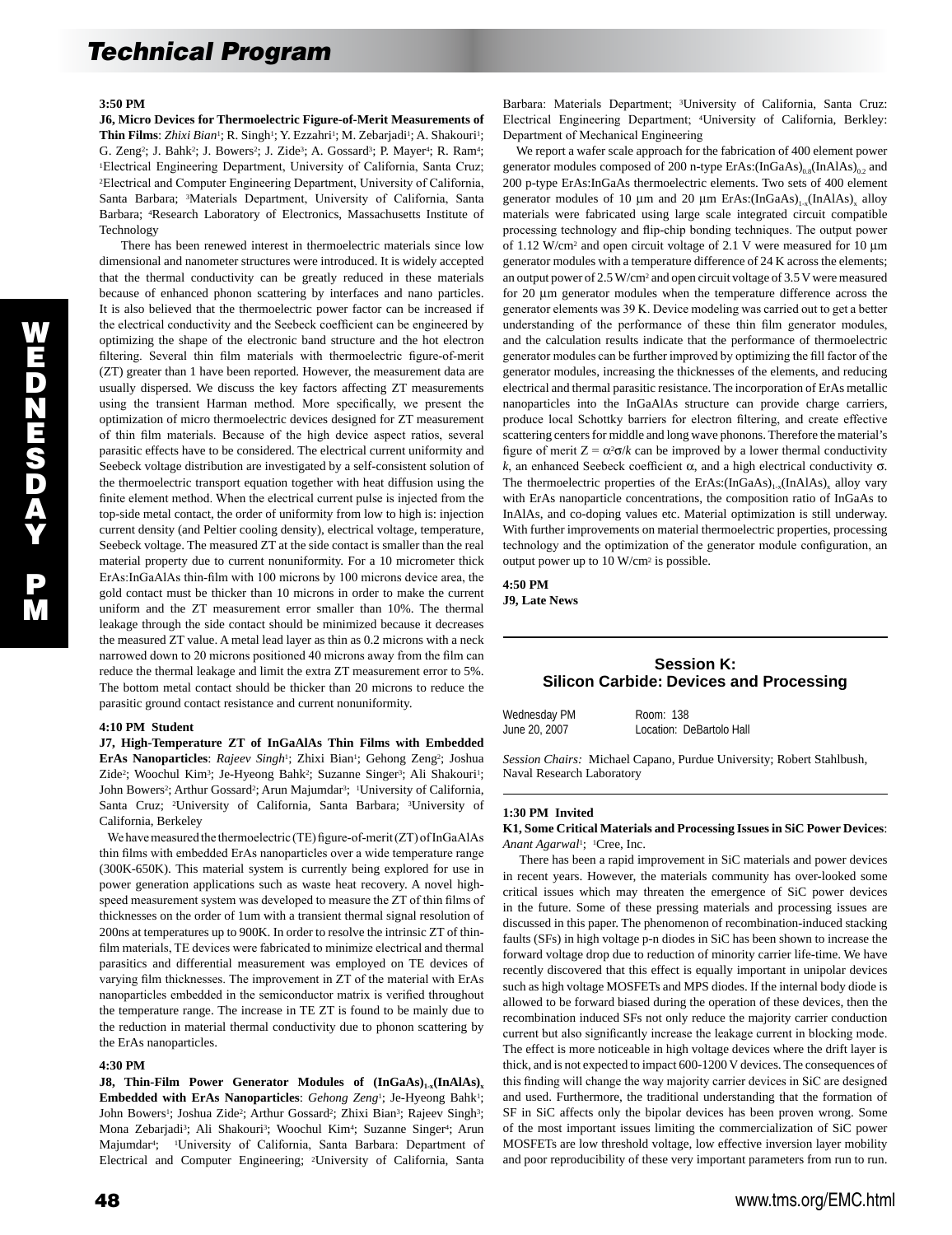**3:50 PM**

**J6, Micro Devices for Thermoelectric Figure-of-Merit Measurements of Thin Films**: *Zhixi Bian*[1]; R. Singh[1]; Y. Ezzahri[1]; M. Zebarjadi[1]; A. Shakouri[1]; G. Zeng[2]; J. Bahk[2]; J. Bowers[2]; J. Zide[3]; A. Gossard[3]; P. Mayer[4]; R. Ram[4]; [1]Electrical Engineering Department, University of California, Santa Cruz; [2]Electrical and Computer Engineering Department, University of California, Santa Barbara; [3]Materials Department, University of California, Santa Barbara; [4]Research Laboratory of Electronics, Massachusetts Institute of Technology

There has been renewed interest in thermoelectric materials since low dimensional and nanometer structures were introduced. It is widely accepted that the thermal conductivity can be greatly reduced in these materials because of enhanced phonon scattering by interfaces and nano particles. It is also believed that the thermoelectric power factor can be increased if the electrical conductivity and the Seebeck coefficient can be engineered by optimizing the shape of the electronic band structure and the hot electron filtering. Several thin film materials with thermoelectric figure-of-merit (ZT) greater than 1 have been reported. However, the measurement data are usually dispersed. We discuss the key factors affecting ZT measurements using the transient Harman method. More specifically, we present the optimization of micro thermoelectric devices designed for ZT measurement of thin film materials. Because of the high device aspect ratios, several parasitic effects have to be considered. The electrical current uniformity and Seebeck voltage distribution are investigated by a self-consistent solution of the thermoelectric transport equation together with heat diffusion using the finite element method. When the electrical current pulse is injected from the top-side metal contact, the order of uniformity from low to high is: injection current density (and Peltier cooling density), electrical voltage, temperature, Seebeck voltage. The measured ZT at the side contact is smaller than the real material property due to current nonuniformity. For a 10 micrometer thick ErAs:InGaAlAs thin-film with 100 microns by 100 microns device area, the gold contact must be thicker than 10 microns in order to make the current uniform and the ZT measurement error smaller than 10%. The thermal leakage through the side contact should be minimized because it decreases the measured ZT value. A metal lead layer as thin as 0.2 microns with a neck narrowed down to 20 microns positioned 40 microns away from the film can reduce the thermal leakage and limit the extra ZT measurement error to 5%. The bottom metal contact should be thicker than 20 microns to reduce the parasitic ground contact resistance and current nonuniformity.

**4:10 PM Student**

**J7, High-Temperature ZT of InGaAlAs Thin Films with Embedded ErAs Nanoparticles**: *Rajeev Singh*[1]; Zhixi Bian[1]; Gehong Zeng[2]; Joshua Zide[2]; Woochul Kim[3]; Je-Hyeong Bahk[2]; Suzanne Singer[3]; Ali Shakouri[1]; John Bowers[2]; Arthur Gossard[2]; Arun Majumdar[3]; [1]University of California, Santa Cruz; [2]University of California, Santa Barbara; [3]University of California, Berkeley

We have measured the thermoelectric (TE) figure-of-merit (ZT) of InGaAlAs thin films with embedded ErAs nanoparticles over a wide temperature range (300K-650K). This material system is currently being explored for use in power generation applications such as waste heat recovery. A novel high-speed measurement system was developed to measure the ZT of thin films of thicknesses on the order of 1um with a transient thermal signal resolution of 200ns at temperatures up to 900K. In order to resolve the intrinsic ZT of thin-film materials, TE devices were fabricated to minimize electrical and thermal parasitics and differential measurement was employed on TE devices of varying film thicknesses. The improvement in ZT of the material with ErAs nanoparticles embedded in the semiconductor matrix is verified throughout the temperature range. The increase in TE ZT is found to be mainly due to the reduction in material thermal conductivity due to phonon scattering by the ErAs nanoparticles.

**4:30 PM**

**J8, Thin-Film Power Generator Modules of $(InGaAs)_{1-x}(InAlAs)_x$ Embedded with ErAs Nanoparticles**: *Gehong Zeng*[1]; Je-Hyeong Bahk[1]; John Bowers[1]; Joshua Zide[2]; Arthur Gossard[2]; Zhixi Bian[3]; Rajeev Singh[3]; Mona Zebarjadi[3]; Ali Shakouri[3]; Woochul Kim[4]; Suzanne Singer[4]; Arun Majumdar[4]; [1]University of California, Santa Barbara: Department of Electrical and Computer Engineering; [2]University of California, Santa Barbara: Materials Department; [3]University of California, Santa Cruz: Electrical Engineering Department; [4]University of California, Berkley: Department of Mechanical Engineering

We report a wafer scale approach for the fabrication of 400 element power generator modules composed of 200 n-type ErAs:$(InGaAs)_{0.8}(InAlAs)_{0.2}$ and 200 p-type ErAs:InGaAs thermoelectric elements. Two sets of 400 element generator modules of 10 μm and 20 μm ErAs:$(InGaAs)_{1-x}(InAlAs)_x$ alloy materials were fabricated using large scale integrated circuit compatible processing technology and flip-chip bonding techniques. The output power of 1.12 W/cm$^2$ and open circuit voltage of 2.1 V were measured for 10 μm generator modules with a temperature difference of 24 K across the elements; an output power of 2.5 W/cm$^2$ and open circuit voltage of 3.5 V were measured for 20 μm generator modules when the temperature difference across the generator elements was 39 K. Device modeling was carried out to get a better understanding of the performance of these thin film generator modules, and the calculation results indicate that the performance of thermoelectric generator modules can be further improved by optimizing the fill factor of the generator modules, increasing the thicknesses of the elements, and reducing electrical and thermal parasitic resistance. The incorporation of ErAs metallic nanoparticles into the InGaAlAs structure can provide charge carriers, produce local Schottky barriers for electron filtering, and create effective scattering centers for middle and long wave phonons. Therefore the material's figure of merit $Z = \alpha^2\sigma/k$ can be improved by a lower thermal conductivity $k$, an enhanced Seebeck coefficient $\alpha$, and a high electrical conductivity $\sigma$. The thermoelectric properties of the ErAs:$(InGaAs)_{1-x}(InAlAs)_x$ alloy vary with ErAs nanoparticle concentrations, the composition ratio of InGaAs to InAlAs, and co-doping values etc. Material optimization is still underway. With further improvements on material thermoelectric properties, processing technology and the optimization of the generator module configuration, an output power up to 10 W/cm$^2$ is possible.

**4:50 PM**

**J9, Late News**

## Session K: Silicon Carbide: Devices and Processing

Wednesday PM — Room: 138
June 20, 2007 — Location: DeBartolo Hall

*Session Chairs:* Michael Capano, Purdue University; Robert Stahlbush, Naval Research Laboratory

**1:30 PM Invited**

**K1, Some Critical Materials and Processing Issues in SiC Power Devices**: *Anant Agarwal*[1]; [1]Cree, Inc.

There has been a rapid improvement in SiC materials and power devices in recent years. However, the materials community has over-looked some critical issues which may threaten the emergence of SiC power devices in the future. Some of these pressing materials and processing issues are discussed in this paper. The phenomenon of recombination-induced stacking faults (SFs) in high voltage p-n diodes in SiC has been shown to increase the forward voltage drop due to reduction of minority carrier life-time. We have recently discovered that this effect is equally important in unipolar devices such as high voltage MOSFETs and MPS diodes. If the internal body diode is allowed to be forward biased during the operation of these devices, then the recombination induced SFs not only reduce the majority carrier conduction current but also significantly increase the leakage current in blocking mode. The effect is more noticeable in high voltage devices where the drift layer is thick, and is not expected to impact 600-1200 V devices. The consequences of this finding will change the way majority carrier devices in SiC are designed and used. Furthermore, the traditional understanding that the formation of SF in SiC affects only the bipolar devices has been proven wrong. Some of the most important issues limiting the commercialization of SiC power MOSFETs are low threshold voltage, low effective inversion layer mobility and poor reproducibility of these very important parameters from run to run.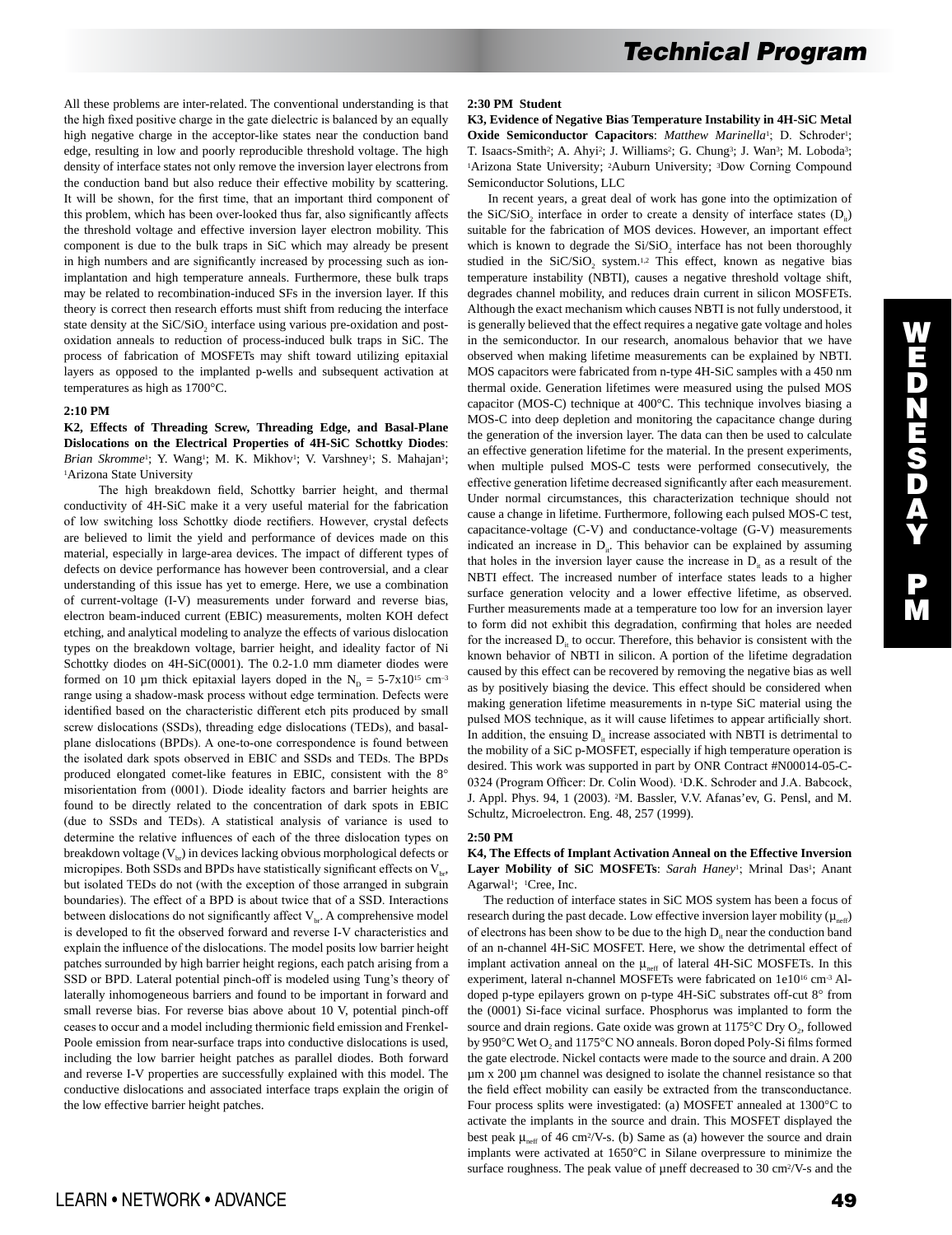All these problems are inter-related. The conventional understanding is that the high fixed positive charge in the gate dielectric is balanced by an equally high negative charge in the acceptor-like states near the conduction band edge, resulting in low and poorly reproducible threshold voltage. The high density of interface states not only remove the inversion layer electrons from the conduction band but also reduce their effective mobility by scattering. It will be shown, for the first time, that an important third component of this problem, which has been over-looked thus far, also significantly affects the threshold voltage and effective inversion layer electron mobility. This component is due to the bulk traps in SiC which may already be present in high numbers and are significantly increased by processing such as ion-implantation and high temperature anneals. Furthermore, these bulk traps may be related to recombination-induced SFs in the inversion layer. If this theory is correct then research efforts must shift from reducing the interface state density at the $SiC/SiO_2$ interface using various pre-oxidation and post-oxidation anneals to reduction of process-induced bulk traps in SiC. The process of fabrication of MOSFETs may shift toward utilizing epitaxial layers as opposed to the implanted p-wells and subsequent activation at temperatures as high as 1700°C.

**2:10 PM**

**K2, Effects of Threading Screw, Threading Edge, and Basal-Plane Dislocations on the Electrical Properties of 4H-SiC Schottky Diodes**: *Brian Skromme*[1]; Y. Wang[1]; M. K. Mikhov[1]; V. Varshney[1]; S. Mahajan[1]; [1]Arizona State University

The high breakdown field, Schottky barrier height, and thermal conductivity of 4H-SiC make it a very useful material for the fabrication of low switching loss Schottky diode rectifiers. However, crystal defects are believed to limit the yield and performance of devices made on this material, especially in large-area devices. The impact of different types of defects on device performance has however been controversial, and a clear understanding of this issue has yet to emerge. Here, we use a combination of current-voltage (I-V) measurements under forward and reverse bias, electron beam-induced current (EBIC) measurements, molten KOH defect etching, and analytical modeling to analyze the effects of various dislocation types on the breakdown voltage, barrier height, and ideality factor of Ni Schottky diodes on 4H-SiC(0001). The 0.2-1.0 mm diameter diodes were formed on 10 µm thick epitaxial layers doped in the $N_D$ = 5-7x10$^{15}$ cm$^{-3}$ range using a shadow-mask process without edge termination. Defects were identified based on the characteristic different etch pits produced by small screw dislocations (SSDs), threading edge dislocations (TEDs), and basal-plane dislocations (BPDs). A one-to-one correspondence is found between the isolated dark spots observed in EBIC and SSDs and TEDs. The BPDs produced elongated comet-like features in EBIC, consistent with the 8° misorientation from (0001). Diode ideality factors and barrier heights are found to be directly related to the concentration of dark spots in EBIC (due to SSDs and TEDs). A statistical analysis of variance is used to determine the relative influences of each of the three dislocation types on breakdown voltage ($V_{br}$) in devices lacking obvious morphological defects or micropipes. Both SSDs and BPDs have statistically significant effects on $V_{br}$, but isolated TEDs do not (with the exception of those arranged in subgrain boundaries). The effect of a BPD is about twice that of a SSD. Interactions between dislocations do not significantly affect $V_{br}$. A comprehensive model is developed to fit the observed forward and reverse I-V characteristics and explain the influence of the dislocations. The model posits low barrier height patches surrounded by high barrier height regions, each patch arising from a SSD or BPD. Lateral potential pinch-off is modeled using Tung's theory of laterally inhomogeneous barriers and found to be important in forward and small reverse bias. For reverse bias above about 10 V, potential pinch-off ceases to occur and a model including thermionic field emission and Frenkel-Poole emission from near-surface traps into conductive dislocations is used, including the low barrier height patches as parallel diodes. Both forward and reverse I-V properties are successfully explained with this model. The conductive dislocations and associated interface traps explain the origin of the low effective barrier height patches.

**2:30 PM Student**

**K3, Evidence of Negative Bias Temperature Instability in 4H-SiC Metal Oxide Semiconductor Capacitors**: *Matthew Marinella*[1]; D. Schroder[1]; T. Isaacs-Smith[2]; A. Ahyi[2]; J. Williams[2]; G. Chung[3]; J. Wan[3]; M. Loboda[3]; [1]Arizona State University; [2]Auburn University; [3]Dow Corning Compound Semiconductor Solutions, LLC

In recent years, a great deal of work has gone into the optimization of the $SiC/SiO_2$ interface in order to create a density of interface states ($D_{it}$) suitable for the fabrication of MOS devices. However, an important effect which is known to degrade the $Si/SiO_2$ interface has not been thoroughly studied in the $SiC/SiO_2$ system.[1,2] This effect, known as negative bias temperature instability (NBTI), causes a negative threshold voltage shift, degrades channel mobility, and reduces drain current in silicon MOSFETs. Although the exact mechanism which causes NBTI is not fully understood, it is generally believed that the effect requires a negative gate voltage and holes in the semiconductor. In our research, anomalous behavior that we have observed when making lifetime measurements can be explained by NBTI. MOS capacitors were fabricated from n-type 4H-SiC samples with a 450 nm thermal oxide. Generation lifetimes were measured using the pulsed MOS capacitor (MOS-C) technique at 400°C. This technique involves biasing a MOS-C into deep depletion and monitoring the capacitance change during the generation of the inversion layer. The data can then be used to calculate an effective generation lifetime for the material. In the present experiments, when multiple pulsed MOS-C tests were performed consecutively, the effective generation lifetime decreased significantly after each measurement. Under normal circumstances, this characterization technique should not cause a change in lifetime. Furthermore, following each pulsed MOS-C test, capacitance-voltage (C-V) and conductance-voltage (G-V) measurements indicated an increase in $D_{it}$. This behavior can be explained by assuming that holes in the inversion layer cause the increase in $D_{it}$ as a result of the NBTI effect. The increased number of interface states leads to a higher surface generation velocity and a lower effective lifetime, as observed. Further measurements made at a temperature too low for an inversion layer to form did not exhibit this degradation, confirming that holes are needed for the increased $D_{it}$ to occur. Therefore, this behavior is consistent with the known behavior of NBTI in silicon. A portion of the lifetime degradation caused by this effect can be recovered by removing the negative bias as well as by positively biasing the device. This effect should be considered when making generation lifetime measurements in n-type SiC material using the pulsed MOS technique, as it will cause lifetimes to appear artificially short. In addition, the ensuing $D_{it}$ increase associated with NBTI is detrimental to the mobility of a SiC p-MOSFET, especially if high temperature operation is desired. This work was supported in part by ONR Contract #N00014-05-C-0324 (Program Officer: Dr. Colin Wood). [1]D.K. Schroder and J.A. Babcock, J. Appl. Phys. 94, 1 (2003). [2]M. Bassler, V.V. Afanas'ev, G. Pensl, and M. Schultz, Microelectron. Eng. 48, 257 (1999).

**2:50 PM**

**K4, The Effects of Implant Activation Anneal on the Effective Inversion Layer Mobility of SiC MOSFETs**: *Sarah Haney*[1]; Mrinal Das[1]; Anant Agarwal[1]; [1]Cree, Inc.

The reduction of interface states in SiC MOS system has been a focus of research during the past decade. Low effective inversion layer mobility ($\mu_{neff}$) of electrons has been show to be due to the high $D_{it}$ near the conduction band of an n-channel 4H-SiC MOSFET. Here, we show the detrimental effect of implant activation anneal on the $\mu_{neff}$ of lateral 4H-SiC MOSFETs. In this experiment, lateral n-channel MOSFETs were fabricated on 1e10$^{16}$ cm$^{-3}$ Al-doped p-type epilayers grown on p-type 4H-SiC substrates off-cut 8° from the (0001) Si-face vicinal surface. Phosphorus was implanted to form the source and drain regions. Gate oxide was grown at 1175°C Dry $O_2$, followed by 950°C Wet $O_2$ and 1175°C NO anneals. Boron doped Poly-Si films formed the gate electrode. Nickel contacts were made to the source and drain. A 200 µm x 200 µm channel was designed to isolate the channel resistance so that the field effect mobility can easily be extracted from the transconductance. Four process splits were investigated: (a) MOSFET annealed at 1300°C to activate the implants in the source and drain. This MOSFET displayed the best peak $\mu_{neff}$ of 46 cm$^2$/V-s. (b) Same as (a) however the source and drain implants were activated at 1650°C in Silane overpressure to minimize the surface roughness. The peak value of µneff decreased to 30 cm$^2$/V-s and the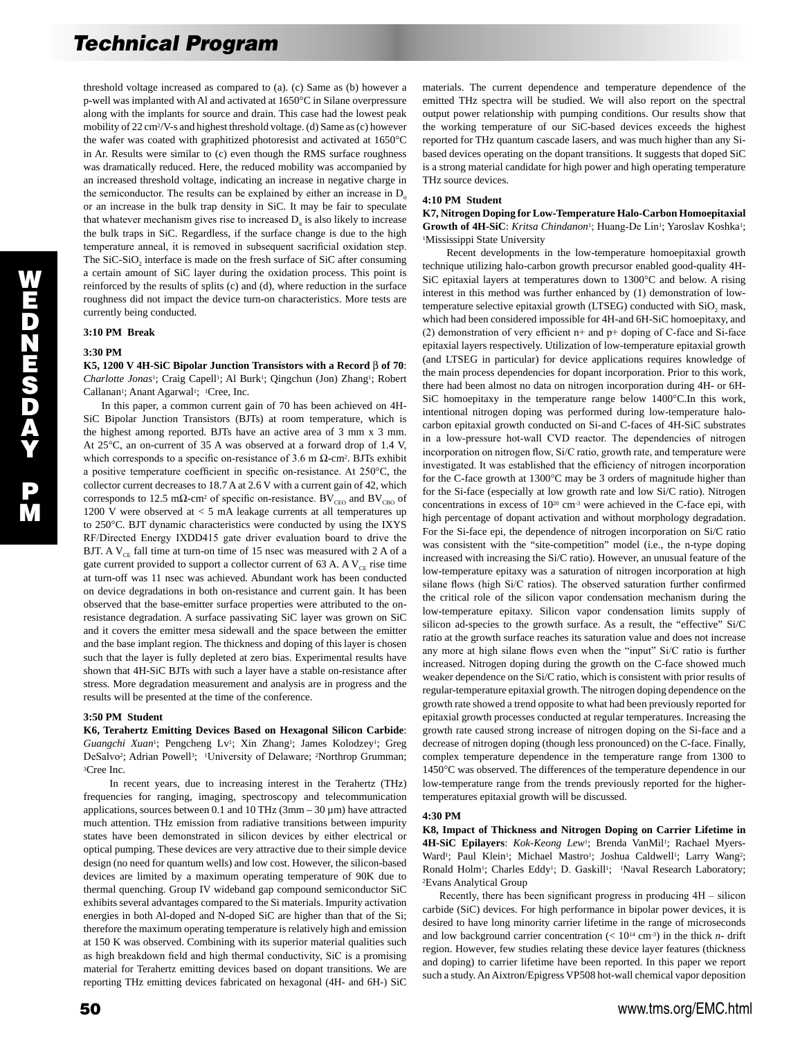threshold voltage increased as compared to (a). (c) Same as (b) however a p-well was implanted with Al and activated at 1650°C in Silane overpressure along with the implants for source and drain. This case had the lowest peak mobility of 22 $cm^2$/V-s and highest threshold voltage. (d) Same as (c) however the wafer was coated with graphitized photoresist and activated at 1650°C in Ar. Results were similar to (c) even though the RMS surface roughness was dramatically reduced. Here, the reduced mobility was accompanied by an increased threshold voltage, indicating an increase in negative charge in the semiconductor. The results can be explained by either an increase in $D_{it}$ or an increase in the bulk trap density in SiC. It may be fair to speculate that whatever mechanism gives rise to increased $D_{it}$ is also likely to increase the bulk traps in SiC. Regardless, if the surface change is due to the high temperature anneal, it is removed in subsequent sacrificial oxidation step. The SiC-$SiO_2$ interface is made on the fresh surface of SiC after consuming a certain amount of SiC layer during the oxidation process. This point is reinforced by the results of splits (c) and (d), where reduction in the surface roughness did not impact the device turn-on characteristics. More tests are currently being conducted.

**3:10 PM Break**

**3:30 PM**

**K5, 1200 V 4H-SiC Bipolar Junction Transistors with a Record β of 70**: *Charlotte Jonas*[1]; Craig Capell[1]; Al Burk[1]; Qingchun (Jon) Zhang[1]; Robert Callanan[1]; Anant Agarwal[1]; [1]Cree, Inc.

In this paper, a common current gain of 70 has been achieved on 4H-SiC Bipolar Junction Transistors (BJTs) at room temperature, which is the highest among reported. BJTs have an active area of 3 mm x 3 mm. At 25°C, an on-current of 35 A was observed at a forward drop of 1.4 V, which corresponds to a specific on-resistance of 3.6 m Ω-$cm^2$. BJTs exhibit a positive temperature coefficient in specific on-resistance. At 250°C, the collector current decreases to 18.7 A at 2.6 V with a current gain of 42, which corresponds to 12.5 mΩ-$cm^2$ of specific on-resistance. $BV_{CEO}$ and $BV_{CBO}$ of 1200 V were observed at < 5 mA leakage currents at all temperatures up to 250°C. BJT dynamic characteristics were conducted by using the IXYS RF/Directed Energy IXDD415 gate driver evaluation board to drive the BJT. A $V_{CE}$ fall time at turn-on time of 15 nsec was measured with 2 A of a gate current provided to support a collector current of 63 A. A $V_{CE}$ rise time at turn-off was 11 nsec was achieved. Abundant work has been conducted on device degradations in both on-resistance and current gain. It has been observed that the base-emitter surface properties were attributed to the on-resistance degradation. A surface passivating SiC layer was grown on SiC and it covers the emitter mesa sidewall and the space between the emitter and the base implant region. The thickness and doping of this layer is chosen such that the layer is fully depleted at zero bias. Experimental results have shown that 4H-SiC BJTs with such a layer have a stable on-resistance after stress. More degradation measurement and analysis are in progress and the results will be presented at the time of the conference.

**3:50 PM Student**

**K6, Terahertz Emitting Devices Based on Hexagonal Silicon Carbide**: *Guangchi Xuan*[1]; Pengcheng Lv[1]; Xin Zhang[1]; James Kolodzey[1]; Greg DeSalvo[2]; Adrian Powell[3]; [1]University of Delaware; [2]Northrop Grumman; [3]Cree Inc.

In recent years, due to increasing interest in the Terahertz (THz) frequencies for ranging, imaging, spectroscopy and telecommunication applications, sources between 0.1 and 10 THz (3mm – 30 µm) have attracted much attention. THz emission from radiative transitions between impurity states have been demonstrated in silicon devices by either electrical or optical pumping. These devices are very attractive due to their simple device design (no need for quantum wells) and low cost. However, the silicon-based devices are limited by a maximum operating temperature of 90K due to thermal quenching. Group IV wideband gap compound semiconductor SiC exhibits several advantages compared to the Si materials. Impurity activation energies in both Al-doped and N-doped SiC are higher than that of the Si; therefore the maximum operating temperature is relatively high and emission at 150 K was observed. Combining with its superior material qualities such as high breakdown field and high thermal conductivity, SiC is a promising material for Terahertz emitting devices based on dopant transitions. We are reporting THz emitting devices fabricated on hexagonal (4H- and 6H-) SiC materials. The current dependence and temperature dependence of the emitted THz spectra will be studied. We will also report on the spectral output power relationship with pumping conditions. Our results show that the working temperature of our SiC-based devices exceeds the highest reported for THz quantum cascade lasers, and was much higher than any Si-based devices operating on the dopant transitions. It suggests that doped SiC is a strong material candidate for high power and high operating temperature THz source devices.

**4:10 PM Student**

**K7, Nitrogen Doping for Low-Temperature Halo-Carbon Homoepitaxial Growth of 4H-SiC**: *Kritsa Chindanon*[1]; Huang-De Lin[1]; Yaroslav Koshka[1]; [1]Mississippi State University

Recent developments in the low-temperature homoepitaxial growth technique utilizing halo-carbon growth precursor enabled good-quality 4H-SiC epitaxial layers at temperatures down to 1300°C and below. A rising interest in this method was further enhanced by (1) demonstration of low-temperature selective epitaxial growth (LTSEG) conducted with $SiO_2$ mask, which had been considered impossible for 4H-and 6H-SiC homoepitaxy, and (2) demonstration of very efficient n+ and p+ doping of C-face and Si-face epitaxial layers respectively. Utilization of low-temperature epitaxial growth (and LTSEG in particular) for device applications requires knowledge of the main process dependencies for dopant incorporation. Prior to this work, there had been almost no data on nitrogen incorporation during 4H- or 6H-SiC homoepitaxy in the temperature range below 1400°C.In this work, intentional nitrogen doping was performed during low-temperature halo-carbon epitaxial growth conducted on Si-and C-faces of 4H-SiC substrates in a low-pressure hot-wall CVD reactor. The dependencies of nitrogen incorporation on nitrogen flow, Si/C ratio, growth rate, and temperature were investigated. It was established that the efficiency of nitrogen incorporation for the C-face growth at 1300°C may be 3 orders of magnitude higher than for the Si-face (especially at low growth rate and low Si/C ratio). Nitrogen concentrations in excess of $10^{20}$ $cm^{-3}$ were achieved in the C-face epi, with high percentage of dopant activation and without morphology degradation. For the Si-face epi, the dependence of nitrogen incorporation on Si/C ratio was consistent with the "site-competition" model (i.e., the n-type doping increased with increasing the Si/C ratio). However, an unusual feature of the low-temperature epitaxy was a saturation of nitrogen incorporation at high silane flows (high Si/C ratios). The observed saturation further confirmed the critical role of the silicon vapor condensation mechanism during the low-temperature epitaxy. Silicon vapor condensation limits supply of silicon ad-species to the growth surface. As a result, the "effective" Si/C ratio at the growth surface reaches its saturation value and does not increase any more at high silane flows even when the "input" Si/C ratio is further increased. Nitrogen doping during the growth on the C-face showed much weaker dependence on the Si/C ratio, which is consistent with prior results of regular-temperature epitaxial growth. The nitrogen doping dependence on the growth rate showed a trend opposite to what had been previously reported for epitaxial growth processes conducted at regular temperatures. Increasing the growth rate caused strong increase of nitrogen doping on the Si-face and a decrease of nitrogen doping (though less pronounced) on the C-face. Finally, complex temperature dependence in the temperature range from 1300 to 1450°C was observed. The differences of the temperature dependence in our low-temperature range from the trends previously reported for the higher-temperatures epitaxial growth will be discussed.

**4:30 PM**

**K8, Impact of Thickness and Nitrogen Doping on Carrier Lifetime in 4H-SiC Epilayers**: *Kok-Keong Lew*[1]; Brenda VanMil[1]; Rachael Myers-Ward[1]; Paul Klein[1]; Michael Mastro[1]; Joshua Caldwell[1]; Larry Wang[2]; Ronald Holm[1]; Charles Eddy[1]; D. Gaskill[1]; [1]Naval Research Laboratory; [2]Evans Analytical Group

Recently, there has been significant progress in producing 4H – silicon carbide (SiC) devices. For high performance in bipolar power devices, it is desired to have long minority carrier lifetime in the range of microseconds and low background carrier concentration (< $10^{14}$ $cm^{-3}$) in the thick *n*- drift region. However, few studies relating these device layer features (thickness and doping) to carrier lifetime have been reported. In this paper we report such a study. An Aixtron/Epigress VP508 hot-wall chemical vapor deposition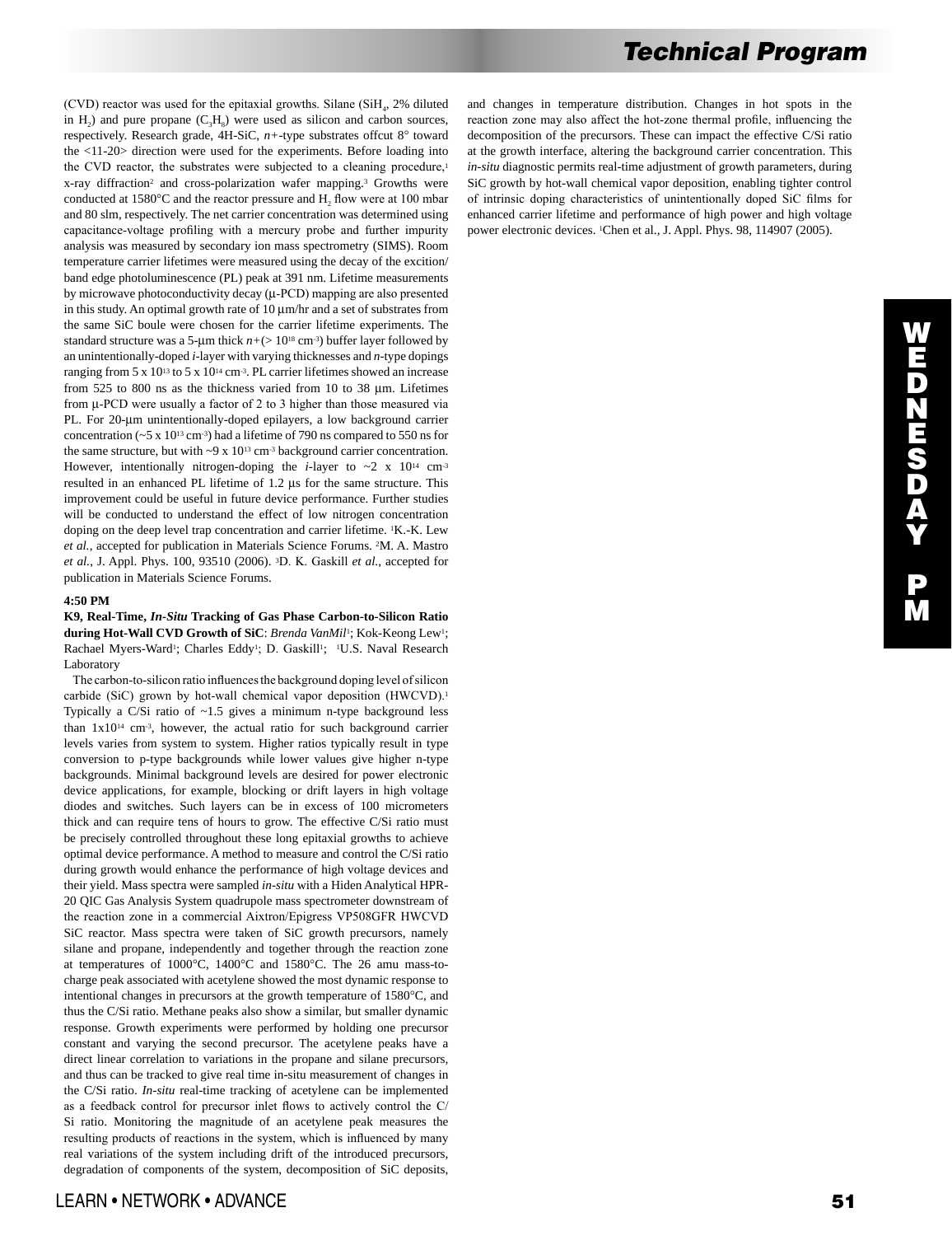(CVD) reactor was used for the epitaxial growths. Silane ($SiH_4$, 2% diluted in $H_2$) and pure propane ($C_3H_8$) were used as silicon and carbon sources, respectively. Research grade, 4H-SiC, *n+*-type substrates offcut 8° toward the <11-20> direction were used for the experiments. Before loading into the CVD reactor, the substrates were subjected to a cleaning procedure,[1] x-ray diffraction[2] and cross-polarization wafer mapping.[3] Growths were conducted at 1580°C and the reactor pressure and $H_2$ flow were at 100 mbar and 80 slm, respectively. The net carrier concentration was determined using capacitance-voltage profiling with a mercury probe and further impurity analysis was measured by secondary ion mass spectrometry (SIMS). Room temperature carrier lifetimes were measured using the decay of the exciton/band edge photoluminescence (PL) peak at 391 nm. Lifetime measurements by microwave photoconductivity decay (μ-PCD) mapping are also presented in this study. An optimal growth rate of 10 μm/hr and a set of substrates from the same SiC boule were chosen for the carrier lifetime experiments. The standard structure was a 5-μm thick *n+*(> $10^{18}$ $cm^{-3}$) buffer layer followed by an unintentionally-doped *i*-layer with varying thicknesses and *n*-type dopings ranging from 5 x $10^{13}$ to 5 x $10^{14}$ $cm^{-3}$. PL carrier lifetimes showed an increase from 525 to 800 ns as the thickness varied from 10 to 38 μm. Lifetimes from μ-PCD were usually a factor of 2 to 3 higher than those measured via PL. For 20-μm unintentionally-doped epilayers, a low background carrier concentration (~5 x $10^{13}$ $cm^{-3}$) had a lifetime of 790 ns compared to 550 ns for the same structure, but with ~9 x $10^{13}$ $cm^{-3}$ background carrier concentration. However, intentionally nitrogen-doping the *i*-layer to ~2 x $10^{14}$ $cm^{-3}$ resulted in an enhanced PL lifetime of 1.2 μs for the same structure. This improvement could be useful in future device performance. Further studies will be conducted to understand the effect of low nitrogen concentration doping on the deep level trap concentration and carrier lifetime. [1]K.-K. Lew *et al.*, accepted for publication in Materials Science Forums. [2]M. A. Mastro *et al.*, J. Appl. Phys. 100, 93510 (2006). [3]D. K. Gaskill *et al.*, accepted for publication in Materials Science Forums.

**4:50 PM**

**K9, Real-Time, *In-Situ* Tracking of Gas Phase Carbon-to-Silicon Ratio during Hot-Wall CVD Growth of SiC**: *Brenda VanMil*[1]; Kok-Keong Lew[1]; Rachael Myers-Ward[1]; Charles Eddy[1]; D. Gaskill[1]; [1]U.S. Naval Research Laboratory

The carbon-to-silicon ratio influences the background doping level of silicon carbide (SiC) grown by hot-wall chemical vapor deposition (HWCVD).[1] Typically a C/Si ratio of ~1.5 gives a minimum n-type background less than 1x$10^{14}$ $cm^{-3}$, however, the actual ratio for such background carrier levels varies from system to system. Higher ratios typically result in type conversion to p-type backgrounds while lower values give higher n-type backgrounds. Minimal background levels are desired for power electronic device applications, for example, blocking or drift layers in high voltage diodes and switches. Such layers can be in excess of 100 micrometers thick and can require tens of hours to grow. The effective C/Si ratio must be precisely controlled throughout these long epitaxial growths to achieve optimal device performance. A method to measure and control the C/Si ratio during growth would enhance the performance of high voltage devices and their yield. Mass spectra were sampled *in-situ* with a Hiden Analytical HPR-20 QIC Gas Analysis System quadrupole mass spectrometer downstream of the reaction zone in a commercial Aixtron/Epigress VP508GFR HWCVD SiC reactor. Mass spectra were taken of SiC growth precursors, namely silane and propane, independently and together through the reaction zone at temperatures of 1000°C, 1400°C and 1580°C. The 26 amu mass-to-charge peak associated with acetylene showed the most dynamic response to intentional changes in precursors at the growth temperature of 1580°C, and thus the C/Si ratio. Methane peaks also show a similar, but smaller dynamic response. Growth experiments were performed by holding one precursor constant and varying the second precursor. The acetylene peaks have a direct linear correlation to variations in the propane and silane precursors, and thus can be tracked to give real time in-situ measurement of changes in the C/Si ratio. *In-situ* real-time tracking of acetylene can be implemented as a feedback control for precursor inlet flows to actively control the C/Si ratio. Monitoring the magnitude of an acetylene peak measures the resulting products of reactions in the system, which is influenced by many real variations of the system including drift of the introduced precursors, degradation of components of the system, decomposition of SiC deposits, and changes in temperature distribution. Changes in hot spots in the reaction zone may also affect the hot-zone thermal profile, influencing the decomposition of the precursors. These can impact the effective C/Si ratio at the growth interface, altering the background carrier concentration. This *in-situ* diagnostic permits real-time adjustment of growth parameters, during SiC growth by hot-wall chemical vapor deposition, enabling tighter control of intrinsic doping characteristics of unintentionally doped SiC films for enhanced carrier lifetime and performance of high power and high voltage power electronic devices. [1]Chen et al., J. Appl. Phys. 98, 114907 (2005).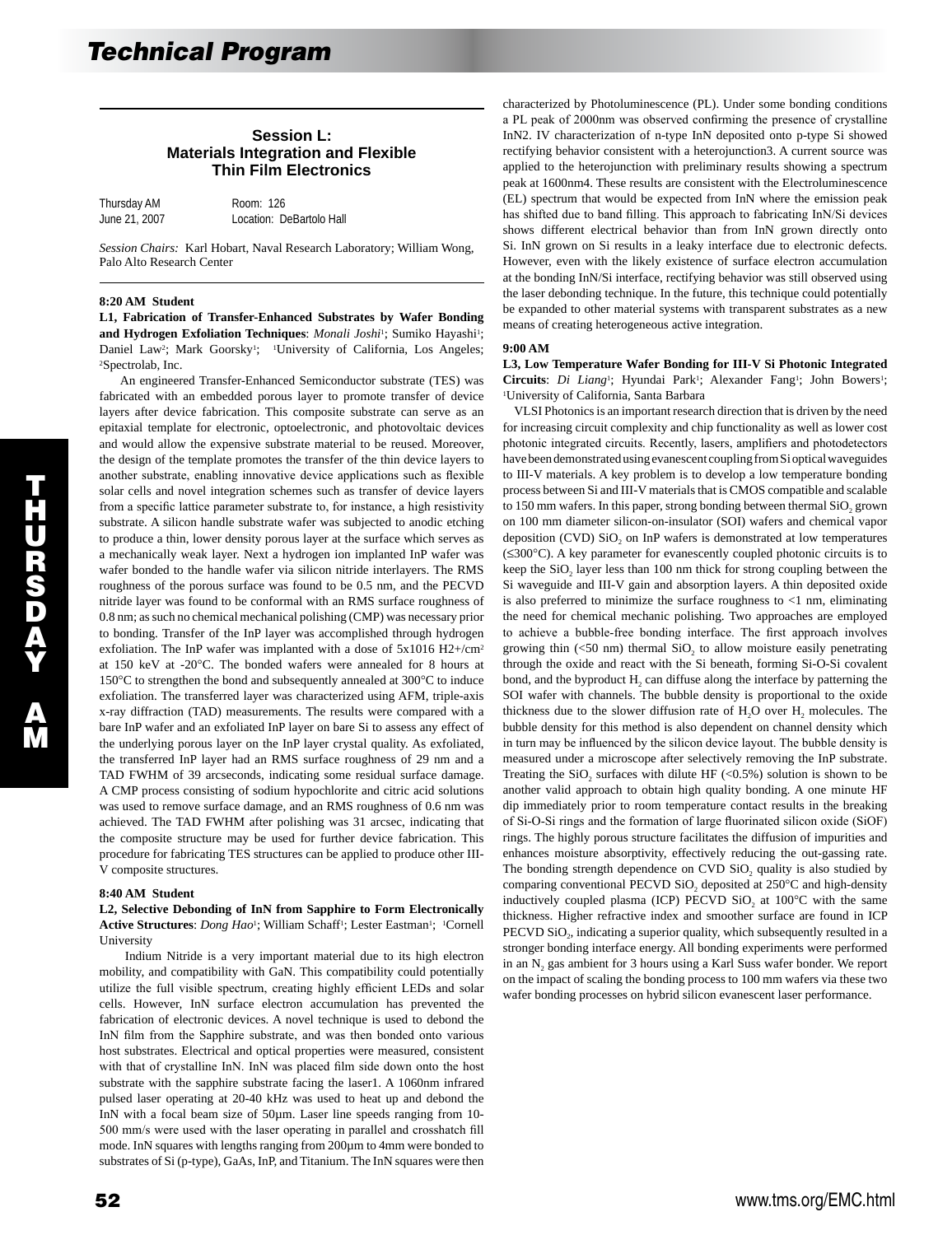## Session L: Materials Integration and Flexible Thin Film Electronics

Thursday AM Room: 126
June 21, 2007 Location: DeBartolo Hall

*Session Chairs:* Karl Hobart, Naval Research Laboratory; William Wong, Palo Alto Research Center

**8:20 AM Student**

**L1, Fabrication of Transfer-Enhanced Substrates by Wafer Bonding and Hydrogen Exfoliation Techniques**: *Monali Joshi*[1]; Sumiko Hayashi[1]; Daniel Law[2]; Mark Goorsky[1]; [1]University of California, Los Angeles; [2]Spectrolab, Inc.

An engineered Transfer-Enhanced Semiconductor substrate (TES) was fabricated with an embedded porous layer to promote transfer of device layers after device fabrication. This composite substrate can serve as an epitaxial template for electronic, optoelectronic, and photovoltaic devices and would allow the expensive substrate material to be reused. Moreover, the design of the template promotes the transfer of the thin device layers to another substrate, enabling innovative device applications such as flexible solar cells and novel integration schemes such as transfer of device layers from a specific lattice parameter substrate to, for instance, a high resistivity substrate. A silicon handle substrate wafer was subjected to anodic etching to produce a thin, lower density porous layer at the surface which serves as a mechanically weak layer. Next a hydrogen ion implanted InP wafer was wafer bonded to the handle wafer via silicon nitride interlayers. The RMS roughness of the porous surface was found to be 0.5 nm, and the PECVD nitride layer was found to be conformal with an RMS surface roughness of 0.8 nm; as such no chemical mechanical polishing (CMP) was necessary prior to bonding. Transfer of the InP layer was accomplished through hydrogen exfoliation. The InP wafer was implanted with a dose of 5x1016 $H_2^+$/cm$^2$ at 150 keV at -20°C. The bonded wafers were annealed for 8 hours at 150°C to strengthen the bond and subsequently annealed at 300°C to induce exfoliation. The transferred layer was characterized using AFM, triple-axis x-ray diffraction (TAD) measurements. The results were compared with a bare InP wafer and an exfoliated InP layer on bare Si to assess any effect of the underlying porous layer on the InP layer crystal quality. As exfoliated, the transferred InP layer had an RMS surface roughness of 29 nm and a TAD FWHM of 39 arcseconds, indicating some residual surface damage. A CMP process consisting of sodium hypochlorite and citric acid solutions was used to remove surface damage, and an RMS roughness of 0.6 nm was achieved. The TAD FWHM after polishing was 31 arcsec, indicating that the composite structure may be used for further device fabrication. This procedure for fabricating TES structures can be applied to produce other III-V composite structures.

**8:40 AM Student**

**L2, Selective Debonding of InN from Sapphire to Form Electronically Active Structures**: *Dong Hao*[1]; William Schaff[1]; Lester Eastman[1]; [1]Cornell University

Indium Nitride is a very important material due to its high electron mobility, and compatibility with GaN. This compatibility could potentially utilize the full visible spectrum, creating highly efficient LEDs and solar cells. However, InN surface electron accumulation has prevented the fabrication of electronic devices. A novel technique is used to debond the InN film from the Sapphire substrate, and was then bonded onto various host substrates. Electrical and optical properties were measured, consistent with that of crystalline InN. InN was placed film side down onto the host substrate with the sapphire substrate facing the laser1. A 1060nm infrared pulsed laser operating at 20-40 kHz was used to heat up and debond the InN with a focal beam size of 50µm. Laser line speeds ranging from 10-500 mm/s were used with the laser operating in parallel and crosshatch fill mode. InN squares with lengths ranging from 200µm to 4mm were bonded to substrates of Si (p-type), GaAs, InP, and Titanium. The InN squares were then characterized by Photoluminescence (PL). Under some bonding conditions a PL peak of 2000nm was observed confirming the presence of crystalline InN2. IV characterization of n-type InN deposited onto p-type Si showed rectifying behavior consistent with a heterojunction3. A current source was applied to the heterojunction with preliminary results showing a spectrum peak at 1600nm4. These results are consistent with the Electroluminescence (EL) spectrum that would be expected from InN where the emission peak has shifted due to band filling. This approach to fabricating InN/Si devices shows different electrical behavior than from InN grown directly onto Si. InN grown on Si results in a leaky interface due to electronic defects. However, even with the likely existence of surface electron accumulation at the bonding InN/Si interface, rectifying behavior was still observed using the laser debonding technique. In the future, this technique could potentially be expanded to other material systems with transparent substrates as a new means of creating heterogeneous active integration.

**9:00 AM**

**L3, Low Temperature Wafer Bonding for III-V Si Photonic Integrated Circuits**: *Di Liang*[1]; Hyundai Park[1]; Alexander Fang[1]; John Bowers[1]; [1]University of California, Santa Barbara

VLSI Photonics is an important research direction that is driven by the need for increasing circuit complexity and chip functionality as well as lower cost photonic integrated circuits. Recently, lasers, amplifiers and photodetectors have been demonstrated using evanescent coupling from Si optical waveguides to III-V materials. A key problem is to develop a low temperature bonding process between Si and III-V materials that is CMOS compatible and scalable to 150 mm wafers. In this paper, strong bonding between thermal $SiO_2$ grown on 100 mm diameter silicon-on-insulator (SOI) wafers and chemical vapor deposition (CVD) $SiO_2$ on InP wafers is demonstrated at low temperatures (≤300°C). A key parameter for evanescently coupled photonic circuits is to keep the $SiO_2$ layer less than 100 nm thick for strong coupling between the Si waveguide and III-V gain and absorption layers. A thin deposited oxide is also preferred to minimize the surface roughness to <1 nm, eliminating the need for chemical mechanic polishing. Two approaches are employed to achieve a bubble-free bonding interface. The first approach involves growing thin (<50 nm) thermal $SiO_2$ to allow moisture easily penetrating through the oxide and react with the Si beneath, forming Si-O-Si covalent bond, and the byproduct $H_2$ can diffuse along the interface by patterning the SOI wafer with channels. The bubble density is proportional to the oxide thickness due to the slower diffusion rate of $H_2O$ over $H_2$ molecules. The bubble density for this method is also dependent on channel density which in turn may be influenced by the silicon device layout. The bubble density is measured under a microscope after selectively removing the InP substrate. Treating the $SiO_2$ surfaces with dilute HF (<0.5%) solution is shown to be another valid approach to obtain high quality bonding. A one minute HF dip immediately prior to room temperature contact results in the breaking of Si-O-Si rings and the formation of large fluorinated silicon oxide (SiOF) rings. The highly porous structure facilitates the diffusion of impurities and enhances moisture absorptivity, effectively reducing the out-gassing rate. The bonding strength dependence on CVD $SiO_2$ quality is also studied by comparing conventional PECVD $SiO_2$ deposited at 250°C and high-density inductively coupled plasma (ICP) PECVD $SiO_2$ at 100°C with the same thickness. Higher refractive index and smoother surface are found in ICP PECVD $SiO_2$, indicating a superior quality, which subsequently resulted in a stronger bonding interface energy. All bonding experiments were performed in an $N_2$ gas ambient for 3 hours using a Karl Suss wafer bonder. We report on the impact of scaling the bonding process to 100 mm wafers via these two wafer bonding processes on hybrid silicon evanescent laser performance.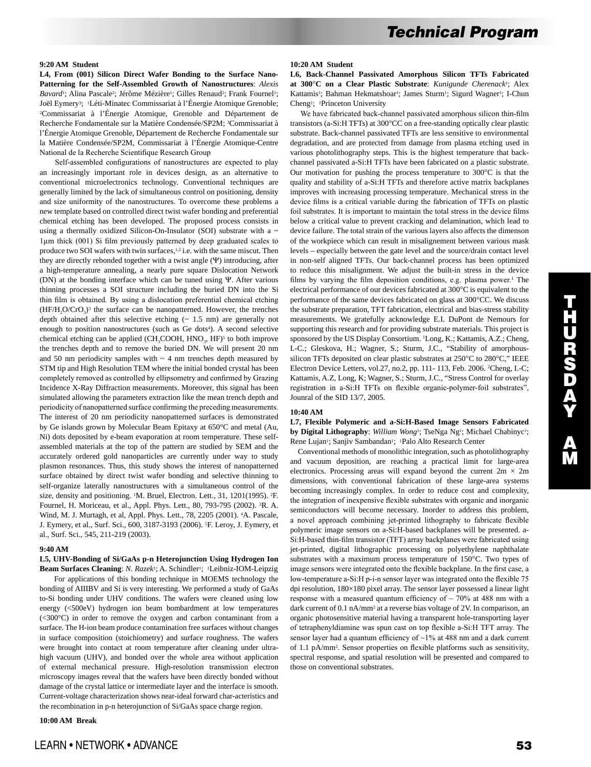**9:20 AM Student**

**L4, From (001) Silicon Direct Wafer Bonding to the Surface Nano-Patterning for the Self-Assembled Growth of Nanostructures**: *Alexis Bavard*[1]; Alina Pascale[2]; Jérôme Mézière[1]; Gilles Renaud[2]; Frank Fournel[1]; Joël Eymery[3]; [1]Léti-Minatec Commissariat à l'Énergie Atomique Grenoble; [2]Commissariat à l'Énergie Atomique, Grenoble and Département de Recherche Fondamentale sur la Matière Condensée/SP2M; [3]Commissariat à l'Énergie Atomique Grenoble, Département de Recherche Fondamentale sur la Matière Condensée/SP2M, Commissariat à l'Énergie Atomique-Centre National de la Recherche Scientifique Research Group

Self-assembled configurations of nanostructures are expected to play an increasingly important role in devices design, as an alternative to conventional microelectronics technology. Conventional techniques are generally limited by the lack of simultaneous control on positioning, density and size uniformity of the nanostructures. To overcome these problems a new template based on controlled direct twist wafer bonding and preferential chemical etching has been developed. The proposed process consists in using a thermally oxidized Silicon-On-Insulator (SOI) substrate with a ~ 1µm thick (001) Si film previously patterned by deep graduated scales to produce two SOI wafers with twin surfaces,[1,2] i.e. with the same miscut. Then they are directly rebonded together with a twist angle (Ψ) introducing, after a high-temperature annealing, a nearly pure square Dislocation Network (DN) at the bonding interface which can be tuned using Ψ. After various thinning processes a SOI structure including the buried DN into the Si thin film is obtained. By using a dislocation preferential chemical etching ($HF/H_2O/CrO_3$)[3] the surface can be nanopatterned. However, the trenches depth obtained after this selective etching (~ 1.5 nm) are generally not enough to position nanostructures (such as Ge dots[4]). A second selective chemical etching can be applied ($CH_3COOH$, $HNO_3$, HF)[5] to both improve the trenches depth and to remove the buried DN. We will present 20 nm and 50 nm periodicity samples with ~ 4 nm trenches depth measured by STM tip and High Resolution TEM where the initial bonded crystal has been completely removed as controlled by ellipsometry and confirmed by Grazing Incidence X-Ray Diffraction measurements. Moreover, this signal has been simulated allowing the parameters extraction like the mean trench depth and periodicity of nanopatterned surface confirming the preceding measurements. The interest of 20 nm periodicity nanopatterned surfaces is demonstrated by Ge islands grown by Molecular Beam Epitaxy at 650°C and metal (Au, Ni) dots deposited by e-beam evaporation at room temperature. These self-assembled materials at the top of the pattern are studied by SEM and the accurately ordered gold nanoparticles are currently under way to study plasmon resonances. Thus, this study shows the interest of nanopatterned surface obtained by direct twist wafer bonding and selective thinning to self-organize laterally nanostructures with a simultaneous control of the size, density and positioning. [1]M. Bruel, Electron. Lett., 31, 1201(1995). [2]F. Fournel, H. Moriceau, et al., Appl. Phys. Lett., 80, 793-795 (2002). [3]R. A. Wind, M. J. Murtagh, et al, Appl. Phys. Lett., 78, 2205 (2001). [4]A. Pascale, J. Eymery, et al., Surf. Sci., 600, 3187-3193 (2006). [5]F. Leroy, J. Eymery, et al., Surf. Sci., 545, 211-219 (2003).

**9:40 AM**

**L5, UHV-Bonding of Si/GaAs p-n Heterojunction Using Hydrogen Ion Beam Surfaces Cleaning**: *N. Razek*[1]; A. Schindler[1]; [1]Leibniz-IOM-Leipzig

For applications of this bonding technique in MOEMS technology the bonding of AIIIBV and Si is very interesting. We performed a study of GaAs to-Si bonding under UHV conditions. The wafers were cleaned using low energy (<500eV) hydrogen ion beam bombardment at low temperatures (<300°C) in order to remove the oxygen and carbon contaminant from a surface. The H-ion beam produce contamination free surfaces without changes in surface composition (stoichiometry) and surface roughness. The wafers were brought into contact at room temperature after cleaning under ultra-high vacuum (UHV), and bonded over the whole area without application of external mechanical pressure. High-resolution transmission electron microscopy images reveal that the wafers have been directly bonded without damage of the crystal lattice or intermediate layer and the interface is smooth. Current-voltage characterization shows near-ideal forward char-acteristics and the recombination in p-n heterojunction of Si/GaAs space charge region.

**10:00 AM Break**

**10:20 AM Student**

**L6, Back-Channel Passivated Amorphous Silicon TFTs Fabricated at 300°C on a Clear Plastic Substrate**: *Kunigunde Cherenack*[1]; Alex Kattamis[1]; Bahman Hekmatshoar[1]; James Sturm[1]; Sigurd Wagner[1]; I-Chun Cheng[1]; [1]Princeton University

We have fabricated back-channel passivated amorphous silicon thin-film transistors (a-Si:H TFTs) at 300°CC on a free-standing optically clear plastic substrate. Back-channel passivated TFTs are less sensitive to environmental degradation, and are protected from damage from plasma etching used in various photolithography steps. This is the highest temperature that back-channel passivated a-Si:H TFTs have been fabricated on a plastic substrate. Our motivation for pushing the process temperature to 300°C is that the quality and stability of a-Si:H TFTs and therefore active matrix backplanes improves with increasing processing temperature. Mechanical stress in the device films is a critical variable during the fabrication of TFTs on plastic foil substrates. It is important to maintain the total stress in the device films below a critical value to prevent cracking and delamination, which lead to device failure. The total strain of the various layers also affects the dimenson of the workpiece which can result in misalignement between various mask levels – especially between the gate level and the source/drain contact level in non-self aligned TFTs. Our back-channel process has been optimized to reduce this misalignment. We adjust the built-in stress in the device films by varying the film deposition conditions, e.g. plasma power.[1] The electrical performance of our devices fabricated at 300°C is equivalent to the performance of the same devices fabricated on glass at 300°CC. We discuss the substrate preparation, TFT fabrication, electrical and bias-stress stability measurements. We gratefully acknowledge E.I. DuPont de Nemours for supporting this research and for providing substrate materials. This project is sponsored by the US Display Consortium. [1]Long, K.; Kattamis, A.Z.; Cheng, I.-C.; Gleskova, H.; Wagner, S.; Sturm, J.C., "Stability of amorphous-silicon TFTs deposited on clear plastic substrates at 250°C to 280°C," IEEE Electron Device Letters, vol.27, no.2, pp. 111- 113, Feb. 2006. [2]Cheng, I.-C; Kattamis, A.Z, Long, K; Wagner, S.; Sturm, J.C., "Stress Control for overlay registration in a-Si:H TFTs on flexible organic-polymer-foil substrates", Jounral of the SID 13/7, 2005.

**10:40 AM**

**L7, Flexible Polymeric and a-Si:H-Based Image Sensors Fabricated by Digital Lithography**: *William Wong*[1]; TseNga Ng[1]; Michael Chabinyc[1]; Rene Lujan[1]; Sanjiv Sambandan[1]; [1]Palo Alto Research Center

Conventional methods of monolithic integration, such as photolithography and vacuum deposition, are reaching a practical limit for large-area electronics. Processing areas will expand beyond the current 2m × 2m dimensions, with conventional fabrication of these large-area systems becoming increasingly complex. In order to reduce cost and complexity, the integration of inexpensive flexible substrates with organic and inorganic semiconductors will become necessary. Inorder to address this problem, a novel approach combining jet-printed lithography to fabricate flexible polymeric image sensors on a-Si:H-based backplanes will be presented. a-Si:H-based thin-film transistor (TFT) array backplanes were fabricated using jet-printed, digital lithographic processing on polyethylene naphthalate substrates with a maximum process temperature of 150°C. Two types of image sensors were integrated onto the flexible backplane. In the first case, a low-temperature a-Si:H p-i-n sensor layer was integrated onto the flexible 75 dpi resolution, 180×180 pixel array. The sensor layer possessed a linear light response with a measured quantum efficiency of ~ 70% at 488 nm with a dark current of 0.1 $nA/mm^2$ at a reverse bias voltage of 2V. In comparison, an organic photosensitive material having a transparent hole-transporting layer of tetraphenyldiamine was spun cast on top flexible a-Si:H TFT array. The sensor layer had a quantum efficiency of ~1% at 488 nm and a dark current of 1.1 $pA/mm^2$. Sensor properties on flexible platforms such as sensitivity, spectral response, and spatial resolution will be presented and compared to those on conventional substrates.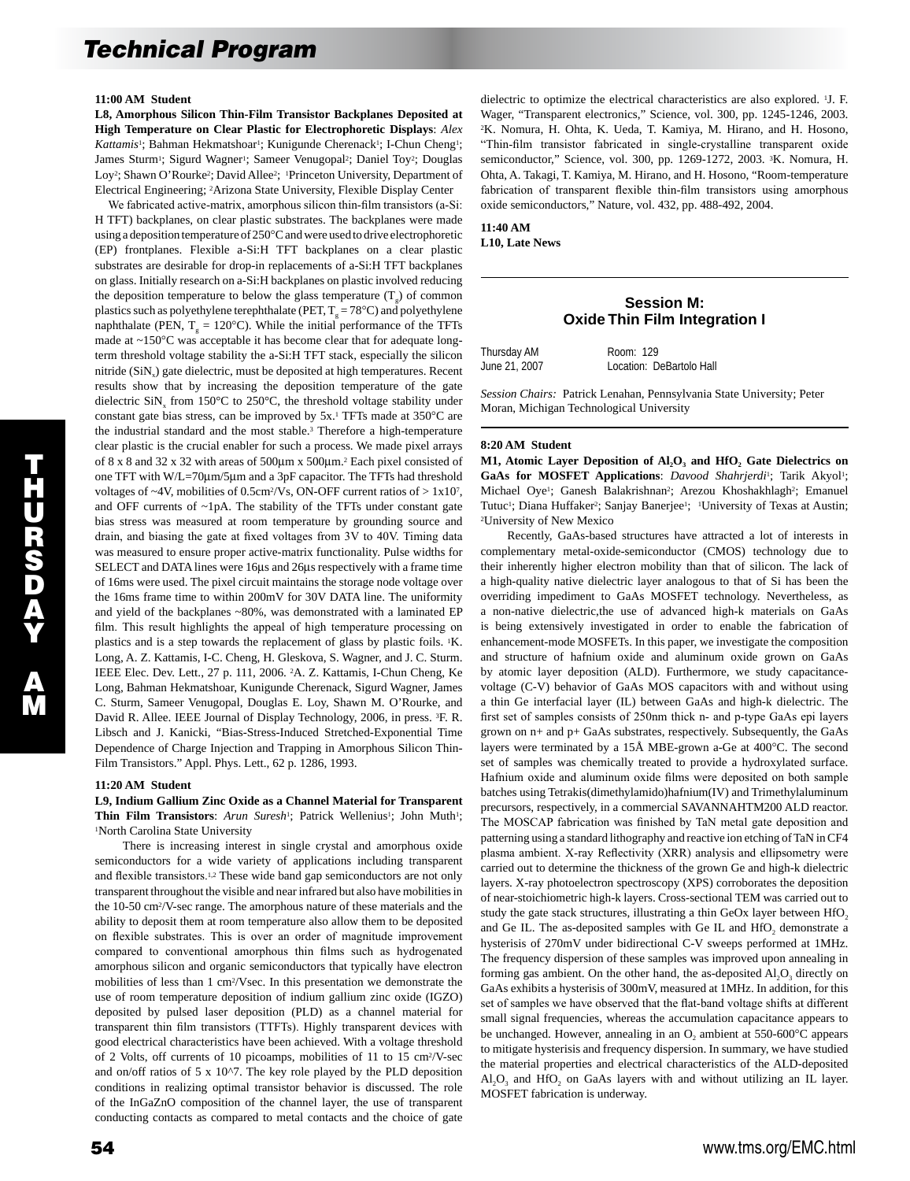**11:00 AM Student**

**L8, Amorphous Silicon Thin-Film Transistor Backplanes Deposited at High Temperature on Clear Plastic for Electrophoretic Displays**: *Alex Kattamis*[1]; Bahman Hekmatshoar[1]; Kunigunde Cherenack[1]; I-Chun Cheng[1]; James Sturm[1]; Sigurd Wagner[1]; Sameer Venugopal[2]; Daniel Toy[2]; Douglas Loy[2]; Shawn O'Rourke[2]; David Allee[2]; [1]Princeton University, Department of Electrical Engineering; [2]Arizona State University, Flexible Display Center

We fabricated active-matrix, amorphous silicon thin-film transistors (a-Si:H TFT) backplanes, on clear plastic substrates. The backplanes were made using a deposition temperature of 250°C and were used to drive electrophoretic (EP) frontplanes. Flexible a-Si:H TFT backplanes on a clear plastic substrates are desirable for drop-in replacements of a-Si:H TFT backplanes on glass. Initially research on a-Si:H backplanes on plastic involved reducing the deposition temperature to below the glass temperature ($T_g$) of common plastics such as polyethylene terephthalate (PET, $T_g$ = 78°C) and polyethylene naphthalate (PEN, $T_g$ = 120°C). While the initial performance of the TFTs made at ~150°C was acceptable it has become clear that for adequate long-term threshold voltage stability the a-Si:H TFT stack, especially the silicon nitride ($SiN_x$) gate dielectric, must be deposited at high temperatures. Recent results show that by increasing the deposition temperature of the gate dielectric $SiN_x$ from 150°C to 250°C, the threshold voltage stability under constant gate bias stress, can be improved by 5x.[1] TFTs made at 350°C are the industrial standard and the most stable.[3] Therefore a high-temperature clear plastic is the crucial enabler for such a process. We made pixel arrays of 8 x 8 and 32 x 32 with areas of 500µm x 500µm.[2] Each pixel consisted of one TFT with W/L=70µm/5µm and a 3pF capacitor. The TFTs had threshold voltages of ~4V, mobilities of 0.5cm²/Vs, ON-OFF current ratios of > 1x10⁷, and OFF currents of ~1pA. The stability of the TFTs under constant gate bias stress was measured at room temperature by grounding source and drain, and biasing the gate at fixed voltages from 3V to 40V. Timing data was measured to ensure proper active-matrix functionality. Pulse widths for SELECT and DATA lines were 16µs and 26µs respectively with a frame time of 16ms were used. The pixel circuit maintains the storage node voltage over the 16ms frame time to within 200mV for 30V DATA line. The uniformity and yield of the backplanes ~80%, was demonstrated with a laminated EP film. This result highlights the appeal of high temperature processing on plastics and is a step towards the replacement of glass by plastic foils. [1]K. Long, A. Z. Kattamis, I-C. Cheng, H. Gleskova, S. Wagner, and J. C. Sturm. IEEE Elec. Dev. Lett., 27 p. 111, 2006. [2]A. Z. Kattamis, I-Chun Cheng, Ke Long, Bahman Hekmatshoar, Kunigunde Cherenack, Sigurd Wagner, James C. Sturm, Sameer Venugopal, Douglas E. Loy, Shawn M. O'Rourke, and David R. Allee. IEEE Journal of Display Technology, 2006, in press. [3]F. R. Libsch and J. Kanicki, "Bias-Stress-Induced Stretched-Exponential Time Dependence of Charge Injection and Trapping in Amorphous Silicon Thin-Film Transistors." Appl. Phys. Lett., 62 p. 1286, 1993.

**11:20 AM Student**

**L9, Indium Gallium Zinc Oxide as a Channel Material for Transparent Thin Film Transistors**: *Arun Suresh*[1]; Patrick Wellenius[1]; John Muth[1]; [1]North Carolina State University

There is increasing interest in single crystal and amorphous oxide semiconductors for a wide variety of applications including transparent and flexible transistors.[1,2] These wide band gap semiconductors are not only transparent throughout the visible and near infrared but also have mobilities in the 10-50 cm²/V-sec range. The amorphous nature of these materials and the ability to deposit them at room temperature also allow them to be deposited on flexible substrates. This is over an order of magnitude improvement compared to conventional amorphous thin films such as hydrogenated amorphous silicon and organic semiconductors that typically have electron mobilities of less than 1 cm²/Vsec. In this presentation we demonstrate the use of room temperature deposition of indium gallium zinc oxide (IGZO) deposited by pulsed laser deposition (PLD) as a channel material for transparent thin film transistors (TTFTs). Highly transparent devices with good electrical characteristics have been achieved. With a voltage threshold of 2 Volts, off currents of 10 picoamps, mobilities of 11 to 15 cm²/V-sec and on/off ratios of 5 x 10^7. The key role played by the PLD deposition conditions in realizing optimal transistor behavior is discussed. The role of the InGaZnO composition of the channel layer, the use of transparent conducting contacts as compared to metal contacts and the choice of gate dielectric to optimize the electrical characteristics are also explored. [1]J. F. Wager, "Transparent electronics," Science, vol. 300, pp. 1245-1246, 2003. [2]K. Nomura, H. Ohta, K. Ueda, T. Kamiya, M. Hirano, and H. Hosono, "Thin-film transistor fabricated in single-crystalline transparent oxide semiconductor," Science, vol. 300, pp. 1269-1272, 2003. [3]K. Nomura, H. Ohta, A. Takagi, T. Kamiya, M. Hirano, and H. Hosono, "Room-temperature fabrication of transparent flexible thin-film transistors using amorphous oxide semiconductors," Nature, vol. 432, pp. 488-492, 2004.

**11:40 AM**
**L10, Late News**

## Session M: Oxide Thin Film Integration I

Thursday AM — Room: 129
June 21, 2007 — Location: DeBartolo Hall

*Session Chairs:* Patrick Lenahan, Pennsylvania State University; Peter Moran, Michigan Technological University

**8:20 AM Student**

**M1, Atomic Layer Deposition of $Al_2O_3$ and $HfO_2$ Gate Dielectrics on GaAs for MOSFET Applications**: *Davood Shahrjerdi*[1]; Tarik Akyol[1]; Michael Oye[1]; Ganesh Balakrishnan[2]; Arezou Khoshakhlagh[2]; Emanuel Tutuc[1]; Diana Huffaker[2]; Sanjay Banerjee[1]; [1]University of Texas at Austin; [2]University of New Mexico

Recently, GaAs-based structures have attracted a lot of interests in complementary metal-oxide-semiconductor (CMOS) technology due to their inherently higher electron mobility than that of silicon. The lack of a high-quality native dielectric layer analogous to that of Si has been the overriding impediment to GaAs MOSFET technology. Nevertheless, as a non-native dielectric,the use of advanced high-k materials on GaAs is being extensively investigated in order to enable the fabrication of enhancement-mode MOSFETs. In this paper, we investigate the composition and structure of hafnium oxide and aluminum oxide grown on GaAs by atomic layer deposition (ALD). Furthermore, we study capacitance-voltage (C-V) behavior of GaAs MOS capacitors with and without using a thin Ge interfacial layer (IL) between GaAs and high-k dielectric. The first set of samples consists of 250nm thick n- and p-type GaAs epi layers grown on n+ and p+ GaAs substrates, respectively. Subsequently, the GaAs layers were terminated by a 15Å MBE-grown a-Ge at 400°C. The second set of samples was chemically treated to provide a hydroxylated surface. Hafnium oxide and aluminum oxide films were deposited on both sample batches using Tetrakis(dimethylamido)hafnium(IV) and Trimethylaluminum precursors, respectively, in a commercial SAVANNAHTM200 ALD reactor. The MOSCAP fabrication was finished by TaN metal gate deposition and patterning using a standard lithography and reactive ion etching of TaN in CF4 plasma ambient. X-ray Reflectivity (XRR) analysis and ellipsometry were carried out to determine the thickness of the grown Ge and high-k dielectric layers. X-ray photoelectron spectroscopy (XPS) corroborates the deposition of near-stoichiometric high-k layers. Cross-sectional TEM was carried out to study the gate stack structures, illustrating a thin GeOx layer between $HfO_2$ and Ge IL. The as-deposited samples with Ge IL and $HfO_2$ demonstrate a hysterisis of 270mV under bidirectional C-V sweeps performed at 1MHz. The frequency dispersion of these samples was improved upon annealing in forming gas ambient. On the other hand, the as-deposited $Al_2O_3$ directly on GaAs exhibits a hysterisis of 300mV, measured at 1MHz. In addition, for this set of samples we have observed that the flat-band voltage shifts at different small signal frequencies, whereas the accumulation capacitance appears to be unchanged. However, annealing in an $O_2$ ambient at 550-600°C appears to mitigate hysterisis and frequency dispersion. In summary, we have studied the material properties and electrical characteristics of the ALD-deposited $Al_2O_3$ and $HfO_2$ on GaAs layers with and without utilizing an IL layer. MOSFET fabrication is underway.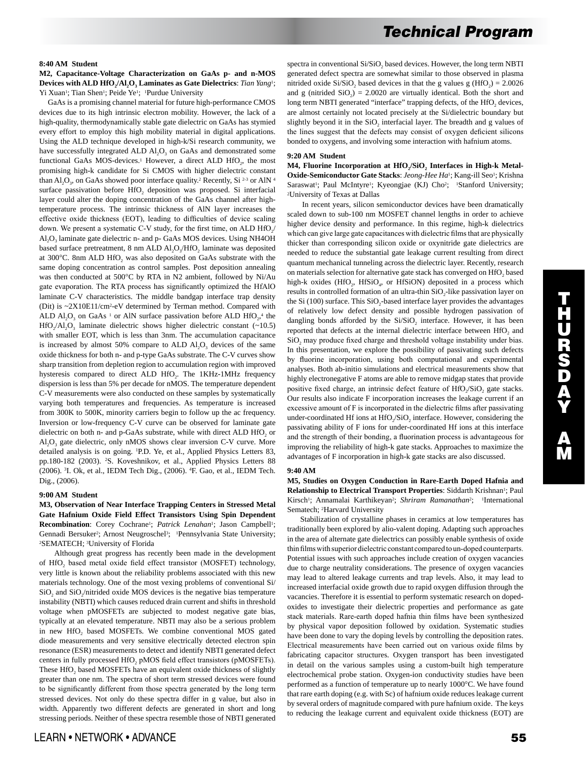**8:40 AM Student**

**M2, Capacitance-Voltage Characterization on GaAs p- and n-MOS Devices with ALD $HfO_2$/$Al_2O_3$ Laminates as Gate Dielectrics**: *Tian Yang*[1]; Yi Xuan[1]; Tian Shen[1]; Peide Ye[1]; [1]Purdue University

GaAs is a promising channel material for future high-performance CMOS devices due to its high intrinsic electron mobility. However, the lack of a high-quality, thermodynamically stable gate dielectric on GaAs has stymied every effort to employ this high mobility material in digital applications. Using the ALD technique developed in high-k/Si research community, we have successfully integrated ALD $Al_2O_3$ on GaAs and demonstrated some functional GaAs MOS-devices.[1] However, a direct ALD $HfO_2$, the most promising high-k candidate for Si CMOS with higher dielectric constant than $Al_2O_3$, on GaAs showed poor interface quality.[2] Recently, Si [2-3] or AlN [4] surface passivation before $HfO_2$ deposition was proposed. Si interfacial layer could alter the doping concentration of the GaAs channel after high-temperature process. The intrinsic thickness of AlN layer increases the effective oxide thickness (EOT), leading to difficulties of device scaling down. We present a systematic C-V study, for the first time, on ALD $HfO_2$/$Al_2O_3$ laminate gate dielectric n- and p- GaAs MOS devices. Using NH4OH based surface pretreatment, 8 nm ALD $Al_2O_3$/$HfO_2$ laminate was deposited at 300°C. 8nm ALD $HfO_2$ was also deposited on GaAs substrate with the same doping concentration as control samples. Post deposition annealing was then conducted at 500°C by RTA in N2 ambient, followed by Ni/Au gate evaporation. The RTA process has significantly optimized the HfAlO laminate C-V characteristics. The middle bandgap interface trap density (Dit) is ~2X10E11/cm[2]-eV determined by Terman method. Compared with ALD $Al_2O_3$ on GaAs [1] or AlN surface passivation before ALD $HfO_2$,[4] the $HfO_2$/$Al_2O_3$ laminate dielectric shows higher dielectric constant (~10.5) with smaller EOT, which is less than 3nm. The accumulation capacitance is increased by almost 50% compare to ALD $Al_2O_3$ devices of the same oxide thickness for both n- and p-type GaAs substrate. The C-V curves show sharp transition from depletion region to accumulation region with improved hysteresis compared to direct ALD $HfO_2$. The 1KHz-1MHz frequency dispersion is less than 5% per decade for nMOS. The temperature dependent C-V measurements were also conducted on these samples by systematically varying both temperatures and frequencies. As temperature is increased from 300K to 500K, minority carriers begin to follow up the ac frequency. Inversion or low-frequency C-V curve can be observed for laminate gate dielectric on both n- and p-GaAs substrate, while with direct ALD $HfO_2$ or $Al_2O_3$ gate dielectric, only nMOS shows clear inversion C-V curve. More detailed analysis is on going. [1]P.D. Ye, et al., Applied Physics Letters 83, pp.180-182 (2003). [2]S. Koveshnikov, et al., Applied Physics Letters 88 (2006). [3]I. Ok, et al., IEDM Tech Dig., (2006). [4]F. Gao, et al., IEDM Tech. Dig., (2006).

**9:00 AM Student**

**M3, Observation of Near Interface Trapping Centers in Stressed Metal Gate Hafnium Oxide Field Effect Transistors Using Spin Dependent Recombination**: Corey Cochrane[1]; *Patrick Lenahan*[1]; Jason Campbell[1]; Gennadi Bersuker[2]; Arnost Neugroschel[3]; [1]Pennsylvania State University; [2]SEMATECH; [3]University of Florida

Although great progress has recently been made in the development of $HfO_2$ based metal oxide field effect transistor (MOSFET) technology, very little is known about the reliability problems associated with this new materials technology. One of the most vexing problems of conventional Si/$SiO_2$ and $SiO_2$/nitrided oxide MOS devices is the negative bias temperature instability (NBTI) which causes reduced drain current and shifts in threshold voltage when pMOSFETs are subjected to modest negative gate bias, typically at an elevated temperature. NBTI may also be a serious problem in new $HfO_2$ based MOSFETs. We combine conventional MOS gated diode measurements and very sensitive electrically detected electron spin resonance (ESR) measurements to detect and identify NBTI generated defect centers in fully processed $HfO_2$ pMOS field effect transistors (pMOSFETs). These $HfO_2$ based MOSFETs have an equivalent oxide thickness of slightly greater than one nm. The spectra of short term stressed devices were found to be significantly different from those spectra generated by the long term stressed devices. Not only do these spectra differ in g value, but also in width. Apparently two different defects are generated in short and long stressing periods. Neither of these spectra resemble those of NBTI generated spectra in conventional Si/$SiO_2$ based devices. However, the long term NBTI generated defect spectra are somewhat similar to those observed in plasma nitrided oxide Si/$SiO_2$ based devices in that the g values g ($HfO_2$) = 2.0026 and g (nitrided $SiO_2$) = 2.0020 are virtually identical. Both the short and long term NBTI generated "interface" trapping defects, of the $HfO_2$ devices, are almost certainly not located precisely at the Si/dielectric boundary but slightly beyond it in the $SiO_2$ interfacial layer. The breadth and g values of the lines suggest that the defects may consist of oxygen deficient silicons bonded to oxygens, and involving some interaction with hafnium atoms.

**9:20 AM Student**

**M4, Fluorine Incorporation at $HfO_2$/$SiO_2$ Interfaces in High-k Metal-Oxide-Semiconductor Gate Stacks**: *Jeong-Hee Ha*[1]; Kang-ill Seo[1]; Krishna Saraswat[1]; Paul McIntyre[1]; Kyeongjae (KJ) Cho[2]; [1]Stanford University; [2]University of Texas at Dallas

In recent years, silicon semiconductor devices have been dramatically scaled down to sub-100 nm MOSFET channel lengths in order to achieve higher device density and performance. In this regime, high-k dielectrics which can give large gate capacitances with dielectric films that are physically thicker than corresponding silicon oxide or oxynitride gate dielectrics are needed to reduce the substantial gate leakage current resulting from direct quantum mechanical tunneling across the dielectric layer. Recently, research on materials selection for alternative gate stack has converged on $HfO_2$ based high-k oxides ($HfO_2$, $HfSiO_4$, or HfSiON) deposited in a process which results in controlled formation of an ultra-thin $SiO_2$-like passivation layer on the Si (100) surface. This $SiO_2$-based interface layer provides the advantages of relatively low defect density and possible hydrogen passivation of dangling bonds afforded by the Si/$SiO_2$ interface. However, it has been reported that defects at the internal dielectric interface between $HfO_2$ and $SiO_2$ may produce fixed charge and threshold voltage instability under bias. In this presentation, we explore the possibility of passivating such defects by fluorine incorporation, using both computational and experimental analyses. Both ab-initio simulations and electrical measurements show that highly electronegative F atoms are able to remove midgap states that provide positive fixed charge, an intrinsic defect feature of $HfO_2$/$SiO_2$ gate stacks. Our results also indicate F incorporation increases the leakage current if an excessive amount of F is incorporated in the dielectric films after passivating under-coordinated Hf ions at $HfO_2$/$SiO_2$ interface. However, considering the passivating ability of F ions for under-coordinated Hf ions at this interface and the strength of their bonding, a fluorination process is advantageous for improving the reliability of high-k gate stacks. Approaches to maximize the advantages of F incorporation in high-k gate stacks are also discussed.

**9:40 AM**

**M5, Studies on Oxygen Conduction in Rare-Earth Doped Hafnia and Relationship to Electrical Transport Properties**: Siddarth Krishnan[1]; Paul Kirsch[1]; Annamalai Karthikeyan[2]; *Shriram Ramanathan*[2]; [1]International Sematech; [2]Harvard University

Stabilization of crystalline phases in ceramics at low temperatures has traditionally been explored by alio-valent doping. Adapting such approaches in the area of alternate gate dielectrics can possibly enable synthesis of oxide thin films with superior dielectric constant compared to un-doped counterparts. Potential issues with such approaches include creation of oxygen vacancies due to charge neutrality considerations. The presence of oxygen vacancies may lead to altered leakage currents and trap levels. Also, it may lead to increased interfacial oxide growth due to rapid oxygen diffusion through the vacancies. Therefore it is essential to perform systematic research on doped-oxides to investigate their dielectric properties and performance as gate stack materials. Rare-earth doped hafnia thin films have been synthesized by physical vapor deposition followed by oxidation. Systematic studies have been done to vary the doping levels by controlling the deposition rates. Electrical measurements have been carried out on various oxide films by fabricating capacitor structures. Oxygen transport has been investigated in detail on the various samples using a custom-built high temperature electrochemical probe station. Oxygen-ion conductivity studies have been performed as a function of temperature up to nearly 1000°C. We have found that rare earth doping (e.g. with Sc) of hafnium oxide reduces leakage current by several orders of magnitude compared with pure hafnium oxide. The keys to reducing the leakage current and equivalent oxide thickness (EOT) are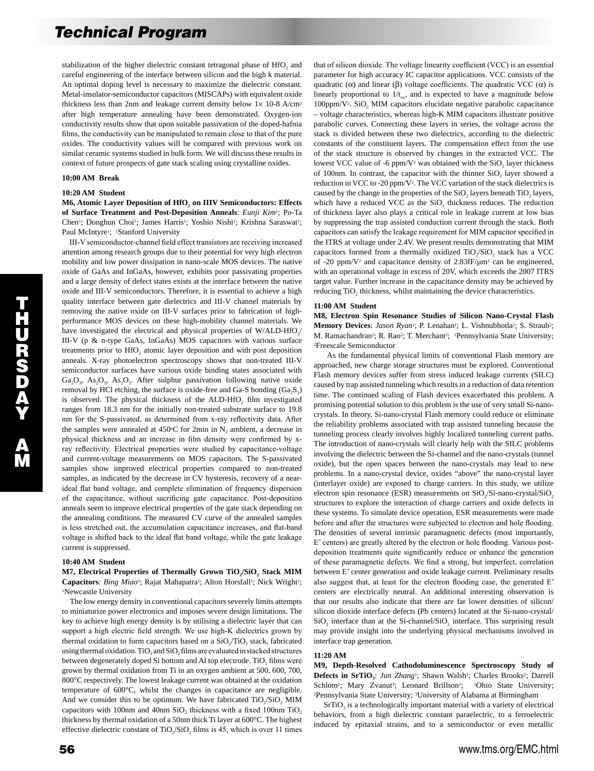stabilization of the higher dielectric constant tetragonal phase of $HfO_2$ and careful engineering of the interface between silicon and the high k material. An optimal doping level is necessary to maximize the dielectric constant. Metal-insulator-semiconductor capacitors (MISCAPs) with equivalent oxide thickness less than 2nm and leakage current density below 1× 10-8 A/cm² after high temperature annealing have been demonstrated. Oxygen-ion conductivity results show that upon suitable passivation of the doped-hafnia films, the conductivity can be manipulated to remain close to that of the pure oxides. The conductivity values will be compared with previous work on similar ceramic systems studied in bulk form. We will discuss these results in context of future prospects of gate stack scaling using crystalline oxides.

**10:00 AM Break**

**10:20 AM Student**

**M6, Atomic Layer Deposition of $HfO_2$ on IIIV Semiconductors: Effects of Surface Treatment and Post-Deposition Anneals**: *Eunji Kim*[1]; Po-Ta Chen[1]; Donghun Choi[1]; James Harris[1]; Yoshio Nishi[1]; Krishna Saraswat[1]; Paul McIntyre[1]; [1]Stanford University

III-V semiconductor-channel field effect transistors are receiving increased attention among research groups due to their potential for very high electron mobility and low power dissipation in nano-scale MOS devices. The native oxide of GaAs and InGaAs, however, exhibits poor passivating properties and a large density of defect states exists at the interface between the native oxide and III-V semiconductors. Therefore, it is essential to achieve a high quality interface between gate dielectrics and III-V channel materials by removing the native oxide on III-V surfaces prior to fabrication of high-performance MOS devices on these high-mobility channel materials. We have investigated the electrical and physical properties of W/ALD-$HfO_2$/III-V (p & n-type GaAs, InGaAs) MOS capacitors with various surface treatments prior to $HfO_2$ atomic layer deposition and with post deposition anneals. X-ray photoelectron spectroscopy shows that non-treated III-V semiconductor surfaces have various oxide binding states associated with $Ga_2O_3$, $As_2O_3$, $As_2O_5$. After sulphur passivation following native oxide removal by HCl etching, the surface is oxide-free and Ga-S bonding ($Ga_2S_3$) is observed. The physical thickness of the ALD-$HfO_2$ film investigated ranges from 18.3 nm for the initially non-treated substrate surface to 19.8 nm for the S-passivated, as determined from x-ray reflectivity data. After the samples were annealed at 450°C for 2min in $N_2$ ambient, a decrease in physical thickness and an increase in film density were confirmed by x-ray reflectivity. Electrical properties were studied by capacitance-voltage and current-voltage measurements on MOS capacitors. The S-passivated samples show improved electrical properties compared to non-treated samples, as indicated by the decrease in CV hysteresis, recovery of a near-ideal flat band voltage, and complete elimination of frequency dispersion of the capacitance, without sacrificing gate capacitance. Post-deposition anneals seem to improve electrical properties of the gate stack depending on the annealing conditions. The measured CV curve of the annealed samples is less stretched out, the accumulation capacitance increases, and flat-band voltage is shifted back to the ideal flat band voltage, while the gate leakage current is suppressed.

**10:40 AM Student**

**M7, Electrical Properties of Thermally Grown $TiO_2$/$SiO_2$ Stack MIM Capacitors**: *Bing Miao*[1]; Rajat Mahapatra[1]; Alton Horsfall[1]; Nick Wright[1]; [1]Newcastle University

The low energy density in conventional capacitors severely limits attempts to miniaturize power electronics and imposes severe design limitations. The key to achieve high energy density is by utilising a dielectric layer that can support a high electric field strength. We use high-K dielectrics grown by thermal oxidation to form capacitors based on a $SiO_2$/$TiO_2$ stack, fabricated using thermal oxidation. $TiO_2$ and $SiO_2$ films are evaluated in stacked structures between degenerately doped Si bottom and Al top electrode. $TiO_2$ films were grown by thermal oxidation from Ti in an oxygen ambient at 500, 600, 700, 800°C respectively. The lowest leakage current was obtained at the oxidation temperature of 600°C, whilst the changes in capacitance are negligible. And we consider this to be optimum. We have fabricated $TiO_2$/$SiO_2$ MIM capacitors with 100nm and 40nm $SiO_2$ thickness with a fixed 100nm $TiO_2$ thickness by thermal oxidation of a 50nm thick Ti layer at 600°C. The highest effective dielectric constant of $TiO_2$/$SiO_2$ films is 45, which is over 11 times that of silicon dioxide. The voltage linearity coefficient (VCC) is an essential parameter for high accuracy IC capacitor applications. VCC consists of the quadratic (α) and linear (β) voltage coefficients. The quadratic VCC (α) is linearly proportional to $1/t_{ox}$, and is expected to have a magnitude below 100ppm/V². $SiO_2$ MIM capacitors elucidate negative parabolic capacitance – voltage characteristics, whereas high-K MIM capacitors illustrate positive parabolic curves. Connecting these layers in series, the voltage across the stack is divided between these two dielectrics, according to the dielectric constants of the constituent layers. The compensation effect from the use of the stack structure is observed by changes in the extracted VCC. The lowest VCC value of -6 ppm/V² was obtained with the $SiO_2$ layer thickness of 100nm. In contrast, the capacitor with the thinner $SiO_2$ layer showed a reduction in VCC to -20 ppm/V². The VCC variation of the stack dielectrics is caused by the change in the properties of the $SiO_2$ layers beneath $TiO_2$ layers, which have a reduced VCC as the $SiO_2$ thickness reduces. The reduction of thickness layer also plays a critical role in leakage current at low bias by suppressing the trap assisted conduction current through the stack. Both capacitors can satisfy the leakage requirement for MIM capacitor specified in the ITRS at voltage under 2.4V. We present results demonstrating that MIM capacitors formed from a thermally oxidized $TiO_2$/$SiO_2$ stack has a VCC of -20 ppm/V² and capacitance density of 2.83fF/μm² can be engineered, with an operational voltage in excess of 20V, which exceeds the 2007 ITRS target value. Further increase in the capacitance density may be achieved by reducing $TiO_2$ thickness, whilst maintaining the device characteristics.

**11:00 AM Student**

**M8, Electron Spin Resonance Studies of Silicon Nano-Crystal Flash Memory Devices**: *Jason Ryan*[1]; P. Lenahan[1]; L. Vishnubhotla[2]; S. Straub[2]; M. Ramachandran[2]; R. Rao[2]; T. Merchant[2]; [1]Pennsylvania State University; [2]Freescale Semiconductor

As the fundamental physical limits of conventional Flash memory are approached, new charge storage structures must be explored. Conventional Flash memory devices suffer from stress induced leakage currents (SILC) caused by trap assisted tunneling which results in a reduction of data retention time. The continued scaling of Flash devices exacerbated this problem. A promising potential solution to this problem is the use of very small Si-nano-crystals. In theory, Si-nano-crystal Flash memory could reduce or eliminate the reliability problems associated with trap assisted tunneling because the tunneling process clearly involves highly localized tunneling current paths. The introduction of nano-crystals will clearly help with the SILC problems involving the dielectric between the Si-channel and the nano-crystals (tunnel oxide), but the open spaces between the nano-crystals may lead to new problems. In a nano-crystal device, oxides "above" the nano-crystal layer (interlayer oxide) are exposed to charge carriers. In this study, we utilize electron spin resonance (ESR) measurements on $SiO_2$/Si-nano-crystal/$SiO_2$ structures to explore the interaction of charge carriers and oxide defects in these systems. To simulate device operation, ESR measurements were made before and after the structures were subjected to electron and hole flooding. The densities of several intrinsic paramagnetic defects (most importantly, E' centers) are greatly altered by the electron or hole flooding. Various post-deposition treatments quite significantly reduce or enhance the generation of these paramagnetic defects. We find a strong, but imperfect, correlation between E' center generation and oxide leakage current. Preliminary results also suggest that, at least for the electron flooding case, the generated E' centers are electrically neutral. An additional interesting observation is that our results also indicate that there are far lower densities of silicon/silicon dioxide interface defects (Pb centers) located at the Si-nano-crystal/$SiO_2$ interface than at the Si-channel/$SiO_2$ interface. This surprising result may provide insight into the underlying physical mechanisms involved in interface trap generation.

**11:20 AM**

**M9, Depth-Resolved Cathodoluminescence Spectroscopy Study of Defects in $SrTiO_3$**: *Jun Zhang*[1]; Shawn Walsh[1]; Charles Brooks[2]; Darrell Schlom[2]; Mary Zvanut[3]; Leonard Brillson[1]; [1]Ohio State University; [2]Pennsylvania State University; [3]University of Alabama at Birmingham

$SrTiO_3$ is a technologically important material with a variety of electrical behaviors, from a high dielectric constant paraelectric, to a ferroelectric induced by epitaxial strains, and to a semiconductor or even metallic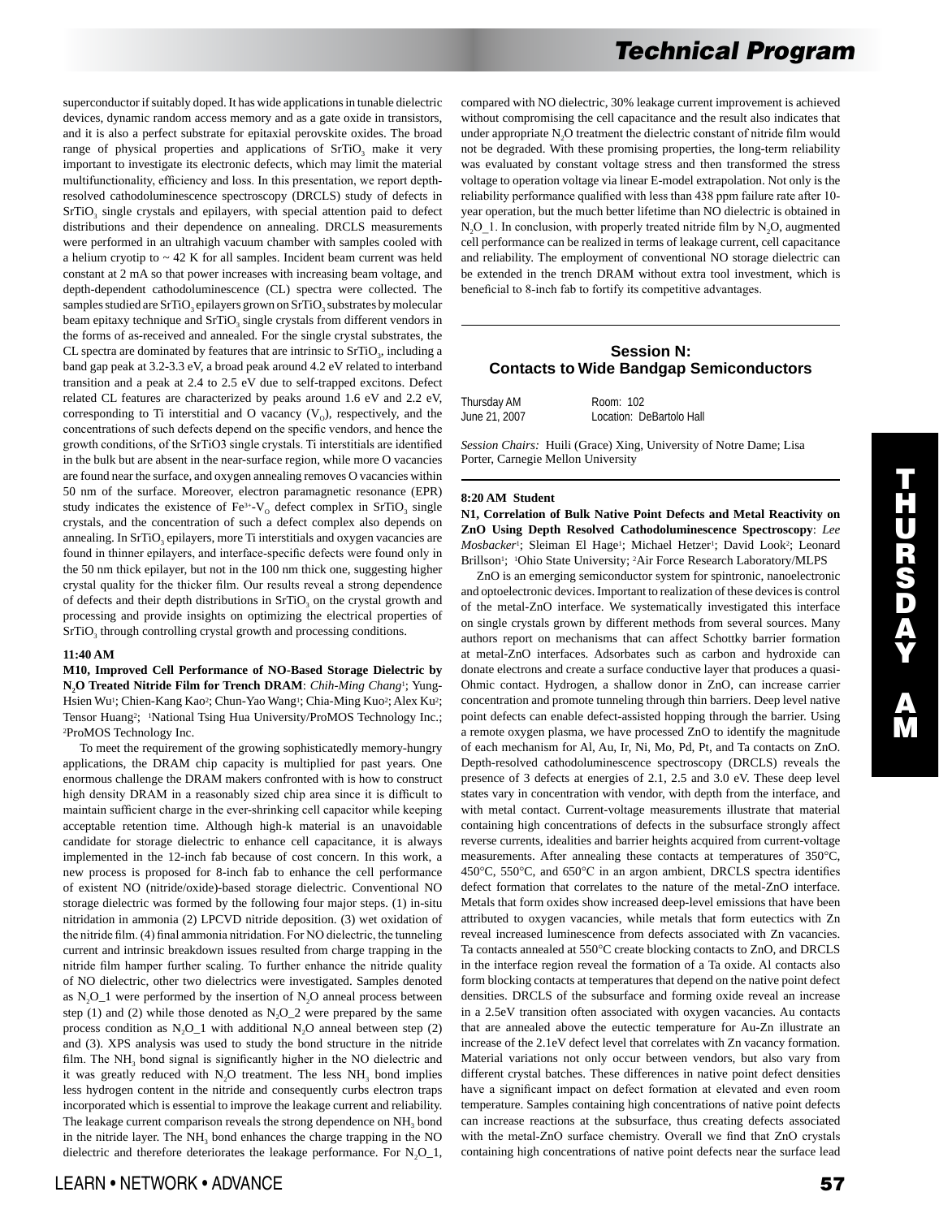superconductor if suitably doped. It has wide applications in tunable dielectric devices, dynamic random access memory and as a gate oxide in transistors, and it is also a perfect substrate for epitaxial perovskite oxides. The broad range of physical properties and applications of $SrTiO_3$ make it very important to investigate its electronic defects, which may limit the material multifunctionality, efficiency and loss. In this presentation, we report depth-resolved cathodoluminescence spectroscopy (DRCLS) study of defects in $SrTiO_3$ single crystals and epilayers, with special attention paid to defect distributions and their dependence on annealing. DRCLS measurements were performed in an ultrahigh vacuum chamber with samples cooled with a helium cryotip to ~ 42 K for all samples. Incident beam current was held constant at 2 mA so that power increases with increasing beam voltage, and depth-dependent cathodoluminescence (CL) spectra were collected. The samples studied are $SrTiO_3$ epilayers grown on $SrTiO_3$ substrates by molecular beam epitaxy technique and $SrTiO_3$ single crystals from different vendors in the forms of as-received and annealed. For the single crystal substrates, the CL spectra are dominated by features that are intrinsic to $SrTiO_3$, including a band gap peak at 3.2-3.3 eV, a broad peak around 4.2 eV related to interband transition and a peak at 2.4 to 2.5 eV due to self-trapped excitons. Defect related CL features are characterized by peaks around 1.6 eV and 2.2 eV, corresponding to Ti interstitial and O vacancy ($V_O$), respectively, and the concentrations of such defects depend on the specific vendors, and hence the growth conditions, of the SrTiO3 single crystals. Ti interstitials are identified in the bulk but are absent in the near-surface region, while more O vacancies are found near the surface, and oxygen annealing removes O vacancies within 50 nm of the surface. Moreover, electron paramagnetic resonance (EPR) study indicates the existence of $Fe^{3+}$-$V_O$ defect complex in $SrTiO_3$ single crystals, and the concentration of such a defect complex also depends on annealing. In $SrTiO_3$ epilayers, more Ti interstitials and oxygen vacancies are found in thinner epilayers, and interface-specific defects were found only in the 50 nm thick epilayer, but not in the 100 nm thick one, suggesting higher crystal quality for the thicker film. Our results reveal a strong dependence of defects and their depth distributions in $SrTiO_3$ on the crystal growth and processing and provide insights on optimizing the electrical properties of $SrTiO_3$ through controlling crystal growth and processing conditions.

**11:40 AM**

**M10, Improved Cell Performance of NO-Based Storage Dielectric by $N_2O$ Treated Nitride Film for Trench DRAM**: *Chih-Ming Chang*[1]; Yung-Hsien Wu[1]; Chien-Kang Kao[2]; Chun-Yao Wang[1]; Chia-Ming Kuo[2]; Alex Ku[2]; Tensor Huang[2]; [1]National Tsing Hua University/ProMOS Technology Inc.; [2]ProMOS Technology Inc.

To meet the requirement of the growing sophisticatedly memory-hungry applications, the DRAM chip capacity is multiplied for past years. One enormous challenge the DRAM makers confronted with is how to construct high density DRAM in a reasonably sized chip area since it is difficult to maintain sufficient charge in the ever-shrinking cell capacitor while keeping acceptable retention time. Although high-k material is an unavoidable candidate for storage dielectric to enhance cell capacitance, it is always implemented in the 12-inch fab because of cost concern. In this work, a new process is proposed for 8-inch fab to enhance the cell performance of existent NO (nitride/oxide)-based storage dielectric. Conventional NO storage dielectric was formed by the following four major steps. (1) in-situ nitridation in ammonia (2) LPCVD nitride deposition. (3) wet oxidation of the nitride film. (4) final ammonia nitridation. For NO dielectric, the tunneling current and intrinsic breakdown issues resulted from charge trapping in the nitride film hamper further scaling. To further enhance the nitride quality of NO dielectric, other two dielectrics were investigated. Samples denoted as $N_2O$_1 were performed by the insertion of $N_2O$ anneal process between step (1) and (2) while those denoted as $N_2O$_2 were prepared by the same process condition as $N_2O$_1 with additional $N_2O$ anneal between step (2) and (3). XPS analysis was used to study the bond structure in the nitride film. The $NH_3$ bond signal is significantly higher in the NO dielectric and it was greatly reduced with $N_2O$ treatment. The less $NH_3$ bond implies less hydrogen content in the nitride and consequently curbs electron traps incorporated which is essential to improve the leakage current and reliability. The leakage current comparison reveals the strong dependence on $NH_3$ bond in the nitride layer. The $NH_3$ bond enhances the charge trapping in the NO dielectric and therefore deteriorates the leakage performance. For $N_2O$_1, compared with NO dielectric, 30% leakage current improvement is achieved without compromising the cell capacitance and the result also indicates that under appropriate $N_2O$ treatment the dielectric constant of nitride film would not be degraded. With these promising properties, the long-term reliability was evaluated by constant voltage stress and then transformed the stress voltage to operation voltage via linear E-model extrapolation. Not only is the reliability performance qualified with less than 438 ppm failure rate after 10-year operation, but the much better lifetime than NO dielectric is obtained in $N_2O$_1. In conclusion, with properly treated nitride film by $N_2O$, augmented cell performance can be realized in terms of leakage current, cell capacitance and reliability. The employment of conventional NO storage dielectric can be extended in the trench DRAM without extra tool investment, which is beneficial to 8-inch fab to fortify its competitive advantages.

## Session N: Contacts to Wide Bandgap Semiconductors

Thursday AM — Room: 102
June 21, 2007 — Location: DeBartolo Hall

*Session Chairs:* Huili (Grace) Xing, University of Notre Dame; Lisa Porter, Carnegie Mellon University

**8:20 AM Student**

**N1, Correlation of Bulk Native Point Defects and Metal Reactivity on ZnO Using Depth Resolved Cathodoluminescence Spectroscopy**: *Lee Mosbacker*[1]; Sleiman El Hage[1]; Michael Hetzer[1]; David Look[2]; Leonard Brillson[1]; [1]Ohio State University; [2]Air Force Research Laboratory/MLPS

ZnO is an emerging semiconductor system for spintronic, nanoelectronic and optoelectronic devices. Important to realization of these devices is control of the metal-ZnO interface. We systematically investigated this interface on single crystals grown by different methods from several sources. Many authors report on mechanisms that can affect Schottky barrier formation at metal-ZnO interfaces. Adsorbates such as carbon and hydroxide can donate electrons and create a surface conductive layer that produces a quasi-Ohmic contact. Hydrogen, a shallow donor in ZnO, can increase carrier concentration and promote tunneling through thin barriers. Deep level native point defects can enable defect-assisted hopping through the barrier. Using a remote oxygen plasma, we have processed ZnO to identify the magnitude of each mechanism for Al, Au, Ir, Ni, Mo, Pd, Pt, and Ta contacts on ZnO. Depth-resolved cathodoluminescence spectroscopy (DRCLS) reveals the presence of 3 defects at energies of 2.1, 2.5 and 3.0 eV. These deep level states vary in concentration with vendor, with depth from the interface, and with metal contact. Current-voltage measurements illustrate that material containing high concentrations of defects in the subsurface strongly affect reverse currents, idealities and barrier heights acquired from current-voltage measurements. After annealing these contacts at temperatures of 350°C, 450°C, 550°C, and 650°C in an argon ambient, DRCLS spectra identifies defect formation that correlates to the nature of the metal-ZnO interface. Metals that form oxides show increased deep-level emissions that have been attributed to oxygen vacancies, while metals that form eutectics with Zn reveal increased luminescence from defects associated with Zn vacancies. Ta contacts annealed at 550°C create blocking contacts to ZnO, and DRCLS in the interface region reveal the formation of a Ta oxide. Al contacts also form blocking contacts at temperatures that depend on the native point defect densities. DRCLS of the subsurface and forming oxide reveal an increase in a 2.5eV transition often associated with oxygen vacancies. Au contacts that are annealed above the eutectic temperature for Au-Zn illustrate an increase of the 2.1eV defect level that correlates with Zn vacancy formation. Material variations not only occur between vendors, but also vary from different crystal batches. These differences in native point defect densities have a significant impact on defect formation at elevated and even room temperature. Samples containing high concentrations of native point defects can increase reactions at the subsurface, thus creating defects associated with the metal-ZnO surface chemistry. Overall we find that ZnO crystals containing high concentrations of native point defects near the surface lead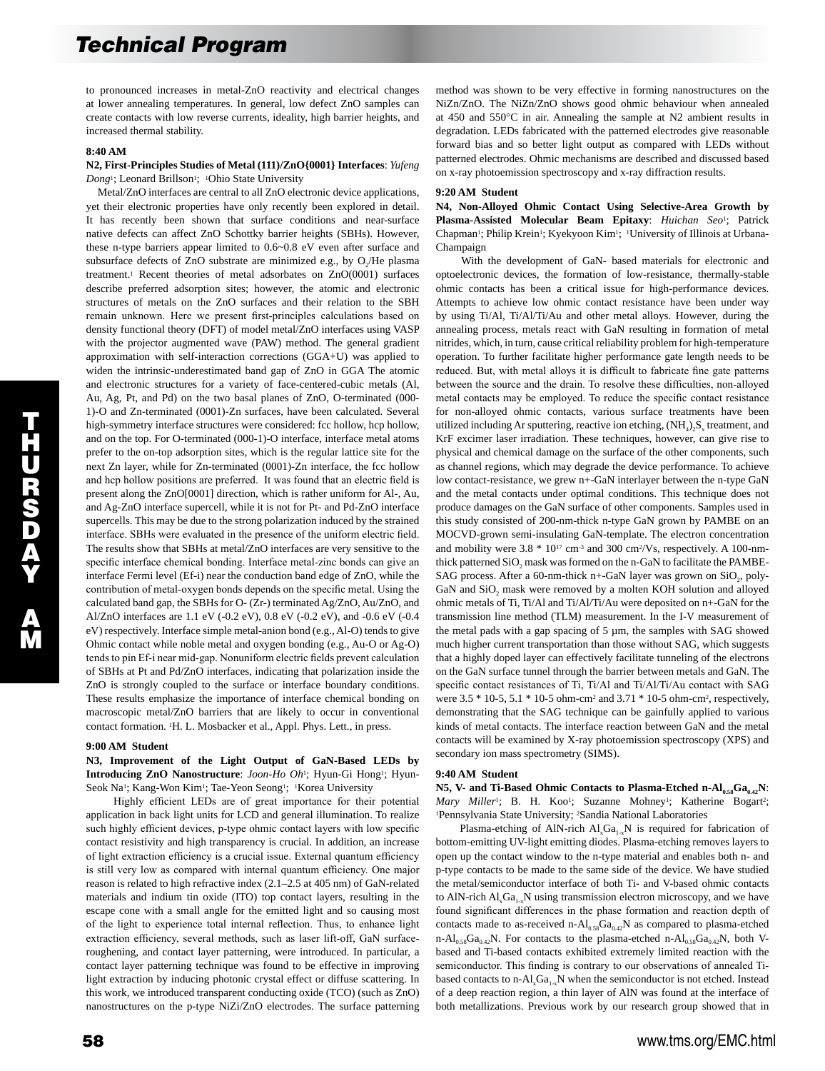to pronounced increases in metal-ZnO reactivity and electrical changes at lower annealing temperatures. In general, low defect ZnO samples can create contacts with low reverse currents, ideality, high barrier heights, and increased thermal stability.

**8:40 AM**

**N2, First-Principles Studies of Metal (111)/ZnO{0001} Interfaces**: *Yufeng Dong*[1]; Leonard Brillson[1]; [1]Ohio State University

Metal/ZnO interfaces are central to all ZnO electronic device applications, yet their electronic properties have only recently been explored in detail. It has recently been shown that surface conditions and near-surface native defects can affect ZnO Schottky barrier heights (SBHs). However, these n-type barriers appear limited to 0.6~0.8 eV even after surface and subsurface defects of ZnO substrate are minimized e.g., by $O_2$/He plasma treatment.[1] Recent theories of metal adsorbates on ZnO(0001) surfaces describe preferred adsorption sites; however, the atomic and electronic structures of metals on the ZnO surfaces and their relation to the SBH remain unknown. Here we present first-principles calculations based on density functional theory (DFT) of model metal/ZnO interfaces using VASP with the projector augmented wave (PAW) method. The general gradient approximation with self-interaction corrections (GGA+U) was applied to widen the intrinsic-underestimated band gap of ZnO in GGA The atomic and electronic structures for a variety of face-centered-cubic metals (Al, Au, Ag, Pt, and Pd) on the two basal planes of ZnO, O-terminated (000-1)-O and Zn-terminated (0001)-Zn surfaces, have been calculated. Several high-symmetry interface structures were considered: fcc hollow, hcp hollow, and on the top. For O-terminated (000-1)-O interface, interface metal atoms prefer to the on-top adsorption sites, which is the regular lattice site for the next Zn layer, while for Zn-terminated (0001)-Zn interface, the fcc hollow and hcp hollow positions are preferred. It was found that an electric field is present along the ZnO[0001] direction, which is rather uniform for Al-, Au, and Ag-ZnO interface supercell, while it is not for Pt- and Pd-ZnO interface supercells. This may be due to the strong polarization induced by the strained interface. SBHs were evaluated in the presence of the uniform electric field. The results show that SBHs at metal/ZnO interfaces are very sensitive to the specific interface chemical bonding. Interface metal-zinc bonds can give an interface Fermi level (Ef-i) near the conduction band edge of ZnO, while the contribution of metal-oxygen bonds depends on the specific metal. Using the calculated band gap, the SBHs for O- (Zr-) terminated Ag/ZnO, Au/ZnO, and Al/ZnO interfaces are 1.1 eV (-0.2 eV), 0.8 eV (-0.2 eV), and -0.6 eV (-0.4 eV) respectively. Interface simple metal-anion bond (e.g., Al-O) tends to give Ohmic contact while noble metal and oxygen bonding (e.g., Au-O or Ag-O) tends to pin Ef-i near mid-gap. Nonuniform electric fields prevent calculation of SBHs at Pt and Pd/ZnO interfaces, indicating that polarization inside the ZnO is strongly coupled to the surface or interface boundary conditions. These results emphasize the importance of interface chemical bonding on macroscopic metal/ZnO barriers that are likely to occur in conventional contact formation. [1]H. L. Mosbacker et al., Appl. Phys. Lett., in press.

**9:00 AM Student**

**N3, Improvement of the Light Output of GaN-Based LEDs by Introducing ZnO Nanostructure**: *Joon-Ho Oh*[1]; Hyun-Gi Hong[1]; Hyun-Seok Na[1]; Kang-Won Kim[1]; Tae-Yeon Seong[1]; [1]Korea University

Highly efficient LEDs are of great importance for their potential application in back light units for LCD and general illumination. To realize such highly efficient devices, p-type ohmic contact layers with low specific contact resistivity and high transparency is crucial. In addition, an increase of light extraction efficiency is a crucial issue. External quantum efficiency is still very low as compared with internal quantum efficiency. One major reason is related to high refractive index (2.1–2.5 at 405 nm) of GaN-related materials and indium tin oxide (ITO) top contact layers, resulting in the escape cone with a small angle for the emitted light and so causing most of the light to experience total internal reflection. Thus, to enhance light extraction efficiency, several methods, such as laser lift-off, GaN surface-roughening, and contact layer patterning, were introduced. In particular, a contact layer patterning technique was found to be effective in improving light extraction by inducing photonic crystal effect or diffuse scattering. In this work, we introduced transparent conducting oxide (TCO) (such as ZnO) nanostructures on the p-type NiZi/ZnO electrodes. The surface patterning method was shown to be very effective in forming nanostructures on the NiZn/ZnO. The NiZn/ZnO shows good ohmic behaviour when annealed at 450 and 550°C in air. Annealing the sample at N2 ambient results in degradation. LEDs fabricated with the patterned electrodes give reasonable forward bias and so better light output as compared with LEDs without patterned electrodes. Ohmic mechanisms are described and discussed based on x-ray photoemission spectroscopy and x-ray diffraction results.

**9:20 AM Student**

**N4, Non-Alloyed Ohmic Contact Using Selective-Area Growth by Plasma-Assisted Molecular Beam Epitaxy**: *Huichan Seo*[1]; Patrick Chapman[1]; Philip Krein[1]; Kyekyoon Kim[1]; [1]University of Illinois at Urbana-Champaign

With the development of GaN- based materials for electronic and optoelectronic devices, the formation of low-resistance, thermally-stable ohmic contacts has been a critical issue for high-performance devices. Attempts to achieve low ohmic contact resistance have been under way by using Ti/Al, Ti/Al/Ti/Au and other metal alloys. However, during the annealing process, metals react with GaN resulting in formation of metal nitrides, which, in turn, cause critical reliability problem for high-temperature operation. To further facilitate higher performance gate length needs to be reduced. But, with metal alloys it is difficult to fabricate fine gate patterns between the source and the drain. To resolve these difficulties, non-alloyed metal contacts may be employed. To reduce the specific contact resistance for non-alloyed ohmic contacts, various surface treatments have been utilized including Ar sputtering, reactive ion etching, $(NH_4)_2S_x$ treatment, and KrF excimer laser irradiation. These techniques, however, can give rise to physical and chemical damage on the surface of the other components, such as channel regions, which may degrade the device performance. To achieve low contact-resistance, we grew n+-GaN interlayer between the n-type GaN and the metal contacts under optimal conditions. This technique does not produce damages on the GaN surface of other components. Samples used in this study consisted of 200-nm-thick n-type GaN grown by PAMBE on an MOCVD-grown semi-insulating GaN-template. The electron concentration and mobility were $3.8 * 10^{17}$ $cm^{-3}$ and 300 $cm^2$/Vs, respectively. A 100-nm-thick patterned $SiO_2$ mask was formed on the n-GaN to facilitate the PAMBE-SAG process. After a 60-nm-thick n+-GaN layer was grown on $SiO_2$, poly-GaN and $SiO_2$ mask were removed by a molten KOH solution and alloyed ohmic metals of Ti, Ti/Al and Ti/Al/Ti/Au were deposited on n+-GaN for the transmission line method (TLM) measurement. In the I-V measurement of the metal pads with a gap spacing of 5 µm, the samples with SAG showed much higher current transportation than those without SAG, which suggests that a highly doped layer can effectively facilitate tunneling of the electrons on the GaN surface tunnel through the barrier between metals and GaN. The specific contact resistances of Ti, Ti/Al and Ti/Al/Ti/Au contact with SAG were 3.5 * 10-5, 5.1 * 10-5 ohm-$cm^2$ and 3.71 * 10-5 ohm-$cm^2$, respectively, demonstrating that the SAG technique can be gainfully applied to various kinds of metal contacts. The interface reaction between GaN and the metal contacts will be examined by X-ray photoemission spectroscopy (XPS) and secondary ion mass spectrometry (SIMS).

**9:40 AM Student**

**N5, V- and Ti-Based Ohmic Contacts to Plasma-Etched n-$Al_{0.58}Ga_{0.42}N$**: *Mary Miller*[1]; B. H. Koo[1]; Suzanne Mohney[1]; Katherine Bogart[2]; [1]Pennsylvania State University; [2]Sandia National Laboratories

Plasma-etching of AlN-rich $Al_xGa_{1-x}N$ is required for fabrication of bottom-emitting UV-light emitting diodes. Plasma-etching removes layers to open up the contact window to the n-type material and enables both n- and p-type contacts to be made to the same side of the device. We have studied the metal/semiconductor interface of both Ti- and V-based ohmic contacts to AlN-rich $Al_xGa_{1-x}N$ using transmission electron microscopy, and we have found significant differences in the phase formation and reaction depth of contacts made to as-received n-$Al_{0.58}Ga_{0.42}N$ as compared to plasma-etched n-$Al_{0.58}Ga_{0.42}N$. For contacts to the plasma-etched n-$Al_{0.58}Ga_{0.42}N$, both V-based and Ti-based contacts exhibited extremely limited reaction with the semiconductor. This finding is contrary to our observations of annealed Ti-based contacts to n-$Al_xGa_{1-x}N$ when the semiconductor is not etched. Instead of a deep reaction region, a thin layer of AlN was found at the interface of both metallizations. Previous work by our research group showed that in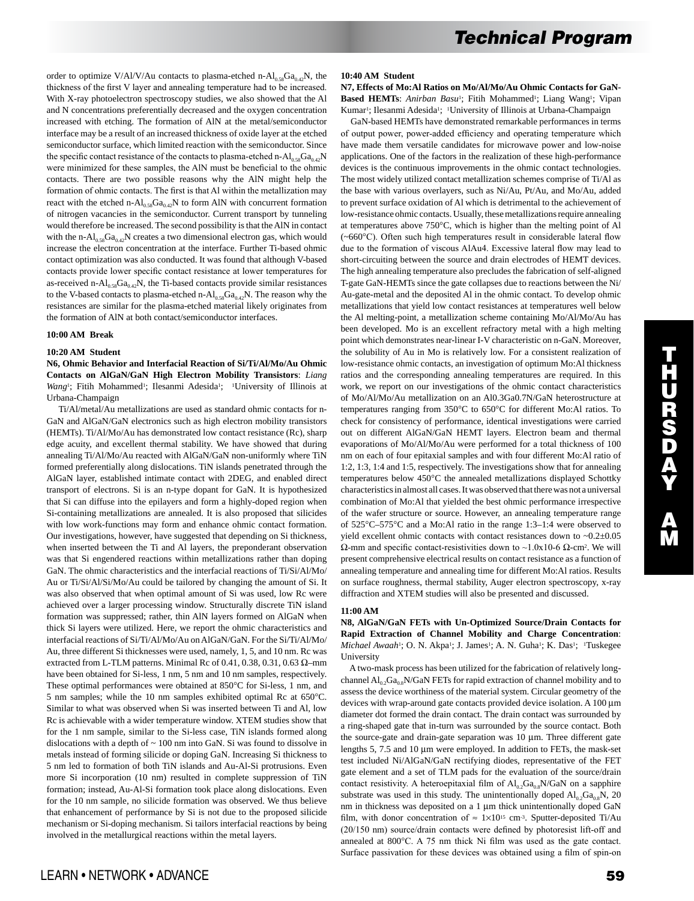order to optimize V/Al/V/Au contacts to plasma-etched n-$Al_{0.58}Ga_{0.42}N$, the thickness of the first V layer and annealing temperature had to be increased. With X-ray photoelectron spectroscopy studies, we also showed that the Al and N concentrations preferentially decreased and the oxygen concentration increased with etching. The formation of AlN at the metal/semiconductor interface may be a result of an increased thickness of oxide layer at the etched semiconductor surface, which limited reaction with the semiconductor. Since the specific contact resistance of the contacts to plasma-etched n-$Al_{0.58}Ga_{0.42}N$ were minimized for these samples, the AlN must be beneficial to the ohmic contacts. There are two possible reasons why the AlN might help the formation of ohmic contacts. The first is that Al within the metallization may react with the etched n-$Al_{0.58}Ga_{0.42}N$ to form AlN with concurrent formation of nitrogen vacancies in the semiconductor. Current transport by tunneling would therefore be increased. The second possibility is that the AlN in contact with the n-$Al_{0.58}Ga_{0.42}N$ creates a two dimensional electron gas, which would increase the electron concentration at the interface. Further Ti-based ohmic contact optimization was also conducted. It was found that although V-based contacts provide lower specific contact resistance at lower temperatures for as-received n-$Al_{0.58}Ga_{0.42}N$, the Ti-based contacts provide similar resistances to the V-based contacts to plasma-etched n-$Al_{0.58}Ga_{0.42}N$. The reason why the resistances are similar for the plasma-etched material likely originates from the formation of AlN at both contact/semiconductor interfaces.

**10:00 AM Break**

**10:20 AM Student**

**N6, Ohmic Behavior and Interfacial Reaction of Si/Ti/Al/Mo/Au Ohmic Contacts on AlGaN/GaN High Electron Mobility Transistors**: *Liang Wang*[1]; Fitih Mohammed[1]; Ilesanmi Adesida[1]; [1]University of Illinois at Urbana-Champaign

Ti/Al/metal/Au metallizations are used as standard ohmic contacts for n-GaN and AlGaN/GaN electronics such as high electron mobility transistors (HEMTs). Ti/Al/Mo/Au has demonstrated low contact resistance (Rc), sharp edge acuity, and excellent thermal stability. We have showed that during annealing Ti/Al/Mo/Au reacted with AlGaN/GaN non-uniformly where TiN formed preferentially along dislocations. TiN islands penetrated through the AlGaN layer, established intimate contact with 2DEG, and enabled direct transport of electrons. Si is an n-type dopant for GaN. It is hypothesized that Si can diffuse into the epilayers and form a highly-doped region when Si-containing metallizations are annealed. It is also proposed that silicides with low work-functions may form and enhance ohmic contact formation. Our investigations, however, have suggested that depending on Si thickness, when inserted between the Ti and Al layers, the preponderant observation was that Si engendered reactions within metallizations rather than doping GaN. The ohmic characteristics and the interfacial reactions of Ti/Si/Al/Mo/Au or Ti/Si/Al/Si/Mo/Au could be tailored by changing the amount of Si. It was also observed that when optimal amount of Si was used, low Rc were achieved over a larger processing window. Structurally discrete TiN island formation was suppressed; rather, thin AlN layers formed on AlGaN when thick Si layers were utilized. Here, we report the ohmic characteristics and interfacial reactions of Si/Ti/Al/Mo/Au on AlGaN/GaN. For the Si/Ti/Al/Mo/Au, three different Si thicknesses were used, namely, 1, 5, and 10 nm. Rc was extracted from L-TLM patterns. Minimal Rc of 0.41, 0.38, 0.31, 0.63 Ω–mm have been obtained for Si-less, 1 nm, 5 nm and 10 nm samples, respectively. These optimal performances were obtained at 850°C for Si-less, 1 nm, and 5 nm samples; while the 10 nm samples exhibited optimal Rc at 650°C. Similar to what was observed when Si was inserted between Ti and Al, low Rc is achievable with a wider temperature window. XTEM studies show that for the 1 nm sample, similar to the Si-less case, TiN islands formed along dislocations with a depth of ~ 100 nm into GaN. Si was found to dissolve in metals instead of forming silicide or doping GaN. Increasing Si thickness to 5 nm led to formation of both TiN islands and Au-Al-Si protrusions. Even more Si incorporation (10 nm) resulted in complete suppression of TiN formation; instead, Au-Al-Si formation took place along dislocations. Even for the 10 nm sample, no silicide formation was observed. We thus believe that enhancement of performance by Si is not due to the proposed silicide mechanism or Si-doping mechanism. Si tailors interfacial reactions by being involved in the metallurgical reactions within the metal layers.

**10:40 AM Student**

**N7, Effects of Mo:Al Ratios on Mo/Al/Mo/Au Ohmic Contacts for GaN-Based HEMTs**: *Anirban Basu*[1]; Fitih Mohammed[1]; Liang Wang[1]; Vipan Kumar[1]; Ilesanmi Adesida[1]; [1]University of Illinois at Urbana-Champaign

GaN-based HEMTs have demonstrated remarkable performances in terms of output power, power-added efficiency and operating temperature which have made them versatile candidates for microwave power and low-noise applications. One of the factors in the realization of these high-performance devices is the continuous improvements in the ohmic contact technologies. The most widely utilized contact metallization schemes comprise of Ti/Al as the base with various overlayers, such as Ni/Au, Pt/Au, and Mo/Au, added to prevent surface oxidation of Al which is detrimental to the achievement of low-resistance ohmic contacts. Usually, these metallizations require annealing at temperatures above 750°C, which is higher than the melting point of Al (~660°C). Often such high temperatures result in considerable lateral flow due to the formation of viscous AlAu4. Excessive lateral flow may lead to short-circuiting between the source and drain electrodes of HEMT devices. The high annealing temperature also precludes the fabrication of self-aligned T-gate GaN-HEMTs since the gate collapses due to reactions between the Ni/Au-gate-metal and the deposited Al in the ohmic contact. To develop ohmic metallizations that yield low contact resistances at temperatures well below the Al melting-point, a metallization scheme containing Mo/Al/Mo/Au has been developed. Mo is an excellent refractory metal with a high melting point which demonstrates near-linear I-V characteristic on n-GaN. Moreover, the solubility of Au in Mo is relatively low. For a consistent realization of low-resistance ohmic contacts, an investigation of optimum Mo:Al thickness ratios and the corresponding annealing temperatures are required. In this work, we report on our investigations of the ohmic contact characteristics of Mo/Al/Mo/Au metallization on an Al0.3Ga0.7N/GaN heterostructure at temperatures ranging from 350°C to 650°C for different Mo:Al ratios. To check for consistency of performance, identical investigations were carried out on different AlGaN/GaN HEMT layers. Electron beam and thermal evaporations of Mo/Al/Mo/Au were performed for a total thickness of 100 nm on each of four epitaxial samples and with four different Mo:Al ratio of 1:2, 1:3, 1:4 and 1:5, respectively. The investigations show that for annealing temperatures below 450°C the annealed metallizations displayed Schottky characteristics in almost all cases. It was observed that there was not a universal combination of Mo:Al that yielded the best ohmic performance irrespective of the wafer structure or source. However, an annealing temperature range of 525°C–575°C and a Mo:Al ratio in the range 1:3–1:4 were observed to yield excellent ohmic contacts with contact resistances down to ~0.2±0.05 Ω-mm and specific contact-resistivities down to ~1.0x10-6 Ω-cm$^2$. We will present comprehensive electrical results on contact resistance as a function of annealing temperature and annealing time for different Mo:Al ratios. Results on surface roughness, thermal stability, Auger electron spectroscopy, x-ray diffraction and XTEM studies will also be presented and discussed.

**11:00 AM**

**N8, AlGaN/GaN FETs with Un-Optimized Source/Drain Contacts for Rapid Extraction of Channel Mobility and Charge Concentration**: *Michael Awaah*[1]; O. N. Akpa[1]; J. James[1]; A. N. Guha[1]; K. Das[1]; [1]Tuskegee University

A two-mask process has been utilized for the fabrication of relatively long-channel $Al_{0.2}Ga_{0.8}N$/GaN FETs for rapid extraction of channel mobility and to assess the device worthiness of the material system. Circular geometry of the devices with wrap-around gate contacts provided device isolation. A 100 µm diameter dot formed the drain contact. The drain contact was surrounded by a ring-shaped gate that in-turn was surrounded by the source contact. Both the source-gate and drain-gate separation was 10 µm. Three different gate lengths 5, 7.5 and 10 µm were employed. In addition to FETs, the mask-set test included Ni/AlGaN/GaN rectifying diodes, representative of the FET gate element and a set of TLM pads for the evaluation of the source/drain contact resistivity. A heteroepitaxial film of $Al_{0.2}Ga_{0.8}N$/GaN on a sapphire substrate was used in this study. The unintentionally doped $Al_{0.2}Ga_{0.8}N$, 20 nm in thickness was deposited on a 1 µm thick unintentionally doped GaN film, with donor concentration of ≈ $1{\times}10^{15}$ cm$^{-3}$. Sputter-deposited Ti/Au (20/150 nm) source/drain contacts were defined by photoresist lift-off and annealed at 800°C. A 75 nm thick Ni film was used as the gate contact. Surface passivation for these devices was obtained using a film of spin-on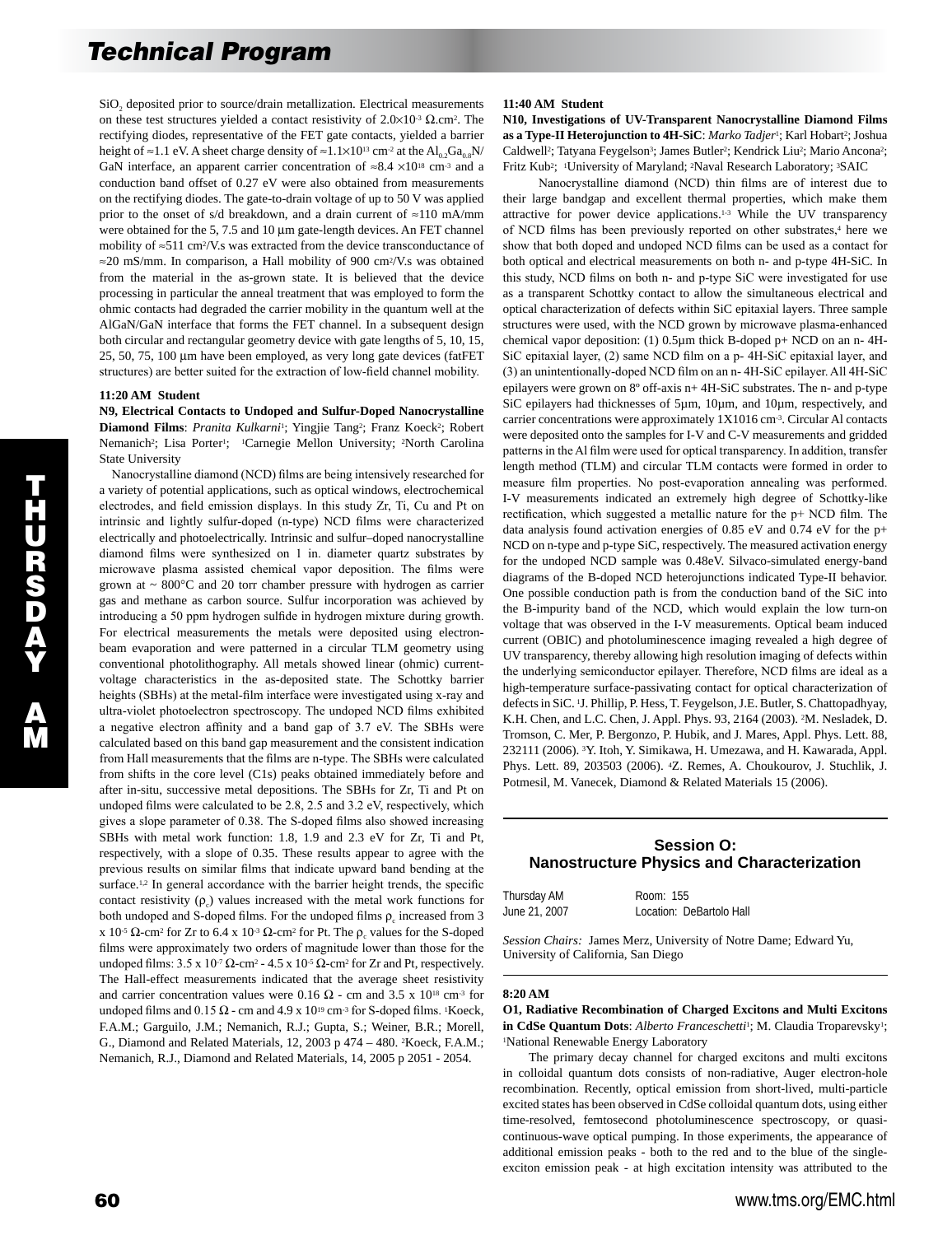$SiO_2$ deposited prior to source/drain metallization. Electrical measurements on these test structures yielded a contact resistivity of $2.0\times10^{-3}$ Ω.cm². The rectifying diodes, representative of the FET gate contacts, yielded a barrier height of ≈1.1 eV. A sheet charge density of $\approx1.1\times10^{13}$ cm$^{-2}$ at the $Al_{0.2}Ga_{0.8}N$/GaN interface, an apparent carrier concentration of $\approx8.4\times10^{18}$ cm$^{-3}$ and a conduction band offset of 0.27 eV were also obtained from measurements on the rectifying diodes. The gate-to-drain voltage of up to 50 V was applied prior to the onset of s/d breakdown, and a drain current of ≈110 mA/mm were obtained for the 5, 7.5 and 10 µm gate-length devices. An FET channel mobility of ≈511 cm²/V.s was extracted from the device transconductance of ≈20 mS/mm. In comparison, a Hall mobility of 900 cm²/V.s was obtained from the material in the as-grown state. It is believed that the device processing in particular the anneal treatment that was employed to form the ohmic contacts had degraded the carrier mobility in the quantum well at the AlGaN/GaN interface that forms the FET channel. In a subsequent design both circular and rectangular geometry device with gate lengths of 5, 10, 15, 25, 50, 75, 100 µm have been employed, as very long gate devices (fatFET structures) are better suited for the extraction of low-field channel mobility.

**11:20 AM Student**

**N9, Electrical Contacts to Undoped and Sulfur-Doped Nanocrystalline Diamond Films**: *Pranita Kulkarni*[1]; Yingjie Tang[2]; Franz Koeck[2]; Robert Nemanich[2]; Lisa Porter[1]; [1]Carnegie Mellon University; [2]North Carolina State University

Nanocrystalline diamond (NCD) films are being intensively researched for a variety of potential applications, such as optical windows, electrochemical electrodes, and field emission displays. In this study Zr, Ti, Cu and Pt on intrinsic and lightly sulfur-doped (n-type) NCD films were characterized electrically and photoelectrically. Intrinsic and sulfur–doped nanocrystalline diamond films were synthesized on 1 in. diameter quartz substrates by microwave plasma assisted chemical vapor deposition. The films were grown at ~ 800°C and 20 torr chamber pressure with hydrogen as carrier gas and methane as carbon source. Sulfur incorporation was achieved by introducing a 50 ppm hydrogen sulfide in hydrogen mixture during growth. For electrical measurements the metals were deposited using electron-beam evaporation and were patterned in a circular TLM geometry using conventional photolithography. All metals showed linear (ohmic) current-voltage characteristics in the as-deposited state. The Schottky barrier heights (SBHs) at the metal-film interface were investigated using x-ray and ultra-violet photoelectron spectroscopy. The undoped NCD films exhibited a negative electron affinity and a band gap of 3.7 eV. The SBHs were calculated based on this band gap measurement and the consistent indication from Hall measurements that the films are n-type. The SBHs were calculated from shifts in the core level (C1s) peaks obtained immediately before and after in-situ, successive metal depositions. The SBHs for Zr, Ti and Pt on undoped films were calculated to be 2.8, 2.5 and 3.2 eV, respectively, which gives a slope parameter of 0.38. The S-doped films also showed increasing SBHs with metal work function: 1.8, 1.9 and 2.3 eV for Zr, Ti and Pt, respectively, with a slope of 0.35. These results appear to agree with the previous results on similar films that indicate upward band bending at the surface.[1,2] In general accordance with the barrier height trends, the specific contact resistivity ($\rho_c$) values increased with the metal work functions for both undoped and S-doped films. For the undoped films $\rho_c$ increased from $3\times10^{-5}$ Ω-cm² for Zr to $6.4\times10^{-3}$ Ω-cm² for Pt. The $\rho_c$ values for the S-doped films were approximately two orders of magnitude lower than those for the undoped films: $3.5\times10^{-7}$ Ω-cm² - $4.5\times10^{-5}$ Ω-cm² for Zr and Pt, respectively. The Hall-effect measurements indicated that the average sheet resistivity and carrier concentration values were 0.16 Ω - cm and $3.5\times10^{18}$ cm$^{-3}$ for undoped films and 0.15 Ω - cm and $4.9\times10^{19}$ cm$^{-3}$ for S-doped films. [1]Koeck, F.A.M.; Garguilo, J.M.; Nemanich, R.J.; Gupta, S.; Weiner, B.R.; Morell, G., Diamond and Related Materials, 12, 2003 p 474 – 480. [2]Koeck, F.A.M.; Nemanich, R.J., Diamond and Related Materials, 14, 2005 p 2051 - 2054.

**11:40 AM Student**

**N10, Investigations of UV-Transparent Nanocrystalline Diamond Films as a Type-II Heterojunction to 4H-SiC**: *Marko Tadjer*[1]; Karl Hobart[2]; Joshua Caldwell[2]; Tatyana Feygelson[3]; James Butler[2]; Kendrick Liu[2]; Mario Ancona[2]; Fritz Kub[2]; [1]University of Maryland; [2]Naval Research Laboratory; [3]SAIC

Nanocrystalline diamond (NCD) thin films are of interest due to their large bandgap and excellent thermal properties, which make them attractive for power device applications.[1-3] While the UV transparency of NCD films has been previously reported on other substrates,[4] here we show that both doped and undoped NCD films can be used as a contact for both optical and electrical measurements on both n- and p-type 4H-SiC. In this study, NCD films on both n- and p-type SiC were investigated for use as a transparent Schottky contact to allow the simultaneous electrical and optical characterization of defects within SiC epitaxial layers. Three sample structures were used, with the NCD grown by microwave plasma-enhanced chemical vapor deposition: (1) 0.5µm thick B-doped p+ NCD on an n- 4H-SiC epitaxial layer, (2) same NCD film on a p- 4H-SiC epitaxial layer, and (3) an unintentionally-doped NCD film on an n- 4H-SiC epilayer. All 4H-SiC epilayers were grown on 8º off-axis n+ 4H-SiC substrates. The n- and p-type SiC epilayers had thicknesses of 5µm, 10µm, and 10µm, respectively, and carrier concentrations were approximately 1X1016 cm$^{-3}$. Circular Al contacts were deposited onto the samples for I-V and C-V measurements and gridded patterns in the Al film were used for optical transparency. In addition, transfer length method (TLM) and circular TLM contacts were formed in order to measure film properties. No post-evaporation annealing was performed. I-V measurements indicated an extremely high degree of Schottky-like rectification, which suggested a metallic nature for the p+ NCD film. The data analysis found activation energies of 0.85 eV and 0.74 eV for the p+ NCD on n-type and p-type SiC, respectively. The measured activation energy for the undoped NCD sample was 0.48eV. Silvaco-simulated energy-band diagrams of the B-doped NCD heterojunctions indicated Type-II behavior. One possible conduction path is from the conduction band of the SiC into the B-impurity band of the NCD, which would explain the low turn-on voltage that was observed in the I-V measurements. Optical beam induced current (OBIC) and photoluminescence imaging revealed a high degree of UV transparency, thereby allowing high resolution imaging of defects within the underlying semiconductor epilayer. Therefore, NCD films are ideal as a high-temperature surface-passivating contact for optical characterization of defects in SiC. [1]J. Phillip, P. Hess, T. Feygelson, J.E. Butler, S. Chattopadhyay, K.H. Chen, and L.C. Chen, J. Appl. Phys. 93, 2164 (2003). [2]M. Nesladek, D. Tromson, C. Mer, P. Bergonzo, P. Hubik, and J. Mares, Appl. Phys. Lett. 88, 232111 (2006). [3]Y. Itoh, Y. Simikawa, H. Umezawa, and H. Kawarada, Appl. Phys. Lett. 89, 203503 (2006). [4]Z. Remes, A. Choukourov, J. Stuchlik, J. Potmesil, M. Vanecek, Diamond & Related Materials 15 (2006).

## Session O: Nanostructure Physics and Characterization

Thursday AM June 21, 2007 — Room: 155 — Location: DeBartolo Hall

*Session Chairs:* James Merz, University of Notre Dame; Edward Yu, University of California, San Diego

**8:20 AM**

**O1, Radiative Recombination of Charged Excitons and Multi Excitons in CdSe Quantum Dots**: *Alberto Franceschetti*[1]; M. Claudia Troparevsky[1]; [1]National Renewable Energy Laboratory

The primary decay channel for charged excitons and multi excitons in colloidal quantum dots consists of non-radiative, Auger electron-hole recombination. Recently, optical emission from short-lived, multi-particle excited states has been observed in CdSe colloidal quantum dots, using either time-resolved, femtosecond photoluminescence spectroscopy, or quasi-continuous-wave optical pumping. In those experiments, the appearance of additional emission peaks - both to the red and to the blue of the single-exciton emission peak - at high excitation intensity was attributed to the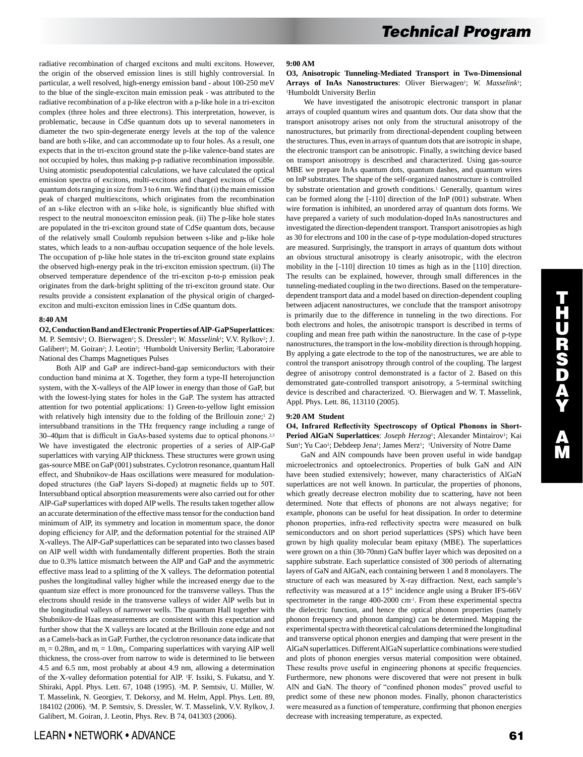radiative recombination of charged excitons and multi excitons. However, the origin of the observed emission lines is still highly controversial. In particular, a well resolved, high-energy emission band - about 100-250 meV to the blue of the single-exciton main emission peak - was attributed to the radiative recombination of a p-like electron with a p-like hole in a tri-exciton complex (three holes and three electrons). This interpretation, however, is problematic, because in CdSe quantum dots up to several nanometers in diameter the two spin-degenerate energy levels at the top of the valence band are both s-like, and can accommodate up to four holes. As a result, one expects that in the tri-exciton ground state the p-like valence-band states are not occupied by holes, thus making p-p radiative recombination impossible. Using atomistic pseudopotential calculations, we have calculated the optical emission spectra of excitons, multi-excitons and charged excitons of CdSe quantum dots ranging in size from 3 to 6 nm. We find that (i) the main emission peak of charged multiexcitons, which originates from the recombination of an s-like electron with an s-like hole, is significantly blue shifted with respect to the neutral monoexciton emission peak. (ii) The p-like hole states are populated in the tri-exciton ground state of CdSe quantum dots, because of the relatively small Coulomb repulsion between s-like and p-like hole states, which leads to a non-aufbau occupation sequence of the hole levels. The occupation of p-like hole states in the tri-exciton ground state explains the observed high-energy peak in the tri-exciton emission spectrum. (ii) The observed temperature dependence of the tri-exciton p-to-p emission peak originates from the dark-bright splitting of the tri-exciton ground state. Our results provide a consistent explanation of the physical origin of charged-exciton and multi-exciton emission lines in CdSe quantum dots.

**8:40 AM**

**O2, Conduction Band and Electronic Properties of AlP-GaP Superlattices**: M. P. Semtsiv[1]; O. Bierwagen[1]; S. Dressler[1]; *W. Masselink*[1]; V.V. Rylkov[2]; J. Galibert[2]; M. Goiran[2]; J. Leotin[2]; [1]Humboldt University Berlin; [2]Laboratoire National des Champs Magnetiques Pulses

Both AlP and GaP are indirect-band-gap semiconductors with their conduction band minima at X. Together, they form a type-II heterojunction system, with the X-valleys of the AlP lower in energy than those of GaP, but with the lowest-lying states for holes in the GaP. The system has attracted attention for two potential applications: 1) Green-to-yellow light emission with relatively high intensity due to the folding of the Brillouin zone;[1] 2) intersubband transitions in the THz frequency range including a range of 30–40µm that is difficult in GaAs-based systems due to optical phonons.[2,3] We have investigated the electronic properties of a series of AlP-GaP superlattices with varying AlP thickness. These structures were grown using gas-source MBE on GaP (001) substrates. Cyclotron resonance, quantum Hall effect, and Shubnikov-de Haas oscillations were measured for modulation-doped structures (the GaP layers Si-doped) at magnetic fields up to 50T. Intersubband optical absorption measurements were also carried out for other AlP-GaP superlattices with doped AlP wells. The results taken together allow an accurate determination of the effective mass tensor for the conduction band minimum of AlP, its symmetry and location in momentum space, the donor doping efficiency for AlP, and the deformation potential for the strained AlP X-valleys. The AlP-GaP superlattices can be separated into two classes based on AlP well width with fundamentally different properties. Both the strain due to 0.3% lattice mismatch between the AlP and GaP and the asymmetric effective mass lead to a splitting of the X valleys. The deformation potential pushes the longitudinal valley higher while the increased energy due to the quantum size effect is more pronounced for the transverse valleys. Thus the electrons should reside in the transverse valleys of wider AlP wells but in the longitudinal valleys of narrower wells. The quantum Hall together with Shubnikov-de Haas measurements are consistent with this expectation and further show that the X valleys are located at the Brillouin zone edge and not as a Camels-back as in GaP. Further, the cyclotron resonance data indicate that $m_t = 0.28m_0$ and $m_l = 1.0m_0$. Comparing superlattices with varying AlP well thickness, the cross-over from narrow to wide is determined to lie between 4.5 and 6.5 nm, most probably at about 4.9 nm, allowing a determination of the X-valley deformation potential for AlP. [1]F. Issiki, S. Fukatsu, and Y. Shiraki, Appl. Phys. Lett. 67, 1048 (1995). [2]M. P. Semtsiv, U. Müller, W. T. Masselink, N. Georgiev, T. Dekorsy, and M. Helm, Appl. Phys. Lett. 89, 184102 (2006). [3]M. P. Semtsiv, S. Dressler, W. T. Masselink, V.V. Rylkov, J. Galibert, M. Goiran, J. Leotin, Phys. Rev. B 74, 041303 (2006).

**9:00 AM**

**O3, Anisotropic Tunneling-Mediated Transport in Two-Dimensional Arrays of InAs Nanostructures**: Oliver Bierwagen[1]; *W. Masselink*[1]; [1]Humboldt University Berlin

We have investigated the anisotropic electronic transport in planar arrays of coupled quantum wires and quantum dots. Our data show that the transport anisotropy arises not only from the structural anisotropy of the nanostructures, but primarily from directional-dependent coupling between the structures. Thus, even in arrays of quantum dots that are isotropic in shape, the electronic transport can be anisotropic. Finally, a switching device based on transport anisotropy is described and characterized. Using gas-source MBE we prepare InAs quantum dots, quantum dashes, and quantum wires on InP substrates. The shape of the self-organized nanostructure is controlled by substrate orientation and growth conditions.[1] Generally, quantum wires can be formed along the [-110] direction of the InP (001) substrate. When wire formation is inhibited, an unordered array of quantum dots forms. We have prepared a variety of such modulation-doped InAs nanostructures and investigated the direction-dependent transport. Transport anisotropies as high as 30 for electrons and 100 in the case of p-type modulation-doped structures are measured. Surprisingly, the transport in arrays of quantum dots without an obvious structural anisotropy is clearly anisotropic, with the electron mobility in the [-110] direction 10 times as high as in the [110] direction. The results can be explained, however, through small differences in the tunneling-mediated coupling in the two directions. Based on the temperature-dependent transport data and a model based on direction-dependent coupling between adjacent nanostructures, we conclude that the transport anisotropy is primarily due to the difference in tunneling in the two directions. For both electrons and holes, the anisotropic transport is described in terms of coupling and mean free path within the nanostructure. In the case of p-type nanostructures, the transport in the low-mobility direction is through hopping. By applying a gate electrode to the top of the nanostructures, we are able to control the transport anisotropy through control of the coupling. The largest degree of anisotropy control demonstrated is a factor of 2. Based on this demonstrated gate-controlled transport anisotropy, a 5-terminal switching device is described and characterized. [1]O. Bierwagen and W. T. Masselink, Appl. Phys. Lett. 86, 113110 (2005).

**9:20 AM Student**

**O4, Infrared Reflectivity Spectroscopy of Optical Phonons in Short-Period AlGaN Superlattices**: *Joseph Herzog*[1]; Alexander Mintairov[1]; Kai Sun[1]; Yu Cao[1]; Debdeep Jena[1]; James Merz[1]; [1]University of Notre Dame

GaN and AlN compounds have been proven useful in wide bandgap microelectronics and optoelectronics. Properties of bulk GaN and AlN have been studied extensively; however, many characteristics of AlGaN superlattices are not well known. In particular, the properties of phonons, which greatly decrease electron mobility due to scattering, have not been determined. Note that effects of phonons are not always negative; for example, phonons can be useful for heat dissipation. In order to determine phonon properties, infra-red reflectivity spectra were measured on bulk semiconductors and on short period superlattices (SPS) which have been grown by high quality molecular beam epitaxy (MBE). The superlattices were grown on a thin (30-70nm) GaN buffer layer which was deposited on a sapphire substrate. Each superlattice consisted of 300 periods of alternating layers of GaN and AlGaN, each containing between 1 and 8 monolayers. The structure of each was measured by X-ray diffraction. Next, each sample's reflectivity was measured at a 15° incidence angle using a Bruker IFS-66V spectrometer in the range 400-2000 $cm^{-1}$. From these experimental spectra the dielectric function, and hence the optical phonon properties (namely phonon frequency and phonon damping) can be determined. Mapping the experimental spectra with theoretical calculations determined the longitudinal and transverse optical phonon energies and damping that were present in the AlGaN superlattices. Different AlGaN superlattice combinations were studied and plots of phonon energies versus material composition were obtained. These results prove useful in engineering phonons at specific frequencies. Furthermore, new phonons were discovered that were not present in bulk AlN and GaN. The theory of "confined phonon modes" proved useful to predict some of these new phonon modes. Finally, phonon characteristics were measured as a function of temperature, confirming that phonon energies decrease with increasing temperature, as expected.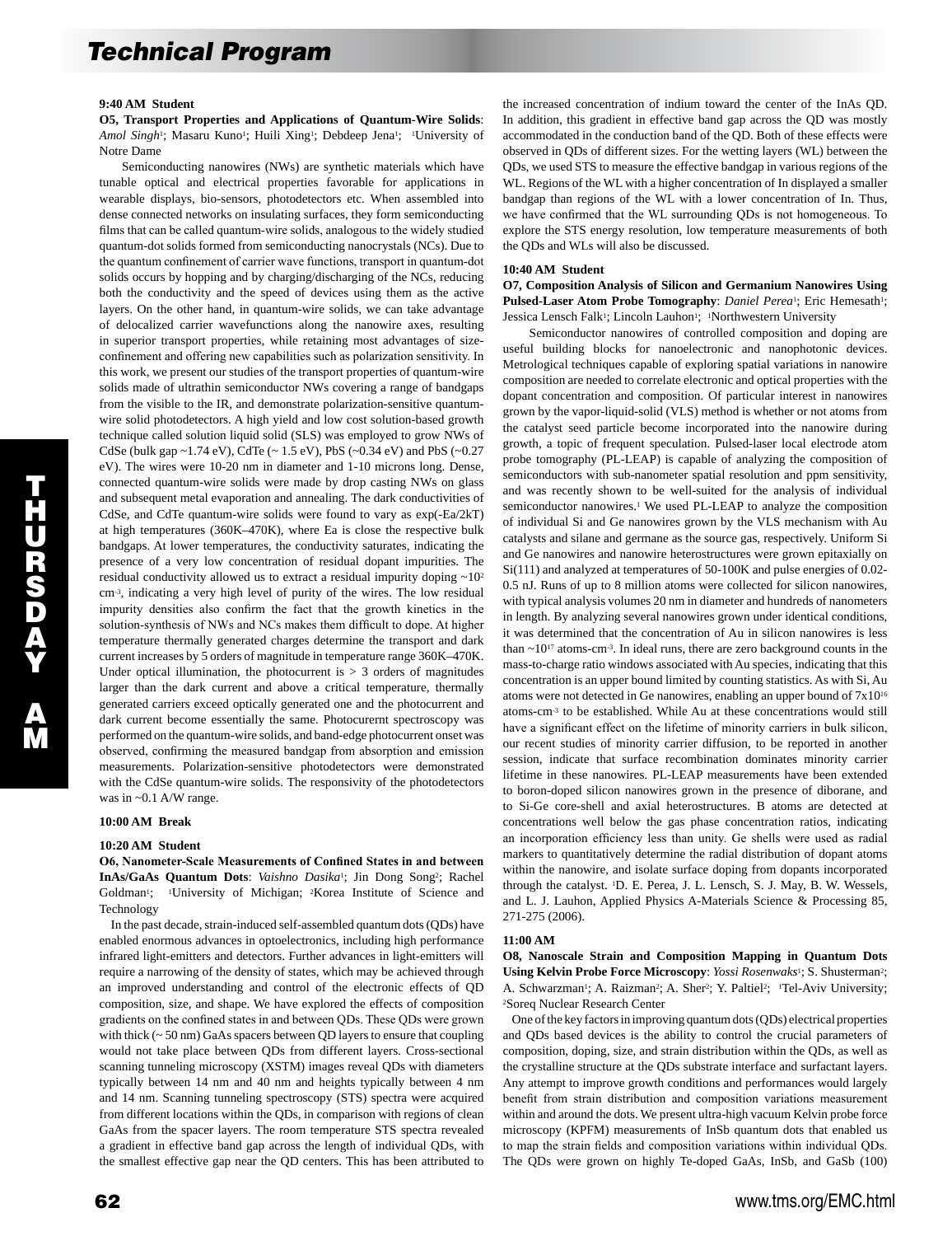**9:40 AM Student**

**O5, Transport Properties and Applications of Quantum-Wire Solids**: *Amol Singh*[1]; Masaru Kuno[1]; Huili Xing[1]; Debdeep Jena[1]; [1]University of Notre Dame

Semiconducting nanowires (NWs) are synthetic materials which have tunable optical and electrical properties favorable for applications in wearable displays, bio-sensors, photodetectors etc. When assembled into dense connected networks on insulating surfaces, they form semiconducting films that can be called quantum-wire solids, analogous to the widely studied quantum-dot solids formed from semiconducting nanocrystals (NCs). Due to the quantum confinement of carrier wave functions, transport in quantum-dot solids occurs by hopping and by charging/discharging of the NCs, reducing both the conductivity and the speed of devices using them as the active layers. On the other hand, in quantum-wire solids, we can take advantage of delocalized carrier wavefunctions along the nanowire axes, resulting in superior transport properties, while retaining most advantages of size-confinement and offering new capabilities such as polarization sensitivity. In this work, we present our studies of the transport properties of quantum-wire solids made of ultrathin semiconductor NWs covering a range of bandgaps from the visible to the IR, and demonstrate polarization-sensitive quantum-wire solid photodetectors. A high yield and low cost solution-based growth technique called solution liquid solid (SLS) was employed to grow NWs of CdSe (bulk gap ~1.74 eV), CdTe (~ 1.5 eV), PbS (~0.34 eV) and PbS (~0.27 eV). The wires were 10-20 nm in diameter and 1-10 microns long. Dense, connected quantum-wire solids were made by drop casting NWs on glass and subsequent metal evaporation and annealing. The dark conductivities of CdSe, and CdTe quantum-wire solids were found to vary as $\exp(-E_a/2kT)$ at high temperatures (360K–470K), where Ea is close the respective bulk bandgaps. At lower temperatures, the conductivity saturates, indicating the presence of a very low concentration of residual dopant impurities. The residual conductivity allowed us to extract a residual impurity doping ~$10^{2}$ $cm^{-3}$, indicating a very high level of purity of the wires. The low residual impurity densities also confirm the fact that the growth kinetics in the solution-synthesis of NWs and NCs makes them difficult to dope. At higher temperature thermally generated charges determine the transport and dark current increases by 5 orders of magnitude in temperature range 360K–470K. Under optical illumination, the photocurrent is > 3 orders of magnitudes larger than the dark current and above a critical temperature, thermally generated carriers exceed optically generated one and the photocurrent and dark current become essentially the same. Photocurernt spectroscopy was performed on the quantum-wire solids, and band-edge photocurrent onset was observed, confirming the measured bandgap from absorption and emission measurements. Polarization-sensitive photodetectors were demonstrated with the CdSe quantum-wire solids. The responsivity of the photodetectors was in ~0.1 A/W range.

**10:00 AM Break**

**10:20 AM Student**

**O6, Nanometer-Scale Measurements of Confined States in and between InAs/GaAs Quantum Dots**: *Vaishno Dasika*[1]; Jin Dong Song[2]; Rachel Goldman[1]; [1]University of Michigan; [2]Korea Institute of Science and Technology

In the past decade, strain-induced self-assembled quantum dots (QDs) have enabled enormous advances in optoelectronics, including high performance infrared light-emitters and detectors. Further advances in light-emitters will require a narrowing of the density of states, which may be achieved through an improved understanding and control of the electronic effects of QD composition, size, and shape. We have explored the effects of composition gradients on the confined states in and between QDs. These QDs were grown with thick (~ 50 nm) GaAs spacers between QD layers to ensure that coupling would not take place between QDs from different layers. Cross-sectional scanning tunneling microscopy (XSTM) images reveal QDs with diameters typically between 14 nm and 40 nm and heights typically between 4 nm and 14 nm. Scanning tunneling spectroscopy (STS) spectra were acquired from different locations within the QDs, in comparison with regions of clean GaAs from the spacer layers. The room temperature STS spectra revealed a gradient in effective band gap across the length of individual QDs, with the smallest effective gap near the QD centers. This has been attributed to the increased concentration of indium toward the center of the InAs QD. In addition, this gradient in effective band gap across the QD was mostly accommodated in the conduction band of the QD. Both of these effects were observed in QDs of different sizes. For the wetting layers (WL) between the QDs, we used STS to measure the effective bandgap in various regions of the WL. Regions of the WL with a higher concentration of In displayed a smaller bandgap than regions of the WL with a lower concentration of In. Thus, we have confirmed that the WL surrounding QDs is not homogeneous. To explore the STS energy resolution, low temperature measurements of both the QDs and WLs will also be discussed.

**10:40 AM Student**

**O7, Composition Analysis of Silicon and Germanium Nanowires Using Pulsed-Laser Atom Probe Tomography**: *Daniel Perea*[1]; Eric Hemesath[1]; Jessica Lensch Falk[1]; Lincoln Lauhon[1]; [1]Northwestern University

Semiconductor nanowires of controlled composition and doping are useful building blocks for nanoelectronic and nanophotonic devices. Metrological techniques capable of exploring spatial variations in nanowire composition are needed to correlate electronic and optical properties with the dopant concentration and composition. Of particular interest in nanowires grown by the vapor-liquid-solid (VLS) method is whether or not atoms from the catalyst seed particle become incorporated into the nanowire during growth, a topic of frequent speculation. Pulsed-laser local electrode atom probe tomography (PL-LEAP) is capable of analyzing the composition of semiconductors with sub-nanometer spatial resolution and ppm sensitivity, and was recently shown to be well-suited for the analysis of individual semiconductor nanowires.[1] We used PL-LEAP to analyze the composition of individual Si and Ge nanowires grown by the VLS mechanism with Au catalysts and silane and germane as the source gas, respectively. Uniform Si and Ge nanowires and nanowire heterostructures were grown epitaxially on Si(111) and analyzed at temperatures of 50-100K and pulse energies of 0.02-0.5 nJ. Runs of up to 8 million atoms were collected for silicon nanowires, with typical analysis volumes 20 nm in diameter and hundreds of nanometers in length. By analyzing several nanowires grown under identical conditions, it was determined that the concentration of Au in silicon nanowires is less than ~$10^{17}$ atoms-$cm^{-3}$. In ideal runs, there are zero background counts in the mass-to-charge ratio windows associated with Au species, indicating that this concentration is an upper bound limited by counting statistics. As with Si, Au atoms were not detected in Ge nanowires, enabling an upper bound of $7x10^{16}$ atoms-$cm^{-3}$ to be established. While Au at these concentrations would still have a significant effect on the lifetime of minority carriers in bulk silicon, our recent studies of minority carrier diffusion, to be reported in another session, indicate that surface recombination dominates minority carrier lifetime in these nanowires. PL-LEAP measurements have been extended to boron-doped silicon nanowires grown in the presence of diborane, and to Si-Ge core-shell and axial heterostructures. B atoms are detected at concentrations well below the gas phase concentration ratios, indicating an incorporation efficiency less than unity. Ge shells were used as radial markers to quantitatively determine the radial distribution of dopant atoms within the nanowire, and isolate surface doping from dopants incorporated through the catalyst. [1]D. E. Perea, J. L. Lensch, S. J. May, B. W. Wessels, and L. J. Lauhon, Applied Physics A-Materials Science & Processing 85, 271-275 (2006).

**11:00 AM**

**O8, Nanoscale Strain and Composition Mapping in Quantum Dots Using Kelvin Probe Force Microscopy**: *Yossi Rosenwaks*[1]; S. Shusterman[2]; A. Schwarzman[1]; A. Raizman[2]; A. Sher[2]; Y. Paltiel[2]; [1]Tel-Aviv University; [2]Soreq Nuclear Research Center

One of the key factors in improving quantum dots (QDs) electrical properties and QDs based devices is the ability to control the crucial parameters of composition, doping, size, and strain distribution within the QDs, as well as the crystalline structure at the QDs substrate interface and surfactant layers. Any attempt to improve growth conditions and performances would largely benefit from strain distribution and composition variations measurement within and around the dots. We present ultra-high vacuum Kelvin probe force microscopy (KPFM) measurements of InSb quantum dots that enabled us to map the strain fields and composition variations within individual QDs. The QDs were grown on highly Te-doped GaAs, InSb, and GaSb (100)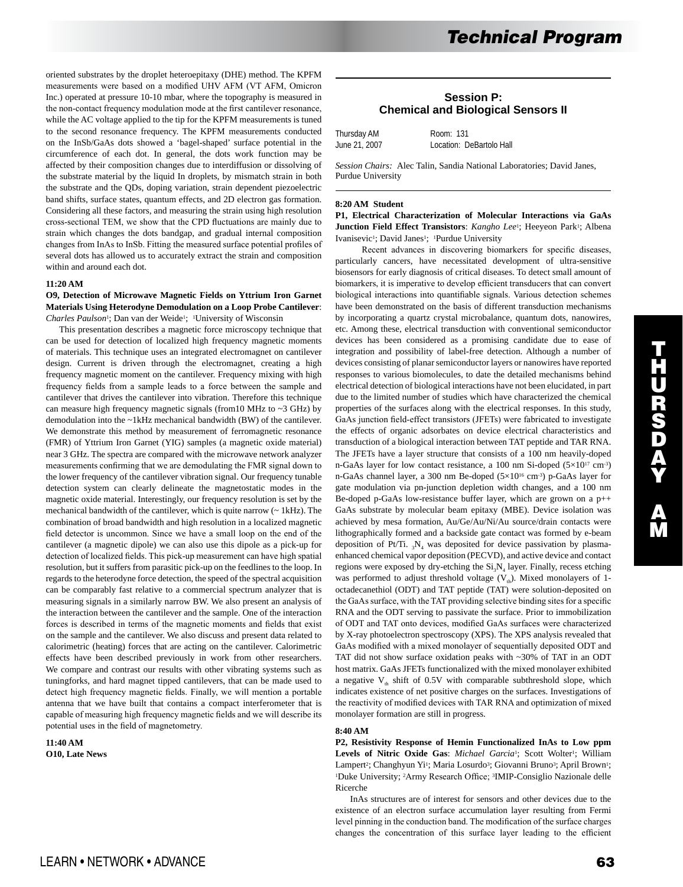oriented substrates by the droplet heteroepitaxy (DHE) method. The KPFM measurements were based on a modified UHV AFM (VT AFM, Omicron Inc.) operated at pressure 10-10 mbar, where the topography is measured in the non-contact frequency modulation mode at the first cantilever resonance, while the AC voltage applied to the tip for the KPFM measurements is tuned to the second resonance frequency. The KPFM measurements conducted on the InSb/GaAs dots showed a 'bagel-shaped' surface potential in the circumference of each dot. In general, the dots work function may be affected by their composition changes due to interdiffusion or dissolving of the substrate material by the liquid In droplets, by mismatch strain in both the substrate and the QDs, doping variation, strain dependent piezoelectric band shifts, surface states, quantum effects, and 2D electron gas formation. Considering all these factors, and measuring the strain using high resolution cross-sectional TEM, we show that the CPD fluctuations are mainly due to strain which changes the dots bandgap, and gradual internal composition changes from InAs to InSb. Fitting the measured surface potential profiles of several dots has allowed us to accurately extract the strain and composition within and around each dot.

**11:20 AM**

**O9, Detection of Microwave Magnetic Fields on Yttrium Iron Garnet Materials Using Heterodyne Demodulation on a Loop Probe Cantilever**: *Charles Paulson*[1]; Dan van der Weide[1]; [1]University of Wisconsin

This presentation describes a magnetic force microscopy technique that can be used for detection of localized high frequency magnetic moments of materials. This technique uses an integrated electromagnet on cantilever design. Current is driven through the electromagnet, creating a high frequency magnetic moment on the cantilever. Frequency mixing with high frequency fields from a sample leads to a force between the sample and cantilever that drives the cantilever into vibration. Therefore this technique can measure high frequency magnetic signals (from10 MHz to ~3 GHz) by demodulation into the ~1kHz mechanical bandwidth (BW) of the cantilever. We demonstrate this method by measurement of ferromagnetic resonance (FMR) of Yttrium Iron Garnet (YIG) samples (a magnetic oxide material) near 3 GHz. The spectra are compared with the microwave network analyzer measurements confirming that we are demodulating the FMR signal down to the lower frequency of the cantilever vibration signal. Our frequency tunable detection system can clearly delineate the magnetostatic modes in the magnetic oxide material. Interestingly, our frequency resolution is set by the mechanical bandwidth of the cantilever, which is quite narrow (~ 1kHz). The combination of broad bandwidth and high resolution in a localized magnetic field detector is uncommon. Since we have a small loop on the end of the cantilever (a magnetic dipole) we can also use this dipole as a pick-up for detection of localized fields. This pick-up measurement can have high spatial resolution, but it suffers from parasitic pick-up on the feedlines to the loop. In regards to the heterodyne force detection, the speed of the spectral acquisition can be comparably fast relative to a commercial spectrum analyzer that is measuring signals in a similarly narrow BW. We also present an analysis of the interaction between the cantilever and the sample. One of the interaction forces is described in terms of the magnetic moments and fields that exist on the sample and the cantilever. We also discuss and present data related to calorimetric (heating) forces that are acting on the cantilever. Calorimetric effects have been described previously in work from other researchers. We compare and contrast our results with other vibrating systems such as tuningforks, and hard magnet tipped cantilevers, that can be made used to detect high frequency magnetic fields. Finally, we will mention a portable antenna that we have built that contains a compact interferometer that is capable of measuring high frequency magnetic fields and we will describe its potential uses in the field of magnetometry.

**11:40 AM**

**O10, Late News**

## Session P: Chemical and Biological Sensors II

Thursday AM — Room: 131
June 21, 2007 — Location: DeBartolo Hall

*Session Chairs:* Alec Talin, Sandia National Laboratories; David Janes, Purdue University

**8:20 AM Student**

**P1, Electrical Characterization of Molecular Interactions via GaAs Junction Field Effect Transistors**: *Kangho Lee*[1]; Heeyeon Park[1]; Albena Ivanisevic[1]; David Janes[1]; [1]Purdue University

Recent advances in discovering biomarkers for specific diseases, particularly cancers, have necessitated development of ultra-sensitive biosensors for early diagnosis of critical diseases. To detect small amount of biomarkers, it is imperative to develop efficient transducers that can convert biological interactions into quantifiable signals. Various detection schemes have been demonstrated on the basis of different transduction mechanisms by incorporating a quartz crystal microbalance, quantum dots, nanowires, etc. Among these, electrical transduction with conventional semiconductor devices has been considered as a promising candidate due to ease of integration and possibility of label-free detection. Although a number of devices consisting of planar semiconductor layers or nanowires have reported responses to various biomolecules, to date the detailed mechanisms behind electrical detection of biological interactions have not been elucidated, in part due to the limited number of studies which have characterized the chemical properties of the surfaces along with the electrical responses. In this study, GaAs junction field-effect transistors (JFETs) were fabricated to investigate the effects of organic adsorbates on device electrical characteristics and transduction of a biological interaction between TAT peptide and TAR RNA. The JFETs have a layer structure that consists of a 100 nm heavily-doped n-GaAs layer for low contact resistance, a 100 nm Si-doped ($5\times10^{17}$ cm$^{-3}$) n-GaAs channel layer, a 300 nm Be-doped ($5\times10^{16}$ cm$^{-3}$) p-GaAs layer for gate modulation via pn-junction depletion width changes, and a 100 nm Be-doped p-GaAs low-resistance buffer layer, which are grown on a p++ GaAs substrate by molecular beam epitaxy (MBE). Device isolation was achieved by mesa formation, Au/Ge/Au/Ni/Au source/drain contacts were lithographically formed and a backside gate contact was formed by e-beam deposition of Pt/Ti. $_3N_4$ was deposited for device passivation by plasma-enhanced chemical vapor deposition (PECVD), and active device and contact regions were exposed by dry-etching the $Si_3N_4$ layer. Finally, recess etching was performed to adjust threshold voltage ($V_{th}$). Mixed monolayers of 1-octadecanethiol (ODT) and TAT peptide (TAT) were solution-deposited on the GaAs surface, with the TAT providing selective binding sites for a specific RNA and the ODT serving to passivate the surface. Prior to immobilization of ODT and TAT onto devices, modified GaAs surfaces were characterized by X-ray photoelectron spectroscopy (XPS). The XPS analysis revealed that GaAs modified with a mixed monolayer of sequentially deposited ODT and TAT did not show surface oxidation peaks with ~30% of TAT in an ODT host matrix. GaAs JFETs functionalized with the mixed monolayer exhibited a negative $V_{th}$ shift of 0.5V with comparable subthreshold slope, which indicates existence of net positive charges on the surfaces. Investigations of the reactivity of modified devices with TAR RNA and optimization of mixed monolayer formation are still in progress.

**8:40 AM**

**P2, Resistivity Response of Hemin Functionalized InAs to Low ppm Levels of Nitric Oxide Gas**: *Michael Garcia*[1]; Scott Wolter[1]; William Lampert[2]; Changhyun Yi[1]; Maria Losurdo[3]; Giovanni Bruno[3]; April Brown[1]; [1]Duke University; [2]Army Research Office; [3]IMIP-Consiglio Nazionale delle Ricerche

InAs structures are of interest for sensors and other devices due to the existence of an electron surface accumulation layer resulting from Fermi level pinning in the conduction band. The modification of the surface charges changes the concentration of this surface layer leading to the efficient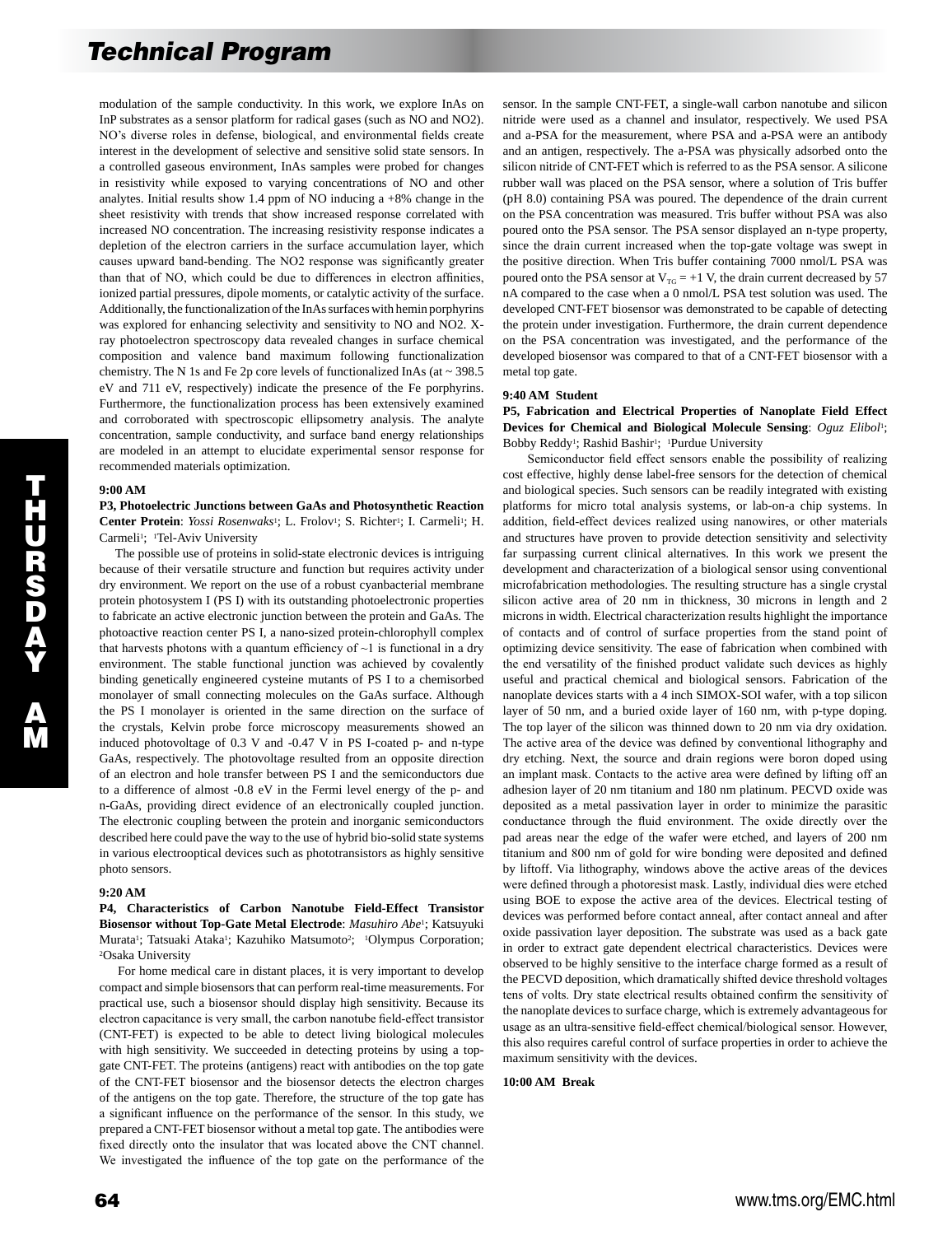modulation of the sample conductivity. In this work, we explore InAs on InP substrates as a sensor platform for radical gases (such as NO and NO2). NO's diverse roles in defense, biological, and environmental fields create interest in the development of selective and sensitive solid state sensors. In a controlled gaseous environment, InAs samples were probed for changes in resistivity while exposed to varying concentrations of NO and other analytes. Initial results show 1.4 ppm of NO inducing a +8% change in the sheet resistivity with trends that show increased response correlated with increased NO concentration. The increasing resistivity response indicates a depletion of the electron carriers in the surface accumulation layer, which causes upward band-bending. The NO2 response was significantly greater than that of NO, which could be due to differences in electron affinities, ionized partial pressures, dipole moments, or catalytic activity of the surface. Additionally, the functionalization of the InAs surfaces with hemin porphyrins was explored for enhancing selectivity and sensitivity to NO and NO2. X-ray photoelectron spectroscopy data revealed changes in surface chemical composition and valence band maximum following functionalization chemistry. The N 1s and Fe 2p core levels of functionalized InAs (at ~ 398.5 eV and 711 eV, respectively) indicate the presence of the Fe porphyrins. Furthermore, the functionalization process has been extensively examined and corroborated with spectroscopic ellipsometry analysis. The analyte concentration, sample conductivity, and surface band energy relationships are modeled in an attempt to elucidate experimental sensor response for recommended materials optimization.

**9:00 AM**

**P3, Photoelectric Junctions between GaAs and Photosynthetic Reaction Center Protein**: *Yossi Rosenwaks*[1]; L. Frolov[1]; S. Richter[1]; I. Carmeli[1]; H. Carmeli[1]; [1]Tel-Aviv University

The possible use of proteins in solid-state electronic devices is intriguing because of their versatile structure and function but requires activity under dry environment. We report on the use of a robust cyanbacterial membrane protein photosystem I (PS I) with its outstanding photoelectronic properties to fabricate an active electronic junction between the protein and GaAs. The photoactive reaction center PS I, a nano-sized protein-chlorophyll complex that harvests photons with a quantum efficiency of ~1 is functional in a dry environment. The stable functional junction was achieved by covalently binding genetically engineered cysteine mutants of PS I to a chemisorbed monolayer of small connecting molecules on the GaAs surface. Although the PS I monolayer is oriented in the same direction on the surface of the crystals, Kelvin probe force microscopy measurements showed an induced photovoltage of 0.3 V and -0.47 V in PS I-coated p- and n-type GaAs, respectively. The photovoltage resulted from an opposite direction of an electron and hole transfer between PS I and the semiconductors due to a difference of almost -0.8 eV in the Fermi level energy of the p- and n-GaAs, providing direct evidence of an electronically coupled junction. The electronic coupling between the protein and inorganic semiconductors described here could pave the way to the use of hybrid bio-solid state systems in various electrooptical devices such as phototransistors as highly sensitive photo sensors.

**9:20 AM**

**P4, Characteristics of Carbon Nanotube Field-Effect Transistor Biosensor without Top-Gate Metal Electrode**: *Masuhiro Abe*[1]; Katsuyuki Murata[1]; Tatsuaki Ataka[1]; Kazuhiko Matsumoto[2]; [1]Olympus Corporation; [2]Osaka University

For home medical care in distant places, it is very important to develop compact and simple biosensors that can perform real-time measurements. For practical use, such a biosensor should display high sensitivity. Because its electron capacitance is very small, the carbon nanotube field-effect transistor (CNT-FET) is expected to be able to detect living biological molecules with high sensitivity. We succeeded in detecting proteins by using a top-gate CNT-FET. The proteins (antigens) react with antibodies on the top gate of the CNT-FET biosensor and the biosensor detects the electron charges of the antigens on the top gate. Therefore, the structure of the top gate has a significant influence on the performance of the sensor. In this study, we prepared a CNT-FET biosensor without a metal top gate. The antibodies were fixed directly onto the insulator that was located above the CNT channel. We investigated the influence of the top gate on the performance of the sensor. In the sample CNT-FET, a single-wall carbon nanotube and silicon nitride were used as a channel and insulator, respectively. We used PSA and a-PSA for the measurement, where PSA and a-PSA were an antibody and an antigen, respectively. The a-PSA was physically adsorbed onto the silicon nitride of CNT-FET which is referred to as the PSA sensor. A silicone rubber wall was placed on the PSA sensor, where a solution of Tris buffer (pH 8.0) containing PSA was poured. The dependence of the drain current on the PSA concentration was measured. Tris buffer without PSA was also poured onto the PSA sensor. The PSA sensor displayed an n-type property, since the drain current increased when the top-gate voltage was swept in the positive direction. When Tris buffer containing 7000 nmol/L PSA was poured onto the PSA sensor at $V_{TG}$ = +1 V, the drain current decreased by 57 nA compared to the case when a 0 nmol/L PSA test solution was used. The developed CNT-FET biosensor was demonstrated to be capable of detecting the protein under investigation. Furthermore, the drain current dependence on the PSA concentration was investigated, and the performance of the developed biosensor was compared to that of a CNT-FET biosensor with a metal top gate.

**9:40 AM Student**

**P5, Fabrication and Electrical Properties of Nanoplate Field Effect Devices for Chemical and Biological Molecule Sensing**: *Oguz Elibol*[1]; Bobby Reddy[1]; Rashid Bashir[1]; [1]Purdue University

Semiconductor field effect sensors enable the possibility of realizing cost effective, highly dense label-free sensors for the detection of chemical and biological species. Such sensors can be readily integrated with existing platforms for micro total analysis systems, or lab-on-a chip systems. In addition, field-effect devices realized using nanowires, or other materials and structures have proven to provide detection sensitivity and selectivity far surpassing current clinical alternatives. In this work we present the development and characterization of a biological sensor using conventional microfabrication methodologies. The resulting structure has a single crystal silicon active area of 20 nm in thickness, 30 microns in length and 2 microns in width. Electrical characterization results highlight the importance of contacts and of control of surface properties from the stand point of optimizing device sensitivity. The ease of fabrication when combined with the end versatility of the finished product validate such devices as highly useful and practical chemical and biological sensors. Fabrication of the nanoplate devices starts with a 4 inch SIMOX-SOI wafer, with a top silicon layer of 50 nm, and a buried oxide layer of 160 nm, with p-type doping. The top layer of the silicon was thinned down to 20 nm via dry oxidation. The active area of the device was defined by conventional lithography and dry etching. Next, the source and drain regions were boron doped using an implant mask. Contacts to the active area were defined by lifting off an adhesion layer of 20 nm titanium and 180 nm platinum. PECVD oxide was deposited as a metal passivation layer in order to minimize the parasitic conductance through the fluid environment. The oxide directly over the pad areas near the edge of the wafer were etched, and layers of 200 nm titanium and 800 nm of gold for wire bonding were deposited and defined by liftoff. Via lithography, windows above the active areas of the devices were defined through a photoresist mask. Lastly, individual dies were etched using BOE to expose the active area of the devices. Electrical testing of devices was performed before contact anneal, after contact anneal and after oxide passivation layer deposition. The substrate was used as a back gate in order to extract gate dependent electrical characteristics. Devices were observed to be highly sensitive to the interface charge formed as a result of the PECVD deposition, which dramatically shifted device threshold voltages tens of volts. Dry state electrical results obtained confirm the sensitivity of the nanoplate devices to surface charge, which is extremely advantageous for usage as an ultra-sensitive field-effect chemical/biological sensor. However, this also requires careful control of surface properties in order to achieve the maximum sensitivity with the devices.

**10:00 AM Break**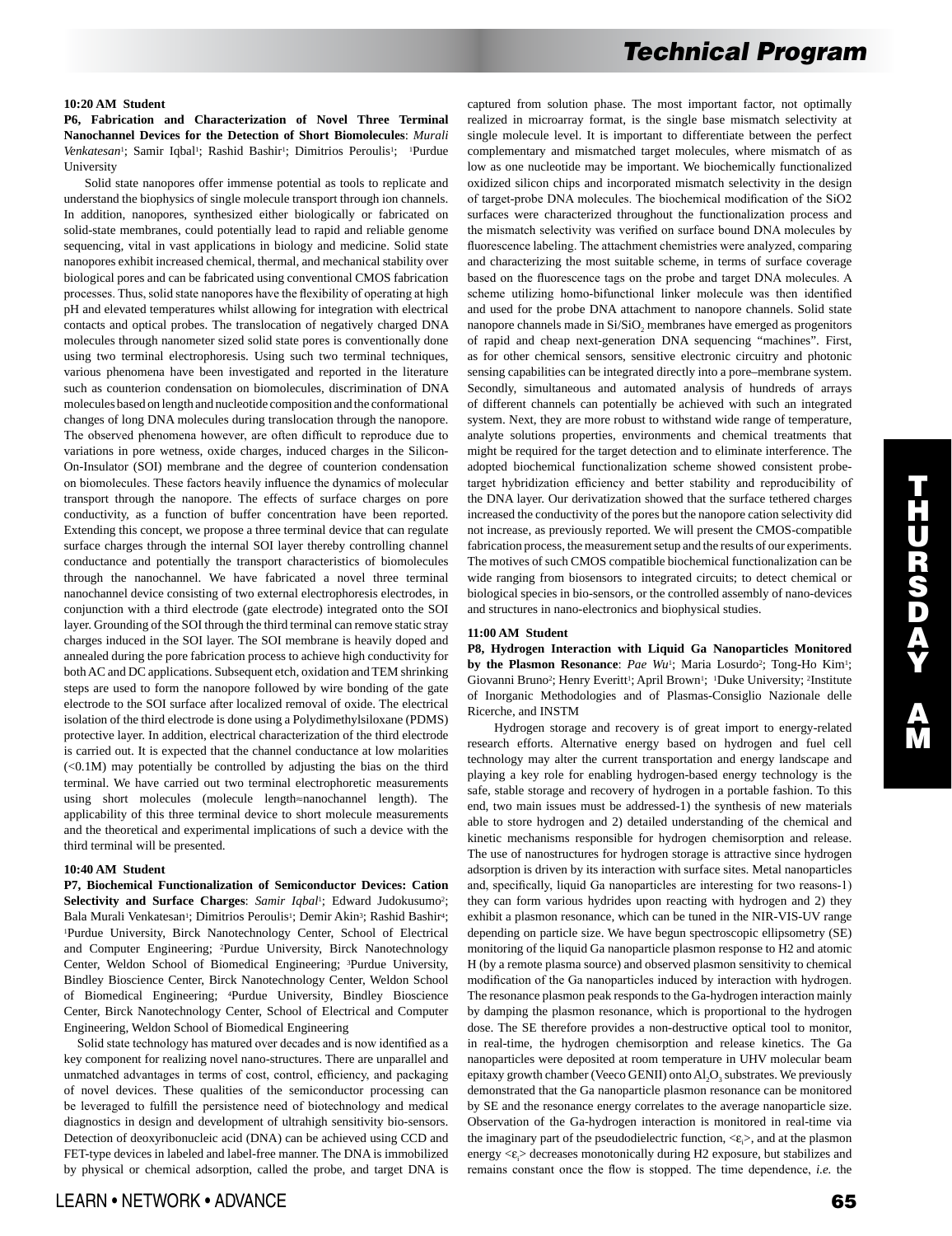**10:20 AM Student**

**P6, Fabrication and Characterization of Novel Three Terminal Nanochannel Devices for the Detection of Short Biomolecules**: *Murali Venkatesan*[1]; Samir Iqbal[1]; Rashid Bashir[1]; Dimitrios Peroulis[1]; [1]Purdue University

Solid state nanopores offer immense potential as tools to replicate and understand the biophysics of single molecule transport through ion channels. In addition, nanopores, synthesized either biologically or fabricated on solid-state membranes, could potentially lead to rapid and reliable genome sequencing, vital in vast applications in biology and medicine. Solid state nanopores exhibit increased chemical, thermal, and mechanical stability over biological pores and can be fabricated using conventional CMOS fabrication processes. Thus, solid state nanopores have the flexibility of operating at high pH and elevated temperatures whilst allowing for integration with electrical contacts and optical probes. The translocation of negatively charged DNA molecules through nanometer sized solid state pores is conventionally done using two terminal electrophoresis. Using such two terminal techniques, various phenomena have been investigated and reported in the literature such as counterion condensation on biomolecules, discrimination of DNA molecules based on length and nucleotide composition and the conformational changes of long DNA molecules during translocation through the nanopore. The observed phenomena however, are often difficult to reproduce due to variations in pore wetness, oxide charges, induced charges in the Silicon-On-Insulator (SOI) membrane and the degree of counterion condensation on biomolecules. These factors heavily influence the dynamics of molecular transport through the nanopore. The effects of surface charges on pore conductivity, as a function of buffer concentration have been reported. Extending this concept, we propose a three terminal device that can regulate surface charges through the internal SOI layer thereby controlling channel conductance and potentially the transport characteristics of biomolecules through the nanochannel. We have fabricated a novel three terminal nanochannel device consisting of two external electrophoresis electrodes, in conjunction with a third electrode (gate electrode) integrated onto the SOI layer. Grounding of the SOI through the third terminal can remove static stray charges induced in the SOI layer. The SOI membrane is heavily doped and annealed during the pore fabrication process to achieve high conductivity for both AC and DC applications. Subsequent etch, oxidation and TEM shrinking steps are used to form the nanopore followed by wire bonding of the gate electrode to the SOI surface after localized removal of oxide. The electrical isolation of the third electrode is done using a Polydimethylsiloxane (PDMS) protective layer. In addition, electrical characterization of the third electrode is carried out. It is expected that the channel conductance at low molarities (<0.1M) may potentially be controlled by adjusting the bias on the third terminal. We have carried out two terminal electrophoretic measurements using short molecules (molecule length≈nanochannel length). The applicability of this three terminal device to short molecule measurements and the theoretical and experimental implications of such a device with the third terminal will be presented.

**10:40 AM Student**

**P7, Biochemical Functionalization of Semiconductor Devices: Cation Selectivity and Surface Charges**: *Samir Iqbal*[1]; Edward Judokusumo[2]; Bala Murali Venkatesan[1]; Dimitrios Peroulis[1]; Demir Akin[3]; Rashid Bashir[4]; [1]Purdue University, Birck Nanotechnology Center, School of Electrical and Computer Engineering; [2]Purdue University, Birck Nanotechnology Center, Weldon School of Biomedical Engineering; [3]Purdue University, Bindley Bioscience Center, Birck Nanotechnology Center, Weldon School of Biomedical Engineering; [4]Purdue University, Bindley Bioscience Center, Birck Nanotechnology Center, School of Electrical and Computer Engineering, Weldon School of Biomedical Engineering

Solid state technology has matured over decades and is now identified as a key component for realizing novel nano-structures. There are unparallel and unmatched advantages in terms of cost, control, efficiency, and packaging of novel devices. These qualities of the semiconductor processing can be leveraged to fulfill the persistence need of biotechnology and medical diagnostics in design and development of ultrahigh sensitivity bio-sensors. Detection of deoxyribonucleic acid (DNA) can be achieved using CCD and FET-type devices in labeled and label-free manner. The DNA is immobilized by physical or chemical adsorption, called the probe, and target DNA is captured from solution phase. The most important factor, not optimally realized in microarray format, is the single base mismatch selectivity at single molecule level. It is important to differentiate between the perfect complementary and mismatched target molecules, where mismatch of as low as one nucleotide may be important. We biochemically functionalized oxidized silicon chips and incorporated mismatch selectivity in the design of target-probe DNA molecules. The biochemical modification of the SiO2 surfaces were characterized throughout the functionalization process and the mismatch selectivity was verified on surface bound DNA molecules by fluorescence labeling. The attachment chemistries were analyzed, comparing and characterizing the most suitable scheme, in terms of surface coverage based on the fluorescence tags on the probe and target DNA molecules. A scheme utilizing homo-bifunctional linker molecule was then identified and used for the probe DNA attachment to nanopore channels. Solid state nanopore channels made in Si/$SiO_2$ membranes have emerged as progenitors of rapid and cheap next-generation DNA sequencing "machines". First, as for other chemical sensors, sensitive electronic circuitry and photonic sensing capabilities can be integrated directly into a pore–membrane system. Secondly, simultaneous and automated analysis of hundreds of arrays of different channels can potentially be achieved with such an integrated system. Next, they are more robust to withstand wide range of temperature, analyte solutions properties, environments and chemical treatments that might be required for the target detection and to eliminate interference. The adopted biochemical functionalization scheme showed consistent probe-target hybridization efficiency and better stability and reproducibility of the DNA layer. Our derivatization showed that the surface tethered charges increased the conductivity of the pores but the nanopore cation selectivity did not increase, as previously reported. We will present the CMOS-compatible fabrication process, the measurement setup and the results of our experiments. The motives of such CMOS compatible biochemical functionalization can be wide ranging from biosensors to integrated circuits; to detect chemical or biological species in bio-sensors, or the controlled assembly of nano-devices and structures in nano-electronics and biophysical studies.

**11:00 AM Student**

**P8, Hydrogen Interaction with Liquid Ga Nanoparticles Monitored by the Plasmon Resonance**: *Pae Wu*[1]; Maria Losurdo[2]; Tong-Ho Kim[1]; Giovanni Bruno[2]; Henry Everitt[1]; April Brown[1]; [1]Duke University; [2]Institute of Inorganic Methodologies and of Plasmas-Consiglio Nazionale delle Ricerche, and INSTM

Hydrogen storage and recovery is of great import to energy-related research efforts. Alternative energy based on hydrogen and fuel cell technology may alter the current transportation and energy landscape and playing a key role for enabling hydrogen-based energy technology is the safe, stable storage and recovery of hydrogen in a portable fashion. To this end, two main issues must be addressed-1) the synthesis of new materials able to store hydrogen and 2) detailed understanding of the chemical and kinetic mechanisms responsible for hydrogen chemisorption and release. The use of nanostructures for hydrogen storage is attractive since hydrogen adsorption is driven by its interaction with surface sites. Metal nanoparticles and, specifically, liquid Ga nanoparticles are interesting for two reasons-1) they can form various hydrides upon reacting with hydrogen and 2) they exhibit a plasmon resonance, which can be tuned in the NIR-VIS-UV range depending on particle size. We have begun spectroscopic ellipsometry (SE) monitoring of the liquid Ga nanoparticle plasmon response to H2 and atomic H (by a remote plasma source) and observed plasmon sensitivity to chemical modification of the Ga nanoparticles induced by interaction with hydrogen. The resonance plasmon peak responds to the Ga-hydrogen interaction mainly by damping the plasmon resonance, which is proportional to the hydrogen dose. The SE therefore provides a non-destructive optical tool to monitor, in real-time, the hydrogen chemisorption and release kinetics. The Ga nanoparticles were deposited at room temperature in UHV molecular beam epitaxy growth chamber (Veeco GENII) onto $Al_2O_3$ substrates. We previously demonstrated that the Ga nanoparticle plasmon resonance can be monitored by SE and the resonance energy correlates to the average nanoparticle size. Observation of the Ga-hydrogen interaction is monitored in real-time via the imaginary part of the pseudodielectric function, $<\varepsilon_i>$, and at the plasmon energy $<\varepsilon_i>$ decreases monotonically during H2 exposure, but stabilizes and remains constant once the flow is stopped. The time dependence, *i.e.* the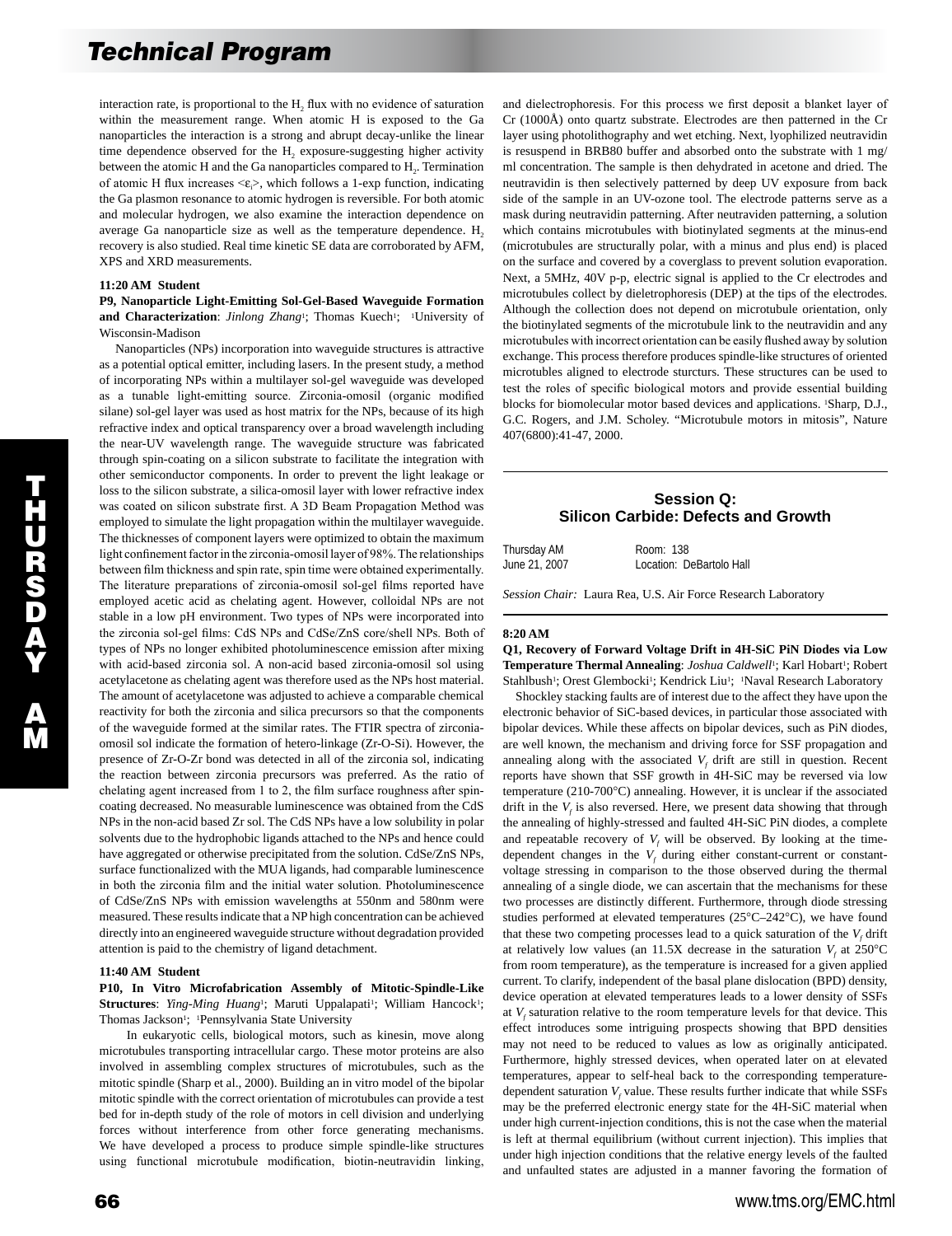interaction rate, is proportional to the $H_2$ flux with no evidence of saturation within the measurement range. When atomic H is exposed to the Ga nanoparticles the interaction is a strong and abrupt decay-unlike the linear time dependence observed for the $H_2$ exposure-suggesting higher activity between the atomic H and the Ga nanoparticles compared to $H_2$. Termination of atomic H flux increases $<\varepsilon_i>$, which follows a 1-exp function, indicating the Ga plasmon resonance to atomic hydrogen is reversible. For both atomic and molecular hydrogen, we also examine the interaction dependence on average Ga nanoparticle size as well as the temperature dependence. $H_2$ recovery is also studied. Real time kinetic SE data are corroborated by AFM, XPS and XRD measurements.

**11:20 AM Student**

**P9, Nanoparticle Light-Emitting Sol-Gel-Based Waveguide Formation and Characterization**: *Jinlong Zhang*[1]; Thomas Kuech[1]; [1]University of Wisconsin-Madison

Nanoparticles (NPs) incorporation into waveguide structures is attractive as a potential optical emitter, including lasers. In the present study, a method of incorporating NPs within a multilayer sol-gel waveguide was developed as a tunable light-emitting source. Zirconia-omosil (organic modified silane) sol-gel layer was used as host matrix for the NPs, because of its high refractive index and optical transparency over a broad wavelength including the near-UV wavelength range. The waveguide structure was fabricated through spin-coating on a silicon substrate to facilitate the integration with other semiconductor components. In order to prevent the light leakage or loss to the silicon substrate, a silica-omosil layer with lower refractive index was coated on silicon substrate first. A 3D Beam Propagation Method was employed to simulate the light propagation within the multilayer waveguide. The thicknesses of component layers were optimized to obtain the maximum light confinement factor in the zirconia-omosil layer of 98%. The relationships between film thickness and spin rate, spin time were obtained experimentally. The literature preparations of zirconia-omosil sol-gel films reported have employed acetic acid as chelating agent. However, colloidal NPs are not stable in a low pH environment. Two types of NPs were incorporated into the zirconia sol-gel films: CdS NPs and CdSe/ZnS core/shell NPs. Both of types of NPs no longer exhibited photoluminescence emission after mixing with acid-based zirconia sol. A non-acid based zirconia-omosil sol using acetylacetone as chelating agent was therefore used as the NPs host material. The amount of acetylacetone was adjusted to achieve a comparable chemical reactivity for both the zirconia and silica precursors so that the components of the waveguide formed at the similar rates. The FTIR spectra of zirconia-omosil sol indicate the formation of hetero-linkage (Zr-O-Si). However, the presence of Zr-O-Zr bond was detected in all of the zirconia sol, indicating the reaction between zirconia precursors was preferred. As the ratio of chelating agent increased from 1 to 2, the film surface roughness after spin-coating decreased. No measurable luminescence was obtained from the CdS NPs in the non-acid based Zr sol. The CdS NPs have a low solubility in polar solvents due to the hydrophobic ligands attached to the NPs and hence could have aggregated or otherwise precipitated from the solution. CdSe/ZnS NPs, surface functionalized with the MUA ligands, had comparable luminescence in both the zirconia film and the initial water solution. Photoluminescence of CdSe/ZnS NPs with emission wavelengths at 550nm and 580nm were measured. These results indicate that a NP high concentration can be achieved directly into an engineered waveguide structure without degradation provided attention is paid to the chemistry of ligand detachment.

**11:40 AM Student**

**P10, In Vitro Microfabrication Assembly of Mitotic-Spindle-Like Structures**: *Ying-Ming Huang*[1]; Maruti Uppalapati[1]; William Hancock[1]; Thomas Jackson[1]; [1]Pennsylvania State University

In eukaryotic cells, biological motors, such as kinesin, move along microtubules transporting intracellular cargo. These motor proteins are also involved in assembling complex structures of microtubules, such as the mitotic spindle (Sharp et al., 2000). Building an in vitro model of the bipolar mitotic spindle with the correct orientation of microtubules can provide a test bed for in-depth study of the role of motors in cell division and underlying forces without interference from other force generating mechanisms. We have developed a process to produce simple spindle-like structures using functional microtubule modification, biotin-neutravidin linking, and dielectrophoresis. For this process we first deposit a blanket layer of Cr (1000Å) onto quartz substrate. Electrodes are then patterned in the Cr layer using photolithography and wet etching. Next, lyophilized neutravidin is resuspend in BRB80 buffer and absorbed onto the substrate with 1 mg/ml concentration. The sample is then dehydrated in acetone and dried. The neutravidin is then selectively patterned by deep UV exposure from back side of the sample in an UV-ozone tool. The electrode patterns serve as a mask during neutravidin patterning. After neutraviden patterning, a solution which contains microtubules with biotinylated segments at the minus-end (microtubules are structurally polar, with a minus and plus end) is placed on the surface and covered by a coverglass to prevent solution evaporation. Next, a 5MHz, 40V p-p, electric signal is applied to the Cr electrodes and microtubules collect by dieletrophoresis (DEP) at the tips of the electrodes. Although the collection does not depend on microtubule orientation, only the biotinylated segments of the microtubule link to the neutravidin and any microtubules with incorrect orientation can be easily flushed away by solution exchange. This process therefore produces spindle-like structures of oriented microtubles aligned to electrode sturcturs. These structures can be used to test the roles of specific biological motors and provide essential building blocks for biomolecular motor based devices and applications. [1]Sharp, D.J., G.C. Rogers, and J.M. Scholey. "Microtubule motors in mitosis", Nature 407(6800):41-47, 2000.

## Session Q: Silicon Carbide: Defects and Growth

Thursday AM — Room: 138
June 21, 2007 — Location: DeBartolo Hall

*Session Chair:* Laura Rea, U.S. Air Force Research Laboratory

**8:20 AM**

**Q1, Recovery of Forward Voltage Drift in 4H-SiC PiN Diodes via Low Temperature Thermal Annealing**: *Joshua Caldwell*[1]; Karl Hobart[1]; Robert Stahlbush[1]; Orest Glembocki[1]; Kendrick Liu[1]; [1]Naval Research Laboratory

Shockley stacking faults are of interest due to the affect they have upon the electronic behavior of SiC-based devices, in particular those associated with bipolar devices. While these affects on bipolar devices, such as PiN diodes, are well known, the mechanism and driving force for SSF propagation and annealing along with the associated $V_f$ drift are still in question. Recent reports have shown that SSF growth in 4H-SiC may be reversed via low temperature (210-700°C) annealing. However, it is unclear if the associated drift in the $V_f$ is also reversed. Here, we present data showing that through the annealing of highly-stressed and faulted 4H-SiC PiN diodes, a complete and repeatable recovery of $V_f$ will be observed. By looking at the time-dependent changes in the $V_f$ during either constant-current or constant-voltage stressing in comparison to the those observed during the thermal annealing of a single diode, we can ascertain that the mechanisms for these two processes are distinctly different. Furthermore, through diode stressing studies performed at elevated temperatures (25°C–242°C), we have found that these two competing processes lead to a quick saturation of the $V_f$ drift at relatively low values (an 11.5X decrease in the saturation $V_f$ at 250°C from room temperature), as the temperature is increased for a given applied current. To clarify, independent of the basal plane dislocation (BPD) density, device operation at elevated temperatures leads to a lower density of SSFs at $V_f$ saturation relative to the room temperature levels for that device. This effect introduces some intriguing prospects showing that BPD densities may not need to be reduced to values as low as originally anticipated. Furthermore, highly stressed devices, when operated later on at elevated temperatures, appear to self-heal back to the corresponding temperature-dependent saturation $V_f$ value. These results further indicate that while SSFs may be the preferred electronic energy state for the 4H-SiC material when under high current-injection conditions, this is not the case when the material is left at thermal equilibrium (without current injection). This implies that under high injection conditions that the relative energy levels of the faulted and unfaulted states are adjusted in a manner favoring the formation of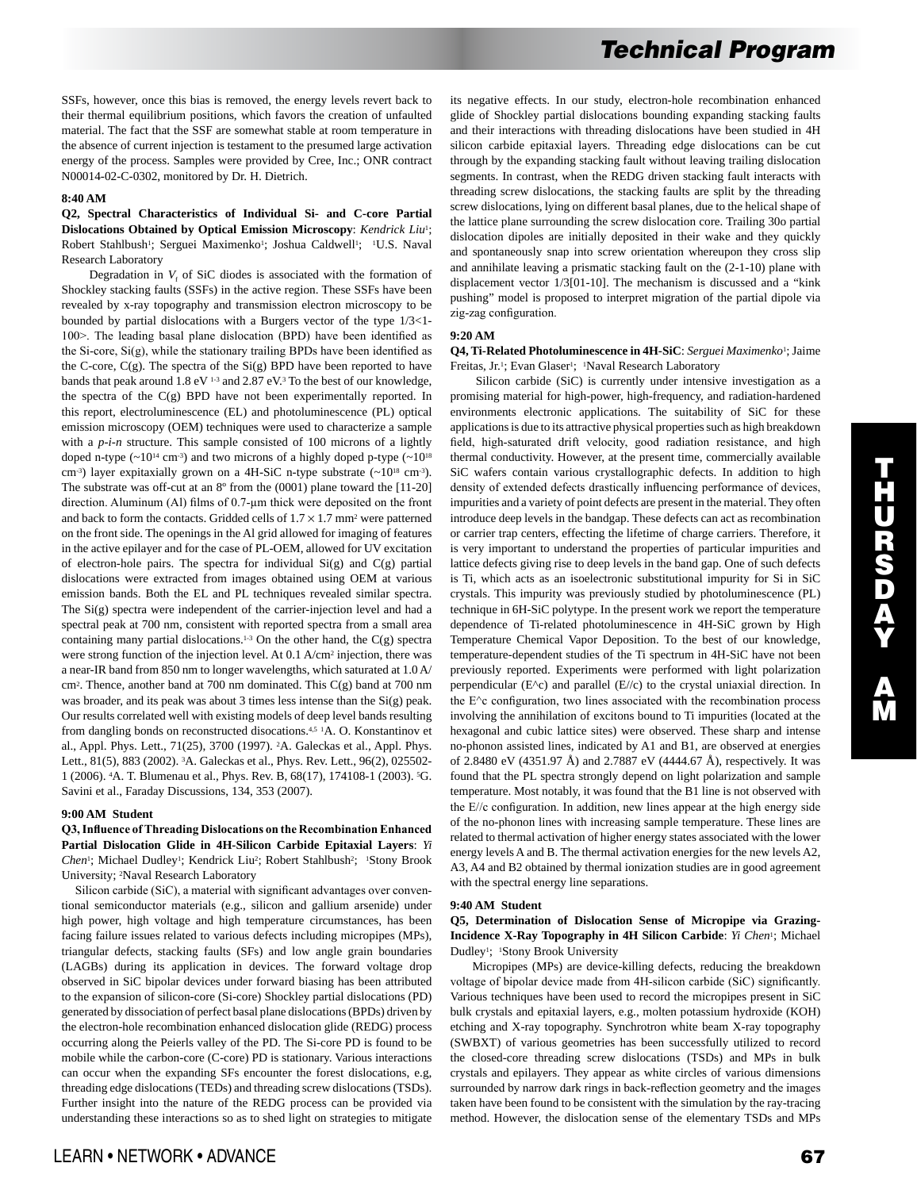SSFs, however, once this bias is removed, the energy levels revert back to their thermal equilibrium positions, which favors the creation of unfaulted material. The fact that the SSF are somewhat stable at room temperature in the absence of current injection is testament to the presumed large activation energy of the process. Samples were provided by Cree, Inc.; ONR contract N00014-02-C-0302, monitored by Dr. H. Dietrich.

**8:40 AM**

**Q2, Spectral Characteristics of Individual Si- and C-core Partial Dislocations Obtained by Optical Emission Microscopy**: *Kendrick Liu*[1]; Robert Stahlbush[1]; Serguei Maximenko[1]; Joshua Caldwell[1]; [1]U.S. Naval Research Laboratory

Degradation in $V_f$ of SiC diodes is associated with the formation of Shockley stacking faults (SSFs) in the active region. These SSFs have been revealed by x-ray topography and transmission electron microscopy to be bounded by partial dislocations with a Burgers vector of the type 1/3<1-100>. The leading basal plane dislocation (BPD) have been identified as the Si-core, Si(g), while the stationary trailing BPDs have been identified as the C-core, C(g). The spectra of the Si(g) BPD have been reported to have bands that peak around 1.8 eV [1-3] and 2.87 eV.[3] To the best of our knowledge, the spectra of the C(g) BPD have not been experimentally reported. In this report, electroluminescence (EL) and photoluminescence (PL) optical emission microscopy (OEM) techniques were used to characterize a sample with a *p-i-n* structure. This sample consisted of 100 microns of a lightly doped n-type (~$10^{14}$ $cm^{-3}$) and two microns of a highly doped p-type (~$10^{18}$ $cm^{-3}$) layer expitaxially grown on a 4H-SiC n-type substrate (~$10^{18}$ $cm^{-3}$). The substrate was off-cut at an 8º from the (0001) plane toward the [11-20] direction. Aluminum (Al) films of 0.7-µm thick were deposited on the front and back to form the contacts. Gridded cells of $1.7 \times 1.7$ $mm^2$ were patterned on the front side. The openings in the Al grid allowed for imaging of features in the active epilayer and for the case of PL-OEM, allowed for UV excitation of electron-hole pairs. The spectra for individual Si(g) and C(g) partial dislocations were extracted from images obtained using OEM at various emission bands. Both the EL and PL techniques revealed similar spectra. The Si(g) spectra were independent of the carrier-injection level and had a spectral peak at 700 nm, consistent with reported spectra from a small area containing many partial dislocations.[1-3] On the other hand, the C(g) spectra were strong function of the injection level. At 0.1 A/$cm^2$ injection, there was a near-IR band from 850 nm to longer wavelengths, which saturated at 1.0 A/$cm^2$. Thence, another band at 700 nm dominated. This C(g) band at 700 nm was broader, and its peak was about 3 times less intense than the Si(g) peak. Our results correlated well with existing models of deep level bands resulting from dangling bonds on reconstructed disocations.[4,5] [1]A. O. Konstantinov et al., Appl. Phys. Lett., 71(25), 3700 (1997). [2]A. Galeckas et al., Appl. Phys. Lett., 81(5), 883 (2002). [3]A. Galeckas et al., Phys. Rev. Lett., 96(2), 025502-1 (2006). [4]A. T. Blumenau et al., Phys. Rev. B, 68(17), 174108-1 (2003). [5]G. Savini et al., Faraday Discussions, 134, 353 (2007).

**9:00 AM Student**

**Q3, Influence of Threading Dislocations on the Recombination Enhanced Partial Dislocation Glide in 4H-Silicon Carbide Epitaxial Layers**: *Yi Chen*[1]; Michael Dudley[1]; Kendrick Liu[2]; Robert Stahlbush[2]; [1]Stony Brook University; [2]Naval Research Laboratory

Silicon carbide (SiC), a material with significant advantages over conventional semiconductor materials (e.g., silicon and gallium arsenide) under high power, high voltage and high temperature circumstances, has been facing failure issues related to various defects including micropipes (MPs), triangular defects, stacking faults (SFs) and low angle grain boundaries (LAGBs) during its application in devices. The forward voltage drop observed in SiC bipolar devices under forward biasing has been attributed to the expansion of silicon-core (Si-core) Shockley partial dislocations (PD) generated by dissociation of perfect basal plane dislocations (BPDs) driven by the electron-hole recombination enhanced dislocation glide (REDG) process occurring along the Peierls valley of the PD. The Si-core PD is found to be mobile while the carbon-core (C-core) PD is stationary. Various interactions can occur when the expanding SFs encounter the forest dislocations, e.g, threading edge dislocations (TEDs) and threading screw dislocations (TSDs). Further insight into the nature of the REDG process can be provided via understanding these interactions so as to shed light on strategies to mitigate its negative effects. In our study, electron-hole recombination enhanced glide of Shockley partial dislocations bounding expanding stacking faults and their interactions with threading dislocations have been studied in 4H silicon carbide epitaxial layers. Threading edge dislocations can be cut through by the expanding stacking fault without leaving trailing dislocation segments. In contrast, when the REDG driven stacking fault interacts with threading screw dislocations, the stacking faults are split by the threading screw dislocations, lying on different basal planes, due to the helical shape of the lattice plane surrounding the screw dislocation core. Trailing 30o partial dislocation dipoles are initially deposited in their wake and they quickly and spontaneously snap into screw orientation whereupon they cross slip and annihilate leaving a prismatic stacking fault on the (2-1-10) plane with displacement vector 1/3[01-10]. The mechanism is discussed and a "kink pushing" model is proposed to interpret migration of the partial dipole via zig-zag configuration.

**9:20 AM**

**Q4, Ti-Related Photoluminescence in 4H-SiC**: *Serguei Maximenko*[1]; Jaime Freitas, Jr.[1]; Evan Glaser[1]; [1]Naval Research Laboratory

Silicon carbide (SiC) is currently under intensive investigation as a promising material for high-power, high-frequency, and radiation-hardened environments electronic applications. The suitability of SiC for these applications is due to its attractive physical properties such as high breakdown field, high-saturated drift velocity, good radiation resistance, and high thermal conductivity. However, at the present time, commercially available SiC wafers contain various crystallographic defects. In addition to high density of extended defects drastically influencing performance of devices, impurities and a variety of point defects are present in the material. They often introduce deep levels in the bandgap. These defects can act as recombination or carrier trap centers, effecting the lifetime of charge carriers. Therefore, it is very important to understand the properties of particular impurities and lattice defects giving rise to deep levels in the band gap. One of such defects is Ti, which acts as an isoelectronic substitutional impurity for Si in SiC crystals. This impurity was previously studied by photoluminescence (PL) technique in 6H-SiC polytype. In the present work we report the temperature dependence of Ti-related photoluminescence in 4H-SiC grown by High Temperature Chemical Vapor Deposition. To the best of our knowledge, temperature-dependent studies of the Ti spectrum in 4H-SiC have not been previously reported. Experiments were performed with light polarization perpendicular (E^c) and parallel (E//c) to the crystal uniaxial direction. In the E^c configuration, two lines associated with the recombination process involving the annihilation of excitons bound to Ti impurities (located at the hexagonal and cubic lattice sites) were observed. These sharp and intense no-phonon assisted lines, indicated by A1 and B1, are observed at energies of 2.8480 eV (4351.97 Å) and 2.7887 eV (4444.67 Å), respectively. It was found that the PL spectra strongly depend on light polarization and sample temperature. Most notably, it was found that the B1 line is not observed with the E//c configuration. In addition, new lines appear at the high energy side of the no-phonon lines with increasing sample temperature. These lines are related to thermal activation of higher energy states associated with the lower energy levels A and B. The thermal activation energies for the new levels A2, A3, A4 and B2 obtained by thermal ionization studies are in good agreement with the spectral energy line separations.

**9:40 AM Student**

**Q5, Determination of Dislocation Sense of Micropipe via Grazing-Incidence X-Ray Topography in 4H Silicon Carbide**: *Yi Chen*[1]; Michael Dudley[1]; [1]Stony Brook University

Micropipes (MPs) are device-killing defects, reducing the breakdown voltage of bipolar device made from 4H-silicon carbide (SiC) significantly. Various techniques have been used to record the micropipes present in SiC bulk crystals and epitaxial layers, e.g., molten potassium hydroxide (KOH) etching and X-ray topography. Synchrotron white beam X-ray topography (SWBXT) of various geometries has been successfully utilized to record the closed-core threading screw dislocations (TSDs) and MPs in bulk crystals and epilayers. They appear as white circles of various dimensions surrounded by narrow dark rings in back-reflection geometry and the images taken have been found to be consistent with the simulation by the ray-tracing method. However, the dislocation sense of the elementary TSDs and MPs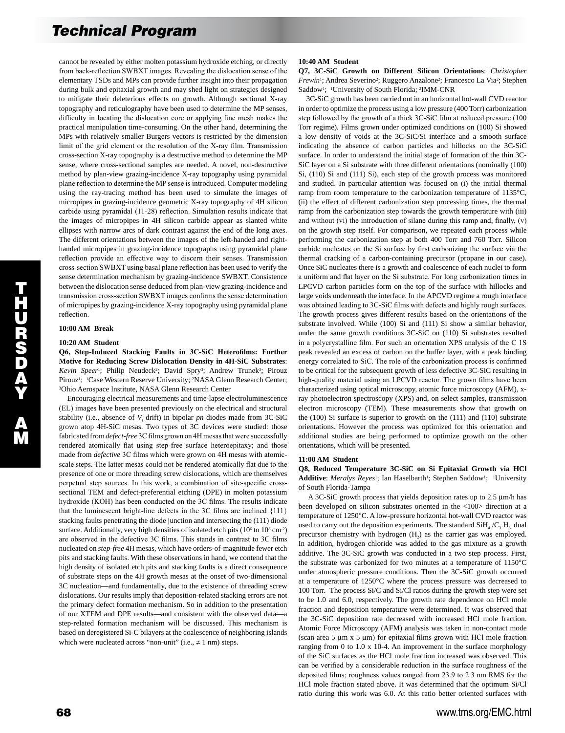cannot be revealed by either molten potassium hydroxide etching, or directly from back-reflection SWBXT images. Revealing the dislocation sense of the elementary TSDs and MPs can provide further insight into their propagation during bulk and epitaxial growth and may shed light on strategies designed to mitigate their deleterious effects on growth. Although sectional X-ray topography and reticulography have been used to determine the MP senses, difficulty in locating the dislocation core or applying fine mesh makes the practical manipulation time-consuming. On the other hand, determining the MPs with relatively smaller Burgers vectors is restricted by the dimension limit of the grid element or the resolution of the X-ray film. Transmission cross-section X-ray topography is a destructive method to determine the MP sense, where cross-sectional samples are needed. A novel, non-destructive method by plan-view grazing-incidence X-ray topography using pyramidal plane reflection to determine the MP sense is introduced. Computer modeling using the ray-tracing method has been used to simulate the images of micropipes in grazing-incidence geometric X-ray topography of 4H silicon carbide using pyramidal (11-28) reflection. Simulation results indicate that the images of micropipes in 4H silicon carbide appear as slanted white ellipses with narrow arcs of dark contrast against the end of the long axes. The different orientations between the images of the left-handed and right-handed micropipes in grazing-incidence topographs using pyramidal plane reflection provide an effective way to discern their senses. Transmission cross-section SWBXT using basal plane reflection has been used to verify the sense determination mechanism by grazing-incidence SWBXT. Consistence between the dislocation sense deduced from plan-view grazing-incidence and transmission cross-section SWBXT images confirms the sense determination of micropipes by grazing-incidence X-ray topography using pyramidal plane reflection.

**10:00 AM Break**

**10:20 AM Student**

**Q6, Step-Induced Stacking Faults in 3C-SiC Heterofilms: Further Motive for Reducing Screw Dislocation Density in 4H-SiC Substrates**: *Kevin Speer*[1]; Philip Neudeck[2]; David Spry[3]; Andrew Trunek[3]; Pirouz Pirouz[1]; [1]Case Western Reserve University; [2]NASA Glenn Research Center; [3]Ohio Aerospace Institute, NASA Glenn Research Center

Encouraging electrical measurements and time-lapse electroluminescence (EL) images have been presented previously on the electrical and structural stability (i.e., absence of $V_f$ drift) in bipolar *pn* diodes made from 3C-SiC grown atop 4H-SiC mesas. Two types of 3C devices were studied: those fabricated from *defect-free* 3C films grown on 4H mesas that were successfully rendered atomically flat using step-free surface heteroepitaxy; and those made from *defective* 3C films which were grown on 4H mesas with atomic-scale steps. The latter mesas could not be rendered atomically flat due to the presence of one or more threading screw dislocations, which are themselves perpetual step sources. In this work, a combination of site-specific cross-sectional TEM and defect-preferential etching (DPE) in molten potassium hydroxide (KOH) has been conducted on the 3C films. The results indicate that the luminescent bright-line defects in the 3C films are inclined {111} stacking faults penetrating the diode junction and intersecting the (111) diode surface. Additionally, very high densities of isolated etch pits ($10^6$ to $10^8$ cm$^{-2}$) are observed in the defective 3C films. This stands in contrast to 3C films nucleated on *step-free* 4H mesas, which have orders-of-magnitude fewer etch pits and stacking faults. With these observations in hand, we contend that the high density of isolated etch pits and stacking faults is a direct consequence of substrate steps on the 4H growth mesas at the onset of two-dimensional 3C nucleation—and fundamentally, due to the existence of threading screw dislocations. Our results imply that deposition-related stacking errors are not the primary defect formation mechanism. So in addition to the presentation of our XTEM and DPE results—and consistent with the observed data—a step-related formation mechanism will be discussed. This mechanism is based on deregistered Si-C bilayers at the coalescence of neighboring islands which were nucleated across "non-unit" (i.e., ≠ 1 nm) steps.

**10:40 AM Student**

**Q7, 3C-SiC Growth on Different Silicon Orientations**: *Christopher Frewin*[1]; Andrea Severino[2]; Ruggero Anzalone[2]; Francesco La Via[2]; Stephen Saddow[1]; [1]University of South Florida; [2]IMM-CNR

3C-SiC growth has been carried out in an horizontal hot-wall CVD reactor in order to optimize the process using a low pressure (400 Torr) carbonization step followed by the growth of a thick 3C-SiC film at reduced pressure (100 Torr regime). Films grown under optimized conditions on (100) Si showed a low density of voids at the 3C-SiC/Si interface and a smooth surface indicating the absence of carbon particles and hillocks on the 3C-SiC surface. In order to understand the initial stage of formation of the thin 3C-SiC layer on a Si substrate with three different orientations (nominally (100) Si, (110) Si and (111) Si), each step of the growth process was monitored and studied. In particular attention was focused on (i) the initial thermal ramp from room temperature to the carbonization temperature of 1135°C, (ii) the effect of different carbonization step processing times, the thermal ramp from the carbonization step towards the growth temperature with (iii) and without (vi) the introduction of silane during this ramp and, finally, (v) on the growth step itself. For comparison, we repeated each process while performing the carbonization step at both 400 Torr and 760 Torr. Silicon carbide nucleates on the Si surface by first carbonizing the surface via the thermal cracking of a carbon-containing precursor (propane in our case). Once SiC nucleates there is a growth and coalescence of each nuclei to form a uniform and flat layer on the Si substrate. For long carbonization times in LPCVD carbon particles form on the top of the surface with hillocks and large voids underneath the interface. In the APCVD regime a rough interface was obtained leading to 3C-SiC films with defects and highly rough surfaces. The growth process gives different results based on the orientations of the substrate involved. While (100) Si and (111) Si show a similar behavior, under the same growth conditions 3C-SiC on (110) Si substrates resulted in a polycrystalline film. For such an orientation XPS analysis of the C 1S peak revealed an excess of carbon on the buffer layer, with a peak binding energy correlated to SiC. The role of the carbonization process is confirmed to be critical for the subsequent growth of less defective 3C-SiC resulting in high-quality material using an LPCVD reactor. The grown films have been characterized using optical microscopy, atomic force microscopy (AFM), x-ray photoelectron spectroscopy (XPS) and, on select samples, transmission electron microscopy (TEM). These measurements show that growth on the (100) Si surface is superior to growth on the (111) and (110) substrate orientations. However the process was optimized for this orientation and additional studies are being performed to optimize growth on the other orientations, which will be presented.

**11:00 AM Student**

**Q8, Reduced Temperature 3C-SiC on Si Epitaxial Growth via HCl Additive**: *Meralys Reyes*[1]; Ian Haselbarth[1]; Stephen Saddow[1]; [1]University of South Florida-Tampa

A 3C-SiC growth process that yields deposition rates up to 2.5 μm/h has been developed on silicon substrates oriented in the <100> direction at a temperature of 1250°C. A low-pressure horizontal hot-wall CVD reactor was used to carry out the deposition experiments. The standard $SiH_4$ /$C_3$ $H_8$ dual precursor chemistry with hydrogen ($H_2$) as the carrier gas was employed. In addition, hydrogen chloride was added to the gas mixture as a growth additive. The 3C-SiC growth was conducted in a two step process. First, the substrate was carbonized for two minutes at a temperature of 1150°C under atmospheric pressure conditions. Then the 3C-SiC growth occurred at a temperature of 1250°C where the process pressure was decreased to 100 Torr. The process Si/C and Si/Cl ratios during the growth step were set to be 1.0 and 6.0, respectively. The growth rate dependence on HCl mole fraction and deposition temperature were determined. It was observed that the 3C-SiC deposition rate decreased with increased HCl mole fraction. Atomic Force Microscopy (AFM) analysis was taken in non-contact mode (scan area 5 μm x 5 μm) for epitaxial films grown with HCl mole fraction ranging from 0 to 1.0 x 10-4. An improvement in the surface morphology of the SiC surfaces as the HCl mole fraction increased was observed. This can be verified by a considerable reduction in the surface roughness of the deposited films; roughness values ranged from 23.9 to 2.3 nm RMS for the HCl mole fraction stated above. It was determined that the optimum Si/Cl ratio during this work was 6.0. At this ratio better oriented surfaces with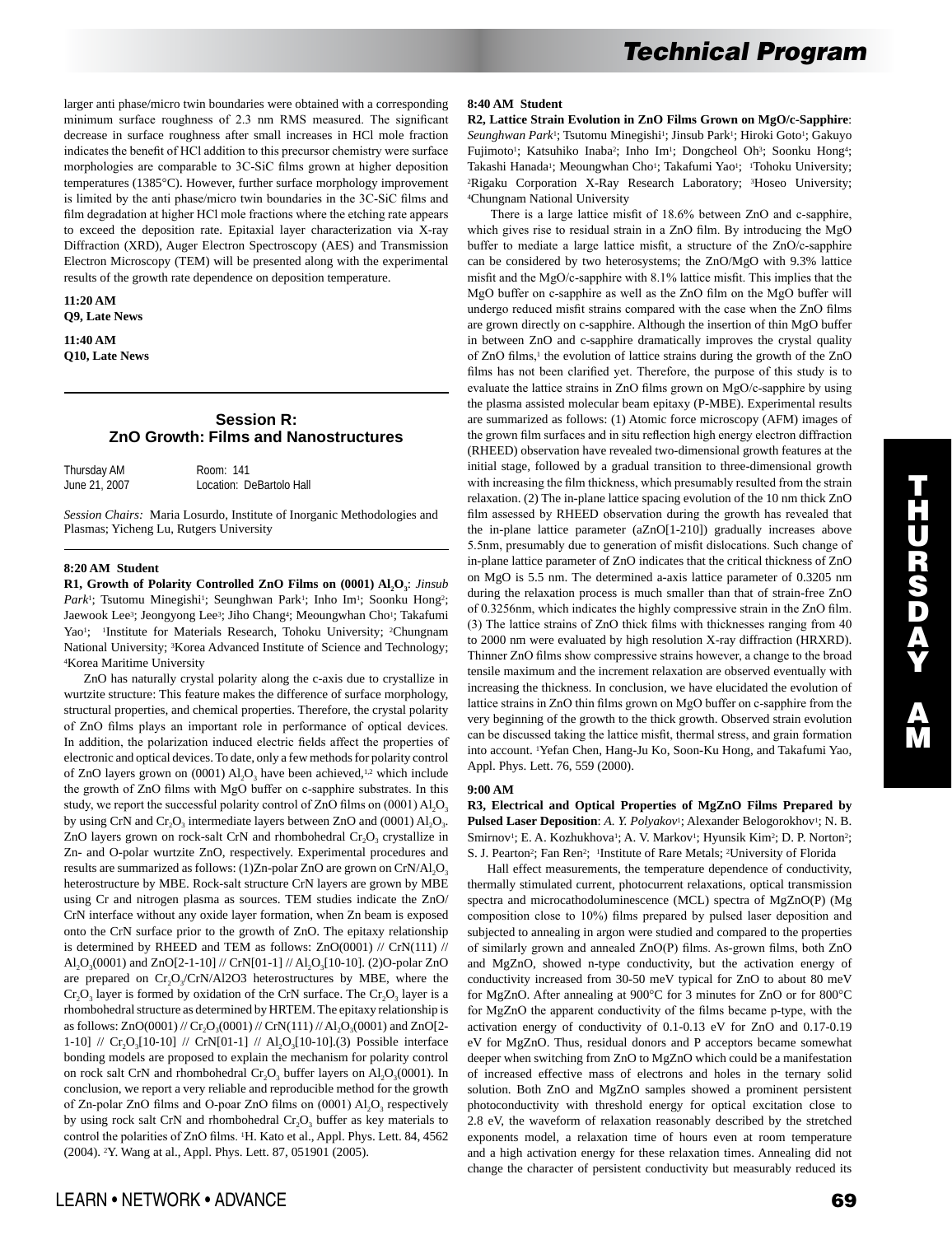larger anti phase/micro twin boundaries were obtained with a corresponding minimum surface roughness of 2.3 nm RMS measured. The significant decrease in surface roughness after small increases in HCl mole fraction indicates the benefit of HCl addition to this precursor chemistry were surface morphologies are comparable to 3C-SiC films grown at higher deposition temperatures (1385°C). However, further surface morphology improvement is limited by the anti phase/micro twin boundaries in the 3C-SiC films and film degradation at higher HCl mole fractions where the etching rate appears to exceed the deposition rate. Epitaxial layer characterization via X-ray Diffraction (XRD), Auger Electron Spectroscopy (AES) and Transmission Electron Microscopy (TEM) will be presented along with the experimental results of the growth rate dependence on deposition temperature.

**11:20 AM**
**Q9, Late News**

**11:40 AM**
**Q10, Late News**

## Session R: ZnO Growth: Films and Nanostructures

Thursday AM June 21, 2007 — Room: 141 — Location: DeBartolo Hall

*Session Chairs:* Maria Losurdo, Institute of Inorganic Methodologies and Plasmas; Yicheng Lu, Rutgers University

**8:20 AM Student**

**R1, Growth of Polarity Controlled ZnO Films on (0001) $Al_2O_3$**: *Jinsub Park*[1]; Tsutomu Minegishi[1]; Seunghwan Park[1]; Inho Im[1]; Soonku Hong[2]; Jaewook Lee[3]; Jeongyong Lee[3]; Jiho Chang[4]; Meoungwhan Cho[1]; Takafumi Yao[1]; [1]Institute for Materials Research, Tohoku University; [2]Chungnam National University; [3]Korea Advanced Institute of Science and Technology; [4]Korea Maritime University

ZnO has naturally crystal polarity along the c-axis due to crystallize in wurtzite structure: This feature makes the difference of surface morphology, structural properties, and chemical properties. Therefore, the crystal polarity of ZnO films plays an important role in performance of optical devices. In addition, the polarization induced electric fields affect the properties of electronic and optical devices. To date, only a few methods for polarity control of ZnO layers grown on (0001) $Al_2O_3$ have been achieved,[1,2] which include the growth of ZnO films with MgO buffer on c-sapphire substrates. In this study, we report the successful polarity control of ZnO films on (0001) $Al_2O_3$ by using CrN and $Cr_2O_3$ intermediate layers between ZnO and (0001) $Al_2O_3$. ZnO layers grown on rock-salt CrN and rhombohedral $Cr_2O_3$ crystallize in Zn- and O-polar wurtzite ZnO, respectively. Experimental procedures and results are summarized as follows: (1)Zn-polar ZnO are grown on CrN/$Al_2O_3$ heterostructure by MBE. Rock-salt structure CrN layers are grown by MBE using Cr and nitrogen plasma as sources. TEM studies indicate the ZnO/CrN interface without any oxide layer formation, when Zn beam is exposed onto the CrN surface prior to the growth of ZnO. The epitaxy relationship is determined by RHEED and TEM as follows: ZnO(0001) // CrN(111) // $Al_2O_3$(0001) and ZnO[2-1-10] // CrN[01-1] // $Al_2O_3$[10-10]. (2)O-polar ZnO are prepared on $Cr_2O_3$/CrN/Al2O3 heterostructures by MBE, where the $Cr_2O_3$ layer is formed by oxidation of the CrN surface. The $Cr_2O_3$ layer is a rhombohedral structure as determined by HRTEM. The epitaxy relationship is as follows: ZnO(0001) // $Cr_2O_3$(0001) // CrN(111) // $Al_2O_3$(0001) and ZnO[2-1-10] // $Cr_2O_3$[10-10] // CrN[01-1] // $Al_2O_3$[10-10].(3) Possible interface bonding models are proposed to explain the mechanism for polarity control on rock salt CrN and rhombohedral $Cr_2O_3$ buffer layers on $Al_2O_3$(0001). In conclusion, we report a very reliable and reproducible method for the growth of Zn-polar ZnO films and O-polar ZnO films on (0001) $Al_2O_3$ respectively by using rock salt CrN and rhombohedral $Cr_2O_3$ buffer as key materials to control the polarities of ZnO films. [1]H. Kato et al., Appl. Phys. Lett. 84, 4562 (2004). [2]Y. Wang at al., Appl. Phys. Lett. 87, 051901 (2005).

**8:40 AM Student**

**R2, Lattice Strain Evolution in ZnO Films Grown on MgO/c-Sapphire**: *Seunghwan Park*[1]; Tsutomu Minegishi[1]; Jinsub Park[1]; Hiroki Goto[1]; Gakuyo Fujimoto[1]; Katsuhiko Inaba[2]; Inho Im[1]; Dongcheol Oh[3]; Soonku Hong[4]; Takashi Hanada[1]; Meoungwhan Cho[1]; Takafumi Yao[1]; [1]Tohoku University; [2]Rigaku Corporation X-Ray Research Laboratory; [3]Hoseo University; [4]Chungnam National University

There is a large lattice misfit of 18.6% between ZnO and c-sapphire, which gives rise to residual strain in a ZnO film. By introducing the MgO buffer to mediate a large lattice misfit, a structure of the ZnO/c-sapphire can be considered by two heterosystems; the ZnO/MgO with 9.3% lattice misfit and the MgO/c-sapphire with 8.1% lattice misfit. This implies that the MgO buffer on c-sapphire as well as the ZnO film on the MgO buffer will undergo reduced misfit strains compared with the case when the ZnO films are grown directly on c-sapphire. Although the insertion of thin MgO buffer in between ZnO and c-sapphire dramatically improves the crystal quality of ZnO films,[1] the evolution of lattice strains during the growth of the ZnO films has not been clarified yet. Therefore, the purpose of this study is to evaluate the lattice strains in ZnO films grown on MgO/c-sapphire by using the plasma assisted molecular beam epitaxy (P-MBE). Experimental results are summarized as follows: (1) Atomic force microscopy (AFM) images of the grown film surfaces and in situ reflection high energy electron diffraction (RHEED) observation have revealed two-dimensional growth features at the initial stage, followed by a gradual transition to three-dimensional growth with increasing the film thickness, which presumably resulted from the strain relaxation. (2) The in-plane lattice spacing evolution of the 10 nm thick ZnO film assessed by RHEED observation during the growth has revealed that the in-plane lattice parameter (aZnO[1-210]) gradually increases above 5.5nm, presumably due to generation of misfit dislocations. Such change of in-plane lattice parameter of ZnO indicates that the critical thickness of ZnO on MgO is 5.5 nm. The determined a-axis lattice parameter of 0.3205 nm during the relaxation process is much smaller than that of strain-free ZnO of 0.3256nm, which indicates the highly compressive strain in the ZnO film. (3) The lattice strains of ZnO thick films with thicknesses ranging from 40 to 2000 nm were evaluated by high resolution X-ray diffraction (HRXRD). Thinner ZnO films show compressive strains however, a change to the broad tensile maximum and the increment relaxation are observed eventually with increasing the thickness. In conclusion, we have elucidated the evolution of lattice strains in ZnO thin films grown on MgO buffer on c-sapphire from the very beginning of the growth to the thick growth. Observed strain evolution can be discussed taking the lattice misfit, thermal stress, and grain formation into account. [1]Yefan Chen, Hang-Ju Ko, Soon-Ku Hong, and Takafumi Yao, Appl. Phys. Lett. 76, 559 (2000).

**9:00 AM**

**R3, Electrical and Optical Properties of MgZnO Films Prepared by Pulsed Laser Deposition**: *A. Y. Polyakov*[1]; Alexander Belogorokhov[1]; N. B. Smirnov[1]; E. A. Kozhukhova[1]; A. V. Markov[1]; Hyunsik Kim[2]; D. P. Norton[2]; S. J. Pearton[2]; Fan Ren[2]; [1]Institute of Rare Metals; [2]University of Florida

Hall effect measurements, the temperature dependence of conductivity, thermally stimulated current, photocurrent relaxations, optical transmission spectra and microcathodoluminescence (MCL) spectra of MgZnO(P) (Mg composition close to 10%) films prepared by pulsed laser deposition and subjected to annealing in argon were studied and compared to the properties of similarly grown and annealed ZnO(P) films. As-grown films, both ZnO and MgZnO, showed n-type conductivity, but the activation energy of conductivity increased from 30-50 meV typical for ZnO to about 80 meV for MgZnO. After annealing at 900°C for 3 minutes for ZnO or for 800°C for MgZnO the apparent conductivity of the films became p-type, with the activation energy of conductivity of 0.1-0.13 eV for ZnO and 0.17-0.19 eV for MgZnO. Thus, residual donors and P acceptors became somewhat deeper when switching from ZnO to MgZnO which could be a manifestation of increased effective mass of electrons and holes in the ternary solid solution. Both ZnO and MgZnO samples showed a prominent persistent photoconductivity with threshold energy for optical excitation close to 2.8 eV, the waveform of relaxation reasonably described by the stretched exponents model, a relaxation time of hours even at room temperature and a high activation energy for these relaxation times. Annealing did not change the character of persistent conductivity but measurably reduced its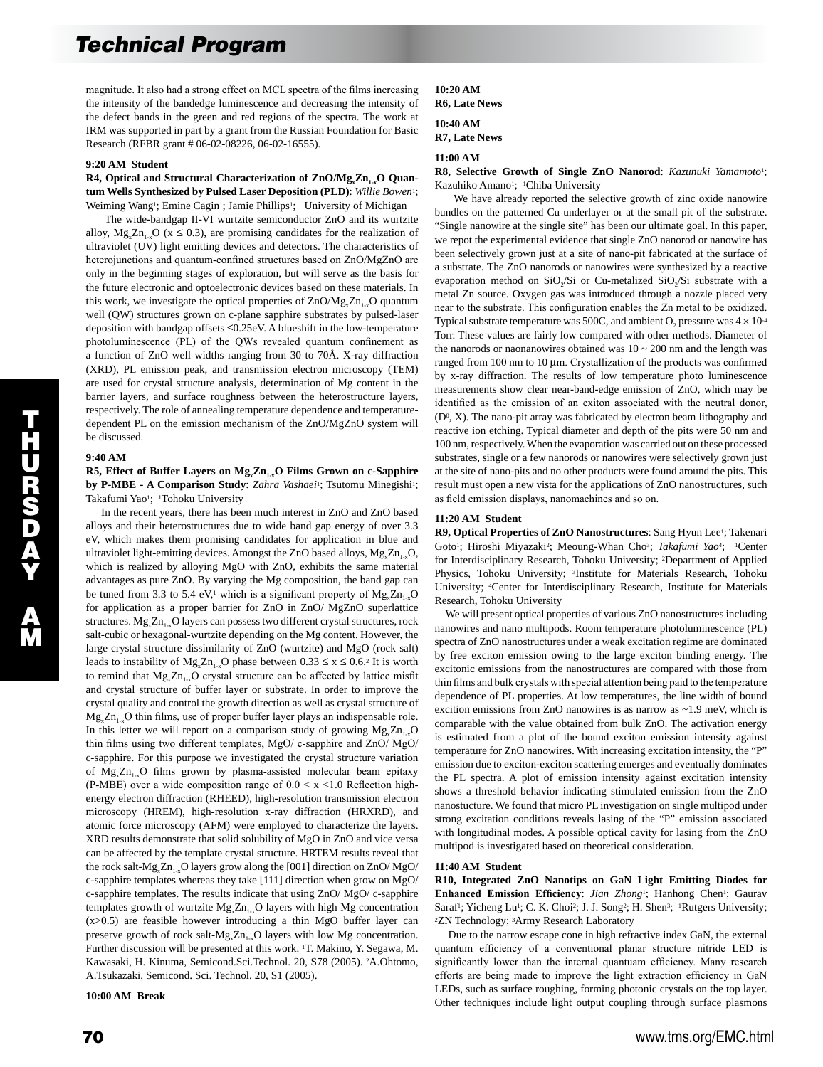magnitude. It also had a strong effect on MCL spectra of the films increasing the intensity of the bandedge luminescence and decreasing the intensity of the defect bands in the green and red regions of the spectra. The work at IRM was supported in part by a grant from the Russian Foundation for Basic Research (RFBR grant # 06-02-08226, 06-02-16555).

**9:20 AM Student**

**R4, Optical and Structural Characterization of ZnO/$Mg_xZn_{1-x}O$ Quantum Wells Synthesized by Pulsed Laser Deposition (PLD)**: *Willie Bowen*[1]; Weiming Wang[1]; Emine Cagin[1]; Jamie Phillips[1]; [1]University of Michigan

The wide-bandgap II-VI wurtzite semiconductor ZnO and its wurtzite alloy, $Mg_xZn_{1-x}O$ ($x \leq 0.3$), are promising candidates for the realization of ultraviolet (UV) light emitting devices and detectors. The characteristics of heterojunctions and quantum-confined structures based on ZnO/MgZnO are only in the beginning stages of exploration, but will serve as the basis for the future electronic and optoelectronic devices based on these materials. In this work, we investigate the optical properties of ZnO/$Mg_xZn_{1-x}O$ quantum well (QW) structures grown on c-plane sapphire substrates by pulsed-laser deposition with bandgap offsets ≤0.25eV. A blueshift in the low-temperature photoluminescence (PL) of the QWs revealed quantum confinement as a function of ZnO well widths ranging from 30 to 70Å. X-ray diffraction (XRD), PL emission peak, and transmission electron microscopy (TEM) are used for crystal structure analysis, determination of Mg content in the barrier layers, and surface roughness between the heterostructure layers, respectively. The role of annealing temperature dependence and temperature-dependent PL on the emission mechanism of the ZnO/MgZnO system will be discussed.

**9:40 AM**

**R5, Effect of Buffer Layers on $Mg_xZn_{1-x}O$ Films Grown on c-Sapphire by P-MBE - A Comparison Study**: *Zahra Vashaei*[1]; Tsutomu Minegishi[1]; Takafumi Yao[1]; [1]Tohoku University

In the recent years, there has been much interest in ZnO and ZnO based alloys and their heterostructures due to wide band gap energy of over 3.3 eV, which makes them promising candidates for application in blue and ultraviolet light-emitting devices. Amongst the ZnO based alloys, $Mg_xZn_{1-x}O$, which is realized by alloying MgO with ZnO, exhibits the same material advantages as pure ZnO. By varying the Mg composition, the band gap can be tuned from 3.3 to 5.4 eV,[1] which is a significant property of $Mg_xZn_{1-x}O$ for application as a proper barrier for ZnO in ZnO/ MgZnO superlattice structures. $Mg_xZn_{1-x}O$ layers can possess two different crystal structures, rock salt-cubic or hexagonal-wurtzite depending on the Mg content. However, the large crystal structure dissimilarity of ZnO (wurtzite) and MgO (rock salt) leads to instability of $Mg_xZn_{1-x}O$ phase between $0.33 \leq x \leq 0.6$.[2] It is worth to remind that $Mg_xZn_{1-x}O$ crystal structure can be affected by lattice misfit and crystal structure of buffer layer or substrate. In order to improve the crystal quality and control the growth direction as well as crystal structure of $Mg_xZn_{1-x}O$ thin films, use of proper buffer layer plays an indispensable role. In this letter we will report on a comparison study of growing $Mg_xZn_{1-x}O$ thin films using two different templates, MgO/ c-sapphire and ZnO/ MgO/ c-sapphire. For this purpose we investigated the crystal structure variation of $Mg_xZn_{1-x}O$ films grown by plasma-assisted molecular beam epitaxy (P-MBE) over a wide composition range of $0.0 < x < 1.0$ Reflection high-energy electron diffraction (RHEED), high-resolution transmission electron microscopy (HREM), high-resolution x-ray diffraction (HRXRD), and atomic force microscopy (AFM) were employed to characterize the layers. XRD results demonstrate that solid solubility of MgO in ZnO and vice versa can be affected by the template crystal structure. HRTEM results reveal that the rock salt-$Mg_xZn_{1-x}O$ layers grow along the [001] direction on ZnO/ MgO/ c-sapphire templates whereas they take [111] direction when grow on MgO/ c-sapphire templates. The results indicate that using ZnO/ MgO/ c-sapphire templates growth of wurtzite $Mg_xZn_{1-x}O$ layers with high Mg concentration ($x>0.5$) are feasible however introducing a thin MgO buffer layer can preserve growth of rock salt-$Mg_xZn_{1-x}O$ layers with low Mg concentration. Further discussion will be presented at this work. [1]T. Makino, Y. Segawa, M. Kawasaki, H. Kinuma, Semicond.Sci.Technol. 20, S78 (2005). [2]A.Ohtomo, A.Tsukazaki, Semicond. Sci. Technol. 20, S1 (2005).

**10:00 AM Break**

**10:20 AM**

**R6, Late News**

**10:40 AM**

**R7, Late News**

**11:00 AM**

**R8, Selective Growth of Single ZnO Nanorod**: *Kazunuki Yamamoto*[1]; Kazuhiko Amano[1]; [1]Chiba University

We have already reported the selective growth of zinc oxide nanowire bundles on the patterned Cu underlayer or at the small pit of the substrate. "Single nanowire at the single site" has been our ultimate goal. In this paper, we repot the experimental evidence that single ZnO nanorod or nanowire has been selectively grown just at a site of nano-pit fabricated at the surface of a substrate. The ZnO nanorods or nanowires were synthesized by a reactive evaporation method on $SiO_2$/Si or Cu-metalized $SiO_2$/Si substrate with a metal Zn source. Oxygen gas was introduced through a nozzle placed very near to the substrate. This configuration enables the Zn metal to be oxidized. Typical substrate temperature was 500C, and ambient $O_2$ pressure was $4 \times 10^{-4}$ Torr. These values are fairly low compared with other methods. Diameter of the nanorods or naonanowires obtained was 10 ~ 200 nm and the length was ranged from 100 nm to 10 μm. Crystallization of the products was confirmed by x-ray diffraction. The results of low temperature photo luminescence measurements show clear near-band-edge emission of ZnO, which may be identified as the emission of an exiton associated with the neutral donor, ($D^0$, X). The nano-pit array was fabricated by electron beam lithography and reactive ion etching. Typical diameter and depth of the pits were 50 nm and 100 nm, respectively. When the evaporation was carried out on these processed substrates, single or a few nanorods or nanowires were selectively grown just at the site of nano-pits and no other products were found around the pits. This result must open a new vista for the applications of ZnO nanostructures, such as field emission displays, nanomachines and so on.

**11:20 AM Student**

**R9, Optical Properties of ZnO Nanostructures**: Sang Hyun Lee[1]; Takenari Goto[1]; Hiroshi Miyazaki[2]; Meoung-Whan Cho[3]; *Takafumi Yao*[4]; [1]Center for Interdisciplinary Research, Tohoku University; [2]Department of Applied Physics, Tohoku University; [3]Institute for Materials Research, Tohoku University; [4]Center for Interdisciplinary Research, Institute for Materials Research, Tohoku University

We will present optical properties of various ZnO nanostructures including nanowires and nano multipods. Room temperature photoluminescence (PL) spectra of ZnO nanostructures under a weak excitation regime are dominated by free exciton emission owing to the large exciton binding energy. The excitonic emissions from the nanostructures are compared with those from thin films and bulk crystals with special attention being paid to the temperature dependence of PL properties. At low temperatures, the line width of bound excition emissions from ZnO nanowires is as narrow as ~1.9 meV, which is comparable with the value obtained from bulk ZnO. The activation energy is estimated from a plot of the bound exciton emission intensity against temperature for ZnO nanowires. With increasing excitation intensity, the "P" emission due to exciton-exciton scattering emerges and eventually dominates the PL spectra. A plot of emission intensity against excitation intensity shows a threshold behavior indicating stimulated emission from the ZnO nanostucture. We found that micro PL investigation on single multipod under strong excitation conditions reveals lasing of the "P" emission associated with longitudinal modes. A possible optical cavity for lasing from the ZnO multipod is investigated based on theoretical consideration.

**11:40 AM Student**

**R10, Integrated ZnO Nanotips on GaN Light Emitting Diodes for Enhanced Emission Efficiency**: *Jian Zhong*[1]; Hanhong Chen[1]; Gaurav Saraf[1]; Yicheng Lu[1]; C. K. Choi[2]; J. J. Song[2]; H. Shen[3]; [1]Rutgers University; [2]ZN Technology; [3]Army Research Laboratory

Due to the narrow escape cone in high refractive index GaN, the external quantum efficiency of a conventional planar structure nitride LED is significantly lower than the internal quantuam efficiency. Many research efforts are being made to improve the light extraction efficiency in GaN LEDs, such as surface roughing, forming photonic crystals on the top layer. Other techniques include light output coupling through surface plasmons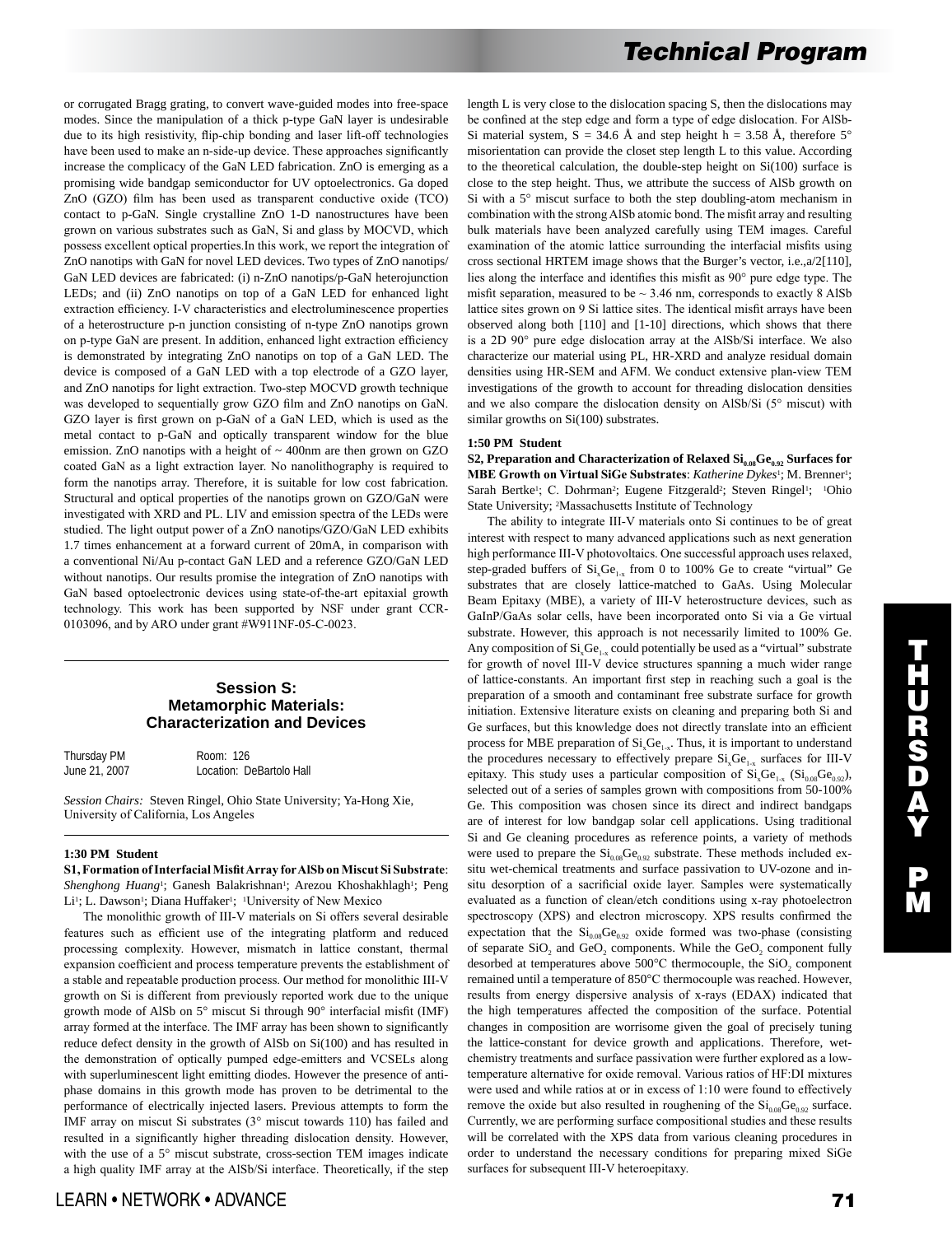or corrugated Bragg grating, to convert wave-guided modes into free-space modes. Since the manipulation of a thick p-type GaN layer is undesirable due to its high resistivity, flip-chip bonding and laser lift-off technologies have been used to make an n-side-up device. These approaches significantly increase the complicacy of the GaN LED fabrication. ZnO is emerging as a promising wide bandgap semiconductor for UV optoelectronics. Ga doped ZnO (GZO) film has been used as transparent conductive oxide (TCO) contact to p-GaN. Single crystalline ZnO 1-D nanostructures have been grown on various substrates such as GaN, Si and glass by MOCVD, which possess excellent optical properties.In this work, we report the integration of ZnO nanotips with GaN for novel LED devices. Two types of ZnO nanotips/GaN LED devices are fabricated: (i) n-ZnO nanotips/p-GaN heterojunction LEDs; and (ii) ZnO nanotips on top of a GaN LED for enhanced light extraction efficiency. I-V characteristics and electroluminescence properties of a heterostructure p-n junction consisting of n-type ZnO nanotips grown on p-type GaN are present. In addition, enhanced light extraction efficiency is demonstrated by integrating ZnO nanotips on top of a GaN LED. The device is composed of a GaN LED with a top electrode of a GZO layer, and ZnO nanotips for light extraction. Two-step MOCVD growth technique was developed to sequentially grow GZO film and ZnO nanotips on GaN. GZO layer is first grown on p-GaN of a GaN LED, which is used as the metal contact to p-GaN and optically transparent window for the blue emission. ZnO nanotips with a height of ~ 400nm are then grown on GZO coated GaN as a light extraction layer. No nanolithography is required to form the nanotips array. Therefore, it is suitable for low cost fabrication. Structural and optical properties of the nanotips grown on GZO/GaN were investigated with XRD and PL. LIV and emission spectra of the LEDs were studied. The light output power of a ZnO nanotips/GZO/GaN LED exhibits 1.7 times enhancement at a forward current of 20mA, in comparison with a conventional Ni/Au p-contact GaN LED and a reference GZO/GaN LED without nanotips. Our results promise the integration of ZnO nanotips with GaN based optoelectronic devices using state-of-the-art epitaxial growth technology. This work has been supported by NSF under grant CCR-0103096, and by ARO under grant #W911NF-05-C-0023.

## Session S: Metamorphic Materials: Characterization and Devices

Thursday PM — Room: 126
June 21, 2007 — Location: DeBartolo Hall

*Session Chairs:* Steven Ringel, Ohio State University; Ya-Hong Xie, University of California, Los Angeles

**1:30 PM Student**

**S1, Formation of Interfacial Misfit Array for AlSb on Miscut Si Substrate**: *Shenghong Huang*[1]; Ganesh Balakrishnan[1]; Arezou Khoshakhlagh[1]; Peng Li[1]; L. Dawson[1]; Diana Huffaker[1]; [1]University of New Mexico

The monolithic growth of III-V materials on Si offers several desirable features such as efficient use of the integrating platform and reduced processing complexity. However, mismatch in lattice constant, thermal expansion coefficient and process temperature prevents the establishment of a stable and repeatable production process. Our method for monolithic III-V growth on Si is different from previously reported work due to the unique growth mode of AlSb on 5° miscut Si through 90° interfacial misfit (IMF) array formed at the interface. The IMF array has been shown to significantly reduce defect density in the growth of AlSb on Si(100) and has resulted in the demonstration of optically pumped edge-emitters and VCSELs along with superluminescent light emitting diodes. However the presence of anti-phase domains in this growth mode has proven to be detrimental to the performance of electrically injected lasers. Previous attempts to form the IMF array on miscut Si substrates (3° miscut towards 110) has failed and resulted in a significantly higher threading dislocation density. However, with the use of a 5° miscut substrate, cross-section TEM images indicate a high quality IMF array at the AlSb/Si interface. Theoretically, if the step length L is very close to the dislocation spacing S, then the dislocations may be confined at the step edge and form a type of edge dislocation. For AlSb-Si material system, S = 34.6 Å and step height h = 3.58 Å, therefore 5° misorientation can provide the closet step length L to this value. According to the theoretical calculation, the double-step height on Si(100) surface is close to the step height. Thus, we attribute the success of AlSb growth on Si with a 5° miscut surface to both the step doubling-atom mechanism in combination with the strong AlSb atomic bond. The misfit array and resulting bulk materials have been analyzed carefully using TEM images. Careful examination of the atomic lattice surrounding the interfacial misfits using cross sectional HRTEM image shows that the Burger's vector, i.e.,a/2[110], lies along the interface and identifies this misfit as 90° pure edge type. The misfit separation, measured to be ~ 3.46 nm, corresponds to exactly 8 AlSb lattice sites grown on 9 Si lattice sites. The identical misfit arrays have been observed along both [110] and [1-10] directions, which shows that there is a 2D 90° pure edge dislocation array at the AlSb/Si interface. We also characterize our material using PL, HR-XRD and analyze residual domain densities using HR-SEM and AFM. We conduct extensive plan-view TEM investigations of the growth to account for threading dislocation densities and we also compare the dislocation density on AlSb/Si (5° miscut) with similar growths on Si(100) substrates.

**1:50 PM Student**

**S2, Preparation and Characterization of Relaxed $Si_{0.08}Ge_{0.92}$ Surfaces for MBE Growth on Virtual SiGe Substrates**: *Katherine Dykes*[1]; M. Brenner[1]; Sarah Bertke[1]; C. Dohrman[2]; Eugene Fitzgerald[2]; Steven Ringel[1]; [1]Ohio State University; [2]Massachusetts Institute of Technology

The ability to integrate III-V materials onto Si continues to be of great interest with respect to many advanced applications such as next generation high performance III-V photovoltaics. One successful approach uses relaxed, step-graded buffers of $Si_xGe_{1-x}$ from 0 to 100% Ge to create "virtual" Ge substrates that are closely lattice-matched to GaAs. Using Molecular Beam Epitaxy (MBE), a variety of III-V heterostructure devices, such as GaInP/GaAs solar cells, have been incorporated onto Si via a Ge virtual substrate. However, this approach is not necessarily limited to 100% Ge. Any composition of $Si_xGe_{1-x}$ could potentially be used as a "virtual" substrate for growth of novel III-V device structures spanning a much wider range of lattice-constants. An important first step in reaching such a goal is the preparation of a smooth and contaminant free substrate surface for growth initiation. Extensive literature exists on cleaning and preparing both Si and Ge surfaces, but this knowledge does not directly translate into an efficient process for MBE preparation of $Si_xGe_{1-x}$. Thus, it is important to understand the procedures necessary to effectively prepare $Si_xGe_{1-x}$ surfaces for III-V epitaxy. This study uses a particular composition of $Si_xGe_{1-x}$ ($Si_{0.08}Ge_{0.92}$), selected out of a series of samples grown with compositions from 50-100% Ge. This composition was chosen since its direct and indirect bandgaps are of interest for low bandgap solar cell applications. Using traditional Si and Ge cleaning procedures as reference points, a variety of methods were used to prepare the $Si_{0.08}Ge_{0.92}$ substrate. These methods included ex-situ wet-chemical treatments and surface passivation to UV-ozone and in-situ desorption of a sacrificial oxide layer. Samples were systematically evaluated as a function of clean/etch conditions using x-ray photoelectron spectroscopy (XPS) and electron microscopy. XPS results confirmed the expectation that the $Si_{0.08}Ge_{0.92}$ oxide formed was two-phase (consisting of separate $SiO_2$ and $GeO_2$ components. While the $GeO_2$ component fully desorbed at temperatures above 500°C thermocouple, the $SiO_2$ component remained until a temperature of 850°C thermocouple was reached. However, results from energy dispersive analysis of x-rays (EDAX) indicated that the high temperatures affected the composition of the surface. Potential changes in composition are worrisome given the goal of precisely tuning the lattice-constant for device growth and applications. Therefore, wet-chemistry treatments and surface passivation were further explored as a low-temperature alternative for oxide removal. Various ratios of HF:DI mixtures were used and while ratios at or in excess of 1:10 were found to effectively remove the oxide but also resulted in roughening of the $Si_{0.08}Ge_{0.92}$ surface. Currently, we are performing surface compositional studies and these results will be correlated with the XPS data from various cleaning procedures in order to understand the necessary conditions for preparing mixed SiGe surfaces for subsequent III-V heteroepitaxy.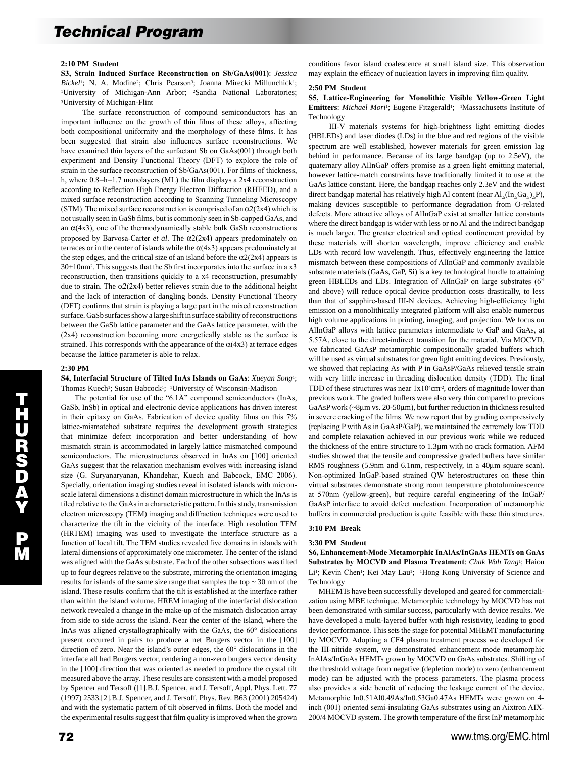**2:10 PM Student**

**S3, Strain Induced Surface Reconstruction on Sb/GaAs(001)**: *Jessica Bickel*[1]; N. A. Modine[2]; Chris Pearson[3]; Joanna Mirecki Millunchick[1]; [1]University of Michigan-Ann Arbor; [2]Sandia National Laboratories; [3]University of Michigan-Flint

The surface reconstruction of compound semiconductors has an important influence on the growth of thin films of these alloys, affecting both compositional uniformity and the morphology of these films. It has been suggested that strain also influences surface reconstructions. We have examined thin layers of the surfactant Sb on GaAs(001) through both experiment and Density Functional Theory (DFT) to explore the role of strain in the surface reconstruction of Sb/GaAs(001). For films of thickness, h, where 0.8=h=1.7 monolayers (ML) the film displays a 2x4 reconstruction according to Reflection High Energy Electron Diffraction (RHEED), and a mixed surface reconstruction according to Scanning Tunneling Microscopy (STM). The mixed surface reconstruction is comprised of an α2(2x4) which is not usually seen in GaSb films, but is commonly seen in Sb-capped GaAs, and an α(4x3), one of the thermodynamically stable bulk GaSb reconstructions proposed by Barvosa-Carter *et al*. The α2(2x4) appears predominately on terraces or in the center of islands while the α(4x3) appears predominately at the step edges, and the critical size of an island before the α2(2x4) appears is 30±10nm$^2$. This suggests that the Sb first incorporates into the surface in a x3 reconstruction, then transitions quickly to a x4 reconstruction, presumably due to strain. The α2(2x4) better relieves strain due to the additional height and the lack of interaction of dangling bonds. Density Functional Theory (DFT) confirms that strain is playing a large part in the mixed reconstruction surface. GaSb surfaces show a large shift in surface stability of reconstructions between the GaSb lattice parameter and the GaAs lattice parameter, with the (2x4) reconstruction becoming more energetically stable as the surface is strained. This corresponds with the appearance of the α(4x3) at terrace edges because the lattice parameter is able to relax.

**2:30 PM**

**S4, Interfacial Structure of Tilted InAs Islands on GaAs**: *Xueyan Song*[1]; Thomas Kuech[1]; Susan Babcock[1]; [1]University of Wisconsin-Madison

The potential for use of the "6.1Å" compound semiconductors (InAs, GaSb, InSb) in optical and electronic device applications has driven interest in their epitaxy on GaAs. Fabrication of device quality films on this 7% lattice-mismatched substrate requires the development growth strategies that minimize defect incorporation and better understanding of how mismatch strain is accommodated in largely lattice mismatched compound semiconductors. The microstructures observed in InAs on [100] oriented GaAs suggest that the relaxation mechanism evolves with increasing island size (G. Suryanaryanan, Khandehar, Kuech and Babcock, EMC 2006). Specially, orientation imaging studies reveal in isolated islands with micron-scale lateral dimensions a distinct domain microstructure in which the InAs is tiled relative to the GaAs in a characteristic pattern. In this study, transmission electron microscopy (TEM) imaging and diffraction techniques were used to characterize the tilt in the vicinity of the interface. High resolution TEM (HRTEM) imaging was used to investigate the interface structure as a function of local tilt. The TEM studies revealed five domains in islands with lateral dimensions of approximately one micrometer. The center of the island was aligned with the GaAs substrate. Each of the other subsections was tilted up to four degrees relative to the substrate, mirroring the orientation imaging results for islands of the same size range that samples the top ~ 30 nm of the island. These results confirm that the tilt is established at the interface rather than within the island volume. HREM imaging of the interfacial dislocation network revealed a change in the make-up of the mismatch dislocation array from side to side across the island. Near the center of the island, where the InAs was aligned crystallographically with the GaAs, the 60° dislocations present occurred in pairs to produce a net Burgers vector in the [100] direction of zero. Near the island's outer edges, the 60° dislocations in the interface all had Burgers vector, rendering a non-zero burgers vector density in the [100] direction that was oriented as needed to produce the crystal tilt measured above the array. These results are consistent with a model proposed by Spencer and Tersoff ([1].B.J. Spencer, and J. Tersoff, Appl. Phys. Lett. 77 (1997) 2533.[2].B.J. Spencer, and J. Tersoff, Phys. Rev. B63 (2001) 205424) and with the systematic pattern of tilt observed in films. Both the model and the experimental results suggest that film quality is improved when the grown conditions favor island coalescence at small island size. This observation may explain the efficacy of nucleation layers in improving film quality.

**2:50 PM Student**

**S5, Lattice-Engineering for Monolithic Visible Yellow-Green Light Emitters**: *Michael Mori*[1]; Eugene Fitzgerald[1]; [1]Massachusetts Institute of Technology

III-V materials systems for high-brightness light emitting diodes (HBLEDs) and laser diodes (LDs) in the blue and red regions of the visible spectrum are well established, however materials for green emission lag behind in performance. Because of its large bandgap (up to 2.5eV), the quaternary alloy AlInGaP offers promise as a green light emitting material, however lattice-match constraints have traditionally limited it to use at the GaAs lattice constant. Here, the bandgap reaches only 2.3eV and the widest direct bandgap material has relatively high Al content (near $Al_{.5}(In_{.5}Ga_{.5})_{.5}P$), making devices susceptible to performance degradation from O-related defects. More attractive alloys of AlInGaP exist at smaller lattice constants where the direct bandgap is wider with less or no Al and the indirect bandgap is much larger. The greater electrical and optical confinement provided by these materials will shorten wavelength, improve efficiency and enable LDs with record low wavelength. Thus, effectively engineering the lattice mismatch between these compositions of AlInGaP and commonly available substrate materials (GaAs, GaP, Si) is a key technological hurdle to attaining green HBLEDs and LDs. Integration of AlInGaP on large substrates (6" and above) will reduce optical device production costs drastically, to less than that of sapphire-based III-N devices. Achieving high-efficiency light emission on a monolithically integrated platform will also enable numerous high volume applications in printing, imaging, and projection. We focus on AlInGaP alloys with lattice parameters intermediate to GaP and GaAs, at 5.57Å, close to the direct-indirect transition for the material. Via MOCVD, we fabricated GaAsP metamorphic compositionally graded buffers which will be used as virtual substrates for green light emitting devices. Previously, we showed that replacing As with P in GaAsP/GaAs relieved tensile strain with very little increase in threading dislocation density (TDD). The final TDD of these structures was near $1x10^6cm^{-2}$, orders of magnitude lower than previous work. The graded buffers were also very thin compared to previous GaAsP work (~8µm vs. 20-50µm), but further reduction in thickness resulted in severe cracking of the films. We now report that by grading compressively (replacing P with As in GaAsP/GaP), we maintained the extremely low TDD and complete relaxation achieved in our previous work while we reduced the thickness of the entire structure to 1.3µm with no crack formation. AFM studies showed that the tensile and compressive graded buffers have similar RMS roughness (5.9nm and 6.1nm, respectively, in a 40µm square scan). Non-optimized InGaP-based strained QW heterostructures on these thin virtual substrates demonstrate strong room temperature photoluminescence at 570nm (yellow-green), but require careful engineering of the InGaP/GaAsP interface to avoid defect nucleation. Incorporation of metamorphic buffers in commercial production is quite feasible with these thin structures.

**3:10 PM Break**

**3:30 PM Student**

**S6, Enhancement-Mode Metamorphic InAlAs/InGaAs HEMTs on GaAs Substrates by MOCVD and Plasma Treatment**: *Chak Wah Tang*[1]; Haiou Li[1]; Kevin Chen[1]; Kei May Lau[1]; [1]Hong Kong University of Science and Technology

MHEMTs have been successfully developed and geared for commercialization using MBE technique. Metamorphic technology by MOCVD has not been demonstrated with similar success, particularly with device results. We have developed a multi-layered buffer with high resistivity, leading to good device performance. This sets the stage for potential MHEMT manufacturing by MOCVD. Adopting a CF4 plasma treatment process we developed for the III-nitride system, we demonstrated enhancement-mode metamorphic InAlAs/InGaAs HEMTs grown by MOCVD on GaAs substrates. Shifting of the threshold voltage from negative (depletion mode) to zero (enhancement mode) can be adjusted with the process parameters. The plasma process also provides a side benefit of reducing the leakage current of the device. Metamorphic In0.51Al0.49As/In0.53Ga0.47As HEMTs were grown on 4-inch (001) oriented semi-insulating GaAs substrates using an Aixtron AIX-200/4 MOCVD system. The growth temperature of the first InP metamorphic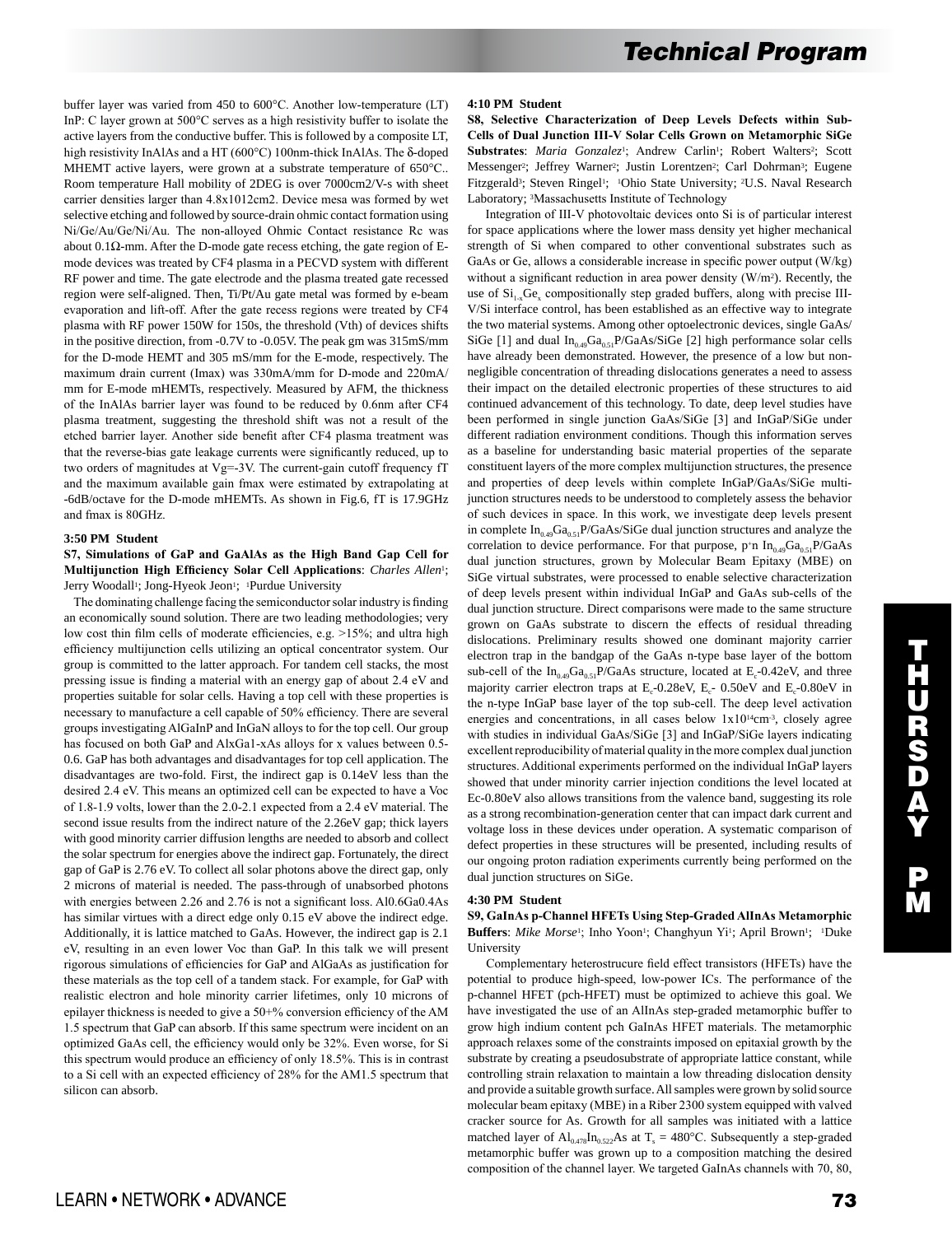buffer layer was varied from 450 to 600°C. Another low-temperature (LT) InP: C layer grown at 500°C serves as a high resistivity buffer to isolate the active layers from the conductive buffer. This is followed by a composite LT, high resistivity InAlAs and a HT (600°C) 100nm-thick InAlAs. The δ-doped MHEMT active layers, were grown at a substrate temperature of 650°C.. Room temperature Hall mobility of 2DEG is over 7000cm2/V-s with sheet carrier densities larger than 4.8x1012cm2. Device mesa was formed by wet selective etching and followed by source-drain ohmic contact formation using Ni/Ge/Au/Ge/Ni/Au. The non-alloyed Ohmic Contact resistance Rc was about 0.1Ω-mm. After the D-mode gate recess etching, the gate region of E-mode devices was treated by CF4 plasma in a PECVD system with different RF power and time. The gate electrode and the plasma treated gate recessed region were self-aligned. Then, Ti/Pt/Au gate metal was formed by e-beam evaporation and lift-off. After the gate recess regions were treated by CF4 plasma with RF power 150W for 150s, the threshold (Vth) of devices shifts in the positive direction, from -0.7V to -0.05V. The peak gm was 315mS/mm for the D-mode HEMT and 305 mS/mm for the E-mode, respectively. The maximum drain current (Imax) was 330mA/mm for D-mode and 220mA/mm for E-mode mHEMTs, respectively. Measured by AFM, the thickness of the InAlAs barrier layer was found to be reduced by 0.6nm after CF4 plasma treatment, suggesting the threshold shift was not a result of the etched barrier layer. Another side benefit after CF4 plasma treatment was that the reverse-bias gate leakage currents were significantly reduced, up to two orders of magnitudes at Vg=-3V. The current-gain cutoff frequency fT and the maximum available gain fmax were estimated by extrapolating at -6dB/octave for the D-mode mHEMTs. As shown in Fig.6, fT is 17.9GHz and fmax is 80GHz.

**3:50 PM Student**

**S7, Simulations of GaP and GaAlAs as the High Band Gap Cell for Multijunction High Efficiency Solar Cell Applications**: *Charles Allen*[1]; Jerry Woodall[1]; Jong-Hyeok Jeon[1]; [1]Purdue University

The dominating challenge facing the semiconductor solar industry is finding an economically sound solution. There are two leading methodologies; very low cost thin film cells of moderate efficiencies, e.g. >15%; and ultra high efficiency multijunction cells utilizing an optical concentrator system. Our group is committed to the latter approach. For tandem cell stacks, the most pressing issue is finding a material with an energy gap of about 2.4 eV and properties suitable for solar cells. Having a top cell with these properties is necessary to manufacture a cell capable of 50% efficiency. There are several groups investigating AlGaInP and InGaN alloys to for the top cell. Our group has focused on both GaP and AlxGa1-xAs alloys for x values between 0.5-0.6. GaP has both advantages and disadvantages for top cell application. The disadvantages are two-fold. First, the indirect gap is 0.14eV less than the desired 2.4 eV. This means an optimized cell can be expected to have a Voc of 1.8-1.9 volts, lower than the 2.0-2.1 expected from a 2.4 eV material. The second issue results from the indirect nature of the 2.26eV gap; thick layers with good minority carrier diffusion lengths are needed to absorb and collect the solar spectrum for energies above the indirect gap. Fortunately, the direct gap of GaP is 2.76 eV. To collect all solar photons above the direct gap, only 2 microns of material is needed. The pass-through of unabsorbed photons with energies between 2.26 and 2.76 is not a significant loss. Al0.6Ga0.4As has similar virtues with a direct edge only 0.15 eV above the indirect edge. Additionally, it is lattice matched to GaAs. However, the indirect gap is 2.1 eV, resulting in an even lower Voc than GaP. In this talk we will present rigorous simulations of efficiencies for GaP and AlGaAs as justification for these materials as the top cell of a tandem stack. For example, for GaP with realistic electron and hole minority carrier lifetimes, only 10 microns of epilayer thickness is needed to give a 50+% conversion efficiency of the AM 1.5 spectrum that GaP can absorb. If this same spectrum were incident on an optimized GaAs cell, the efficiency would only be 32%. Even worse, for Si this spectrum would produce an efficiency of only 18.5%. This is in contrast to a Si cell with an expected efficiency of 28% for the AM1.5 spectrum that silicon can absorb.

**4:10 PM Student**

**S8, Selective Characterization of Deep Levels Defects within Sub-Cells of Dual Junction III-V Solar Cells Grown on Metamorphic SiGe Substrates**: *Maria Gonzalez*[1]; Andrew Carlin[1]; Robert Walters[2]; Scott Messenger[2]; Jeffrey Warner[2]; Justin Lorentzen[2]; Carl Dohrman[3]; Eugene Fitzgerald[3]; Steven Ringel[1]; [1]Ohio State University; [2]U.S. Naval Research Laboratory; [3]Massachusetts Institute of Technology

Integration of III-V photovoltaic devices onto Si is of particular interest for space applications where the lower mass density yet higher mechanical strength of Si when compared to other conventional substrates such as GaAs or Ge, allows a considerable increase in specific power output (W/kg) without a significant reduction in area power density ($W/m^2$). Recently, the use of $Si_{1-x}Ge_x$ compositionally step graded buffers, along with precise III-V/Si interface control, has been established as an effective way to integrate the two material systems. Among other optoelectronic devices, single GaAs/SiGe [1] and dual $In_{0.49}Ga_{0.51}P$/GaAs/SiGe [2] high performance solar cells have already been demonstrated. However, the presence of a low but non-negligible concentration of threading dislocations generates a need to assess their impact on the detailed electronic properties of these structures to aid continued advancement of this technology. To date, deep level studies have been performed in single junction GaAs/SiGe [3] and InGaP/SiGe under different radiation environment conditions. Though this information serves as a baseline for understanding basic material properties of the separate constituent layers of the more complex multijunction structures, the presence and properties of deep levels within complete InGaP/GaAs/SiGe multi-junction structures needs to be understood to completely assess the behavior of such devices in space. In this work, we investigate deep levels present in complete $In_{0.49}Ga_{0.51}P$/GaAs/SiGe dual junction structures and analyze the correlation to device performance. For that purpose, $p^+n$ $In_{0.49}Ga_{0.51}P$/GaAs dual junction structures, grown by Molecular Beam Epitaxy (MBE) on SiGe virtual substrates, were processed to enable selective characterization of deep levels present within individual InGaP and GaAs sub-cells of the dual junction structure. Direct comparisons were made to the same structure grown on GaAs substrate to discern the effects of residual threading dislocations. Preliminary results showed one dominant majority carrier electron trap in the bandgap of the GaAs n-type base layer of the bottom sub-cell of the $In_{0.49}Ga_{0.51}P$/GaAs structure, located at $E_c$-0.42eV, and three majority carrier electron traps at $E_c$-0.28eV, $E_c$- 0.50eV and $E_c$-0.80eV in the n-type InGaP base layer of the top sub-cell. The deep level activation energies and concentrations, in all cases below $1x10^{14}cm^{-3}$, closely agree with studies in individual GaAs/SiGe [3] and InGaP/SiGe layers indicating excellent reproducibility of material quality in the more complex dual junction structures. Additional experiments performed on the individual InGaP layers showed that under minority carrier injection conditions the level located at Ec-0.80eV also allows transitions from the valence band, suggesting its role as a strong recombination-generation center that can impact dark current and voltage loss in these devices under operation. A systematic comparison of defect properties in these structures will be presented, including results of our ongoing proton radiation experiments currently being performed on the dual junction structures on SiGe.

**4:30 PM Student**

**S9, GaInAs p-Channel HFETs Using Step-Graded AlInAs Metamorphic Buffers**: *Mike Morse*[1]; Inho Yoon[1]; Changhyun Yi[1]; April Brown[1]; [1]Duke University

Complementary heterostrucure field effect transistors (HFETs) have the potential to produce high-speed, low-power ICs. The performance of the p-channel HFET (pch-HFET) must be optimized to achieve this goal. We have investigated the use of an AlInAs step-graded metamorphic buffer to grow high indium content pch GaInAs HFET materials. The metamorphic approach relaxes some of the constraints imposed on epitaxial growth by the substrate by creating a pseudosubstrate of appropriate lattice constant, while controlling strain relaxation to maintain a low threading dislocation density and provide a suitable growth surface. All samples were grown by solid source molecular beam epitaxy (MBE) in a Riber 2300 system equipped with valved cracker source for As. Growth for all samples was initiated with a lattice matched layer of $Al_{0.478}In_{0.522}As$ at $T_s$ = 480°C. Subsequently a step-graded metamorphic buffer was grown up to a composition matching the desired composition of the channel layer. We targeted GaInAs channels with 70, 80,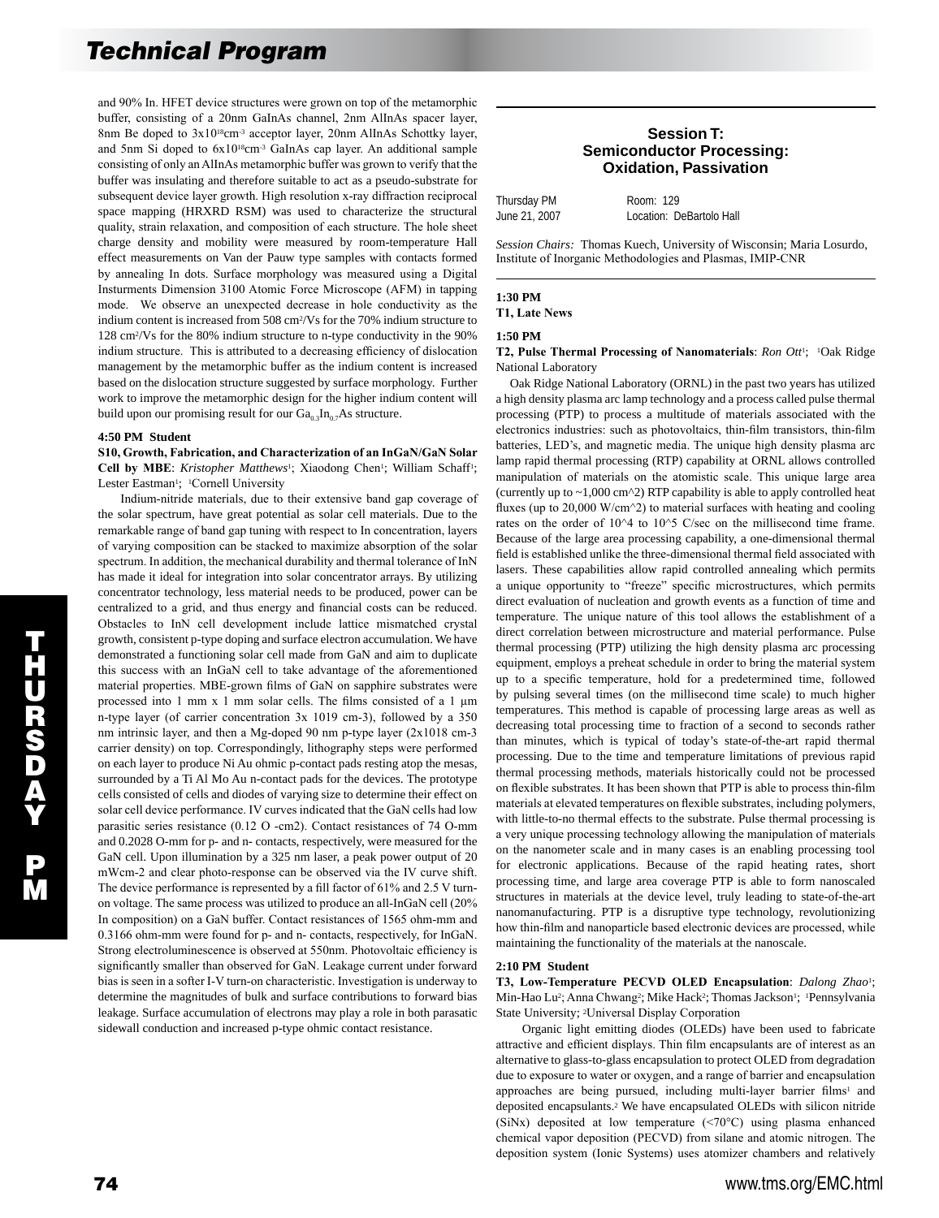and 90% In. HFET device structures were grown on top of the metamorphic buffer, consisting of a 20nm GaInAs channel, 2nm AlInAs spacer layer, 8nm Be doped to $3x10^{18}cm^{-3}$ acceptor layer, 20nm AlInAs Schottky layer, and 5nm Si doped to $6x10^{18}cm^{-3}$ GaInAs cap layer. An additional sample consisting of only an AlInAs metamorphic buffer was grown to verify that the buffer was insulating and therefore suitable to act as a pseudo-substrate for subsequent device layer growth. High resolution x-ray diffraction reciprocal space mapping (HRXRD RSM) was used to characterize the structural quality, strain relaxation, and composition of each structure. The hole sheet charge density and mobility were measured by room-temperature Hall effect measurements on Van der Pauw type samples with contacts formed by annealing In dots. Surface morphology was measured using a Digital Insturments Dimension 3100 Atomic Force Microscope (AFM) in tapping mode. We observe an unexpected decrease in hole conductivity as the indium content is increased from 508 $cm^2/Vs$ for the 70% indium structure to 128 $cm^2/Vs$ for the 80% indium structure to n-type conductivity in the 90% indium structure. This is attributed to a decreasing efficiency of dislocation management by the metamorphic buffer as the indium content is increased based on the dislocation structure suggested by surface morphology. Further work to improve the metamorphic design for the higher indium content will build upon our promising result for our $Ga_{0.3}In_{0.7}As$ structure.

**4:50 PM Student**

**S10, Growth, Fabrication, and Characterization of an InGaN/GaN Solar Cell by MBE**: *Kristopher Matthews*[1]; Xiaodong Chen[1]; William Schaff[1]; Lester Eastman[1]; [1]Cornell University

Indium-nitride materials, due to their extensive band gap coverage of the solar spectrum, have great potential as solar cell materials. Due to the remarkable range of band gap tuning with respect to In concentration, layers of varying composition can be stacked to maximize absorption of the solar spectrum. In addition, the mechanical durability and thermal tolerance of InN has made it ideal for integration into solar concentrator arrays. By utilizing concentrator technology, less material needs to be produced, power can be centralized to a grid, and thus energy and financial costs can be reduced. Obstacles to InN cell development include lattice mismatched crystal growth, consistent p-type doping and surface electron accumulation. We have demonstrated a functioning solar cell made from GaN and aim to duplicate this success with an InGaN cell to take advantage of the aforementioned material properties. MBE-grown films of GaN on sapphire substrates were processed into 1 mm x 1 mm solar cells. The films consisted of a 1 µm n-type layer (of carrier concentration 3x 1019 cm-3), followed by a 350 nm intrinsic layer, and then a Mg-doped 90 nm p-type layer (2x1018 cm-3 carrier density) on top. Correspondingly, lithography steps were performed on each layer to produce Ni Au ohmic p-contact pads resting atop the mesas, surrounded by a Ti Al Mo Au n-contact pads for the devices. The prototype cells consisted of cells and diodes of varying size to determine their effect on solar cell device performance. IV curves indicated that the GaN cells had low parasitic series resistance (0.12 O -cm2). Contact resistances of 74 O-mm and 0.2028 O-mm for p- and n- contacts, respectively, were measured for the GaN cell. Upon illumination by a 325 nm laser, a peak power output of 20 mWcm-2 and clear photo-response can be observed via the IV curve shift. The device performance is represented by a fill factor of 61% and 2.5 V turn-on voltage. The same process was utilized to produce an all-InGaN cell (20% In composition) on a GaN buffer. Contact resistances of 1565 ohm-mm and 0.3166 ohm-mm were found for p- and n- contacts, respectively, for InGaN. Strong electroluminescence is observed at 550nm. Photovoltaic efficiency is significantly smaller than observed for GaN. Leakage current under forward bias is seen in a softer I-V turn-on characteristic. Investigation is underway to determine the magnitudes of bulk and surface contributions to forward bias leakage. Surface accumulation of electrons may play a role in both parasatic sidewall conduction and increased p-type ohmic contact resistance.

## Session T: Semiconductor Processing: Oxidation, Passivation

Thursday PM — Room: 129
June 21, 2007 — Location: DeBartolo Hall

*Session Chairs:* Thomas Kuech, University of Wisconsin; Maria Losurdo, Institute of Inorganic Methodologies and Plasmas, IMIP-CNR

**1:30 PM**
**T1, Late News**

**1:50 PM**

**T2, Pulse Thermal Processing of Nanomaterials**: *Ron Ott*[1]; [1]Oak Ridge National Laboratory

Oak Ridge National Laboratory (ORNL) in the past two years has utilized a high density plasma arc lamp technology and a process called pulse thermal processing (PTP) to process a multitude of materials associated with the electronics industries: such as photovoltaics, thin-film transistors, thin-film batteries, LED's, and magnetic media. The unique high density plasma arc lamp rapid thermal processing (RTP) capability at ORNL allows controlled manipulation of materials on the atomistic scale. This unique large area (currently up to ~1,000 cm^2) RTP capability is able to apply controlled heat fluxes (up to 20,000 W/cm^2) to material surfaces with heating and cooling rates on the order of 10^4 to 10^5 C/sec on the millisecond time frame. Because of the large area processing capability, a one-dimensional thermal field is established unlike the three-dimensional thermal field associated with lasers. These capabilities allow rapid controlled annealing which permits a unique opportunity to "freeze" specific microstructures, which permits direct evaluation of nucleation and growth events as a function of time and temperature. The unique nature of this tool allows the establishment of a direct correlation between microstructure and material performance. Pulse thermal processing (PTP) utilizing the high density plasma arc processing equipment, employs a preheat schedule in order to bring the material system up to a specific temperature, hold for a predetermined time, followed by pulsing several times (on the millisecond time scale) to much higher temperatures. This method is capable of processing large areas as well as decreasing total processing time to fraction of a second to seconds rather than minutes, which is typical of today's state-of-the-art rapid thermal processing. Due to the time and temperature limitations of previous rapid thermal processing methods, materials historically could not be processed on flexible substrates. It has been shown that PTP is able to process thin-film materials at elevated temperatures on flexible substrates, including polymers, with little-to-no thermal effects to the substrate. Pulse thermal processing is a very unique processing technology allowing the manipulation of materials on the nanometer scale and in many cases is an enabling processing tool for electronic applications. Because of the rapid heating rates, short processing time, and large area coverage PTP is able to form nanoscaled structures in materials at the device level, truly leading to state-of-the-art nanomanufacturing. PTP is a disruptive type technology, revolutionizing how thin-film and nanoparticle based electronic devices are processed, while maintaining the functionality of the materials at the nanoscale.

**2:10 PM Student**

**T3, Low-Temperature PECVD OLED Encapsulation**: *Dalong Zhao*[1]; Min-Hao Lu[2]; Anna Chwang[2]; Mike Hack[2]; Thomas Jackson[1]; [1]Pennsylvania State University; [2]Universal Display Corporation

Organic light emitting diodes (OLEDs) have been used to fabricate attractive and efficient displays. Thin film encapsulants are of interest as an alternative to glass-to-glass encapsulation to protect OLED from degradation due to exposure to water or oxygen, and a range of barrier and encapsulation approaches are being pursued, including multi-layer barrier films[1] and deposited encapsulants.[2] We have encapsulated OLEDs with silicon nitride ($SiN_x$) deposited at low temperature (<70°C) using plasma enhanced chemical vapor deposition (PECVD) from silane and atomic nitrogen. The deposition system (Ionic Systems) uses atomizer chambers and relatively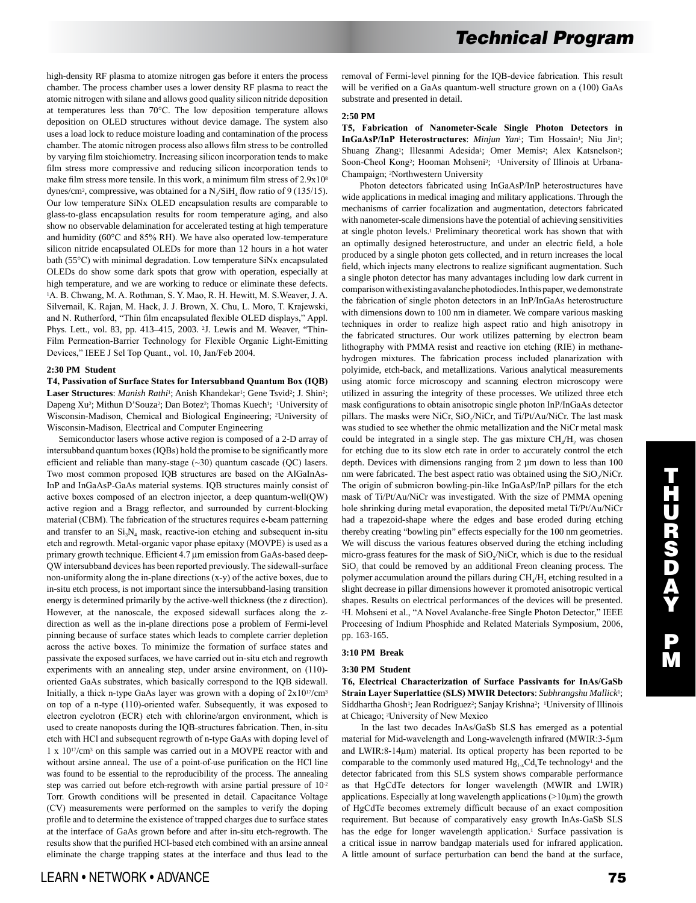high-density RF plasma to atomize nitrogen gas before it enters the process chamber. The process chamber uses a lower density RF plasma to react the atomic nitrogen with silane and allows good quality silicon nitride deposition at temperatures less than 70°C. The low deposition temperature allows deposition on OLED structures without device damage. The system also uses a load lock to reduce moisture loading and contamination of the process chamber. The atomic nitrogen process also allows film stress to be controlled by varying film stoichiometry. Increasing silicon incorporation tends to make film stress more compressive and reducing silicon incorporation tends to make film stress more tensile. In this work, a minimum film stress of $2.9\times10^8$ dynes/cm$^2$, compressive, was obtained for a $N_2/SiH_4$ flow ratio of 9 (135/15). Our low temperature SiNx OLED encapsulation results are comparable to glass-to-glass encapsulation results for room temperature aging, and also show no observable delamination for accelerated testing at high temperature and humidity (60°C and 85% RH). We have also operated low-temperature silicon nitride encapsulated OLEDs for more than 12 hours in a hot water bath (55°C) with minimal degradation. Low temperature SiNx encapsulated OLEDs do show some dark spots that grow with operation, especially at high temperature, and we are working to reduce or eliminate these defects. [1]A. B. Chwang, M. A. Rothman, S. Y. Mao, R. H. Hewitt, M. S.Weaver, J. A. Silvernail, K. Rajan, M. Hack, J. J. Brown, X. Chu, L. Moro, T. Krajewski, and N. Rutherford, "Thin film encapsulated flexible OLED displays," Appl. Phys. Lett., vol. 83, pp. 413–415, 2003. [2]J. Lewis and M. Weaver, "Thin-Film Permeation-Barrier Technology for Flexible Organic Light-Emitting Devices," IEEE J Sel Top Quant., vol. 10, Jan/Feb 2004.

**2:30 PM Student**

**T4, Passivation of Surface States for Intersubband Quantum Box (IQB) Laser Structures**: *Manish Rathi*[1]; Anish Khandekar[1]; Gene Tsvid[2]; J. Shin[2]; Dapeng Xu[2]; Mithun D'Souza[2]; Dan Botez[2]; Thomas Kuech[1]; [1]University of Wisconsin-Madison, Chemical and Biological Engineering; [2]University of Wisconsin-Madison, Electrical and Computer Engineering

Semiconductor lasers whose active region is composed of a 2-D array of intersubband quantum boxes (IQBs) hold the promise to be significantly more efficient and reliable than many-stage (~30) quantum cascade (QC) lasers. Two most common proposed IQB structures are based on the AlGaInAs-InP and InGaAsP-GaAs material systems. IQB structures mainly consist of active boxes composed of an electron injector, a deep quantum-well(QW) active region and a Bragg reflector, and surrounded by current-blocking material (CBM). The fabrication of the structures requires e-beam patterning and transfer to an $Si_3N_4$ mask, reactive-ion etching and subsequent in-situ etch and regrowth. Metal-organic vapor phase epitaxy (MOVPE) is used as a primary growth technique. Efficient 4.7 µm emission from GaAs-based deep-QW intersubband devices has been reported previously. The sidewall-surface non-uniformity along the in-plane directions (x-y) of the active boxes, due to in-situ etch process, is not important since the intersubband-lasing transition energy is determined primarily by the active-well thickness (the z direction). However, at the nanoscale, the exposed sidewall surfaces along the z-direction as well as the in-plane directions pose a problem of Fermi-level pinning because of surface states which leads to complete carrier depletion across the active boxes. To minimize the formation of surface states and passivate the exposed surfaces, we have carried out in-situ etch and regrowth experiments with an annealing step, under arsine environment, on (110)-oriented GaAs substrates, which basically correspond to the IQB sidewall. Initially, a thick n-type GaAs layer was grown with a doping of $2\times10^{17}$/cm$^3$ on top of a n-type (110)-oriented wafer. Subsequently, it was exposed to electron cyclotron (ECR) etch with chlorine/argon environment, which is used to create nanoposts during the IQB-structures fabrication. Then, in-situ etch with HCl and subsequent regrowth of n-type GaAs with doping level of $1\times10^{17}$/cm$^3$ on this sample was carried out in a MOVPE reactor with and without arsine anneal. The use of a point-of-use purification on the HCl line was found to be essential to the reproducibility of the process. The annealing step was carried out before etch-regrowth with arsine partial pressure of $10^{-2}$ Torr. Growth conditions will be presented in detail. Capacitance Voltage (CV) measurements were performed on the samples to verify the doping profile and to determine the existence of trapped charges due to surface states at the interface of GaAs grown before and after in-situ etch-regrowth. The results show that the purified HCl-based etch combined with an arsine anneal eliminate the charge trapping states at the interface and thus lead to the removal of Fermi-level pinning for the IQB-device fabrication. This result will be verified on a GaAs quantum-well structure grown on a (100) GaAs substrate and presented in detail.

**2:50 PM**

**T5, Fabrication of Nanometer-Scale Single Photon Detectors in InGaAsP/InP Heterostructures**: *Minjun Yan*[1]; Tim Hossain[1]; Niu Jin[1]; Shuang Zhang[1]; Illesanmi Adesida[1]; Omer Memis[2]; Alex Katsnelson[2]; Soon-Cheol Kong[2]; Hooman Mohseni[2]; [1]University of Illinois at Urbana-Champaign; [2]Northwestern University

Photon detectors fabricated using InGaAsP/InP heterostructures have wide applications in medical imaging and military applications. Through the mechanisms of carrier focalization and augmentation, detectors fabricated with nanometer-scale dimensions have the potential of achieving sensitivities at single photon levels.[1] Preliminary theoretical work has shown that with an optimally designed heterostructure, and under an electric field, a hole produced by a single photon gets collected, and in return increases the local field, which injects many electrons to realize significant augmentation. Such a single photon detector has many advantages including low dark current in comparison with existing avalanche photodiodes. In this paper, we demonstrate the fabrication of single photon detectors in an InP/InGaAs heterostructure with dimensions down to 100 nm in diameter. We compare various masking techniques in order to realize high aspect ratio and high anisotropy in the fabricated structures. Our work utilizes patterning by electron beam lithography with PMMA resist and reactive ion etching (RIE) in methane-hydrogen mixtures. The fabrication process included planarization with polyimide, etch-back, and metallizations. Various analytical measurements using atomic force microscopy and scanning electron microscopy were utilized in assuring the integrity of these processes. We utilized three etch mask configurations to obtain anisotropic single photon InP/InGaAs detector pillars. The masks were NiCr, $SiO_2$/NiCr, and Ti/Pt/Au/NiCr. The last mask was studied to see whether the ohmic metallization and the NiCr metal mask could be integrated in a single step. The gas mixture $CH_4/H_2$ was chosen for etching due to its slow etch rate in order to accurately control the etch depth. Devices with dimensions ranging from 2 µm down to less than 100 nm were fabricated. The best aspect ratio was obtained using the $SiO_2$/NiCr. The origin of submicron bowling-pin-like InGaAsP/InP pillars for the etch mask of Ti/Pt/Au/NiCr was investigated. With the size of PMMA opening hole shrinking during metal evaporation, the deposited metal Ti/Pt/Au/NiCr had a trapezoid-shape where the edges and base eroded during etching thereby creating "bowling pin" effects especially for the 100 nm geometries. We will discuss the various features observed during the etching including micro-grass features for the mask of $SiO_2$/NiCr, which is due to the residual $SiO_2$ that could be removed by an additional Freon cleaning process. The polymer accumulation around the pillars during $CH_4/H_2$ etching resulted in a slight decrease in pillar dimensions however it promoted anisotropic vertical shapes. Results on electrical performances of the devices will be presented. [1]H. Mohseni et al., "A Novel Avalanche-free Single Photon Detector," IEEE Proceesing of Indium Phosphide and Related Materials Symposium, 2006, pp. 163-165.

**3:10 PM Break**

**3:30 PM Student**

**T6, Electrical Characterization of Surface Passivants for InAs/GaSb Strain Layer Superlattice (SLS) MWIR Detectors**: *Subhrangshu Mallick*[1]; Siddhartha Ghosh[1]; Jean Rodriguez[2]; Sanjay Krishna[2]; [1]University of Illinois at Chicago; [2]University of New Mexico

In the last two decades InAs/GaSb SLS has emerged as a potential material for Mid-wavelength and Long-wavelength infrared (MWIR:3-5µm and LWIR:8-14µm) material. Its optical property has been reported to be comparable to the commonly used matured $Hg_{1-x}Cd_xTe$ technology[1] and the detector fabricated from this SLS system shows comparable performance as that HgCdTe detectors for longer wavelength (MWIR and LWIR) applications. Especially at long wavelength applications (>10µm) the growth of HgCdTe becomes extremely difficult because of an exact composition requirement. But because of comparatively easy growth InAs-GaSb SLS has the edge for longer wavelength application.[1] Surface passivation is a critical issue in narrow bandgap materials used for infrared application. A little amount of surface perturbation can bend the band at the surface,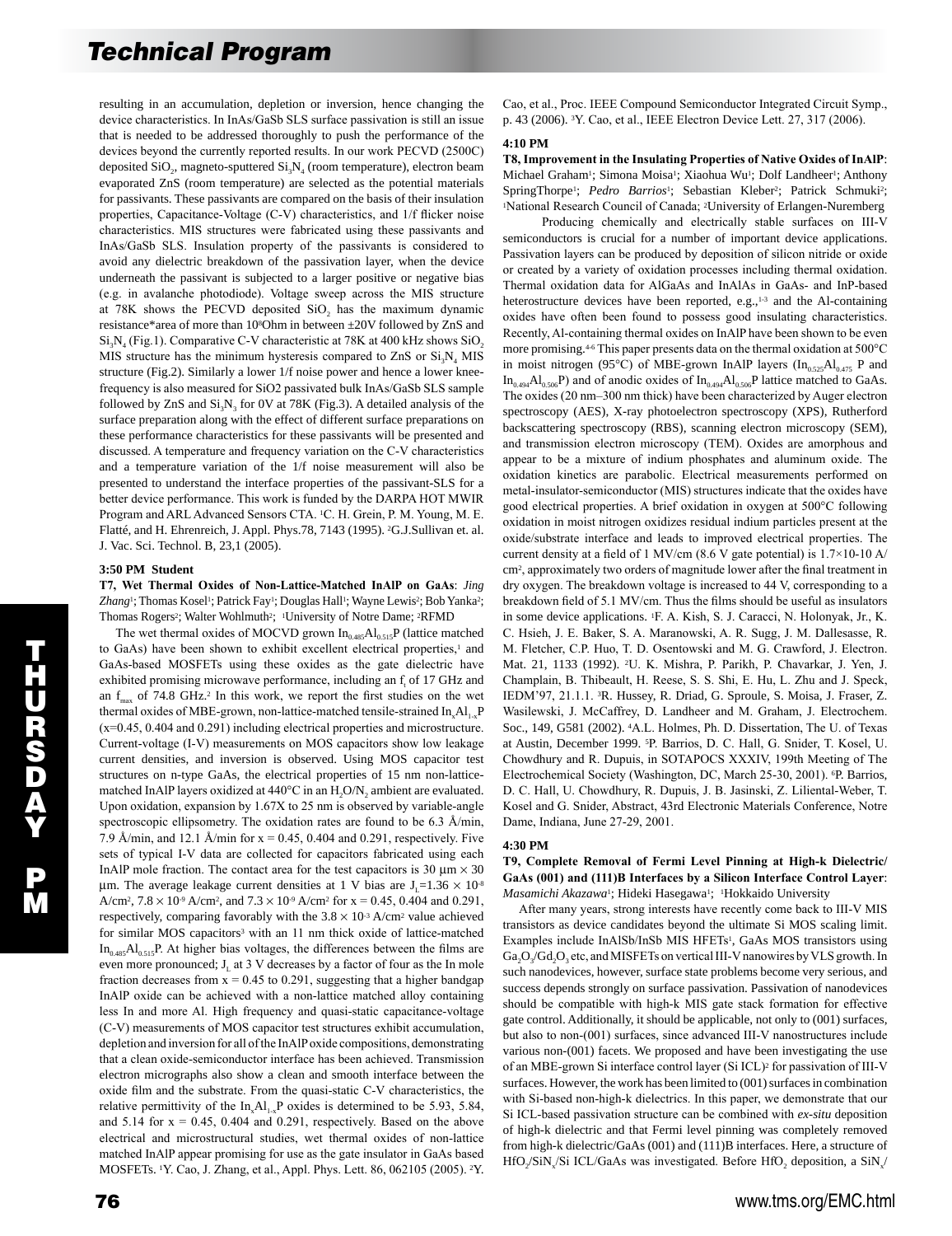resulting in an accumulation, depletion or inversion, hence changing the device characteristics. In InAs/GaSb SLS surface passivation is still an issue that is needed to be addressed thoroughly to push the performance of the devices beyond the currently reported results. In our work PECVD (2500C) deposited $SiO_2$, magneto-sputtered $Si_3N_4$ (room temperature), electron beam evaporated ZnS (room temperature) are selected as the potential materials for passivants. These passivants are compared on the basis of their insulation properties, Capacitance-Voltage (C-V) characteristics, and 1/f flicker noise characteristics. MIS structures were fabricated using these passivants and InAs/GaSb SLS. Insulation property of the passivants is considered to avoid any dielectric breakdown of the passivation layer, when the device underneath the passivant is subjected to a larger positive or negative bias (e.g. in avalanche photodiode). Voltage sweep across the MIS structure at 78K shows the PECVD deposited $SiO_2$ has the maximum dynamic resistance*area of more than $10^8$Ohm in between ±20V followed by ZnS and $Si_3N_4$ (Fig.1). Comparative C-V characteristic at 78K at 400 kHz shows $SiO_2$ MIS structure has the minimum hysteresis compared to ZnS or $Si_3N_4$ MIS structure (Fig.2). Similarly a lower 1/f noise power and hence a lower knee-frequency is also measured for SiO2 passivated bulk InAs/GaSb SLS sample followed by ZnS and $Si_3N_3$ for 0V at 78K (Fig.3). A detailed analysis of the surface preparation along with the effect of different surface preparations on these performance characteristics for these passivants will be presented and discussed. A temperature and frequency variation on the C-V characteristics and a temperature variation of the 1/f noise measurement will also be presented to understand the interface properties of the passivant-SLS for a better device performance. This work is funded by the DARPA HOT MWIR Program and ARL Advanced Sensors CTA. [1]C. H. Grein, P. M. Young, M. E. Flatté, and H. Ehrenreich, J. Appl. Phys.78, 7143 (1995). [2]G.J.Sullivan et. al. J. Vac. Sci. Technol. B, 23,1 (2005).

**3:50 PM Student**

**T7, Wet Thermal Oxides of Non-Lattice-Matched InAlP on GaAs**: *Jing Zhang*[1]; Thomas Kosel[1]; Patrick Fay[1]; Douglas Hall[1]; Wayne Lewis[2]; Bob Yanka[2]; Thomas Rogers[2]; Walter Wohlmuth[2]; [1]University of Notre Dame; [2]RFMD

The wet thermal oxides of MOCVD grown $In_{0.485}Al_{0.515}P$ (lattice matched to GaAs) have been shown to exhibit excellent electrical properties,[1] and GaAs-based MOSFETs using these oxides as the gate dielectric have exhibited promising microwave performance, including an $f_t$ of 17 GHz and an $f_{max}$ of 74.8 GHz.[2] In this work, we report the first studies on the wet thermal oxides of MBE-grown, non-lattice-matched tensile-strained $In_xAl_{1-x}P$ (x=0.45, 0.404 and 0.291) including electrical properties and microstructure. Current-voltage (I-V) measurements on MOS capacitors show low leakage current densities, and inversion is observed. Using MOS capacitor test structures on n-type GaAs, the electrical properties of 15 nm non-lattice-matched InAlP layers oxidized at 440°C in an $H_2O/N_2$ ambient are evaluated. Upon oxidation, expansion by 1.67X to 25 nm is observed by variable-angle spectroscopic ellipsometry. The oxidation rates are found to be 6.3 Å/min, 7.9 Å/min, and 12.1 Å/min for x = 0.45, 0.404 and 0.291, respectively. Five sets of typical I-V data are collected for capacitors fabricated using each InAlP mole fraction. The contact area for the test capacitors is 30 µm × 30 µm. The average leakage current densities at 1 V bias are $J_L=1.36 \times 10^{-8}$ A/cm², $7.8 \times 10^{-9}$ A/cm², and $7.3 \times 10^{-9}$ A/cm² for x = 0.45, 0.404 and 0.291, respectively, comparing favorably with the $3.8 \times 10^{-3}$ A/cm² value achieved for similar MOS capacitors[3] with an 11 nm thick oxide of lattice-matched $In_{0.485}Al_{0.515}P$. At higher bias voltages, the differences between the films are even more pronounced; $J_L$ at 3 V decreases by a factor of four as the In mole fraction decreases from x = 0.45 to 0.291, suggesting that a higher bandgap InAlP oxide can be achieved with a non-lattice matched alloy containing less In and more Al. High frequency and quasi-static capacitance-voltage (C-V) measurements of MOS capacitor test structures exhibit accumulation, depletion and inversion for all of the InAlP oxide compositions, demonstrating that a clean oxide-semiconductor interface has been achieved. Transmission electron micrographs also show a clean and smooth interface between the oxide film and the substrate. From the quasi-static C-V characteristics, the relative permittivity of the $In_xAl_{1-x}P$ oxides is determined to be 5.93, 5.84, and 5.14 for x = 0.45, 0.404 and 0.291, respectively. Based on the above electrical and microstructural studies, wet thermal oxides of non-lattice matched InAlP appear promising for use as the gate insulator in GaAs based MOSFETs. [1]Y. Cao, J. Zhang, et al., Appl. Phys. Lett. 86, 062105 (2005). [2]Y. Cao, et al., Proc. IEEE Compound Semiconductor Integrated Circuit Symp., p. 43 (2006). [3]Y. Cao, et al., IEEE Electron Device Lett. 27, 317 (2006).

**4:10 PM**

**T8, Improvement in the Insulating Properties of Native Oxides of InAlP**: Michael Graham[1]; Simona Moisa[1]; Xiaohua Wu[1]; Dolf Landheer[1]; Anthony SpringThorpe[1]; *Pedro Barrios*[1]; Sebastian Kleber[2]; Patrick Schmuki[2]; [1]National Research Council of Canada; [2]University of Erlangen-Nuremberg

Producing chemically and electrically stable surfaces on III-V semiconductors is crucial for a number of important device applications. Passivation layers can be produced by deposition of silicon nitride or oxide or created by a variety of oxidation processes including thermal oxidation. Thermal oxidation data for AlGaAs and InAlAs in GaAs- and InP-based heterostructure devices have been reported, e.g.,[1-3] and the Al-containing oxides have often been found to possess good insulating characteristics. Recently, Al-containing thermal oxides on InAlP have been shown to be even more promising.[4-6] This paper presents data on the thermal oxidation at 500°C in moist nitrogen (95°C) of MBE-grown InAlP layers ($In_{0.525}Al_{0.475}$ P and $In_{0.494}Al_{0.506}P$) and of anodic oxides of $In_{0.494}Al_{0.506}P$ lattice matched to GaAs. The oxides (20 nm–300 nm thick) have been characterized by Auger electron spectroscopy (AES), X-ray photoelectron spectroscopy (XPS), Rutherford backscattering spectroscopy (RBS), scanning electron microscopy (SEM), and transmission electron microscopy (TEM). Oxides are amorphous and appear to be a mixture of indium phosphates and aluminum oxide. The oxidation kinetics are parabolic. Electrical measurements performed on metal-insulator-semiconductor (MIS) structures indicate that the oxides have good electrical properties. A brief oxidation in oxygen at 500°C following oxidation in moist nitrogen oxidizes residual indium particles present at the oxide/substrate interface and leads to improved electrical properties. The current density at a field of 1 MV/cm (8.6 V gate potential) is 1.7×10-10 A/cm², approximately two orders of magnitude lower after the final treatment in dry oxygen. The breakdown voltage is increased to 44 V, corresponding to a breakdown field of 5.1 MV/cm. Thus the films should be useful as insulators in some device applications. [1]F. A. Kish, S. J. Caracci, N. Holonyak, Jr., K. C. Hsieh, J. E. Baker, S. A. Maranowski, A. R. Sugg, J. M. Dallesasse, R. M. Fletcher, C.P. Huo, T. D. Osentowski and M. G. Crawford, J. Electron. Mat. 21, 1133 (1992). [2]U. K. Mishra, P. Parikh, P. Chavarkar, J. Yen, J. Champlain, B. Thibeault, H. Reese, S. S. Shi, E. Hu, L. Zhu and J. Speck, IEDM'97, 21.1.1. [3]R. Hussey, R. Driad, G. Sproule, S. Moisa, J. Fraser, Z. Wasilewski, J. McCaffrey, D. Landheer and M. Graham, J. Electrochem. Soc., 149, G581 (2002). [4]A.L. Holmes, Ph. D. Dissertation, The U. of Texas at Austin, December 1999. [5]P. Barrios, D. C. Hall, G. Snider, T. Kosel, U. Chowdhury and R. Dupuis, in SOTAPOCS XXXIV, 199th Meeting of The Electrochemical Society (Washington, DC, March 25-30, 2001). [6]P. Barrios, D. C. Hall, U. Chowdhury, R. Dupuis, J. B. Jasinski, Z. Liliental-Weber, T. Kosel and G. Snider, Abstract, 43rd Electronic Materials Conference, Notre Dame, Indiana, June 27-29, 2001.

**4:30 PM**

**T9, Complete Removal of Fermi Level Pinning at High-k Dielectric/GaAs (001) and (111)B Interfaces by a Silicon Interface Control Layer**: *Masamichi Akazawa*[1]; Hideki Hasegawa[1]; [1]Hokkaido University

After many years, strong interests have recently come back to III-V MIS transistors as device candidates beyond the ultimate Si MOS scaling limit. Examples include InAlSb/InSb MIS HFETs[1], GaAs MOS transistors using $Ga_2O_3/Gd_2O_3$ etc, and MISFETs on vertical III-V nanowires by VLS growth. In such nanodevices, however, surface state problems become very serious, and success depends strongly on surface passivation. Passivation of nanodevices should be compatible with high-k MIS gate stack formation for effective gate control. Additionally, it should be applicable, not only to (001) surfaces, but also to non-(001) surfaces, since advanced III-V nanostructures include various non-(001) facets. We proposed and have been investigating the use of an MBE-grown Si interface control layer (Si ICL)[2] for passivation of III-V surfaces. However, the work has been limited to (001) surfaces in combination with Si-based non-high-k dielectrics. In this paper, we demonstrate that our Si ICL-based passivation structure can be combined with *ex-situ* deposition of high-k dielectric and that Fermi level pinning was completely removed from high-k dielectric/GaAs (001) and (111)B interfaces. Here, a structure of $HfO_2/SiN_x$/Si ICL/GaAs was investigated. Before $HfO_2$ deposition, a $SiN_x$/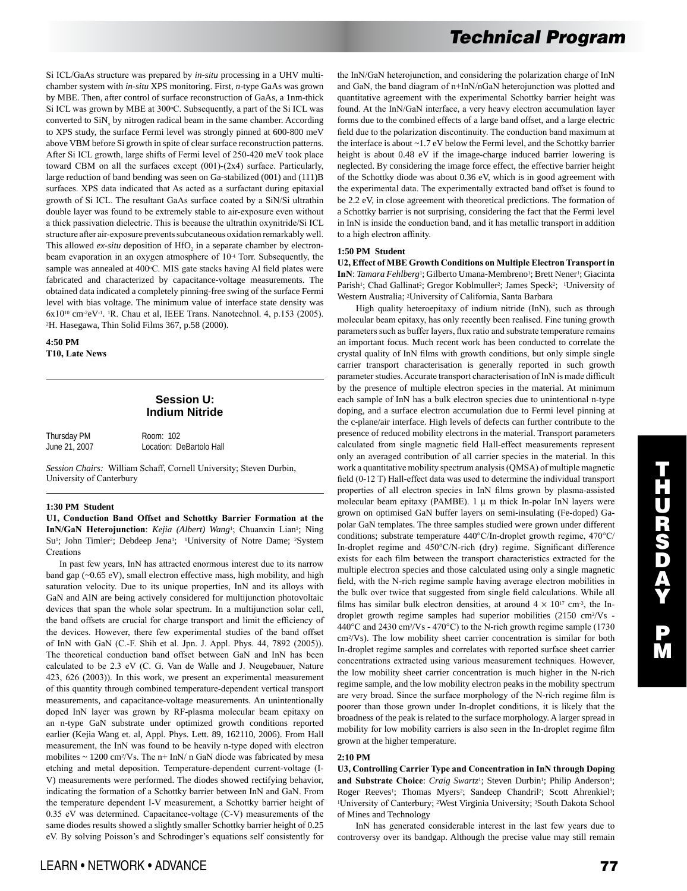Si ICL/GaAs structure was prepared by *in-situ* processing in a UHV multi-chamber system with *in-situ* XPS monitoring. First, *n*-type GaAs was grown by MBE. Then, after control of surface reconstruction of GaAs, a 1nm-thick Si ICL was grown by MBE at 300°C. Subsequently, a part of the Si ICL was converted to $SiN_x$ by nitrogen radical beam in the same chamber. According to XPS study, the surface Fermi level was strongly pinned at 600-800 meV above VBM before Si growth in spite of clear surface reconstruction patterns. After Si ICL growth, large shifts of Fermi level of 250-420 meV took place toward CBM on all the surfaces except (001)-(2x4) surface. Particularly, large reduction of band bending was seen on Ga-stabilized (001) and (111)B surfaces. XPS data indicated that As acted as a surfactant during epitaxial growth of Si ICL. The resultant GaAs surface coated by a SiN/Si ultrathin double layer was found to be extremely stable to air-exposure even without a thick passivation dielectric. This is because the ultrathin oxynitride/Si ICL structure after air-exposure prevents subcutaneous oxidation remarkably well. This allowed *ex-situ* deposition of $HfO_2$ in a separate chamber by electron-beam evaporation in an oxygen atmosphere of $10^{-4}$ Torr. Subsequently, the sample was annealed at 400°C. MIS gate stacks having Al field plates were fabricated and characterized by capacitance-voltage measurements. The obtained data indicated a completely pinning-free swing of the surface Fermi level with bias voltage. The minimum value of interface state density was $6x10^{10}$ $cm^{-2}eV^{-1}$. [1]R. Chau et al, IEEE Trans. Nanotechnol. 4, p.153 (2005). [2]H. Hasegawa, Thin Solid Films 367, p.58 (2000).

**4:50 PM**
**T10, Late News**

## Session U: Indium Nitride

Thursday PM    Room: 102
June 21, 2007    Location: DeBartolo Hall

*Session Chairs:* William Schaff, Cornell University; Steven Durbin, University of Canterbury

**1:30 PM Student**
**U1, Conduction Band Offset and Schottky Barrier Formation at the InN/GaN Heterojunction**: *Kejia (Albert) Wang*[1]; Chuanxin Lian[1]; Ning Su[1]; John Timler[2]; Debdeep Jena[1]; [1]University of Notre Dame; [2]System Creations

In past few years, InN has attracted enormous interest due to its narrow band gap (~0.65 eV), small electron effective mass, high mobility, and high saturation velocity. Due to its unique properties, InN and its alloys with GaN and AlN are being actively considered for multijunction photovoltaic devices that span the whole solar spectrum. In a multijunction solar cell, the band offsets are crucial for charge transport and limit the efficiency of the devices. However, there few experimental studies of the band offset of InN with GaN (C.-F. Shih et al. Jpn. J. Appl. Phys. 44, 7892 (2005)). The theoretical conduction band offset between GaN and InN has been calculated to be 2.3 eV (C. G. Van de Walle and J. Neugebauer, Nature 423, 626 (2003)). In this work, we present an experimental measurement of this quantity through combined temperature-dependent vertical transport measurements, and capacitance-voltage measurements. An unintentionally doped InN layer was grown by RF-plasma molecular beam epitaxy on an n-type GaN substrate under optimized growth conditions reported earlier (Kejia Wang et. al, Appl. Phys. Lett. 89, 162110, 2006). From Hall measurement, the InN was found to be heavily n-type doped with electron mobilites ~ 1200 $cm^2/Vs$. The n+ InN/ n GaN diode was fabricated by mesa etching and metal deposition. Temperature-dependent current-voltage (I-V) measurements were performed. The diodes showed rectifying behavior, indicating the formation of a Schottky barrier between InN and GaN. From the temperature dependent I-V measurement, a Schottky barrier height of 0.35 eV was determined. Capacitance-voltage (C-V) measurements of the same diodes results showed a slightly smaller Schottky barrier height of 0.25 eV. By solving Poisson's and Schrodinger's equations self consistently for the InN/GaN heterojunction, and considering the polarization charge of InN and GaN, the band diagram of n+InN/nGaN heterojunction was plotted and quantitative agreement with the experimental Schottky barrier height was found. At the InN/GaN interface, a very heavy electron accumulation layer forms due to the combined effects of a large band offset, and a large electric field due to the polarization discontinuity. The conduction band maximum at the interface is about ~1.7 eV below the Fermi level, and the Schottky barrier height is about 0.48 eV if the image-charge induced barrier lowering is neglected. By considering the image force effect, the effective barrier height of the Schottky diode was about 0.36 eV, which is in good agreement with the experimental data. The experimentally extracted band offset is found to be 2.2 eV, in close agreement with theoretical predictions. The formation of a Schottky barrier is not surprising, considering the fact that the Fermi level in InN is inside the conduction band, and it has metallic transport in addition to a high electron affinity.

**1:50 PM Student**
**U2, Effect of MBE Growth Conditions on Multiple Electron Transport in InN**: *Tamara Fehlberg*[1]; Gilberto Umana-Membreno[1]; Brett Nener[1]; Giacinta Parish[1]; Chad Gallinat[2]; Gregor Koblmuller[2]; James Speck[2]; [1]University of Western Australia; [2]University of California, Santa Barbara

High quality heteroepitaxy of indium nitride (InN), such as through molecular beam epitaxy, has only recently been realised. Fine tuning growth parameters such as buffer layers, flux ratio and substrate temperature remains an important focus. Much recent work has been conducted to correlate the crystal quality of InN films with growth conditions, but only simple single carrier transport characterisation is generally reported in such growth parameter studies. Accurate transport characterisation of InN is made difficult by the presence of multiple electron species in the material. At minimum each sample of InN has a bulk electron species due to unintentional n-type doping, and a surface electron accumulation due to Fermi level pinning at the c-plane/air interface. High levels of defects can further contribute to the presence of reduced mobility electrons in the material. Transport parameters calculated from single magnetic field Hall-effect measurements represent only an averaged contribution of all carrier species in the material. In this work a quantitative mobility spectrum analysis (QMSA) of multiple magnetic field (0-12 T) Hall-effect data was used to determine the individual transport properties of all electron species in InN films grown by plasma-assisted molecular beam epitaxy (PAMBE). 1 μ m thick In-polar InN layers were grown on optimised GaN buffer layers on semi-insulating (Fe-doped) Ga-polar GaN templates. The three samples studied were grown under different conditions; substrate temperature 440°C/In-droplet growth regime, 470°C/In-droplet regime and 450°C/N-rich (dry) regime. Significant difference exists for each film between the transport characteristics extracted for the multiple electron species and those calculated using only a single magnetic field, with the N-rich regime sample having average electron mobilities in the bulk over twice that suggested from single field calculations. While all films has similar bulk electron densities, at around $4 \times 10^{17}$ $cm^{-3}$, the In-droplet growth regime samples had superior mobilities (2150 $cm^2/Vs$ - 440°C and 2430 $cm^2/Vs$ - 470°C) to the N-rich growth regime sample (1730 $cm^2/Vs$). The low mobility sheet carrier concentration is similar for both In-droplet regime samples and correlates with reported surface sheet carrier concentrations extracted using various measurement techniques. However, the low mobility sheet carrier concentration is much higher in the N-rich regime sample, and the low mobility electron peaks in the mobility spectrum are very broad. Since the surface morphology of the N-rich regime film is poorer than those grown under In-droplet conditions, it is likely that the broadness of the peak is related to the surface morphology. A larger spread in mobility for low mobility carriers is also seen in the In-droplet regime film grown at the higher temperature.

**2:10 PM**
**U3, Controlling Carrier Type and Concentration in InN through Doping and Substrate Choice**: *Craig Swartz*[1]; Steven Durbin[1]; Philip Anderson[1]; Roger Reeves[1]; Thomas Myers[2]; Sandeep Chandril[2]; Scott Ahrenkiel[3]; [1]University of Canterbury; [2]West Virginia University; [3]South Dakota School of Mines and Technology

InN has generated considerable interest in the last few years due to controversy over its bandgap. Although the precise value may still remain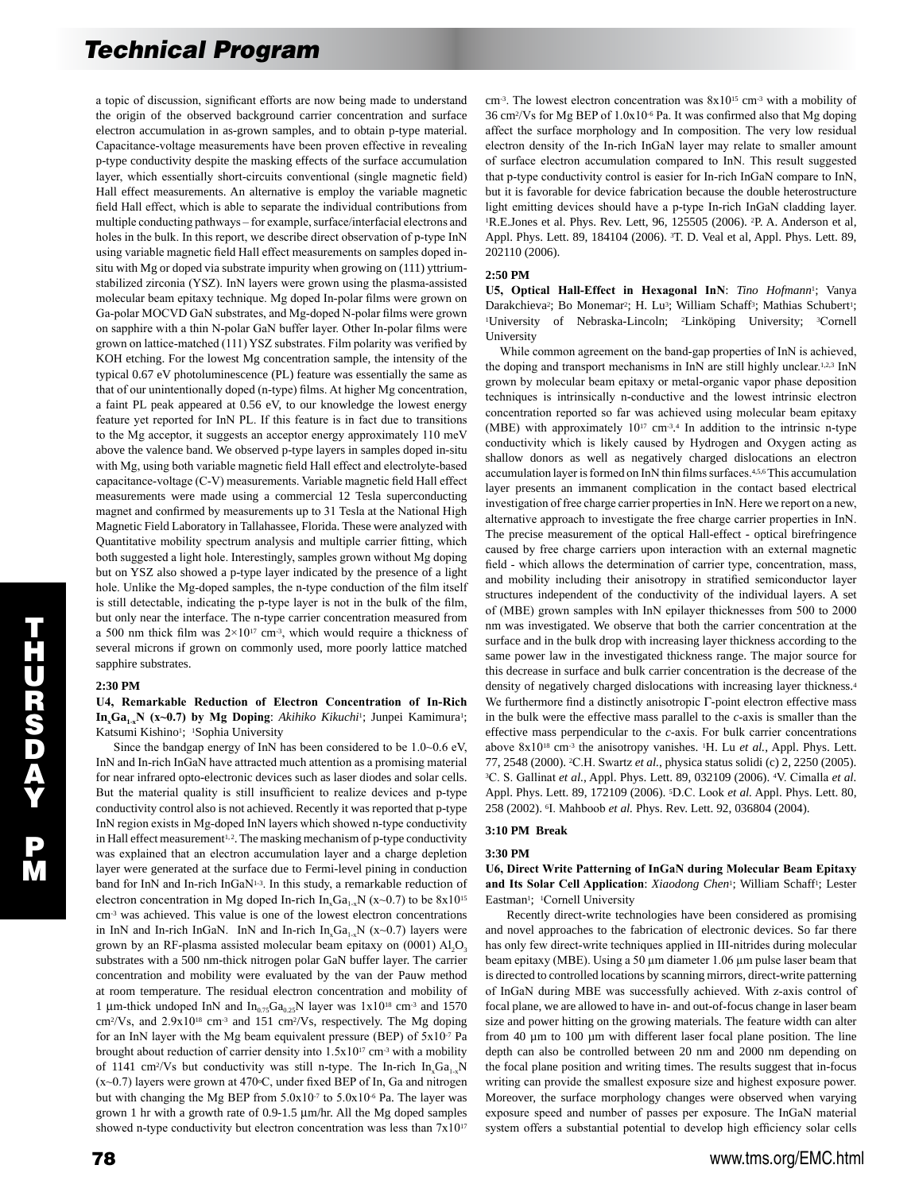a topic of discussion, significant efforts are now being made to understand the origin of the observed background carrier concentration and surface electron accumulation in as-grown samples, and to obtain p-type material. Capacitance-voltage measurements have been proven effective in revealing p-type conductivity despite the masking effects of the surface accumulation layer, which essentially short-circuits conventional (single magnetic field) Hall effect measurements. An alternative is employ the variable magnetic field Hall effect, which is able to separate the individual contributions from multiple conducting pathways – for example, surface/interfacial electrons and holes in the bulk. In this report, we describe direct observation of p-type InN using variable magnetic field Hall effect measurements on samples doped in-situ with Mg or doped via substrate impurity when growing on (111) yttrium-stabilized zirconia (YSZ). InN layers were grown using the plasma-assisted molecular beam epitaxy technique. Mg doped In-polar films were grown on Ga-polar MOCVD GaN substrates, and Mg-doped N-polar films were grown on sapphire with a thin N-polar GaN buffer layer. Other In-polar films were grown on lattice-matched (111) YSZ substrates. Film polarity was verified by KOH etching. For the lowest Mg concentration sample, the intensity of the typical 0.67 eV photoluminescence (PL) feature was essentially the same as that of our unintentionally doped (n-type) films. At higher Mg concentration, a faint PL peak appeared at 0.56 eV, to our knowledge the lowest energy feature yet reported for InN PL. If this feature is in fact due to transitions to the Mg acceptor, it suggests an acceptor energy approximately 110 meV above the valence band. We observed p-type layers in samples doped in-situ with Mg, using both variable magnetic field Hall effect and electrolyte-based capacitance-voltage (C-V) measurements. Variable magnetic field Hall effect measurements were made using a commercial 12 Tesla superconducting magnet and confirmed by measurements up to 31 Tesla at the National High Magnetic Field Laboratory in Tallahassee, Florida. These were analyzed with Quantitative mobility spectrum analysis and multiple carrier fitting, which both suggested a light hole. Interestingly, samples grown without Mg doping but on YSZ also showed a p-type layer indicated by the presence of a light hole. Unlike the Mg-doped samples, the n-type conduction of the film itself is still detectable, indicating the p-type layer is not in the bulk of the film, but only near the interface. The n-type carrier concentration measured from a 500 nm thick film was $2\times10^{17}$ cm$^{-3}$, which would require a thickness of several microns if grown on commonly used, more poorly lattice matched sapphire substrates.

**2:30 PM**

**U4, Remarkable Reduction of Electron Concentration of In-Rich $In_xGa_{1-x}N$ (x~0.7) by Mg Doping**: *Akihiko Kikuchi*[1]; Junpei Kamimura[1]; Katsumi Kishino[1]; [1]Sophia University

Since the bandgap energy of InN has been considered to be 1.0~0.6 eV, InN and In-rich InGaN have attracted much attention as a promising material for near infrared opto-electronic devices such as laser diodes and solar cells. But the material quality is still insufficient to realize devices and p-type conductivity control is also not achieved. Recently it was reported that p-type InN region exists in Mg-doped InN layers which showed n-type conductivity in Hall effect measurement[1,2]. The masking mechanism of p-type conductivity was explained that an electron accumulation layer and a charge depletion layer were generated at the surface due to Fermi-level pining in conduction band for InN and In-rich InGaN[1-3]. In this study, a remarkable reduction of electron concentration in Mg doped In-rich $In_xGa_{1-x}N$ (x~0.7) to be $8x10^{15}$ cm$^{-3}$ was achieved. This value is one of the lowest electron concentrations in InN and In-rich InGaN. InN and In-rich $In_xGa_{1-x}N$ (x~0.7) layers were grown by an RF-plasma assisted molecular beam epitaxy on (0001) $Al_2O_3$ substrates with a 500 nm-thick nitrogen polar GaN buffer layer. The carrier concentration and mobility were evaluated by the van der Pauw method at room temperature. The residual electron concentration and mobility of 1 µm-thick undoped InN and $In_{0.75}Ga_{0.25}N$ layer was $1x10^{18}$ cm$^{-3}$ and 1570 cm$^2$/Vs, and $2.9x10^{18}$ cm$^{-3}$ and 151 cm$^2$/Vs, respectively. The Mg doping for an InN layer with the Mg beam equivalent pressure (BEP) of $5x10^{-7}$ Pa brought about reduction of carrier density into $1.5x10^{17}$ cm$^{-3}$ with a mobility of 1141 cm$^2$/Vs but conductivity was still n-type. The In-rich $In_xGa_{1-x}N$ (x~0.7) layers were grown at 470°C, under fixed BEP of In, Ga and nitrogen but with changing the Mg BEP from $5.0x10^{-7}$ to $5.0x10^{-6}$ Pa. The layer was grown 1 hr with a growth rate of 0.9-1.5 µm/hr. All the Mg doped samples showed n-type conductivity but electron concentration was less than $7x10^{17}$ cm$^{-3}$. The lowest electron concentration was $8x10^{15}$ cm$^{-3}$ with a mobility of 36 cm$^2$/Vs for Mg BEP of $1.0x10^{-6}$ Pa. It was confirmed also that Mg doping affect the surface morphology and In composition. The very low residual electron density of the In-rich InGaN layer may relate to smaller amount of surface electron accumulation compared to InN. This result suggested that p-type conductivity control is easier for In-rich InGaN compare to InN, but it is favorable for device fabrication because the double heterostructure light emitting devices should have a p-type In-rich InGaN cladding layer. [1]R.E.Jones et al. Phys. Rev. Lett, 96, 125505 (2006). [2]P. A. Anderson et al, Appl. Phys. Lett. 89, 184104 (2006). [3]T. D. Veal et al, Appl. Phys. Lett. 89, 202110 (2006).

**2:50 PM**

**U5, Optical Hall-Effect in Hexagonal InN**: *Tino Hofmann*[1]; Vanya Darakchieva[2]; Bo Monemar[2]; H. Lu[3]; William Schaff[3]; Mathias Schubert[1]; [1]University of Nebraska-Lincoln; [2]Linköping University; [3]Cornell University

While common agreement on the band-gap properties of InN is achieved, the doping and transport mechanisms in InN are still highly unclear.[1,2,3] InN grown by molecular beam epitaxy or metal-organic vapor phase deposition techniques is intrinsically n-conductive and the lowest intrinsic electron concentration reported so far was achieved using molecular beam epitaxy (MBE) with approximately $10^{17}$ cm$^{-3}$.[4] In addition to the intrinsic n-type conductivity which is likely caused by Hydrogen and Oxygen acting as shallow donors as well as negatively charged dislocations an electron accumulation layer is formed on InN thin films surfaces.[4,5,6] This accumulation layer presents an immanent complication in the contact based electrical investigation of free charge carrier properties in InN. Here we report on a new, alternative approach to investigate the free charge carrier properties in InN. The precise measurement of the optical Hall-effect - optical birefringence caused by free charge carriers upon interaction with an external magnetic field - which allows the determination of carrier type, concentration, mass, and mobility including their anisotropy in stratified semiconductor layer structures independent of the conductivity of the individual layers. A set of (MBE) grown samples with InN epilayer thicknesses from 500 to 2000 nm was investigated. We observe that both the carrier concentration at the surface and in the bulk drop with increasing layer thickness according to the same power law in the investigated thickness range. The major source for this decrease in surface and bulk carrier concentration is the decrease of the density of negatively charged dislocations with increasing layer thickness.[4] We furthermore find a distinctly anisotropic Γ-point electron effective mass in the bulk were the effective mass parallel to the *c*-axis is smaller than the effective mass perpendicular to the *c*-axis. For bulk carrier concentrations above $8x10^{18}$ cm$^{-3}$ the anisotropy vanishes. [1]H. Lu *et al.*, Appl. Phys. Lett. 77, 2548 (2000). [2]C.H. Swartz *et al.*, physica status solidi (c) 2, 2250 (2005). [3]C. S. Gallinat *et al.*, Appl. Phys. Lett. 89, 032109 (2006). [4]V. Cimalla *et al.* Appl. Phys. Lett. 89, 172109 (2006). [5]D.C. Look *et al.* Appl. Phys. Lett. 80, 258 (2002). [6]I. Mahboob *et al.* Phys. Rev. Lett. 92, 036804 (2004).

**3:10 PM Break**

**3:30 PM**

**U6, Direct Write Patterning of InGaN during Molecular Beam Epitaxy and Its Solar Cell Application**: *Xiaodong Chen*[1]; William Schaff[1]; Lester Eastman[1]; [1]Cornell University

Recently direct-write technologies have been considered as promising and novel approaches to the fabrication of electronic devices. So far there has only few direct-write techniques applied in III-nitrides during molecular beam epitaxy (MBE). Using a 50 µm diameter 1.06 µm pulse laser beam that is directed to controlled locations by scanning mirrors, direct-write patterning of InGaN during MBE was successfully achieved. With z-axis control of focal plane, we are allowed to have in- and out-of-focus change in laser beam size and power hitting on the growing materials. The feature width can alter from 40 µm to 100 µm with different laser focal plane position. The line depth can also be controlled between 20 nm and 2000 nm depending on the focal plane position and writing times. The results suggest that in-focus writing can provide the smallest exposure size and highest exposure power. Moreover, the surface morphology changes were observed when varying exposure speed and number of passes per exposure. The InGaN material system offers a substantial potential to develop high efficiency solar cells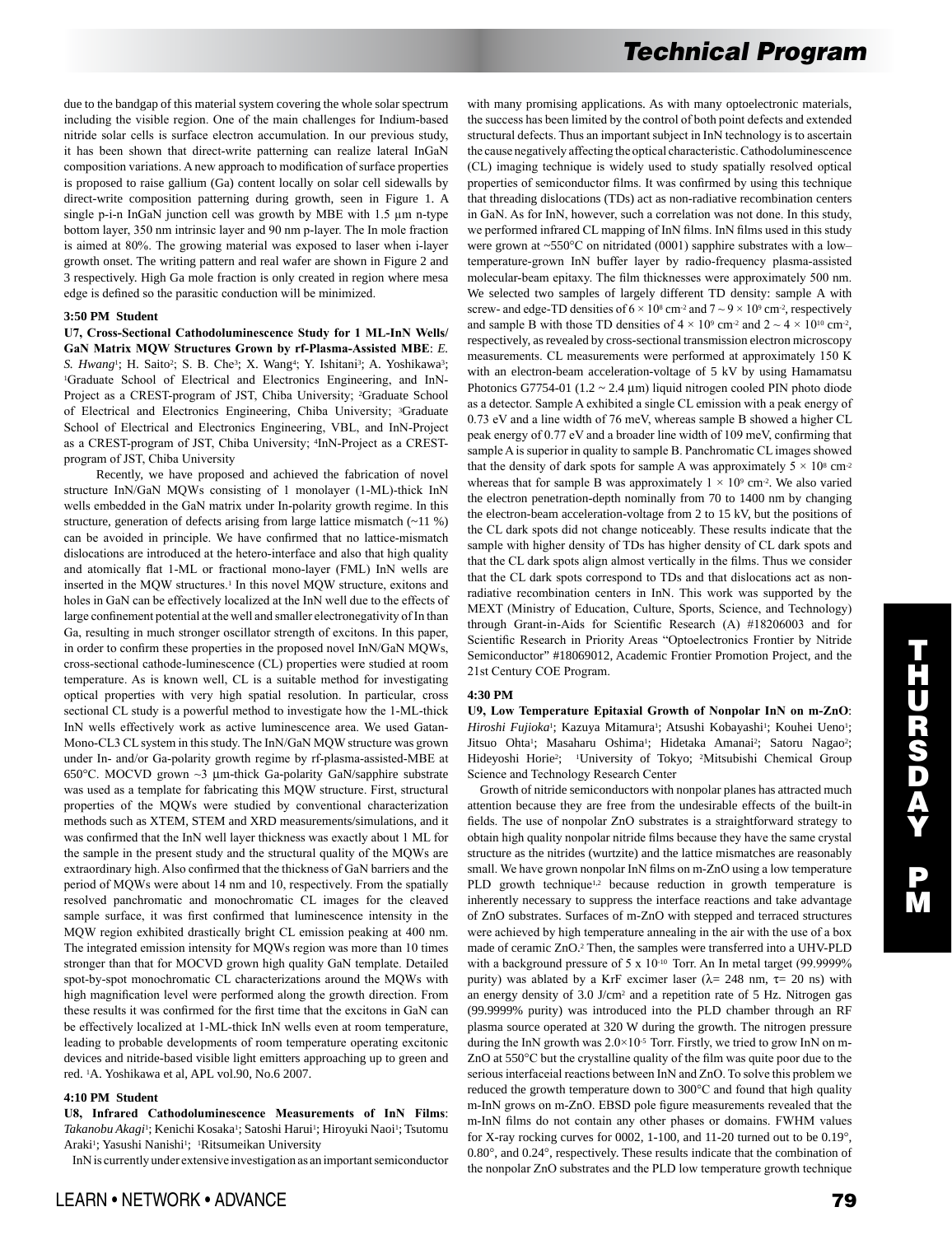due to the bandgap of this material system covering the whole solar spectrum including the visible region. One of the main challenges for Indium-based nitride solar cells is surface electron accumulation. In our previous study, it has been shown that direct-write patterning can realize lateral InGaN composition variations. A new approach to modification of surface properties is proposed to raise gallium (Ga) content locally on solar cell sidewalls by direct-write composition patterning during growth, seen in Figure 1. A single p-i-n InGaN junction cell was growth by MBE with 1.5 µm n-type bottom layer, 350 nm intrinsic layer and 90 nm p-layer. The In mole fraction is aimed at 80%. The growing material was exposed to laser when i-layer growth onset. The writing pattern and real wafer are shown in Figure 2 and 3 respectively. High Ga mole fraction is only created in region where mesa edge is defined so the parasitic conduction will be minimized.

**3:50 PM Student**

**U7, Cross-Sectional Cathodoluminescence Study for 1 ML-InN Wells/ GaN Matrix MQW Structures Grown by rf-Plasma-Assisted MBE**: *E. S. Hwang*[1]; H. Saito[2]; S. B. Che[3]; X. Wang[4]; Y. Ishitani[3]; A. Yoshikawa[3]; [1]Graduate School of Electrical and Electronics Engineering, and InN-Project as a CREST-program of JST, Chiba University; [2]Graduate School of Electrical and Electronics Engineering, Chiba University; [3]Graduate School of Electrical and Electronics Engineering, VBL, and InN-Project as a CREST-program of JST, Chiba University; [4]InN-Project as a CREST-program of JST, Chiba University

Recently, we have proposed and achieved the fabrication of novel structure InN/GaN MQWs consisting of 1 monolayer (1-ML)-thick InN wells embedded in the GaN matrix under In-polarity growth regime. In this structure, generation of defects arising from large lattice mismatch (~11 %) can be avoided in principle. We have confirmed that no lattice-mismatch dislocations are introduced at the hetero-interface and also that high quality and atomically flat 1-ML or fractional mono-layer (FML) InN wells are inserted in the MQW structures.[1] In this novel MQW structure, exitons and holes in GaN can be effectively localized at the InN well due to the effects of large confinement potential at the well and smaller electronegativity of In than Ga, resulting in much stronger oscillator strength of excitons. In this paper, in order to confirm these properties in the proposed novel InN/GaN MQWs, cross-sectional cathode-luminescence (CL) properties were studied at room temperature. As is known well, CL is a suitable method for investigating optical properties with very high spatial resolution. In particular, cross sectional CL study is a powerful method to investigate how the 1-ML-thick InN wells effectively work as active luminescence area. We used Gatan-Mono-CL3 CL system in this study. The InN/GaN MQW structure was grown under In- and/or Ga-polarity growth regime by rf-plasma-assisted-MBE at 650°C. MOCVD grown ~3 µm-thick Ga-polarity GaN/sapphire substrate was used as a template for fabricating this MQW structure. First, structural properties of the MQWs were studied by conventional characterization methods such as XTEM, STEM and XRD measurements/simulations, and it was confirmed that the InN well layer thickness was exactly about 1 ML for the sample in the present study and the structural quality of the MQWs are extraordinary high. Also confirmed that the thickness of GaN barriers and the period of MQWs were about 14 nm and 10, respectively. From the spatially resolved panchromatic and monochromatic CL images for the cleaved sample surface, it was first confirmed that luminescence intensity in the MQW region exhibited drastically bright CL emission peaking at 400 nm. The integrated emission intensity for MQWs region was more than 10 times stronger than that for MOCVD grown high quality GaN template. Detailed spot-by-spot monochromatic CL characterizations around the MQWs with high magnification level were performed along the growth direction. From these results it was confirmed for the first time that the excitons in GaN can be effectively localized at 1-ML-thick InN wells even at room temperature, leading to probable developments of room temperature operating excitonic devices and nitride-based visible light emitters approaching up to green and red. [1]A. Yoshikawa et al, APL vol.90, No.6 2007.

**4:10 PM Student**

**U8, Infrared Cathodoluminescence Measurements of InN Films**: *Takanobu Akagi*[1]; Kenichi Kosaka[1]; Satoshi Harui[1]; Hiroyuki Naoi[1]; Tsutomu Araki[1]; Yasushi Nanishi[1]; [1]Ritsumeikan University

InN is currently under extensive investigation as an important semiconductor with many promising applications. As with many optoelectronic materials, the success has been limited by the control of both point defects and extended structural defects. Thus an important subject in InN technology is to ascertain the cause negatively affecting the optical characteristic. Cathodoluminescence (CL) imaging technique is widely used to study spatially resolved optical properties of semiconductor films. It was confirmed by using this technique that threading dislocations (TDs) act as non-radiative recombination centers in GaN. As for InN, however, such a correlation was not done. In this study, we performed infrared CL mapping of InN films. InN films used in this study were grown at ~550°C on nitridated (0001) sapphire substrates with a low–temperature-grown InN buffer layer by radio-frequency plasma-assisted molecular-beam epitaxy. The film thicknesses were approximately 500 nm. We selected two samples of largely different TD density: sample A with screw- and edge-TD densities of $6 \times 10^8$ cm$^{-2}$ and $7 \sim 9 \times 10^9$ cm$^{-2}$, respectively and sample B with those TD densities of $4 \times 10^9$ cm$^{-2}$ and $2 \sim 4 \times 10^{10}$ cm$^{-2}$, respectively, as revealed by cross-sectional transmission electron microscopy measurements. CL measurements were performed at approximately 150 K with an electron-beam acceleration-voltage of 5 kV by using Hamamatsu Photonics G7754-01 (1.2 ~ 2.4 µm) liquid nitrogen cooled PIN photo diode as a detector. Sample A exhibited a single CL emission with a peak energy of 0.73 eV and a line width of 76 meV, whereas sample B showed a higher CL peak energy of 0.77 eV and a broader line width of 109 meV, confirming that sample A is superior in quality to sample B. Panchromatic CL images showed that the density of dark spots for sample A was approximately $5 \times 10^8$ cm$^{-2}$ whereas that for sample B was approximately $1 \times 10^9$ cm$^{-2}$. We also varied the electron penetration-depth nominally from 70 to 1400 nm by changing the electron-beam acceleration-voltage from 2 to 15 kV, but the positions of the CL dark spots did not change noticeably. These results indicate that the sample with higher density of TDs has higher density of CL dark spots and that the CL dark spots align almost vertically in the films. Thus we consider that the CL dark spots correspond to TDs and that dislocations act as non-radiative recombination centers in InN. This work was supported by the MEXT (Ministry of Education, Culture, Sports, Science, and Technology) through Grant-in-Aids for Scientific Research (A) #18206003 and for Scientific Research in Priority Areas "Optoelectronics Frontier by Nitride Semiconductor" #18069012, Academic Frontier Promotion Project, and the 21st Century COE Program.

**4:30 PM**

**U9, Low Temperature Epitaxial Growth of Nonpolar InN on m-ZnO**: *Hiroshi Fujioka*[1]; Kazuya Mitamura[1]; Atsushi Kobayashi[1]; Kouhei Ueno[1]; Jitsuo Ohta[1]; Masaharu Oshima[1]; Hidetaka Amanai[2]; Satoru Nagao[2]; Hideyoshi Horie[2]; [1]University of Tokyo; [2]Mitsubishi Chemical Group Science and Technology Research Center

Growth of nitride semiconductors with nonpolar planes has attracted much attention because they are free from the undesirable effects of the built-in fields. The use of nonpolar ZnO substrates is a straightforward strategy to obtain high quality nonpolar nitride films because they have the same crystal structure as the nitrides (wurtzite) and the lattice mismatches are reasonably small. We have grown nonpolar InN films on m-ZnO using a low temperature PLD growth technique[1,2] because reduction in growth temperature is inherently necessary to suppress the interface reactions and take advantage of ZnO substrates. Surfaces of m-ZnO with stepped and terraced structures were achieved by high temperature annealing in the air with the use of a box made of ceramic ZnO.[2] Then, the samples were transferred into a UHV-PLD with a background pressure of $5 \times 10^{-10}$ Torr. An In metal target (99.9999% purity) was ablated by a KrF excimer laser ($\lambda$= 248 nm, $\tau$= 20 ns) with an energy density of 3.0 J/cm$^2$ and a repetition rate of 5 Hz. Nitrogen gas (99.9999% purity) was introduced into the PLD chamber through an RF plasma source operated at 320 W during the growth. The nitrogen pressure during the InN growth was $2.0 \times 10^{-5}$ Torr. Firstly, we tried to grow InN on m-ZnO at 550°C but the crystalline quality of the film was quite poor due to the serious interfaceial reactions between InN and ZnO. To solve this problem we reduced the growth temperature down to 300°C and found that high quality m-InN grows on m-ZnO. EBSD pole figure measurements revealed that the m-InN films do not contain any other phases or domains. FWHM values for X-ray rocking curves for 0002, 1-100, and 11-20 turned out to be 0.19°, 0.80°, and 0.24°, respectively. These results indicate that the combination of the nonpolar ZnO substrates and the PLD low temperature growth technique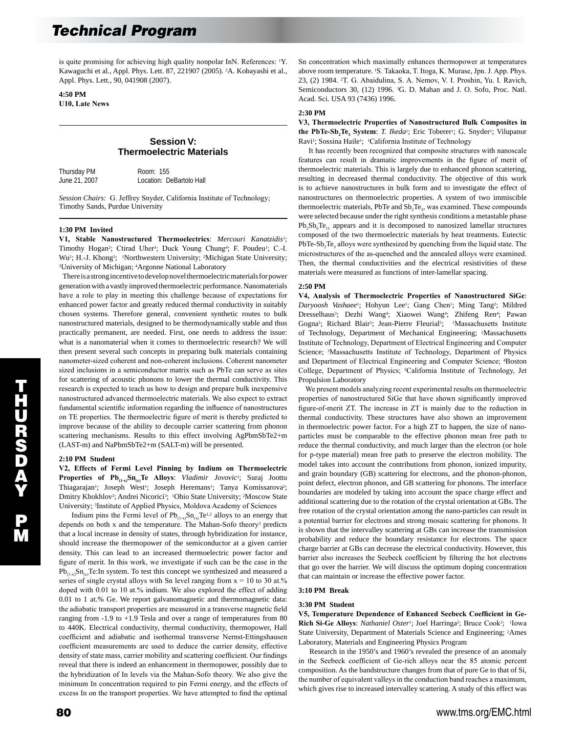is quite promising for achieving high quality nonpolar InN. References: [1]Y. Kawaguchi et al., Appl. Phys. Lett. 87, 221907 (2005). [2]A. Kobayashi et al., Appl. Phys. Lett., 90, 041908 (2007).

**4:50 PM**
**U10, Late News**

## Session V: Thermoelectric Materials

Thursday PM — Room: 155
June 21, 2007 — Location: DeBartolo Hall

*Session Chairs:* G. Jeffrey Snyder, California Institute of Technology; Timothy Sands, Purdue University

**1:30 PM Invited**

**V1, Stable Nanostructured Thermoelectrics**: *Mercouri Kanatzidis*[1]; Timothy Hogan[2]; Ctirad Uher[3]; Duck Young Chung[4]; F. Poudeu[1]; C.-I. Wu[2]; H.-J. Khong[3]; [1]Northwestern University; [2]Michigan State University; [3]University of Michigan; [4]Argonne National Laboratory

There is a strong incentive to develop novel thermoelectric materials for power generation with a vastly improved thermoelectric performance. Nanomaterials have a role to play in meeting this challenge because of expectations for enhanced power factor and greatly reduced thermal conductivity in suitably chosen systems. Therefore general, convenient synthetic routes to bulk nanostructured materials, designed to be thermodynamically stable and thus practically permanent, are needed. First, one needs to address the issue: what is a nanomaterial when it comes to thermoelectric research? We will then present several such concepts in preparing bulk materials containing nanometer-sized coherent and non-coherent inclusions. Coherent nanometer sized inclusions in a semiconductor matrix such as PbTe can serve as sites for scattering of acoustic phonons to lower the thermal conductivity. This research is expected to teach us how to design and prepare bulk inexpensive nanostructured advanced thermoelectric materials. We also expect to extract fundamental scientific information regarding the influence of nanostructures on TE properties. The thermoelectric figure of merit is thereby predicted to improve because of the ability to decouple carrier scattering from phonon scattering mechanisms. Results to this effect involving AgPbmSbTe2+m (LAST-m) and NaPbmSbTe2+m (SALT-m) will be presented.

**2:10 PM Student**

**V2, Effects of Fermi Level Pinning by Indium on Thermoelectric Properties of $Pb_{(1-x)}Sn_{(x)}Te$ Alloys**: *Vladimir Jovovic*[1]; Suraj Joottu Thiagarajan[1]; Joseph West[1]; Joseph Heremans[1]; Tanya Komissarova[2]; Dmitry Khokhlov[2]; Andrei Nicorici[3]; [1]Ohio State University; [2]Moscow State University; [3]Institute of Applied Physics, Moldova Academy of Sciences

Indium pins the Fermi level of $Pb_{(1-x)}Sn_{(x)}Te$[1,2] alloys to an energy that depends on both x and the temperature. The Mahan-Sofo theory[3] predicts that a local increase in density of states, through hybridization for instance, should increase the thermopower of the semiconductor at a given carrier density. This can lead to an increased thermoelectric power factor and figure of merit. In this work, we investigate if such can be the case in the $Pb_{(1-x)}Sn_{(x)}Te$:In system. To test this concept we synthesized and measured a series of single crystal alloys with Sn level ranging from x = 10 to 30 at.% doped with 0.01 to 10 at.% indium. We also explored the effect of adding 0.01 to 1 at.% Ge. We report galvanomagnetic and thermomagnetic data: the adiabatic transport properties are measured in a transverse magnetic field ranging from -1.9 to +1.9 Tesla and over a range of temperatures from 80 to 440K. Electrical conductivity, thermal conductivity, thermopower, Hall coefficient and adiabatic and isothermal transverse Nernst-Ettingshausen coefficient measurements are used to deduce the carrier density, effective density of state mass, carrier mobility and scattering coefficient. Our findings reveal that there is indeed an enhancement in thermopower, possibly due to the hybridization of In levels via the Mahan-Sofo theory. We also give the minimum In concentration required to pin Fermi energy, and the effects of excess In on the transport properties. We have attempted to find the optimal Sn concentration which maximally enhances thermopower at temperatures above room temperature. [1]S. Takaoka, T. Itoga, K. Murase, Jpn. J. App. Phys. 23, (2) 1984. [2]T. G. Abaidulina, S. A. Nemov, V. I. Proshin, Yu. I. Ravich, Semiconductors 30, (12) 1996. [3]G. D. Mahan and J. O. Sofo, Proc. Natl. Acad. Sci. USA 93 (7436) 1996.

**2:30 PM**

**V3, Thermoelectric Properties of Nanostructured Bulk Composites in the $PbTe$-$Sb_2Te_3$ System**: *T. Ikeda*[1]; Eric Toberer[1]; G. Snyder[1]; Vilupanur Ravi[1]; Sossina Haile[1]; [1]California Institute of Technology

It has recently been recognized that composite structures with nanoscale features can result in dramatic improvements in the figure of merit of thermoelectric materials. This is largely due to enhanced phonon scattering, resulting in decreased thermal conductivity. The objective of this work is to achieve nanostructures in bulk form and to investigate the effect of nanostructures on thermoelectric properties. A system of two immiscible thermoelectric materials, PbTe and $Sb_2Te_3$, was examined. These compounds were selected because under the right synthesis conditions a metastable phase $Pb_2Sb_6Te_{11}$ appears and it is decomposed to nanosized lamellar structures composed of the two thermoelectric materials by heat treatments. Eutectic $PbTe$-$Sb_2Te_3$ alloys were synthesized by quenching from the liquid state. The microstructures of the as-quenched and the annealed alloys were examined. Then, the thermal conductivities and the electrical resistivities of these materials were measured as functions of inter-lamellar spacing.

**2:50 PM**

**V4, Analysis of Thermoelectric Properties of Nanostructured SiGe**: *Daryoosh Vashaee*[1]; Hohyun Lee[1]; Gang Chen[1]; Ming Tang[2]; Mildred Dresselhaus[3]; Dezhi Wang[4]; Xiaowei Wang[4]; Zhifeng Ren[4]; Pawan Gogna[5]; Richard Blair[5]; Jean-Pierre Fleurial[5]; [1]Massachusetts Institute of Technology, Department of Mechanical Engineering; [2]Massachusetts Institute of Technology, Department of Electrical Engineering and Computer Science; [3]Massachusetts Institute of Technology, Department of Physics and Department of Electrical Engineering and Computer Science; [4]Boston College, Department of Physics; [5]California Institute of Technology, Jet Propulsion Laboratory

We present models analyzing recent experimental results on thermoelectric properties of nanostructured SiGe that have shown significantly improved figure-of-merit ZT. The increase in ZT is mainly due to the reduction in thermal conductivity. These structures have also shown an improvement in thermoelectric power factor. For a high ZT to happen, the size of nano-particles must be comparable to the effective phonon mean free path to reduce the thermal conductivity, and much larger than the electron (or hole for p-type material) mean free path to preserve the electron mobility. The model takes into account the contributions from phonon, ionized impurity, and grain boundary (GB) scattering for electrons, and the phonon-phonon, point defect, electron phonon, and GB scattering for phonons. The interface boundaries are modeled by taking into account the space charge effect and additional scattering due to the rotation of the crystal orientation at GBs. The free rotation of the crystal orientation among the nano-particles can result in a potential barrier for electrons and strong mosaic scattering for phonons. It is shown that the intervalley scattering at GBs can increase the transmission probability and reduce the boundary resistance for electrons. The space charge barrier at GBs can decrease the electrical conductivity. However, this barrier also increases the Seebeck coefficient by filtering the hot electrons that go over the barrier. We will discuss the optimum doping concentration that can maintain or increase the effective power factor.

**3:10 PM Break**

**3:30 PM Student**

**V5, Temperature Dependence of Enhanced Seebeck Coefficient in Ge-Rich Si-Ge Alloys**: *Nathaniel Oster*[1]; Joel Harringa[2]; Bruce Cook[2]; [1]Iowa State University, Department of Materials Science and Engineering; [2]Ames Laboratory, Materials and Engineering Physics Program

Research in the 1950's and 1960's revealed the presence of an anomaly in the Seebeck coefficient of Ge-rich alloys near the 85 atomic percent composition. As the bandstructure changes from that of pure Ge to that of Si, the number of equivalent valleys in the conduction band reaches a maximum, which gives rise to increased intervalley scattering. A study of this effect was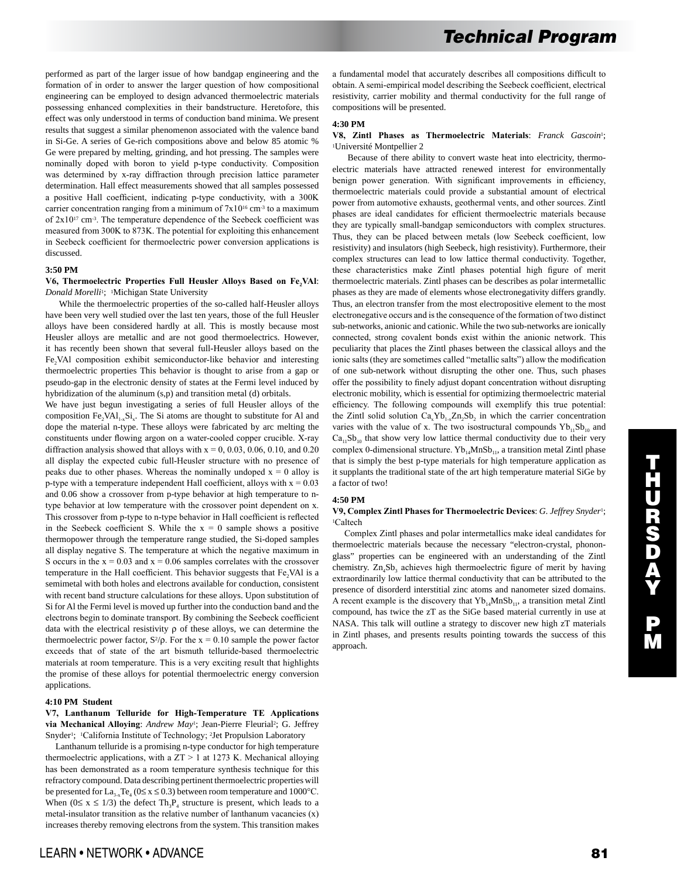performed as part of the larger issue of how bandgap engineering and the formation of in order to answer the larger question of how compositional engineering can be employed to design advanced thermoelectric materials possessing enhanced complexities in their bandstructure. Heretofore, this effect was only understood in terms of conduction band minima. We present results that suggest a similar phenomenon associated with the valence band in Si-Ge. A series of Ge-rich compositions above and below 85 atomic % Ge were prepared by melting, grinding, and hot pressing. The samples were nominally doped with boron to yield p-type conductivity. Composition was determined by x-ray diffraction through precision lattice parameter determination. Hall effect measurements showed that all samples possessed a positive Hall coefficient, indicating p-type conductivity, with a 300K carrier concentration ranging from a minimum of $7x10^{16}$ cm$^{-3}$ to a maximum of $2x10^{17}$ cm$^{-3}$. The temperature dependence of the Seebeck coefficient was measured from 300K to 873K. The potential for exploiting this enhancement in Seebeck coefficient for thermoelectric power conversion applications is discussed.

**3:50 PM**

**V6, Thermoelectric Properties Full Heusler Alloys Based on $Fe_2VAl$**: *Donald Morelli*[1]; [1]Michigan State University

While the thermoelectric properties of the so-called half-Heusler alloys have been very well studied over the last ten years, those of the full Heusler alloys have been considered hardly at all. This is mostly because most Heusler alloys are metallic and are not good thermoelectrics. However, it has recently been shown that several full-Heusler alloys based on the $Fe_2VAl$ composition exhibit semiconductor-like behavior and interesting thermoelectric properties This behavior is thought to arise from a gap or pseudo-gap in the electronic density of states at the Fermi level induced by hybridization of the aluminum (s,p) and transition metal (d) orbitals.

We have just begun investigating a series of full Heusler alloys of the composition $Fe_2VAl_{1-x}Si_x$. The Si atoms are thought to substitute for Al and dope the material n-type. These alloys were fabricated by arc melting the constituents under flowing argon on a water-cooled copper crucible. X-ray diffraction analysis showed that alloys with x = 0, 0.03, 0.06, 0.10, and 0.20 all display the expected cubic full-Heusler structure with no presence of peaks due to other phases. Whereas the nominally undoped x = 0 alloy is p-type with a temperature independent Hall coefficient, alloys with x = 0.03 and 0.06 show a crossover from p-type behavior at high temperature to n-type behavior at low temperature with the crossover point dependent on x. This crossover from p-type to n-type behavior in Hall coefficient is reflected in the Seebeck coefficient S. While the x = 0 sample shows a positive thermopower through the temperature range studied, the Si-doped samples all display negative S. The temperature at which the negative maximum in S occurs in the x = 0.03 and x = 0.06 samples correlates with the crossover temperature in the Hall coefficient. This behavior suggests that $Fe_2VAl$ is a semimetal with both holes and electrons available for conduction, consistent with recent band structure calculations for these alloys. Upon substitution of Si for Al the Fermi level is moved up further into the conduction band and the electrons begin to dominate transport. By combining the Seebeck coefficient data with the electrical resistivity ρ of these alloys, we can determine the thermoelectric power factor, $S^2/\rho$. For the x = 0.10 sample the power factor exceeds that of state of the art bismuth telluride-based thermoelectric materials at room temperature. This is a very exciting result that highlights the promise of these alloys for potential thermoelectric energy conversion applications.

**4:10 PM Student**

**V7, Lanthanum Telluride for High-Temperature TE Applications via Mechanical Alloying**: *Andrew May*[1]; Jean-Pierre Fleurial[2]; G. Jeffrey Snyder[1]; [1]California Institute of Technology; [2]Jet Propulsion Laboratory

Lanthanum telluride is a promising n-type conductor for high temperature thermoelectric applications, with a ZT > 1 at 1273 K. Mechanical alloying has been demonstrated as a room temperature synthesis technique for this refractory compound. Data describing pertinent thermoelectric properties will be presented for $La_{3-x}Te_4$ ($0 \leq x \leq 0.3$) between room temperature and 1000°C. When ($0 \leq x \leq 1/3$) the defect $Th_3P_4$ structure is present, which leads to a metal-insulator transition as the relative number of lanthanum vacancies (x) increases thereby removing electrons from the system. This transition makes a fundamental model that accurately describes all compositions difficult to obtain. A semi-empirical model describing the Seebeck coefficient, electrical resistivity, carrier mobility and thermal conductivity for the full range of compositions will be presented.

**4:30 PM**

**V8, Zintl Phases as Thermoelectric Materials**: *Franck Gascoin*[1]; [1]Université Montpellier 2

Because of there ability to convert waste heat into electricity, thermoelectric materials have attracted renewed interest for environmentally benign power generation. With significant improvements in efficiency, thermoelectric materials could provide a substantial amount of electrical power from automotive exhausts, geothermal vents, and other sources. Zintl phases are ideal candidates for efficient thermoelectric materials because they are typically small-bandgap semiconductors with complex structures. Thus, they can be placed between metals (low Seebeck coefficient, low resistivity) and insulators (high Seebeck, high resistivity). Furthermore, their complex structures can lead to low lattice thermal conductivity. Together, these characteristics make Zintl phases potential high figure of merit thermoelectric materials. Zintl phases can be describes as polar intermetallic phases as they are made of elements whose electronegativity differs grandly. Thus, an electron transfer from the most electropositive element to the most electronegative occurs and is the consequence of the formation of two distinct sub-networks, anionic and cationic. While the two sub-networks are ionically connected, strong covalent bonds exist within the anionic network. This peculiarity that places the Zintl phases between the classical alloys and the ionic salts (they are sometimes called "metallic salts") allow the modification of one sub-network without disrupting the other one. Thus, such phases offer the possibility to finely adjust dopant concentration without disrupting electronic mobility, which is essential for optimizing thermoelectric material efficiency. The following compounds will exemplify this true potential: the Zintl solid solution $Ca_xYb_{1-x}Zn_2Sb_2$ in which the carrier concentration varies with the value of x. The two isostructural compounds $Yb_{11}Sb_{10}$ and $Ca_{11}Sb_{10}$ that show very low lattice thermal conductivity due to their very complex 0-dimensional structure. $Yb_{14}MnSb_{11}$, a transition metal Zintl phase that is simply the best p-type materials for high temperature application as it supplants the traditional state of the art high temperature material SiGe by a factor of two!

**4:50 PM**

**V9, Complex Zintl Phases for Thermoelectric Devices**: *G. Jeffrey Snyder*[1]; [1]Caltech

Complex Zintl phases and polar intermetallics make ideal candidates for thermoelectric materials because the necessary "electron-crystal, phonon-glass" properties can be engineered with an understanding of the Zintl chemistry. $Zn_4Sb_3$ achieves high thermoelectric figure of merit by having extraordinarily low lattice thermal conductivity that can be attributed to the presence of disorderd interstitial zinc atoms and nanometer sized domains. A recent example is the discovery that $Yb_{14}MnSb_{11}$, a transition metal Zintl compound, has twice the zT as the SiGe based material currently in use at NASA. This talk will outline a strategy to discover new high zT materials in Zintl phases, and presents results pointing towards the success of this approach.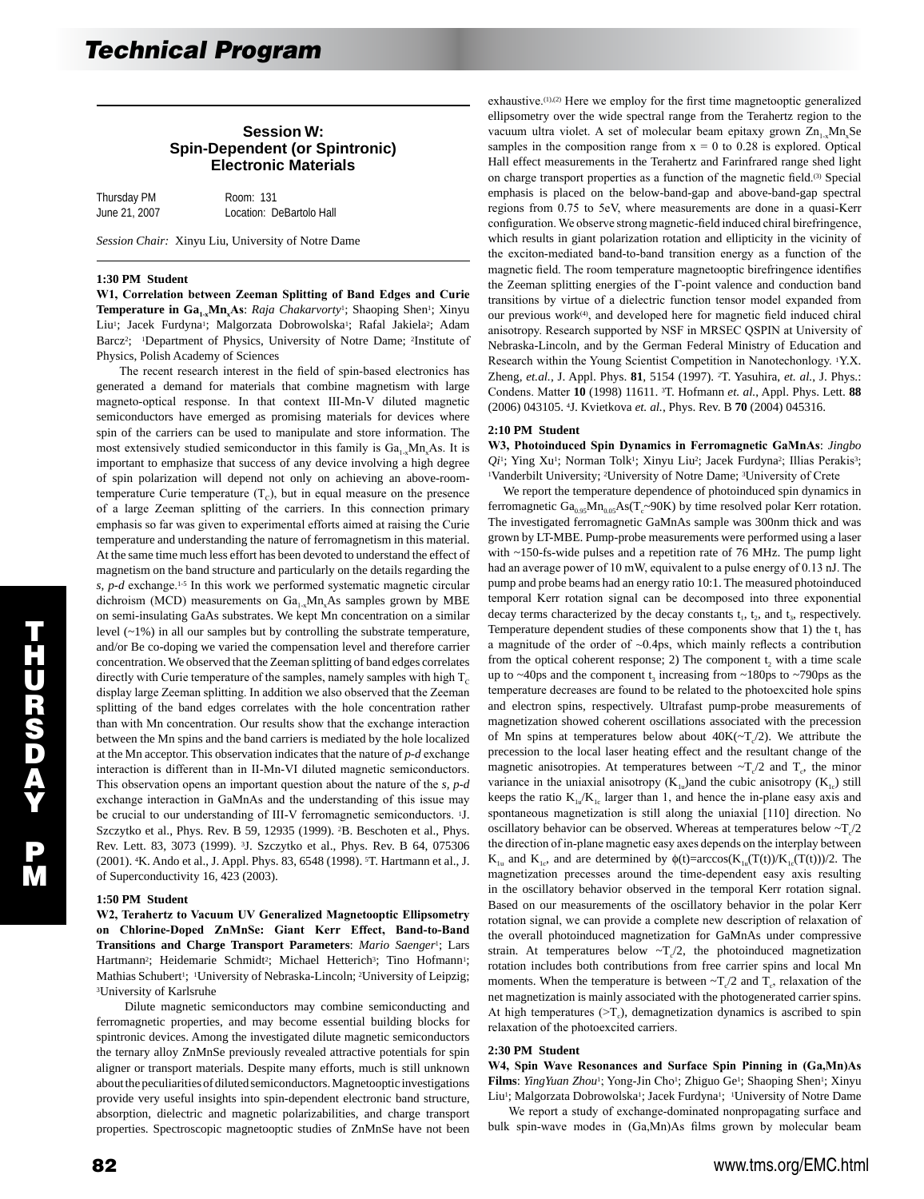## Session W: Spin-Dependent (or Spintronic) Electronic Materials

Thursday PM   Room: 131
June 21, 2007   Location: DeBartolo Hall

*Session Chair:* Xinyu Liu, University of Notre Dame

**1:30 PM Student**

**W1, Correlation between Zeeman Splitting of Band Edges and Curie Temperature in $Ga_{1-x}Mn_xAs$**: *Raja Chakarvorty*[1]; Shaoping Shen[1]; Xinyu Liu[1]; Jacek Furdyna[1]; Malgorzata Dobrowolska[1]; Rafal Jakiela[2]; Adam Barcz[2]; [1]Department of Physics, University of Notre Dame; [2]Institute of Physics, Polish Academy of Sciences

The recent research interest in the field of spin-based electronics has generated a demand for materials that combine magnetism with large magneto-optical response. In that context III-Mn-V diluted magnetic semiconductors have emerged as promising materials for devices where spin of the carriers can be used to manipulate and store information. The most extensively studied semiconductor in this family is $Ga_{1-x}Mn_xAs$. It is important to emphasize that success of any device involving a high degree of spin polarization will depend not only on achieving an above-room-temperature Curie temperature ($T_C$), but in equal measure on the presence of a large Zeeman splitting of the carriers. In this connection primary emphasis so far was given to experimental efforts aimed at raising the Curie temperature and understanding the nature of ferromagnetism in this material. At the same time much less effort has been devoted to understand the effect of magnetism on the band structure and particularly on the details regarding the *s, p-d* exchange.[1-5] In this work we performed systematic magnetic circular dichroism (MCD) measurements on $Ga_{1-x}Mn_xAs$ samples grown by MBE on semi-insulating GaAs substrates. We kept Mn concentration on a similar level (~1%) in all our samples but by controlling the substrate temperature, and/or Be co-doping we varied the compensation level and therefore carrier concentration. We observed that the Zeeman splitting of band edges correlates directly with Curie temperature of the samples, namely samples with high $T_C$ display large Zeeman splitting. In addition we also observed that the Zeeman splitting of the band edges correlates with the hole concentration rather than with Mn concentration. Our results show that the exchange interaction between the Mn spins and the band carriers is mediated by the hole localized at the Mn acceptor. This observation indicates that the nature of *p-d* exchange interaction is different than in II-Mn-VI diluted magnetic semiconductors. This observation opens an important question about the nature of the *s, p-d* exchange interaction in GaMnAs and the understanding of this issue may be crucial to our understanding of III-V ferromagnetic semiconductors. [1]J. Szczytko et al., Phys. Rev. B 59, 12935 (1999). [2]B. Beschoten et al., Phys. Rev. Lett. 83, 3073 (1999). [3]J. Szczytko et al., Phys. Rev. B 64, 075306 (2001). [4]K. Ando et al., J. Appl. Phys. 83, 6548 (1998). [5]T. Hartmann et al., J. of Superconductivity 16, 423 (2003).

**1:50 PM Student**

**W2, Terahertz to Vacuum UV Generalized Magnetooptic Ellipsometry on Chlorine-Doped ZnMnSe: Giant Kerr Effect, Band-to-Band Transitions and Charge Transport Parameters**: *Mario Saenger*[1]; Lars Hartmann[2]; Heidemarie Schmidt[2]; Michael Hetterich[3]; Tino Hofmann[1]; Mathias Schubert[1]; [1]University of Nebraska-Lincoln; [2]University of Leipzig; [3]University of Karlsruhe

Dilute magnetic semiconductors may combine semiconducting and ferromagnetic properties, and may become essential building blocks for spintronic devices. Among the investigated dilute magnetic semiconductors the ternary alloy ZnMnSe previously revealed attractive potentials for spin aligner or transport materials. Despite many efforts, much is still unknown about the peculiarities of diluted semiconductors. Magnetooptic investigations provide very useful insights into spin-dependent electronic band structure, absorption, dielectric and magnetic polarizabilities, and charge transport properties. Spectroscopic magnetooptic studies of ZnMnSe have not been exhaustive.[(1),(2)] Here we employ for the first time magnetooptic generalized ellipsometry over the wide spectral range from the Terahertz region to the vacuum ultra violet. A set of molecular beam epitaxy grown $Zn_{1-x}Mn_xSe$ samples in the composition range from x = 0 to 0.28 is explored. Optical Hall effect measurements in the Terahertz and Farinfrared range shed light on charge transport properties as a function of the magnetic field.[(3)] Special emphasis is placed on the below-band-gap and above-band-gap spectral regions from 0.75 to 5eV, where measurements are done in a quasi-Kerr configuration. We observe strong magnetic-field induced chiral birefringence, which results in giant polarization rotation and ellipticity in the vicinity of the exciton-mediated band-to-band transition energy as a function of the magnetic field. The room temperature magnetooptic birefringence identifies the Zeeman splitting energies of the Γ-point valence and conduction band transitions by virtue of a dielectric function tensor model expanded from our previous work[(4)], and developed here for magnetic field induced chiral anisotropy. Research supported by NSF in MRSEC QSPIN at University of Nebraska-Lincoln, and by the German Federal Ministry of Education and Research within the Young Scientist Competition in Nanotechonlogy. [1]Y.X. Zheng, *et.al.*, J. Appl. Phys. **81**, 5154 (1997). [2]T. Yasuhira, *et. al.*, J. Phys.: Condens. Matter **10** (1998) 11611. [3]T. Hofmann *et. al.*, Appl. Phys. Lett. **88** (2006) 043105. [4]J. Kvietkova *et. al.*, Phys. Rev. B **70** (2004) 045316.

**2:10 PM Student**

**W3, Photoinduced Spin Dynamics in Ferromagnetic GaMnAs**: *Jingbo Qi*[1]; Ying Xu[1]; Norman Tolk[1]; Xinyu Liu[2]; Jacek Furdyna[2]; Illias Perakis[3]; [1]Vanderbilt University; [2]University of Notre Dame; [3]University of Crete

We report the temperature dependence of photoinduced spin dynamics in ferromagnetic $Ga_{0.95}Mn_{0.05}As$($T_c$~90K) by time resolved polar Kerr rotation. The investigated ferromagnetic GaMnAs sample was 300nm thick and was grown by LT-MBE. Pump-probe measurements were performed using a laser with ~150-fs-wide pulses and a repetition rate of 76 MHz. The pump light had an average power of 10 mW, equivalent to a pulse energy of 0.13 nJ. The pump and probe beams had an energy ratio 10:1. The measured photoinduced temporal Kerr rotation signal can be decomposed into three exponential decay terms characterized by the decay constants $t_1$, $t_2$, and $t_3$, respectively. Temperature dependent studies of these components show that 1) the $t_1$ has a magnitude of the order of ~0.4ps, which mainly reflects a contribution from the optical coherent response; 2) The component $t_2$ with a time scale up to ~40ps and the component $t_3$ increasing from ~180ps to ~790ps as the temperature decreases are found to be related to the photoexcited hole spins and electron spins, respectively. Ultrafast pump-probe measurements of magnetization showed coherent oscillations associated with the precession of Mn spins at temperatures below about 40K(~$T_c$/2). We attribute the precession to the local laser heating effect and the resultant change of the magnetic anisotropies. At temperatures between ~$T_c$/2 and $T_c$, the minor variance in the uniaxial anisotropy ($K_{1u}$)and the cubic anisotropy ($K_{1c}$) still keeps the ratio $K_{1u}/K_{1c}$ larger than 1, and hence the in-plane easy axis and spontaneous magnetization is still along the uniaxial [110] direction. No oscillatory behavior can be observed. Whereas at temperatures below ~$T_c$/2 the direction of in-plane magnetic easy axes depends on the interplay between $K_{1u}$ and $K_{1c}$, and are determined by $\phi(t)=\arccos(K_{1u}(T(t))/K_{1c}(T(t)))/2$. The magnetization precesses around the time-dependent easy axis resulting in the oscillatory behavior observed in the temporal Kerr rotation signal. Based on our measurements of the oscillatory behavior in the polar Kerr rotation signal, we can provide a complete new description of relaxation of the overall photoinduced magnetization for GaMnAs under compressive strain. At temperatures below ~$T_c$/2, the photoinduced magnetization rotation includes both contributions from free carrier spins and local Mn moments. When the temperature is between ~$T_c$/2 and $T_c$, relaxation of the net magnetization is mainly associated with the photogenerated carrier spins. At high temperatures (>$T_c$), demagnetization dynamics is ascribed to spin relaxation of the photoexcited carriers.

**2:30 PM Student**

**W4, Spin Wave Resonances and Surface Spin Pinning in (Ga,Mn)As Films**: *YingYuan Zhou*[1]; Yong-Jin Cho[1]; Zhiguo Ge[1]; Shaoping Shen[1]; Xinyu Liu[1]; Malgorzata Dobrowolska[1]; Jacek Furdyna[1]; [1]University of Notre Dame

We report a study of exchange-dominated nonpropagating surface and bulk spin-wave modes in (Ga,Mn)As films grown by molecular beam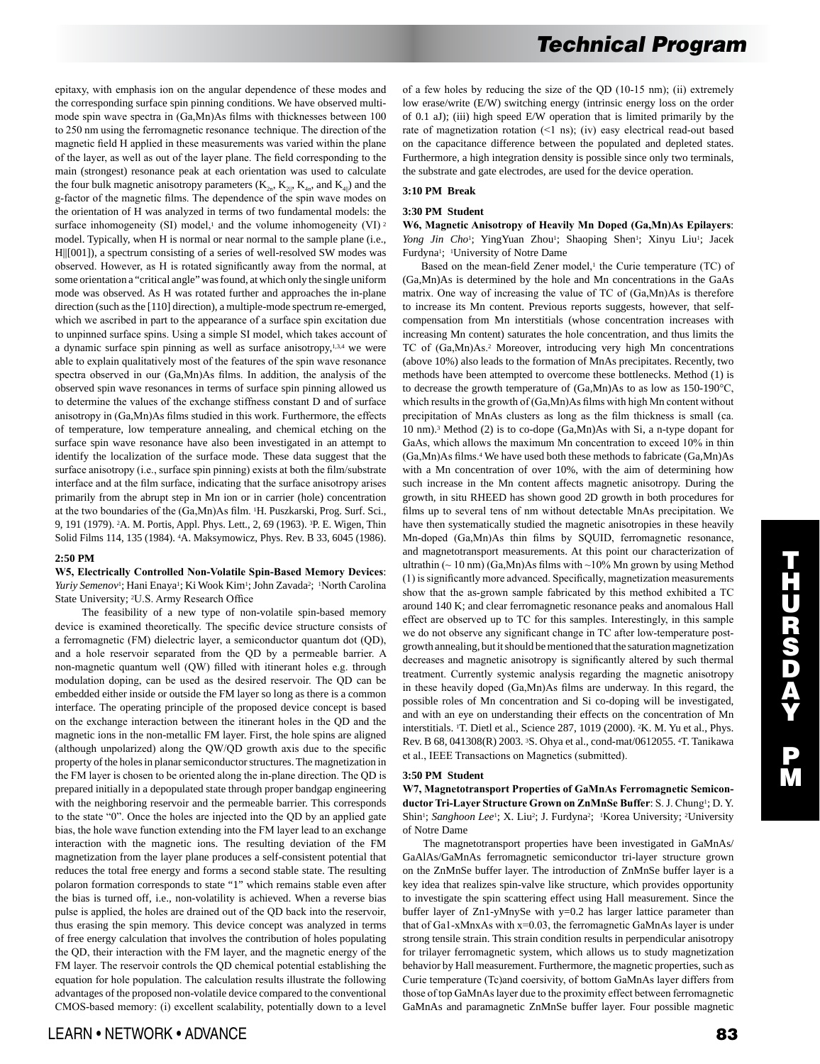epitaxy, with emphasis ion on the angular dependence of these modes and the corresponding surface spin pinning conditions. We have observed multi-mode spin wave spectra in (Ga,Mn)As films with thicknesses between 100 to 250 nm using the ferromagnetic resonance technique. The direction of the magnetic field H applied in these measurements was varied within the plane of the layer, as well as out of the layer plane. The field corresponding to the main (strongest) resonance peak at each orientation was used to calculate the four bulk magnetic anisotropy parameters ($K_{2n}$, $K_{2||}$, $K_{4n}$, and $K_{4||}$) and the g-factor of the magnetic films. The dependence of the spin wave modes on the orientation of H was analyzed in terms of two fundamental models: the surface inhomogeneity (SI) model,[1] and the volume inhomogeneity (VI) [2] model. Typically, when H is normal or near normal to the sample plane (i.e., H||[001]), a spectrum consisting of a series of well-resolved SW modes was observed. However, as H is rotated significantly away from the normal, at some orientation a "critical angle" was found, at which only the single uniform mode was observed. As H was rotated further and approaches the in-plane direction (such as the [110] direction), a multiple-mode spectrum re-emerged, which we ascribed in part to the appearance of a surface spin excitation due to unpinned surface spins. Using a simple SI model, which takes account of a dynamic surface spin pinning as well as surface anisotropy,[1,3,4] we were able to explain qualitatively most of the features of the spin wave resonance spectra observed in our (Ga,Mn)As films. In addition, the analysis of the observed spin wave resonances in terms of surface spin pinning allowed us to determine the values of the exchange stiffness constant D and of surface anisotropy in (Ga,Mn)As films studied in this work. Furthermore, the effects of temperature, low temperature annealing, and chemical etching on the surface spin wave resonance have also been investigated in an attempt to identify the localization of the surface mode. These data suggest that the surface anisotropy (i.e., surface spin pinning) exists at both the film/substrate interface and at the film surface, indicating that the surface anisotropy arises primarily from the abrupt step in Mn ion or in carrier (hole) concentration at the two boundaries of the (Ga,Mn)As film. [1]H. Puszkarski, Prog. Surf. Sci., 9, 191 (1979). [2]A. M. Portis, Appl. Phys. Lett., 2, 69 (1963). [3]P. E. Wigen, Thin Solid Films 114, 135 (1984). [4]A. Maksymowicz, Phys. Rev. B 33, 6045 (1986).

**2:50 PM**

**W5, Electrically Controlled Non-Volatile Spin-Based Memory Devices**: *Yuriy Semenov*[1]; Hani Enaya[1]; Ki Wook Kim[1]; John Zavada[2]; [1]North Carolina State University; [2]U.S. Army Research Office

The feasibility of a new type of non-volatile spin-based memory device is examined theoretically. The specific device structure consists of a ferromagnetic (FM) dielectric layer, a semiconductor quantum dot (QD), and a hole reservoir separated from the QD by a permeable barrier. A non-magnetic quantum well (QW) filled with itinerant holes e.g. through modulation doping, can be used as the desired reservoir. The QD can be embedded either inside or outside the FM layer so long as there is a common interface. The operating principle of the proposed device concept is based on the exchange interaction between the itinerant holes in the QD and the magnetic ions in the non-metallic FM layer. First, the hole spins are aligned (although unpolarized) along the QW/QD growth axis due to the specific property of the holes in planar semiconductor structures. The magnetization in the FM layer is chosen to be oriented along the in-plane direction. The QD is prepared initially in a depopulated state through proper bandgap engineering with the neighboring reservoir and the permeable barrier. This corresponds to the state "0". Once the holes are injected into the QD by an applied gate bias, the hole wave function extending into the FM layer lead to an exchange interaction with the magnetic ions. The resulting deviation of the FM magnetization from the layer plane produces a self-consistent potential that reduces the total free energy and forms a second stable state. The resulting polaron formation corresponds to state "1" which remains stable even after the bias is turned off, i.e., non-volatility is achieved. When a reverse bias pulse is applied, the holes are drained out of the QD back into the reservoir, thus erasing the spin memory. This device concept was analyzed in terms of free energy calculation that involves the contribution of holes populating the QD, their interaction with the FM layer, and the magnetic energy of the FM layer. The reservoir controls the QD chemical potential establishing the equation for hole population. The calculation results illustrate the following advantages of the proposed non-volatile device compared to the conventional CMOS-based memory: (i) excellent scalability, potentially down to a level of a few holes by reducing the size of the QD (10-15 nm); (ii) extremely low erase/write (E/W) switching energy (intrinsic energy loss on the order of 0.1 aJ); (iii) high speed E/W operation that is limited primarily by the rate of magnetization rotation (<1 ns); (iv) easy electrical read-out based on the capacitance difference between the populated and depleted states. Furthermore, a high integration density is possible since only two terminals, the substrate and gate electrodes, are used for the device operation.

**3:10 PM Break**

**3:30 PM Student**

**W6, Magnetic Anisotropy of Heavily Mn Doped (Ga,Mn)As Epilayers**: *Yong Jin Cho*[1]; YingYuan Zhou[1]; Shaoping Shen[1]; Xinyu Liu[1]; Jacek Furdyna[1]; [1]University of Notre Dame

Based on the mean-field Zener model,[1] the Curie temperature (TC) of (Ga,Mn)As is determined by the hole and Mn concentrations in the GaAs matrix. One way of increasing the value of TC of (Ga,Mn)As is therefore to increase its Mn content. Previous reports suggests, however, that self-compensation from Mn interstitials (whose concentration increases with increasing Mn content) saturates the hole concentration, and thus limits the TC of (Ga,Mn)As.[2] Moreover, introducing very high Mn concentrations (above 10%) also leads to the formation of MnAs precipitates. Recently, two methods have been attempted to overcome these bottlenecks. Method (1) is to decrease the growth temperature of (Ga,Mn)As to as low as 150-190°C, which results in the growth of (Ga,Mn)As films with high Mn content without precipitation of MnAs clusters as long as the film thickness is small (ca. 10 nm).[3] Method (2) is to co-dope (Ga,Mn)As with Si, a n-type dopant for GaAs, which allows the maximum Mn concentration to exceed 10% in thin (Ga,Mn)As films.[4] We have used both these methods to fabricate (Ga,Mn)As with a Mn concentration of over 10%, with the aim of determining how such increase in the Mn content affects magnetic anisotropy. During the growth, in situ RHEED has shown good 2D growth in both procedures for films up to several tens of nm without detectable MnAs precipitation. We have then systematically studied the magnetic anisotropies in these heavily Mn-doped (Ga,Mn)As thin films by SQUID, ferromagnetic resonance, and magnetotransport measurements. At this point our characterization of ultrathin (~ 10 nm) (Ga,Mn)As films with ~10% Mn grown by using Method (1) is significantly more advanced. Specifically, magnetization measurements show that the as-grown sample fabricated by this method exhibited a TC around 140 K; and clear ferromagnetic resonance peaks and anomalous Hall effect are observed up to TC for this samples. Interestingly, in this sample we do not observe any significant change in TC after low-temperature post-growth annealing, but it should be mentioned that the saturation magnetization decreases and magnetic anisotropy is significantly altered by such thermal treatment. Currently systemic analysis regarding the magnetic anisotropy in these heavily doped (Ga,Mn)As films are underway. In this regard, the possible roles of Mn concentration and Si co-doping will be investigated, and with an eye on understanding their effects on the concentration of Mn interstitials. [1]T. Dietl et al., Science 287, 1019 (2000). [2]K. M. Yu et al., Phys. Rev. B 68, 041308(R) 2003. [3]S. Ohya et al., cond-mat/0612055. [4]T. Tanikawa et al., IEEE Transactions on Magnetics (submitted).

**3:50 PM Student**

**W7, Magnetotransport Properties of GaMnAs Ferromagnetic Semiconductor Tri-Layer Structure Grown on ZnMnSe Buffer**: S. J. Chung[1]; D. Y. Shin[1]; *Sanghoon Lee*[1]; X. Liu[2]; J. Furdyna[2]; [1]Korea University; [2]University of Notre Dame

The magnetotransport properties have been investigated in GaMnAs/GaAlAs/GaMnAs ferromagnetic semiconductor tri-layer structure grown on the ZnMnSe buffer layer. The introduction of ZnMnSe buffer layer is a key idea that realizes spin-valve like structure, which provides opportunity to investigate the spin scattering effect using Hall measurement. Since the buffer layer of $Zn_{1-y}Mn_ySe$ with y=0.2 has larger lattice parameter than that of $Ga_{1-x}Mn_xAs$ with x=0.03, the ferromagnetic GaMnAs layer is under strong tensile strain. This strain condition results in perpendicular anisotropy for trilayer ferromagnetic system, which allows us to study magnetization behavior by Hall measurement. Furthermore, the magnetic properties, such as Curie temperature (Tc)and coercivity, of bottom GaMnAs layer differs from those of top GaMnAs layer due to the proximity effect between ferromagnetic GaMnAs and paramagnetic ZnMnSe buffer layer. Four possible magnetic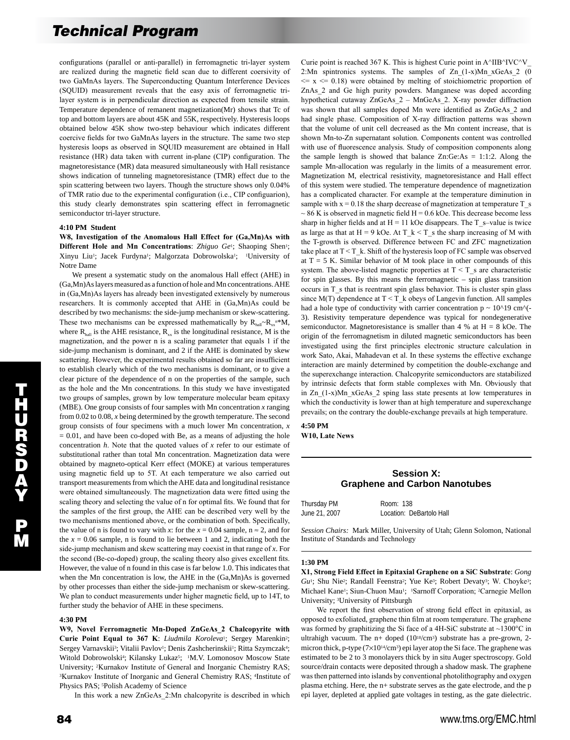configurations (parallel or anti-parallel) in ferromagnetic tri-layer system are realized during the magnetic field scan due to different coersivity of two GaMnAs layers. The Superconducting Quantum Interference Devices (SQUID) measurement reveals that the easy axis of ferromagnetic tri-layer system is in perpendicular direction as expected from tensile strain. Temperature dependence of remanent magnetization(Mr) shows that Tc of top and bottom layers are about 45K and 55K, respectively. Hysteresis loops obtained below 45K show two-step behaviour which indicates different coercive fields for two GaMnAs layers in the structure. The same two step hysteresis loops as observed in SQUID measurement are obtained in Hall resistance (HR) data taken with current in-plane (CIP) configuration. The magnetoresistance (MR) data measured simultaneously with Hall resistance shows indication of tunneling magnetoresistance (TMR) effect due to the spin scattering between two layers. Though the structure shows only 0.04% of TMR ratio due to the experimental configuration (i.e., CIP configuarion), this study clearly demonstrates spin scattering effect in ferromagnetic semiconductor tri-layer structure.

**4:10 PM Student**

**W8, Investigation of the Anomalous Hall Effect for (Ga,Mn)As with Different Hole and Mn Concentrations**: *Zhiguo Ge*[1]; Shaoping Shen[1]; Xinyu Liu[1]; Jacek Furdyna[1]; Malgorzata Dobrowolska[1]; [1]University of Notre Dame

We present a systematic study on the anomalous Hall effect (AHE) in (Ga,Mn)As layers measured as a function of hole and Mn concentrations. AHE in (Ga,Mn)As layers has already been investigated extensively by numerous researchers. It is commonly accepted that AHE in (Ga,Mn)As could be described by two mechanisms: the side-jump mechanism or skew-scattering. These two mechanisms can be expressed mathematically by $R_{hall}\sim R_{xx}{}^{n}*M$, where $R_{hall}$ is the AHE resistance, $R_{xx}$ is the longitudinal resistance, M is the magnetization, and the power n is a scaling parameter that equals 1 if the side-jump mechanism is dominant, and 2 if the AHE is dominated by skew scattering. However, the experimental results obtained so far are insufficient to establish clearly which of the two mechanisms is dominant, or to give a clear picture of the dependence of n on the properties of the sample, such as the hole and the Mn concentrations. In this study we have investigated two groups of samples, grown by low temperature molecular beam epitaxy (MBE). One group consists of four samples with Mn concentration *x* ranging from 0.02 to 0.08, *x* being determined by the growth temperature. The second group consists of four specimens with a much lower Mn concentration, *x* = 0.01, and have been co-doped with Be, as a means of adjusting the hole concentration *h*. Note that the quoted values of *x* refer to our estimate of substitutional rather than total Mn concentration. Magnetization data were obtained by magneto-optical Kerr effect (MOKE) at various temperatures using magnetic field up to 5T. At each temperature we also carried out transport measurements from which the AHE data and longitudinal resistance were obtained simultaneously. The magnetization data were fitted using the scaling theory and selecting the value of n for optimal fits. We found that for the samples of the first group, the AHE can be described very well by the two mechanisms mentioned above, or the combination of both. Specifically, the value of n is found to vary with *x*: for the *x* = 0.04 sample, n ≈ 2, and for the *x* = 0.06 sample, n is found to lie between 1 and 2, indicating both the side-jump mechanism and skew scattering may coexist in that range of *x*. For the second (Be-co-doped) group, the scaling theory also gives excellent fits. However, the value of n found in this case is far below 1.0. This indicates that when the Mn concentration is low, the AHE in the (Ga,Mn)As is governed by other processes than either the side-jump mechanism or skew-scattering. We plan to conduct measurements under higher magnetic field, up to 14T, to further study the behavior of AHE in these specimens.

**4:30 PM**

**W9, Novel Ferromagnetic Mn-Doped ZnGeAs_2 Chalcopyrite with Curie Point Equal to 367 K**: *Liudmila Koroleva*[1]; Sergey Marenkin[2]; Sergey Varnavskii[3]; Vitalii Pavlov[1]; Denis Zashcherinskii[1]; Ritta Szymczak[4]; Witold Dobrowolski[4]; Kilansky Lukaz[5]; [1]M.V. Lomonosov Moscow State University; [2]Kurnakov Institute of General and Inorganic Chemistry RAS; [3]Kurnakov Institute of Inorganic and General Chemistry RAS; [4]Institute of Physics PAS; [5]Polish Academy of Science

In this work a new ZnGeAs_2:Mn chalcopyrite is described in which Curie point is reached 367 K. This is highest Curie point in A^IIB^IVC^V_2:Mn spintronics systems. The samples of Zn_(1-x)Mn_xGeAs_2 (0 <= x <= 0.18) were obtained by melting of stoichiometric proportion of ZnAs_2 and Ge high purity powders. Manganese was doped according hypothetical cutaway ZnGeAs_2 – MnGeAs_2. X-ray powder diffraction was shown that all samples doped Mn were identified as ZnGeAs_2 and had single phase. Composition of X-ray diffraction patterns was shown that the volume of unit cell decreased as the Mn content increase, that is shown Mn-to-Zn supernatant solution. Components content was controlled with use of fluorescence analysis. Study of composition components along the sample length is showed that balance Zn:Ge:As = 1:1:2. Along the sample Mn-allocation was regularly in the limits of a measurement error. Magnetization M, electrical resistivity, magnetoresistance and Hall effect of this system were studied. The temperature dependence of magnetization has a complicated character. For example at the temperature diminution in sample with x = 0.18 the sharp decrease of magnetization at temperature T_s ~ 86 K is observed in magnetic field H = 0.6 kOe. This decrease become less sharp in higher fields and at H = 11 kOe disappears. The T_s–value is twice as large as that at H = 9 kOe. At T_k < T_s the sharp increasing of M with the T-growth is observed. Difference between FC and ZFC magnetization take place at T < T_k. Shift of the hysteresis loop of FC sample was observed at T = 5 K. Similar behavior of M took place in other compounds of this system. The above-listed magnetic properties at T < T_s are characteristic for spin glasses. By this means the ferromagnetic – spin glass transition occurs in T_s that is reentrant spin glass behavior. This is cluster spin glass since M(T) dependence at T < T_k obeys of Langevin function. All samples had a hole type of conductivity with carrier concentration p ~ 10^19 cm^(-3). Resistivity temperature dependence was typical for nondegenerative semiconductor. Magnetoresistance is smaller than 4 % at H = 8 kOe. The origin of the ferromagnetism in diluted magnetic semiconductors has been investigated using the first principles electronic structure calculation in work Sato, Akai, Mahadevan et al. In these systems the effective exchange interaction are mainly determined by competition the double-exchange and the superexchange interaction. Chalcopyrite semiconductors are statabilized by intrinsic defects that form stable complexes with Mn. Obviously that in Zn_(1-x)Mn_xGeAs_2 sping lass state presents at low temperatures in which the conductivity is lower than at high temperature and superexchange prevails; on the contrary the double-exchange prevails at high temperature.

**4:50 PM**

**W10, Late News**

## Session X: Graphene and Carbon Nanotubes

Thursday PM — Room: 138
June 21, 2007 — Location: DeBartolo Hall

*Session Chairs:* Mark Miller, University of Utah; Glenn Solomon, National Institute of Standards and Technology

**1:30 PM**

**X1, Strong Field Effect in Epitaxial Graphene on a SiC Substrate**: *Gong Gu*[1]; Shu Nie[2]; Randall Feenstra[2]; Yue Ke[3]; Robert Devaty[3]; W. Choyke[3]; Michael Kane[1]; Siun-Chuon Mau[1]; [1]Sarnoff Corporation; [2]Carnegie Mellon University; [3]University of Pittsburgh

We report the first observation of strong field effect in epitaxial, as opposed to exfoliated, graphene thin film at room temperature. The graphene was formed by graphitizing the Si face of a 4H-SiC substrate at ~1300°C in ultrahigh vacuum. The n+ doped ($10^{18}$/cm³) substrate has a pre-grown, 2-micron thick, p-type ($7\times10^{14}$/cm³) epi layer atop the Si face. The graphene was estimated to be 2 to 3 monolayers thick by in situ Auger spectroscopy. Gold source/drain contacts were deposited through a shadow mask. The graphene was then patterned into islands by conventional photolithography and oxygen plasma etching. Here, the n+ substrate serves as the gate electrode, and the p epi layer, depleted at applied gate voltages in testing, as the gate dielectric.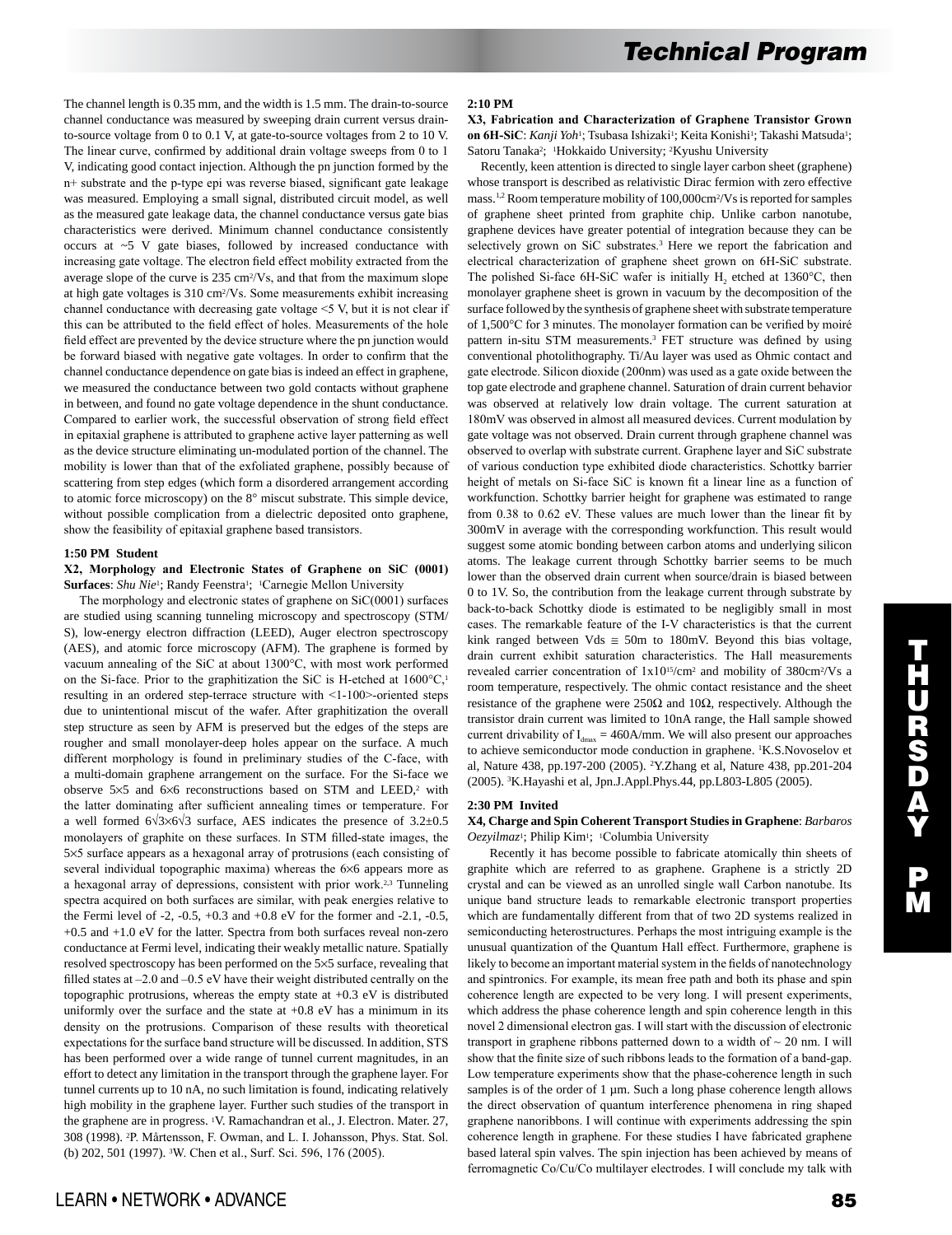The channel length is 0.35 mm, and the width is 1.5 mm. The drain-to-source channel conductance was measured by sweeping drain current versus drain-to-source voltage from 0 to 0.1 V, at gate-to-source voltages from 2 to 10 V. The linear curve, confirmed by additional drain voltage sweeps from 0 to 1 V, indicating good contact injection. Although the pn junction formed by the n+ substrate and the p-type epi was reverse biased, significant gate leakage was measured. Employing a small signal, distributed circuit model, as well as the measured gate leakage data, the channel conductance versus gate bias characteristics were derived. Minimum channel conductance consistently occurs at ~5 V gate biases, followed by increased conductance with increasing gate voltage. The electron field effect mobility extracted from the average slope of the curve is 235 $cm^2/Vs$, and that from the maximum slope at high gate voltages is 310 $cm^2/Vs$. Some measurements exhibit increasing channel conductance with decreasing gate voltage <5 V, but it is not clear if this can be attributed to the field effect of holes. Measurements of the hole field effect are prevented by the device structure where the pn junction would be forward biased with negative gate voltages. In order to confirm that the channel conductance dependence on gate bias is indeed an effect in graphene, we measured the conductance between two gold contacts without graphene in between, and found no gate voltage dependence in the shunt conductance. Compared to earlier work, the successful observation of strong field effect in epitaxial graphene is attributed to graphene active layer patterning as well as the device structure eliminating un-modulated portion of the channel. The mobility is lower than that of the exfoliated graphene, possibly because of scattering from step edges (which form a disordered arrangement according to atomic force microscopy) on the 8° miscut substrate. This simple device, without possible complication from a dielectric deposited onto graphene, show the feasibility of epitaxial graphene based transistors.

### 1:50 PM Student

**X2, Morphology and Electronic States of Graphene on SiC (0001) Surfaces**: *Shu Nie*[1]; Randy Feenstra[1]; [1]Carnegie Mellon University

The morphology and electronic states of graphene on SiC(0001) surfaces are studied using scanning tunneling microscopy and spectroscopy (STM/S), low-energy electron diffraction (LEED), Auger electron spectroscopy (AES), and atomic force microscopy (AFM). The graphene is formed by vacuum annealing of the SiC at about 1300°C, with most work performed on the Si-face. Prior to the graphitization the SiC is H-etched at 1600°C,[1] resulting in an ordered step-terrace structure with <1-100>-oriented steps due to unintentional miscut of the wafer. After graphitization the overall step structure as seen by AFM is preserved but the edges of the steps are rougher and small monolayer-deep holes appear on the surface. A much different morphology is found in preliminary studies of the C-face, with a multi-domain graphene arrangement on the surface. For the Si-face we observe 5×5 and 6×6 reconstructions based on STM and LEED,[2] with the latter dominating after sufficient annealing times or temperature. For a well formed $6\sqrt{3}\times6\sqrt{3}$ surface, AES indicates the presence of 3.2±0.5 monolayers of graphite on these surfaces. In STM filled-state images, the 5×5 surface appears as a hexagonal array of protrusions (each consisting of several individual topographic maxima) whereas the 6×6 appears more as a hexagonal array of depressions, consistent with prior work.[2,3] Tunneling spectra acquired on both surfaces are similar, with peak energies relative to the Fermi level of -2, -0.5, +0.3 and +0.8 eV for the former and -2.1, -0.5, +0.5 and +1.0 eV for the latter. Spectra from both surfaces reveal non-zero conductance at Fermi level, indicating their weakly metallic nature. Spatially resolved spectroscopy has been performed on the 5×5 surface, revealing that filled states at –2.0 and –0.5 eV have their weight distributed centrally on the topographic protrusions, whereas the empty state at +0.3 eV is distributed uniformly over the surface and the state at +0.8 eV has a minimum in its density on the protrusions. Comparison of these results with theoretical expectations for the surface band structure will be discussed. In addition, STS has been performed over a wide range of tunnel current magnitudes, in an effort to detect any limitation in the transport through the graphene layer. For tunnel currents up to 10 nA, no such limitation is found, indicating relatively high mobility in the graphene layer. Further such studies of the transport in the graphene are in progress. [1]V. Ramachandran et al., J. Electron. Mater. 27, 308 (1998). [2]P. Mårtensson, F. Owman, and L. I. Johansson, Phys. Stat. Sol. (b) 202, 501 (1997). [3]W. Chen et al., Surf. Sci. 596, 176 (2005).

### 2:10 PM

**X3, Fabrication and Characterization of Graphene Transistor Grown on 6H-SiC**: *Kanji Yoh*[1]; Tsubasa Ishizaki[1]; Keita Konishi[1]; Takashi Matsuda[1]; Satoru Tanaka[2]; [1]Hokkaido University; [2]Kyushu University

Recently, keen attention is directed to single layer carbon sheet (graphene) whose transport is described as relativistic Dirac fermion with zero effective mass.[1,2] Room temperature mobility of 100,000$cm^2/Vs$ is reported for samples of graphene sheet printed from graphite chip. Unlike carbon nanotube, graphene devices have greater potential of integration because they can be selectively grown on SiC substrates.[3] Here we report the fabrication and electrical characterization of graphene sheet grown on 6H-SiC substrate. The polished Si-face 6H-SiC wafer is initially $H_2$ etched at 1360°C, then monolayer graphene sheet is grown in vacuum by the decomposition of the surface followed by the synthesis of graphene sheet with substrate temperature of 1,500°C for 3 minutes. The monolayer formation can be verified by moiré pattern in-situ STM measurements.[3] FET structure was defined by using conventional photolithography. Ti/Au layer was used as Ohmic contact and gate electrode. Silicon dioxide (200nm) was used as a gate oxide between the top gate electrode and graphene channel. Saturation of drain current behavior was observed at relatively low drain voltage. The current saturation at 180mV was observed in almost all measured devices. Current modulation by gate voltage was not observed. Drain current through graphene channel was observed to overlap with substrate current. Graphene layer and SiC substrate of various conduction type exhibited diode characteristics. Schottky barrier height of metals on Si-face SiC is known fit a linear line as a function of workfunction. Schottky barrier height for graphene was estimated to range from 0.38 to 0.62 eV. These values are much lower than the linear fit by 300mV in average with the corresponding workfunction. This result would suggest some atomic bonding between carbon atoms and underlying silicon atoms. The leakage current through Schottky barrier seems to be much lower than the observed drain current when source/drain is biased between 0 to 1V. So, the contribution from the leakage current through substrate by back-to-back Schottky diode is estimated to be negligibly small in most cases. The remarkable feature of the I-V characteristics is that the current kink ranged between Vds ≅ 50m to 180mV. Beyond this bias voltage, drain current exhibit saturation characteristics. The Hall measurements revealed carrier concentration of $1x10^{15}/cm^2$ and mobility of 380$cm^2/Vs$ a room temperature, respectively. The ohmic contact resistance and the sheet resistance of the graphene were 250Ω and 10Ω, respectively. Although the transistor drain current was limited to 10nA range, the Hall sample showed current drivability of $I_{dmax}$ = 460A/mm. We will also present our approaches to achieve semiconductor mode conduction in graphene. [1]K.S.Novoselov et al, Nature 438, pp.197-200 (2005). [2]Y.Zhang et al, Nature 438, pp.201-204 (2005). [3]K.Hayashi et al, Jpn.J.Appl.Phys.44, pp.L803-L805 (2005).

### 2:30 PM Invited

**X4, Charge and Spin Coherent Transport Studies in Graphene**: *Barbaros Oezyilmaz*[1]; Philip Kim[1]; [1]Columbia University

Recently it has become possible to fabricate atomically thin sheets of graphite which are referred to as graphene. Graphene is a strictly 2D crystal and can be viewed as an unrolled single wall Carbon nanotube. Its unique band structure leads to remarkable electronic transport properties which are fundamentally different from that of two 2D systems realized in semiconducting heterostructures. Perhaps the most intriguing example is the unusual quantization of the Quantum Hall effect. Furthermore, graphene is likely to become an important material system in the fields of nanotechnology and spintronics. For example, its mean free path and both its phase and spin coherence length are expected to be very long. I will present experiments, which address the phase coherence length and spin coherence length in this novel 2 dimensional electron gas. I will start with the discussion of electronic transport in graphene ribbons patterned down to a width of ~ 20 nm. I will show that the finite size of such ribbons leads to the formation of a band-gap. Low temperature experiments show that the phase-coherence length in such samples is of the order of 1 µm. Such a long phase coherence length allows the direct observation of quantum interference phenomena in ring shaped graphene nanoribbons. I will continue with experiments addressing the spin coherence length in graphene. For these studies I have fabricated graphene based lateral spin valves. The spin injection has been achieved by means of ferromagnetic Co/Cu/Co multilayer electrodes. I will conclude my talk with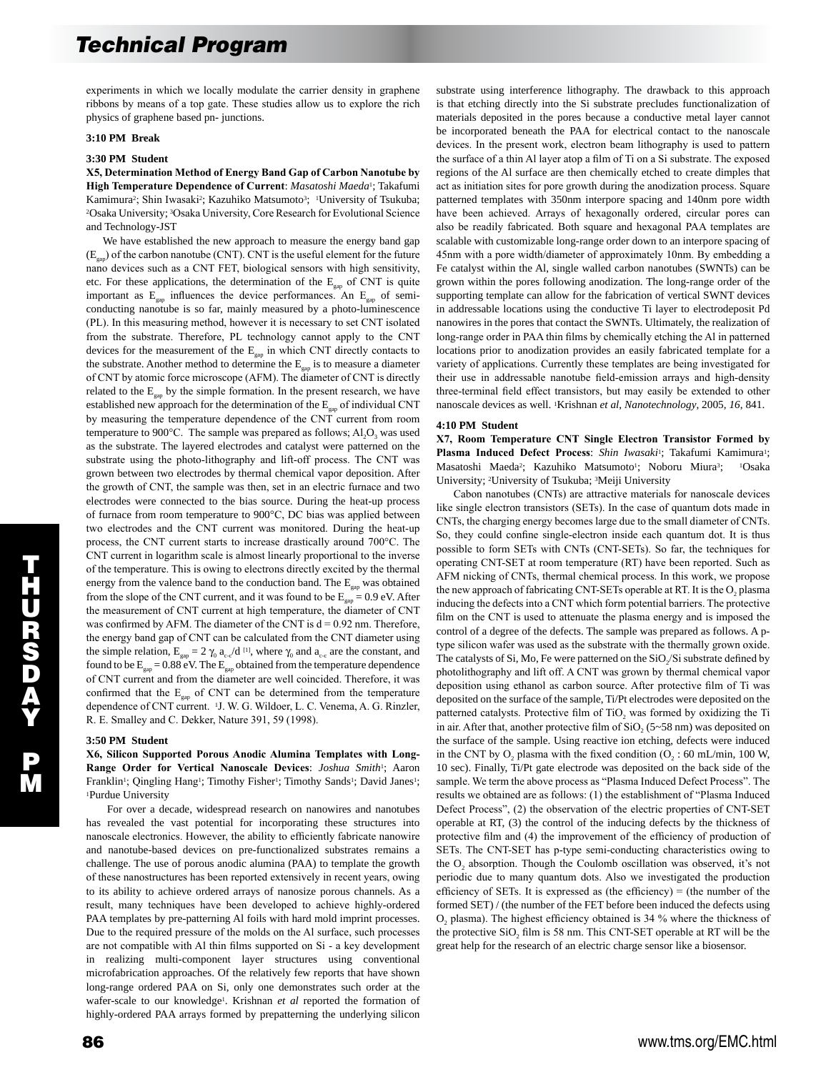experiments in which we locally modulate the carrier density in graphene ribbons by means of a top gate. These studies allow us to explore the rich physics of graphene based pn- junctions.

**3:10 PM Break**

**3:30 PM Student**

**X5, Determination Method of Energy Band Gap of Carbon Nanotube by High Temperature Dependence of Current**: *Masatoshi Maeda*[1]; Takafumi Kamimura[2]; Shin Iwasaki[2]; Kazuhiko Matsumoto[3]; [1]University of Tsukuba; [2]Osaka University; [3]Osaka University, Core Research for Evolutional Science and Technology-JST

We have established the new approach to measure the energy band gap ($E_{gap}$) of the carbon nanotube (CNT). CNT is the useful element for the future nano devices such as a CNT FET, biological sensors with high sensitivity, etc. For these applications, the determination of the $E_{gap}$ of CNT is quite important as $E_{gap}$ influences the device performances. An $E_{gap}$ of semi-conducting nanotube is so far, mainly measured by a photo-luminescence (PL). In this measuring method, however it is necessary to set CNT isolated from the substrate. Therefore, PL technology cannot apply to the CNT devices for the measurement of the $E_{gap}$ in which CNT directly contacts to the substrate. Another method to determine the $E_{gap}$ is to measure a diameter of CNT by atomic force microscope (AFM). The diameter of CNT is directly related to the $E_{gap}$ by the simple formation. In the present research, we have established new approach for the determination of the $E_{gap}$ of individual CNT by measuring the temperature dependence of the CNT current from room temperature to 900°C. The sample was prepared as follows; $Al_2O_3$ was used as the substrate. The layered electrodes and catalyst were patterned on the substrate using the photo-lithography and lift-off process. The CNT was grown between two electrodes by thermal chemical vapor deposition. After the growth of CNT, the sample was then, set in an electric furnace and two electrodes were connected to the bias source. During the heat-up process of furnace from room temperature to 900°C, DC bias was applied between two electrodes and the CNT current was monitored. During the heat-up process, the CNT current starts to increase drastically around 700°C. The CNT current in logarithm scale is almost linearly proportional to the inverse of the temperature. This is owing to electrons directly excited by the thermal energy from the valence band to the conduction band. The $E_{gap}$ was obtained from the slope of the CNT current, and it was found to be $E_{gap}$ = 0.9 eV. After the measurement of CNT current at high temperature, the diameter of CNT was confirmed by AFM. The diameter of the CNT is d = 0.92 nm. Therefore, the energy band gap of CNT can be calculated from the CNT diameter using the simple relation, $E_{gap} = 2\gamma_0 a_{c-c}/d$ [1], where $\gamma_0$ and $a_{c-c}$ are the constant, and found to be $E_{gap}$ = 0.88 eV. The $E_{gap}$ obtained from the temperature dependence of CNT current and from the diameter are well coincided. Therefore, it was confirmed that the $E_{gap}$ of CNT can be determined from the temperature dependence of CNT current. [1]J. W. G. Wildoer, L. C. Venema, A. G. Rinzler, R. E. Smalley and C. Dekker, Nature 391, 59 (1998).

**3:50 PM Student**

**X6, Silicon Supported Porous Anodic Alumina Templates with Long-Range Order for Vertical Nanoscale Devices**: *Joshua Smith*[1]; Aaron Franklin[1]; Qingling Hang[1]; Timothy Fisher[1]; Timothy Sands[1]; David Janes[1]; [1]Purdue University

For over a decade, widespread research on nanowires and nanotubes has revealed the vast potential for incorporating these structures into nanoscale electronics. However, the ability to efficiently fabricate nanowire and nanotube-based devices on pre-functionalized substrates remains a challenge. The use of porous anodic alumina (PAA) to template the growth of these nanostructures has been reported extensively in recent years, owing to its ability to achieve ordered arrays of nanosize porous channels. As a result, many techniques have been developed to achieve highly-ordered PAA templates by pre-patterning Al foils with hard mold imprint processes. Due to the required pressure of the molds on the Al surface, such processes are not compatible with Al thin films supported on Si - a key development in realizing multi-component layer structures using conventional microfabrication approaches. Of the relatively few reports that have shown long-range ordered PAA on Si, only one demonstrates such order at the wafer-scale to our knowledge[1]. Krishnan *et al* reported the formation of highly-ordered PAA arrays formed by prepatterning the underlying silicon substrate using interference lithography. The drawback to this approach is that etching directly into the Si substrate precludes functionalization of materials deposited in the pores because a conductive metal layer cannot be incorporated beneath the PAA for electrical contact to the nanoscale devices. In the present work, electron beam lithography is used to pattern the surface of a thin Al layer atop a film of Ti on a Si substrate. The exposed regions of the Al surface are then chemically etched to create dimples that act as initiation sites for pore growth during the anodization process. Square patterned templates with 350nm interpore spacing and 140nm pore width have been achieved. Arrays of hexagonally ordered, circular pores can also be readily fabricated. Both square and hexagonal PAA templates are scalable with customizable long-range order down to an interpore spacing of 45nm with a pore width/diameter of approximately 10nm. By embedding a Fe catalyst within the Al, single walled carbon nanotubes (SWNTs) can be grown within the pores following anodization. The long-range order of the supporting template can allow for the fabrication of vertical SWNT devices in addressable locations using the conductive Ti layer to electrodeposit Pd nanowires in the pores that contact the SWNTs. Ultimately, the realization of long-range order in PAA thin films by chemically etching the Al in patterned locations prior to anodization provides an easily fabricated template for a variety of applications. Currently these templates are being investigated for their use in addressable nanotube field-emission arrays and high-density three-terminal field effect transistors, but may easily be extended to other nanoscale devices as well. [1]Krishnan *et al, Nanotechnology*, 2005, *16*, 841.

**4:10 PM Student**

**X7, Room Temperature CNT Single Electron Transistor Formed by Plasma Induced Defect Process**: *Shin Iwasaki*[1]; Takafumi Kamimura[1]; Masatoshi Maeda[2]; Kazuhiko Matsumoto[1]; Noboru Miura[3]; [1]Osaka University; [2]University of Tsukuba; [3]Meiji University

Cabon nanotubes (CNTs) are attractive materials for nanoscale devices like single electron transistors (SETs). In the case of quantum dots made in CNTs, the charging energy becomes large due to the small diameter of CNTs. So, they could confine single-electron inside each quantum dot. It is thus possible to form SETs with CNTs (CNT-SETs). So far, the techniques for operating CNT-SET at room temperature (RT) have been reported. Such as AFM nicking of CNTs, thermal chemical process. In this work, we propose the new approach of fabricating CNT-SETs operable at RT. It is the $O_2$ plasma inducing the defects into a CNT which form potential barriers. The protective film on the CNT is used to attenuate the plasma energy and is imposed the control of a degree of the defects. The sample was prepared as follows. A p-type silicon wafer was used as the substrate with the thermally grown oxide. The catalysts of Si, Mo, Fe were patterned on the $SiO_2$/Si substrate defined by photolithography and lift off. A CNT was grown by thermal chemical vapor deposition using ethanol as carbon source. After protective film of Ti was deposited on the surface of the sample, Ti/Pt electrodes were deposited on the patterned catalysts. Protective film of $TiO_2$ was formed by oxidizing the Ti in air. After that, another protective film of $SiO_2$ (5~58 nm) was deposited on the surface of the sample. Using reactive ion etching, defects were induced in the CNT by $O_2$ plasma with the fixed condition ($O_2$ : 60 mL/min, 100 W, 10 sec). Finally, Ti/Pt gate electrode was deposited on the back side of the sample. We term the above process as "Plasma Induced Defect Process". The results we obtained are as follows: (1) the establishment of "Plasma Induced Defect Process", (2) the observation of the electric properties of CNT-SET operable at RT, (3) the control of the inducing defects by the thickness of protective film and (4) the improvement of the efficiency of production of SETs. The CNT-SET has p-type semi-conducting characteristics owing to the $O_2$ absorption. Though the Coulomb oscillation was observed, it's not periodic due to many quantum dots. Also we investigated the production efficiency of SETs. It is expressed as (the efficiency) = (the number of the formed SET) / (the number of the FET before been induced the defects using $O_2$ plasma). The highest efficiency obtained is 34 % where the thickness of the protective $SiO_2$ film is 58 nm. This CNT-SET operable at RT will be the great help for the research of an electric charge sensor like a biosensor.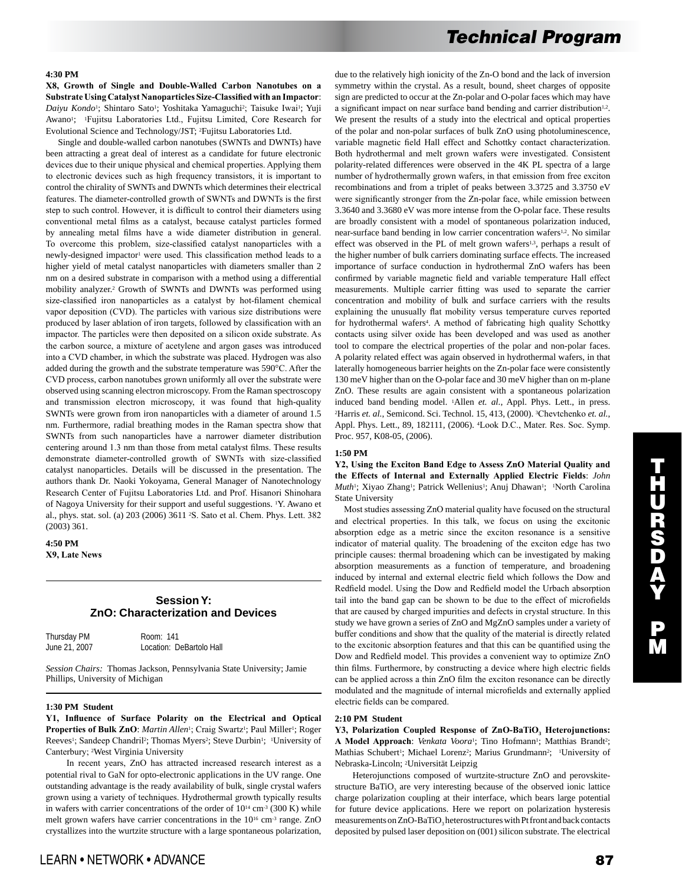**4:30 PM**

**X8, Growth of Single and Double-Walled Carbon Nanotubes on a Substrate Using Catalyst Nanoparticles Size-Classified with an Impactor**: *Daiyu Kondo*[1]; Shintaro Sato[1]; Yoshitaka Yamaguchi[2]; Taisuke Iwai[1]; Yuji Awano[1]; [1]Fujitsu Laboratories Ltd., Fujitsu Limited, Core Research for Evolutional Science and Technology/JST; [2]Fujitsu Laboratories Ltd.

Single and double-walled carbon nanotubes (SWNTs and DWNTs) have been attracting a great deal of interest as a candidate for future electronic devices due to their unique physical and chemical properties. Applying them to electronic devices such as high frequency transistors, it is important to control the chirality of SWNTs and DWNTs which determines their electrical features. The diameter-controlled growth of SWNTs and DWNTs is the first step to such control. However, it is difficult to control their diameters using conventional metal films as a catalyst, because catalyst particles formed by annealing metal films have a wide diameter distribution in general. To overcome this problem, size-classified catalyst nanoparticles with a newly-designed impactor[1] were used. This classification method leads to a higher yield of metal catalyst nanoparticles with diameters smaller than 2 nm on a desired substrate in comparison with a method using a differential mobility analyzer.[2] Growth of SWNTs and DWNTs was performed using size-classified iron nanoparticles as a catalyst by hot-filament chemical vapor deposition (CVD). The particles with various size distributions were produced by laser ablation of iron targets, followed by classification with an impactor. The particles were then deposited on a silicon oxide substrate. As the carbon source, a mixture of acetylene and argon gases was introduced into a CVD chamber, in which the substrate was placed. Hydrogen was also added during the growth and the substrate temperature was 590°C. After the CVD process, carbon nanotubes grown uniformly all over the substrate were observed using scanning electron microscopy. From the Raman spectroscopy and transmission electron microscopy, it was found that high-quality SWNTs were grown from iron nanoparticles with a diameter of around 1.5 nm. Furthermore, radial breathing modes in the Raman spectra show that SWNTs from such nanoparticles have a narrower diameter distribution centering around 1.3 nm than those from metal catalyst films. These results demonstrate diameter-controlled growth of SWNTs with size-classified catalyst nanoparticles. Details will be discussed in the presentation. The authors thank Dr. Naoki Yokoyama, General Manager of Nanotechnology Research Center of Fujitsu Laboratories Ltd. and Prof. Hisanori Shinohara of Nagoya University for their support and useful suggestions. [1]Y. Awano et al., phys. stat. sol. (a) 203 (2006) 3611 [2]S. Sato et al. Chem. Phys. Lett. 382 (2003) 361.

**4:50 PM**

**X9, Late News**

## Session Y: ZnO: Characterization and Devices

Thursday PM — Room: 141
June 21, 2007 — Location: DeBartolo Hall

*Session Chairs:* Thomas Jackson, Pennsylvania State University; Jamie Phillips, University of Michigan

**1:30 PM Student**

**Y1, Influence of Surface Polarity on the Electrical and Optical Properties of Bulk ZnO**: *Martin Allen*[1]; Craig Swartz[1]; Paul Miller[1]; Roger Reeves[1]; Sandeep Chandril[2]; Thomas Myers[2]; Steve Durbin[1]; [1]University of Canterbury; [2]West Virginia University

In recent years, ZnO has attracted increased research interest as a potential rival to GaN for opto-electronic applications in the UV range. One outstanding advantage is the ready availability of bulk, single crystal wafers grown using a variety of techniques. Hydrothermal growth typically results in wafers with carrier concentrations of the order of $10^{14}$ $cm^{-3}$ (300 K) while melt grown wafers have carrier concentrations in the $10^{16}$ $cm^{-3}$ range. ZnO crystallizes into the wurtzite structure with a large spontaneous polarization, due to the relatively high ionicity of the Zn-O bond and the lack of inversion symmetry within the crystal. As a result, bound, sheet charges of opposite sign are predicted to occur at the Zn-polar and O-polar faces which may have a significant impact on near surface band bending and carrier distribution[1,2]. We present the results of a study into the electrical and optical properties of the polar and non-polar surfaces of bulk ZnO using photoluminescence, variable magnetic field Hall effect and Schottky contact characterization. Both hydrothermal and melt grown wafers were investigated. Consistent polarity-related differences were observed in the 4K PL spectra of a large number of hydrothermally grown wafers, in that emission from free exciton recombinations and from a triplet of peaks between 3.3725 and 3.3750 eV were significantly stronger from the Zn-polar face, while emission between 3.3640 and 3.3680 eV was more intense from the O-polar face. These results are broadly consistent with a model of spontaneous polarization induced, near-surface band bending in low carrier concentration wafers[1,2]. No similar effect was observed in the PL of melt grown wafers[1,3], perhaps a result of the higher number of bulk carriers dominating surface effects. The increased importance of surface conduction in hydrothermal ZnO wafers has been confirmed by variable magnetic field and variable temperature Hall effect measurements. Multiple carrier fitting was used to separate the carrier concentration and mobility of bulk and surface carriers with the results explaining the unusually flat mobility versus temperature curves reported for hydrothermal wafers[4]. A method of fabricating high quality Schottky contacts using silver oxide has been developed and was used as another tool to compare the electrical properties of the polar and non-polar faces. A polarity related effect was again observed in hydrothermal wafers, in that laterally homogeneous barrier heights on the Zn-polar face were consistently 130 meV higher than on the O-polar face and 30 meV higher than on m-plane ZnO. These results are again consistent with a spontaneous polarization induced band bending model. [1]Allen *et. al.*, Appl. Phys. Lett., in press. [2]Harris *et. al.*, Semicond. Sci. Technol. 15, 413, (2000). [3]Chevtchenko *et. al.*, Appl. Phys. Lett., 89, 182111, (2006). [4]Look D.C., Mater. Res. Soc. Symp. Proc. 957, K08-05, (2006).

**1:50 PM**

**Y2, Using the Exciton Band Edge to Assess ZnO Material Quality and the Effects of Internal and Externally Applied Electric Fields**: *John Muth*[1]; Xiyao Zhang[1]; Patrick Wellenius[1]; Anuj Dhawan[1]; [1]North Carolina State University

Most studies assessing ZnO material quality have focused on the structural and electrical properties. In this talk, we focus on using the excitonic absorption edge as a metric since the exciton resonance is a sensitive indicator of material quality. The broadening of the exciton edge has two principle causes: thermal broadening which can be investigated by making absorption measurements as a function of temperature, and broadening induced by internal and external electric field which follows the Dow and Redfield model. Using the Dow and Redfield model the Urbach absorption tail into the band gap can be shown to be due to the effect of microfields that are caused by charged impurities and defects in crystal structure. In this study we have grown a series of ZnO and MgZnO samples under a variety of buffer conditions and show that the quality of the material is directly related to the excitonic absorption features and that this can be quantified using the Dow and Redfield model. This provides a convenient way to optimize ZnO thin films. Furthermore, by constructing a device where high electric fields can be applied across a thin ZnO film the exciton resonance can be directly modulated and the magnitude of internal microfields and externally applied electric fields can be compared.

**2:10 PM Student**

**Y3, Polarization Coupled Response of ZnO-$BaTiO_3$ Heterojunctions: A Model Approach**: *Venkata Voora*[1]; Tino Hofmann[1]; Matthias Brandt[2]; Mathias Schubert[1]; Michael Lorenz[2]; Marius Grundmann[2]; [1]University of Nebraska-Lincoln; [2]Universität Leipzig

Heterojunctions composed of wurtzite-structure ZnO and perovskite-structure $BaTiO_3$ are very interesting because of the observed ionic lattice charge polarization coupling at their interface, which bears large potential for future device applications. Here we report on polarization hysteresis measurements on ZnO-$BaTiO_3$ heterostructures with Pt front and back contacts deposited by pulsed laser deposition on (001) silicon substrate. The electrical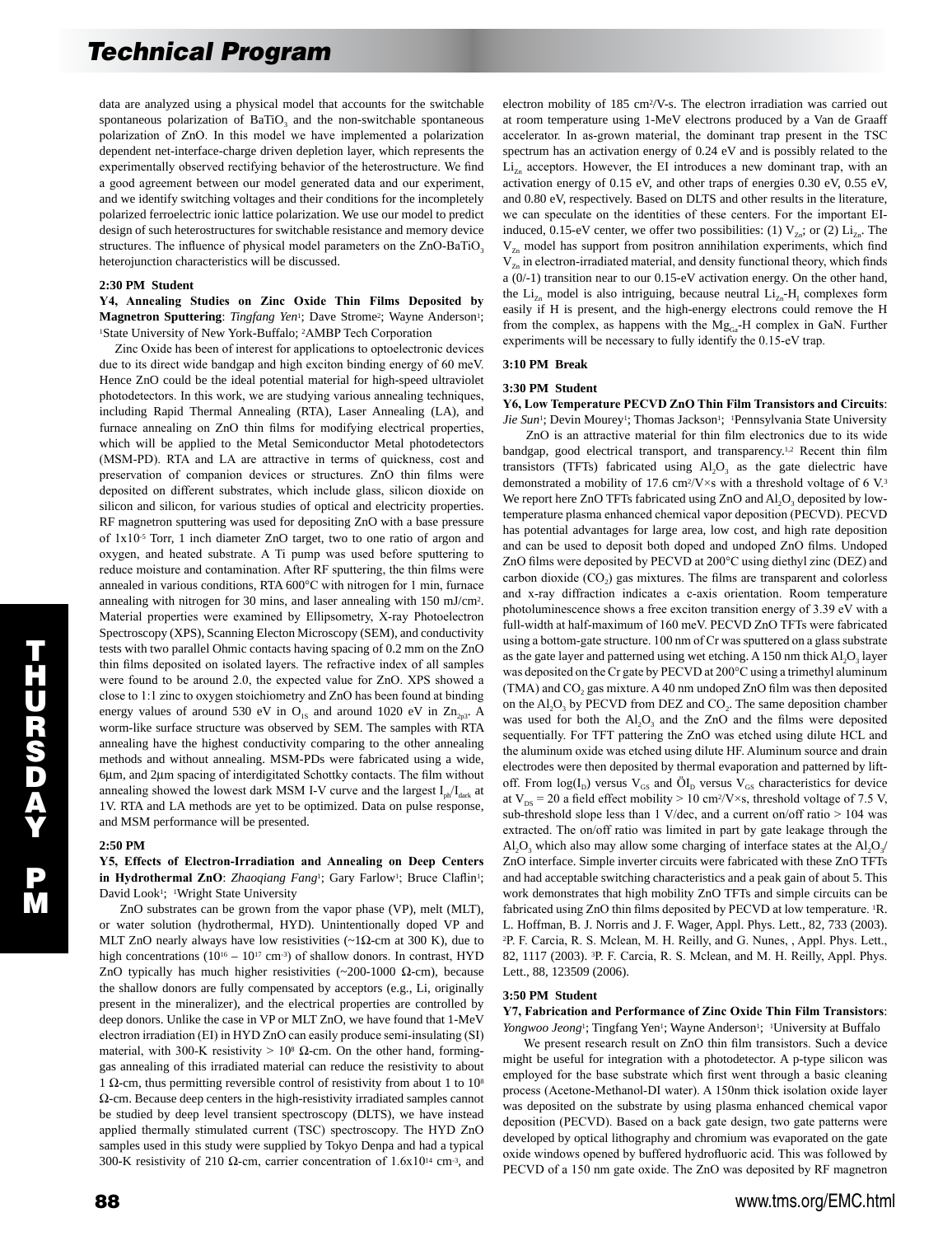data are analyzed using a physical model that accounts for the switchable spontaneous polarization of $BaTiO_3$ and the non-switchable spontaneous polarization of ZnO. In this model we have implemented a polarization dependent net-interface-charge driven depletion layer, which represents the experimentally observed rectifying behavior of the heterostructure. We find a good agreement between our model generated data and our experiment, and we identify switching voltages and their conditions for the incompletely polarized ferroelectric ionic lattice polarization. We use our model to predict design of such heterostructures for switchable resistance and memory device structures. The influence of physical model parameters on the ZnO-$BaTiO_3$ heterojunction characteristics will be discussed.

**2:30 PM Student**

**Y4, Annealing Studies on Zinc Oxide Thin Films Deposited by Magnetron Sputtering**: *Tingfang Yen*[1]; Dave Strome[2]; Wayne Anderson[1]; [1]State University of New York-Buffalo; [2]AMBP Tech Corporation

Zinc Oxide has been of interest for applications to optoelectronic devices due to its direct wide bandgap and high exciton binding energy of 60 meV. Hence ZnO could be the ideal potential material for high-speed ultraviolet photodetectors. In this work, we are studying various annealing techniques, including Rapid Thermal Annealing (RTA), Laser Annealing (LA), and furnace annealing on ZnO thin films for modifying electrical properties, which will be applied to the Metal Semiconductor Metal photodetectors (MSM-PD). RTA and LA are attractive in terms of quickness, cost and preservation of companion devices or structures. ZnO thin films were deposited on different substrates, which include glass, silicon dioxide on silicon and silicon, for various studies of optical and electricity properties. RF magnetron sputtering was used for depositing ZnO with a base pressure of $1x10^{-5}$ Torr, 1 inch diameter ZnO target, two to one ratio of argon and oxygen, and heated substrate. A Ti pump was used before sputtering to reduce moisture and contamination. After RF sputtering, the thin films were annealed in various conditions, RTA 600°C with nitrogen for 1 min, furnace annealing with nitrogen for 30 mins, and laser annealing with 150 mJ/cm$^2$. Material properties were examined by Ellipsometry, X-ray Photoelectron Spectroscopy (XPS), Scanning Electon Microscopy (SEM), and conductivity tests with two parallel Ohmic contacts having spacing of 0.2 mm on the ZnO thin films deposited on isolated layers. The refractive index of all samples were found to be around 2.0, the expected value for ZnO. XPS showed a close to 1:1 zinc to oxygen stoichiometry and ZnO has been found at binding energy values of around 530 eV in $O_{1S}$ and around 1020 eV in $Zn_{2p3}$. A worm-like surface structure was observed by SEM. The samples with RTA annealing have the highest conductivity comparing to the other annealing methods and without annealing. MSM-PDs were fabricated using a wide, 6µm, and 2µm spacing of interdigitated Schottky contacts. The film without annealing showed the lowest dark MSM I-V curve and the largest $I_{ph}/I_{dark}$ at 1V. RTA and LA methods are yet to be optimized. Data on pulse response, and MSM performance will be presented.

**2:50 PM**

**Y5, Effects of Electron-Irradiation and Annealing on Deep Centers in Hydrothermal ZnO**: *Zhaoqiang Fang*[1]; Gary Farlow[1]; Bruce Claflin[1]; David Look[1]; [1]Wright State University

ZnO substrates can be grown from the vapor phase (VP), melt (MLT), or water solution (hydrothermal, HYD). Unintentionally doped VP and MLT ZnO nearly always have low resistivities (~1Ω-cm at 300 K), due to high concentrations ($10^{16}$ – $10^{17}$ cm$^{-3}$) of shallow donors. In contrast, HYD ZnO typically has much higher resistivities (~200-1000 Ω-cm), because the shallow donors are fully compensated by acceptors (e.g., Li, originally present in the mineralizer), and the electrical properties are controlled by deep donors. Unlike the case in VP or MLT ZnO, we have found that 1-MeV electron irradiation (EI) in HYD ZnO can easily produce semi-insulating (SI) material, with 300-K resistivity > $10^8$ Ω-cm. On the other hand, forming-gas annealing of this irradiated material can reduce the resistivity to about 1 Ω-cm, thus permitting reversible control of resistivity from about 1 to $10^8$ Ω-cm. Because deep centers in the high-resistivity irradiated samples cannot be studied by deep level transient spectroscopy (DLTS), we have instead applied thermally stimulated current (TSC) spectroscopy. The HYD ZnO samples used in this study were supplied by Tokyo Denpa and had a typical 300-K resistivity of 210 Ω-cm, carrier concentration of $1.6x10^{14}$ cm$^{-3}$, and electron mobility of 185 cm$^2$/V-s. The electron irradiation was carried out at room temperature using 1-MeV electrons produced by a Van de Graaff accelerator. In as-grown material, the dominant trap present in the TSC spectrum has an activation energy of 0.24 eV and is possibly related to the $Li_{Zn}$ acceptors. However, the EI introduces a new dominant trap, with an activation energy of 0.15 eV, and other traps of energies 0.30 eV, 0.55 eV, and 0.80 eV, respectively. Based on DLTS and other results in the literature, we can speculate on the identities of these centers. For the important EI-induced, 0.15-eV center, we offer two possibilities: (1) $V_{Zn}$; or (2) $Li_{Zn}$. The $V_{Zn}$ model has support from positron annihilation experiments, which find $V_{Zn}$ in electron-irradiated material, and density functional theory, which finds a (0/-1) transition near to our 0.15-eV activation energy. On the other hand, the $Li_{Zn}$ model is also intriguing, because neutral $Li_{Zn}$-$H_I$ complexes form easily if H is present, and the high-energy electrons could remove the H from the complex, as happens with the $Mg_{Ga}$-H complex in GaN. Further experiments will be necessary to fully identify the 0.15-eV trap.

**3:10 PM Break**

**3:30 PM Student**

**Y6, Low Temperature PECVD ZnO Thin Film Transistors and Circuits**: *Jie Sun*[1]; Devin Mourey[1]; Thomas Jackson[1]; [1]Pennsylvania State University

ZnO is an attractive material for thin film electronics due to its wide bandgap, good electrical transport, and transparency.[1,2] Recent thin film transistors (TFTs) fabricated using $Al_2O_3$ as the gate dielectric have demonstrated a mobility of 17.6 cm$^2$/V×s with a threshold voltage of 6 V.[3] We report here ZnO TFTs fabricated using ZnO and $Al_2O_3$ deposited by low-temperature plasma enhanced chemical vapor deposition (PECVD). PECVD has potential advantages for large area, low cost, and high rate deposition and can be used to deposit both doped and undoped ZnO films. Undoped ZnO films were deposited by PECVD at 200°C using diethyl zinc (DEZ) and carbon dioxide ($CO_2$) gas mixtures. The films are transparent and colorless and x-ray diffraction indicates a c-axis orientation. Room temperature photoluminescence shows a free exciton transition energy of 3.39 eV with a full-width at half-maximum of 160 meV. PECVD ZnO TFTs were fabricated using a bottom-gate structure. 100 nm of Cr was sputtered on a glass substrate as the gate layer and patterned using wet etching. A 150 nm thick $Al_2O_3$ layer was deposited on the Cr gate by PECVD at 200°C using a trimethyl aluminum (TMA) and $CO_2$ gas mixture. A 40 nm undoped ZnO film was then deposited on the $Al_2O_3$ by PECVD from DEZ and $CO_2$. The same deposition chamber was used for both the $Al_2O_3$ and the ZnO and the films were deposited sequentially. For TFT patterning the ZnO was etched using dilute HCL and the aluminum oxide was etched using dilute HF. Aluminum source and drain electrodes were then deposited by thermal evaporation and patterned by lift-off. From log($I_D$) versus $V_{GS}$ and Ö$I_D$ versus $V_{GS}$ characteristics for device at $V_{DS}$ = 20 a field effect mobility > 10 cm$^2$/V×s, threshold voltage of 7.5 V, sub-threshold slope less than 1 V/dec, and a current on/off ratio > 104 was extracted. The on/off ratio was limited in part by gate leakage through the $Al_2O_3$ which also may allow some charging of interface states at the $Al_2O_3$/ZnO interface. Simple inverter circuits were fabricated with these ZnO TFTs and had acceptable switching characteristics and a peak gain of about 5. This work demonstrates that high mobility ZnO TFTs and simple circuits can be fabricated using ZnO thin films deposited by PECVD at low temperature. [1]R. L. Hoffman, B. J. Norris and J. F. Wager, Appl. Phys. Lett., 82, 733 (2003). [2]P. F. Carcia, R. S. Mclean, M. H. Reilly, and G. Nunes, , Appl. Phys. Lett., 82, 1117 (2003). [3]P. F. Carcia, R. S. Mclean, and M. H. Reilly, Appl. Phys. Lett., 88, 123509 (2006).

**3:50 PM Student**

**Y7, Fabrication and Performance of Zinc Oxide Thin Film Transistors**: *Yongwoo Jeong*[1]; Tingfang Yen[1]; Wayne Anderson[1]; [1]University at Buffalo

We present research result on ZnO thin film transistors. Such a device might be useful for integration with a photodetector. A p-type silicon was employed for the base substrate which first went through a basic cleaning process (Acetone-Methanol-DI water). A 150nm thick isolation oxide layer was deposited on the substrate by using plasma enhanced chemical vapor deposition (PECVD). Based on a back gate design, two gate patterns were developed by optical lithography and chromium was evaporated on the gate oxide windows opened by buffered hydrofluoric acid. This was followed by PECVD of a 150 nm gate oxide. The ZnO was deposited by RF magnetron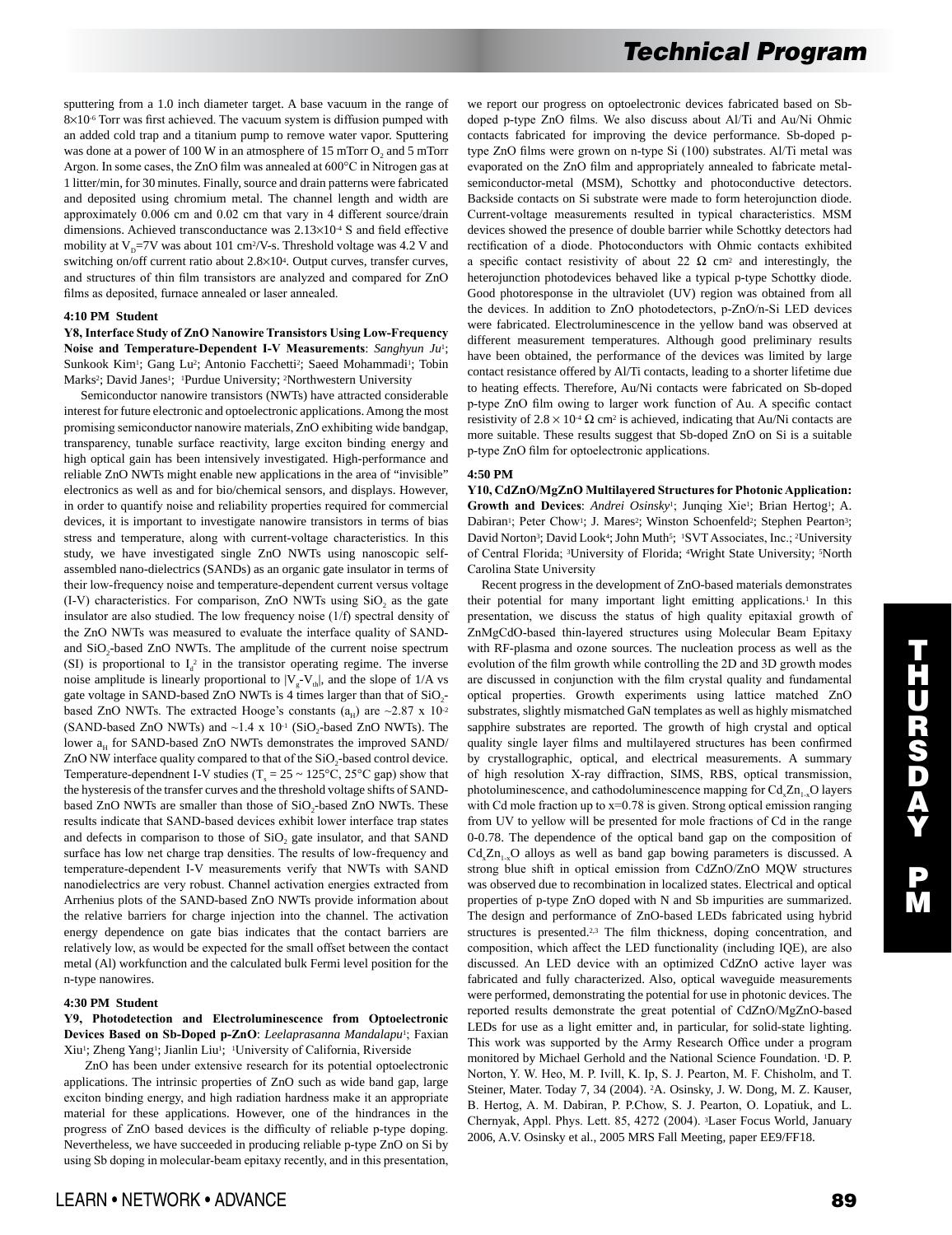sputtering from a 1.0 inch diameter target. A base vacuum in the range of $8\times10^{-6}$ Torr was first achieved. The vacuum system is diffusion pumped with an added cold trap and a titanium pump to remove water vapor. Sputtering was done at a power of 100 W in an atmosphere of 15 mTorr $O_2$ and 5 mTorr Argon. In some cases, the ZnO film was annealed at 600°C in Nitrogen gas at 1 litter/min, for 30 minutes. Finally, source and drain patterns were fabricated and deposited using chromium metal. The channel length and width are approximately 0.006 cm and 0.02 cm that vary in 4 different source/drain dimensions. Achieved transconductance was $2.13\times10^{-4}$ S and field effective mobility at $V_D$=7V was about 101 cm²/V-s. Threshold voltage was 4.2 V and switching on/off current ratio about $2.8\times10^4$. Output curves, transfer curves, and structures of thin film transistors are analyzed and compared for ZnO films as deposited, furnace annealed or laser annealed.

**4:10 PM Student**

**Y8, Interface Study of ZnO Nanowire Transistors Using Low-Frequency Noise and Temperature-Dependent I-V Measurements**: *Sanghyun Ju*[1]; Sunkook Kim[1]; Gang Lu[2]; Antonio Facchetti[2]; Saeed Mohammadi[1]; Tobin Marks[2]; David Janes[1]; [1]Purdue University; [2]Northwestern University

Semiconductor nanowire transistors (NWTs) have attracted considerable interest for future electronic and optoelectronic applications. Among the most promising semiconductor nanowire materials, ZnO exhibiting wide bandgap, transparency, tunable surface reactivity, large exciton binding energy and high optical gain has been intensively investigated. High-performance and reliable ZnO NWTs might enable new applications in the area of "invisible" electronics as well as and for bio/chemical sensors, and displays. However, in order to quantify noise and reliability properties required for commercial devices, it is important to investigate nanowire transistors in terms of bias stress and temperature, along with current-voltage characteristics. In this study, we have investigated single ZnO NWTs using nanoscopic self-assembled nano-dielectrics (SANDs) as an organic gate insulator in terms of their low-frequency noise and temperature-dependent current versus voltage (I-V) characteristics. For comparison, ZnO NWTs using $SiO_2$ as the gate insulator are also studied. The low frequency noise (1/f) spectral density of the ZnO NWTs was measured to evaluate the interface quality of SAND- and $SiO_2$-based ZnO NWTs. The amplitude of the current noise spectrum (SI) is proportional to $I_d^2$ in the transistor operating regime. The inverse noise amplitude is linearly proportional to $|V_g-V_{th}|$, and the slope of 1/A vs gate voltage in SAND-based ZnO NWTs is 4 times larger than that of $SiO_2$-based ZnO NWTs. The extracted Hooge's constants ($a_H$) are ~2.87 x $10^{-2}$ (SAND-based ZnO NWTs) and ~1.4 x $10^{-1}$ ($SiO_2$-based ZnO NWTs). The lower $a_H$ for SAND-based ZnO NWTs demonstrates the improved SAND/ZnO NW interface quality compared to that of the $SiO_2$-based control device. Temperature-dependnent I-V studies ($T_s$ = 25 ~ 125°C, 25°C gap) show that the hysteresis of the transfer curves and the threshold voltage shifts of SAND-based ZnO NWTs are smaller than those of $SiO_2$-based ZnO NWTs. These results indicate that SAND-based devices exhibit lower interface trap states and defects in comparison to those of $SiO_2$ gate insulator, and that SAND surface has low net charge trap densities. The results of low-frequency and temperature-dependent I-V measurements verify that NWTs with SAND nanodielectrics are very robust. Channel activation energies extracted from Arrhenius plots of the SAND-based ZnO NWTs provide information about the relative barriers for charge injection into the channel. The activation energy dependence on gate bias indicates that the contact barriers are relatively low, as would be expected for the small offset between the contact metal (Al) workfunction and the calculated bulk Fermi level position for the n-type nanowires.

**4:30 PM Student**

**Y9, Photodetection and Electroluminescence from Optoelectronic Devices Based on Sb-Doped p-ZnO**: *Leelaprasanna Mandalapu*[1]; Faxian Xiu[1]; Zheng Yang[1]; Jianlin Liu[1]; [1]University of California, Riverside

ZnO has been under extensive research for its potential optoelectronic applications. The intrinsic properties of ZnO such as wide band gap, large exciton binding energy, and high radiation hardness make it an appropriate material for these applications. However, one of the hindrances in the progress of ZnO based devices is the difficulty of reliable p-type doping. Nevertheless, we have succeeded in producing reliable p-type ZnO on Si by using Sb doping in molecular-beam epitaxy recently, and in this presentation, we report our progress on optoelectronic devices fabricated based on Sb-doped p-type ZnO films. We also discuss about Al/Ti and Au/Ni Ohmic contacts fabricated for improving the device performance. Sb-doped p-type ZnO films were grown on n-type Si (100) substrates. Al/Ti metal was evaporated on the ZnO film and appropriately annealed to fabricate metal-semiconductor-metal (MSM), Schottky and photoconductive detectors. Backside contacts on Si substrate were made to form heterojunction diode. Current-voltage measurements resulted in typical characteristics. MSM devices showed the presence of double barrier while Schottky detectors had rectification of a diode. Photoconductors with Ohmic contacts exhibited a specific contact resistivity of about 22 Ω cm² and interestingly, the heterojunction photodevices behaved like a typical p-type Schottky diode. Good photoresponse in the ultraviolet (UV) region was obtained from all the devices. In addition to ZnO photodetectors, p-ZnO/n-Si LED devices were fabricated. Electroluminescence in the yellow band was observed at different measurement temperatures. Although good preliminary results have been obtained, the performance of the devices was limited by large contact resistance offered by Al/Ti contacts, leading to a shorter lifetime due to heating effects. Therefore, Au/Ni contacts were fabricated on Sb-doped p-type ZnO film owing to larger work function of Au. A specific contact resistivity of $2.8 \times 10^{-4}$ Ω cm² is achieved, indicating that Au/Ni contacts are more suitable. These results suggest that Sb-doped ZnO on Si is a suitable p-type ZnO film for optoelectronic applications.

**4:50 PM**

**Y10, CdZnO/MgZnO Multilayered Structures for Photonic Application: Growth and Devices**: *Andrei Osinsky*[1]; Junqing Xie[1]; Brian Hertog[1]; A. Dabiran[1]; Peter Chow[1]; J. Mares[2]; Winston Schoenfeld[2]; Stephen Pearton[3]; David Norton[3]; David Look[4]; John Muth[5]; [1]SVT Associates, Inc.; [2]University of Central Florida; [3]University of Florida; [4]Wright State University; [5]North Carolina State University

Recent progress in the development of ZnO-based materials demonstrates their potential for many important light emitting applications.[1] In this presentation, we discuss the status of high quality epitaxial growth of ZnMgCdO-based thin-layered structures using Molecular Beam Epitaxy with RF-plasma and ozone sources. The nucleation process as well as the evolution of the film growth while controlling the 2D and 3D growth modes are discussed in conjunction with the film crystal quality and fundamental optical properties. Growth experiments using lattice matched ZnO substrates, slightly mismatched GaN templates as well as highly mismatched sapphire substrates are reported. The growth of high crystal and optical quality single layer films and multilayered structures has been confirmed by crystallographic, optical, and electrical measurements. A summary of high resolution X-ray diffraction, SIMS, RBS, optical transmission, photoluminescence, and cathodoluminescence mapping for $Cd_xZn_{1-x}O$ layers with Cd mole fraction up to x=0.78 is given. Strong optical emission ranging from UV to yellow will be presented for mole fractions of Cd in the range 0-0.78. The dependence of the optical band gap on the composition of $Cd_xZn_{1-x}O$ alloys as well as band gap bowing parameters is discussed. A strong blue shift in optical emission from CdZnO/ZnO MQW structures was observed due to recombination in localized states. Electrical and optical properties of p-type ZnO doped with N and Sb impurities are summarized. The design and performance of ZnO-based LEDs fabricated using hybrid structures is presented.[2,3] The film thickness, doping concentration, and composition, which affect the LED functionality (including IQE), are also discussed. An LED device with an optimized CdZnO active layer was fabricated and fully characterized. Also, optical waveguide measurements were performed, demonstrating the potential for use in photonic devices. The reported results demonstrate the great potential of CdZnO/MgZnO-based LEDs for use as a light emitter and, in particular, for solid-state lighting. This work was supported by the Army Research Office under a program monitored by Michael Gerhold and the National Science Foundation. [1]D. P. Norton, Y. W. Heo, M. P. Ivill, K. Ip, S. J. Pearton, M. F. Chisholm, and T. Steiner, Mater. Today 7, 34 (2004). [2]A. Osinsky, J. W. Dong, M. Z. Kauser, B. Hertog, A. M. Dabiran, P. P.Chow, S. J. Pearton, O. Lopatiuk, and L. Chernyak, Appl. Phys. Lett. 85, 4272 (2004). [3]Laser Focus World, January 2006, A.V. Osinsky et al., 2005 MRS Fall Meeting, paper EE9/FF18.